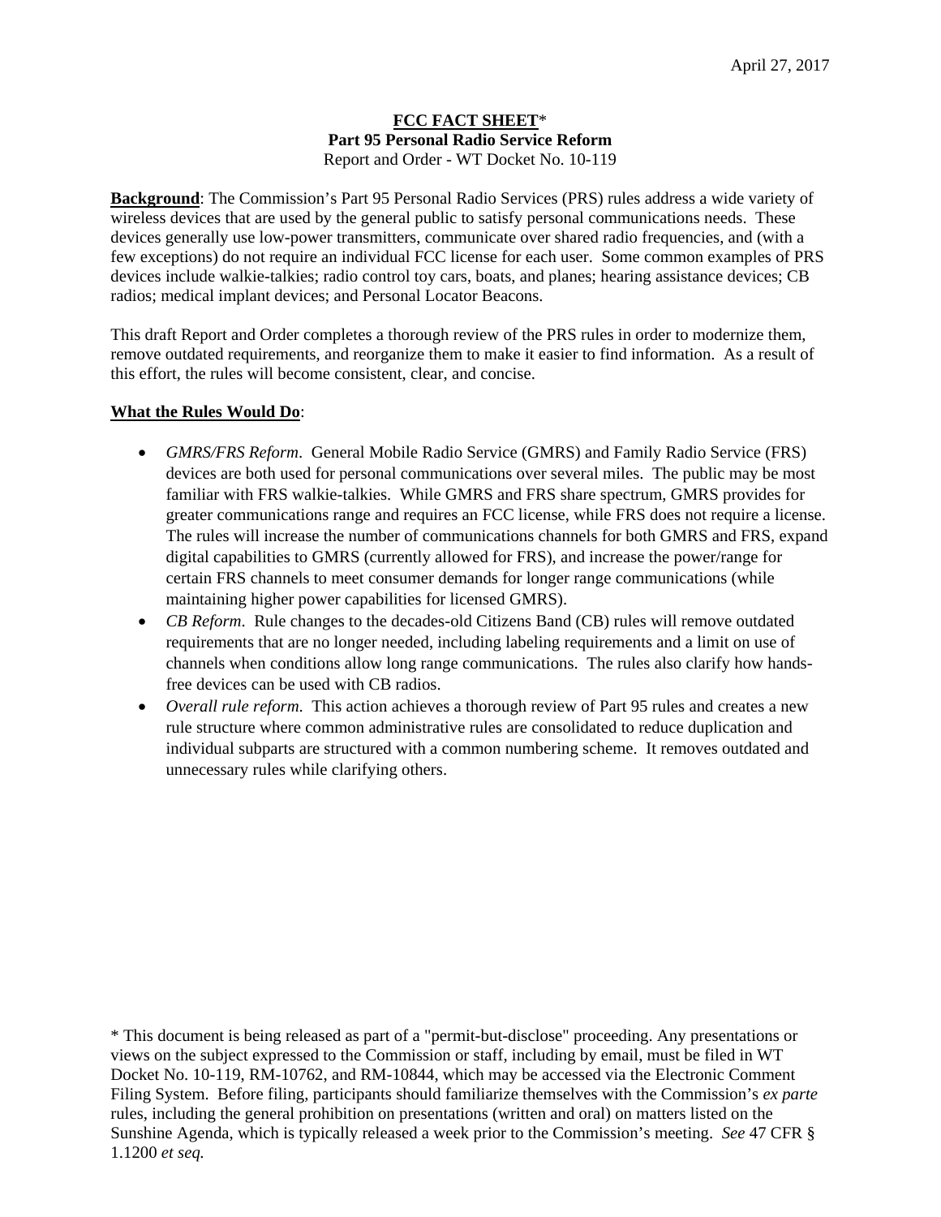April 27, 2017

**FCC FACT SHEET***
**Part 95 Personal Radio Service Reform**
Report and Order - WT Docket No. 10-119

**Background**: The Commission's Part 95 Personal Radio Services (PRS) rules address a wide variety of wireless devices that are used by the general public to satisfy personal communications needs. These devices generally use low-power transmitters, communicate over shared radio frequencies, and (with a few exceptions) do not require an individual FCC license for each user. Some common examples of PRS devices include walkie-talkies; radio control toy cars, boats, and planes; hearing assistance devices; CB radios; medical implant devices; and Personal Locator Beacons.

This draft Report and Order completes a thorough review of the PRS rules in order to modernize them, remove outdated requirements, and reorganize them to make it easier to find information. As a result of this effort, the rules will become consistent, clear, and concise.

**What the Rules Would Do**:

- *GMRS/FRS Reform*. General Mobile Radio Service (GMRS) and Family Radio Service (FRS) devices are both used for personal communications over several miles. The public may be most familiar with FRS walkie-talkies. While GMRS and FRS share spectrum, GMRS provides for greater communications range and requires an FCC license, while FRS does not require a license. The rules will increase the number of communications channels for both GMRS and FRS, expand digital capabilities to GMRS (currently allowed for FRS), and increase the power/range for certain FRS channels to meet consumer demands for longer range communications (while maintaining higher power capabilities for licensed GMRS).
- *CB Reform*. Rule changes to the decades-old Citizens Band (CB) rules will remove outdated requirements that are no longer needed, including labeling requirements and a limit on use of channels when conditions allow long range communications. The rules also clarify how hands-free devices can be used with CB radios.
- *Overall rule reform.* This action achieves a thorough review of Part 95 rules and creates a new rule structure where common administrative rules are consolidated to reduce duplication and individual subparts are structured with a common numbering scheme. It removes outdated and unnecessary rules while clarifying others.

* This document is being released as part of a "permit-but-disclose" proceeding. Any presentations or views on the subject expressed to the Commission or staff, including by email, must be filed in WT Docket No. 10-119, RM-10762, and RM-10844, which may be accessed via the Electronic Comment Filing System. Before filing, participants should familiarize themselves with the Commission's *ex parte* rules, including the general prohibition on presentations (written and oral) on matters listed on the Sunshine Agenda, which is typically released a week prior to the Commission's meeting. *See* 47 CFR § 1.1200 *et seq.*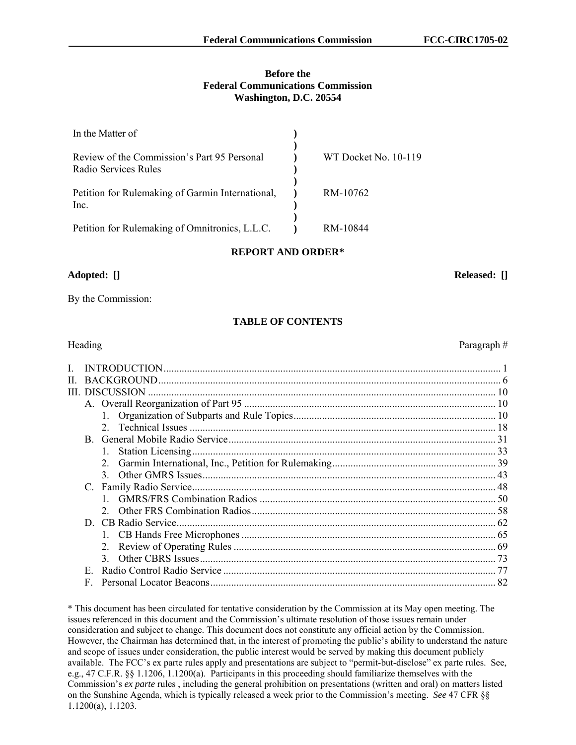**Before the**
**Federal Communications Commission**
**Washington, D.C. 20554**

| | | |
|---|---|---|
| In the Matter of | ) | |
| | ) | |
| Review of the Commission's Part 95 Personal Radio Services Rules | ) | WT Docket No. 10-119 |
| | ) | |
| Petition for Rulemaking of Garmin International, Inc. | ) | RM-10762 |
| | ) | |
| Petition for Rulemaking of Omnitronics, L.L.C. | ) | RM-10844 |

## REPORT AND ORDER*

**Adopted: []** **Released: []**

By the Commission:

### TABLE OF CONTENTS

| Heading | Paragraph # |
|---|---|
| I. INTRODUCTION | 1 |
| II. BACKGROUND | 6 |
| III. DISCUSSION | 10 |
| A. Overall Reorganization of Part 95 | 10 |
| 1. Organization of Subparts and Rule Topics | 10 |
| 2. Technical Issues | 18 |
| B. General Mobile Radio Service | 31 |
| 1. Station Licensing | 33 |
| 2. Garmin International, Inc., Petition for Rulemaking | 39 |
| 3. Other GMRS Issues | 43 |
| C. Family Radio Service | 48 |
| 1. GMRS/FRS Combination Radios | 50 |
| 2. Other FRS Combination Radios | 58 |
| D. CB Radio Service | 62 |
| 1. CB Hands Free Microphones | 65 |
| 2. Review of Operating Rules | 69 |
| 3. Other CBRS Issues | 73 |
| E. Radio Control Radio Service | 77 |
| F. Personal Locator Beacons | 82 |

\* This document has been circulated for tentative consideration by the Commission at its May open meeting. The issues referenced in this document and the Commission's ultimate resolution of those issues remain under consideration and subject to change. This document does not constitute any official action by the Commission. However, the Chairman has determined that, in the interest of promoting the public's ability to understand the nature and scope of issues under consideration, the public interest would be served by making this document publicly available. The FCC's ex parte rules apply and presentations are subject to "permit-but-disclose" ex parte rules. See, e.g., 47 C.F.R. §§ 1.1206, 1.1200(a). Participants in this proceeding should familiarize themselves with the Commission's *ex parte* rules , including the general prohibition on presentations (written and oral) on matters listed on the Sunshine Agenda, which is typically released a week prior to the Commission's meeting. *See* 47 CFR §§ 1.1200(a), 1.1203.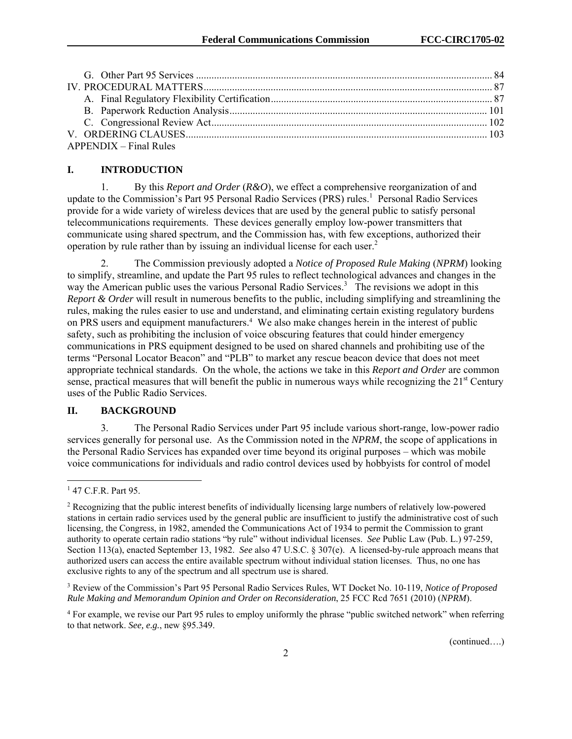G. Other Part 95 Services .......................................................................................................................... 84
IV. PROCEDURAL MATTERS ...................................................................................................................... 87
A. Final Regulatory Flexibility Certification ........................................................................................ 87
B. Paperwork Reduction Analysis ........................................................................................................ 101
C. Congressional Review Act ............................................................................................................... 102
V. ORDERING CLAUSES ........................................................................................................................... 103
APPENDIX – Final Rules

## I. INTRODUCTION

1. By this *Report and Order* (*R&O*), we effect a comprehensive reorganization of and update to the Commission's Part 95 Personal Radio Services (PRS) rules.[1] Personal Radio Services provide for a wide variety of wireless devices that are used by the general public to satisfy personal telecommunications requirements. These devices generally employ low-power transmitters that communicate using shared spectrum, and the Commission has, with few exceptions, authorized their operation by rule rather than by issuing an individual license for each user.[2]

2. The Commission previously adopted a *Notice of Proposed Rule Making* (*NPRM*) looking to simplify, streamline, and update the Part 95 rules to reflect technological advances and changes in the way the American public uses the various Personal Radio Services.[3] The revisions we adopt in this *Report & Order* will result in numerous benefits to the public, including simplifying and streamlining the rules, making the rules easier to use and understand, and eliminating certain existing regulatory burdens on PRS users and equipment manufacturers.[4] We also make changes herein in the interest of public safety, such as prohibiting the inclusion of voice obscuring features that could hinder emergency communications in PRS equipment designed to be used on shared channels and prohibiting use of the terms "Personal Locator Beacon" and "PLB" to market any rescue beacon device that does not meet appropriate technical standards. On the whole, the actions we take in this *Report and Order* are common sense, practical measures that will benefit the public in numerous ways while recognizing the 21st Century uses of the Public Radio Services.

## II. BACKGROUND

3. The Personal Radio Services under Part 95 include various short-range, low-power radio services generally for personal use. As the Commission noted in the *NPRM*, the scope of applications in the Personal Radio Services has expanded over time beyond its original purposes – which was mobile voice communications for individuals and radio control devices used by hobbyists for control of model

---

[1] 47 C.F.R. Part 95.

[2] Recognizing that the public interest benefits of individually licensing large numbers of relatively low-powered stations in certain radio services used by the general public are insufficient to justify the administrative cost of such licensing, the Congress, in 1982, amended the Communications Act of 1934 to permit the Commission to grant authority to operate certain radio stations "by rule" without individual licenses. *See* Public Law (Pub. L.) 97-259, Section 113(a), enacted September 13, 1982. *See* also 47 U.S.C. § 307(e). A licensed-by-rule approach means that authorized users can access the entire available spectrum without individual station licenses. Thus, no one has exclusive rights to any of the spectrum and all spectrum use is shared.

[3] Review of the Commission's Part 95 Personal Radio Services Rules, WT Docket No. 10-119, *Notice of Proposed Rule Making and Memorandum Opinion and Order on Reconsideration*, 25 FCC Rcd 7651 (2010) (*NPRM*).

[4] For example, we revise our Part 95 rules to employ uniformly the phrase "public switched network" when referring to that network. *See, e.g.*, new §95.349.

(continued….)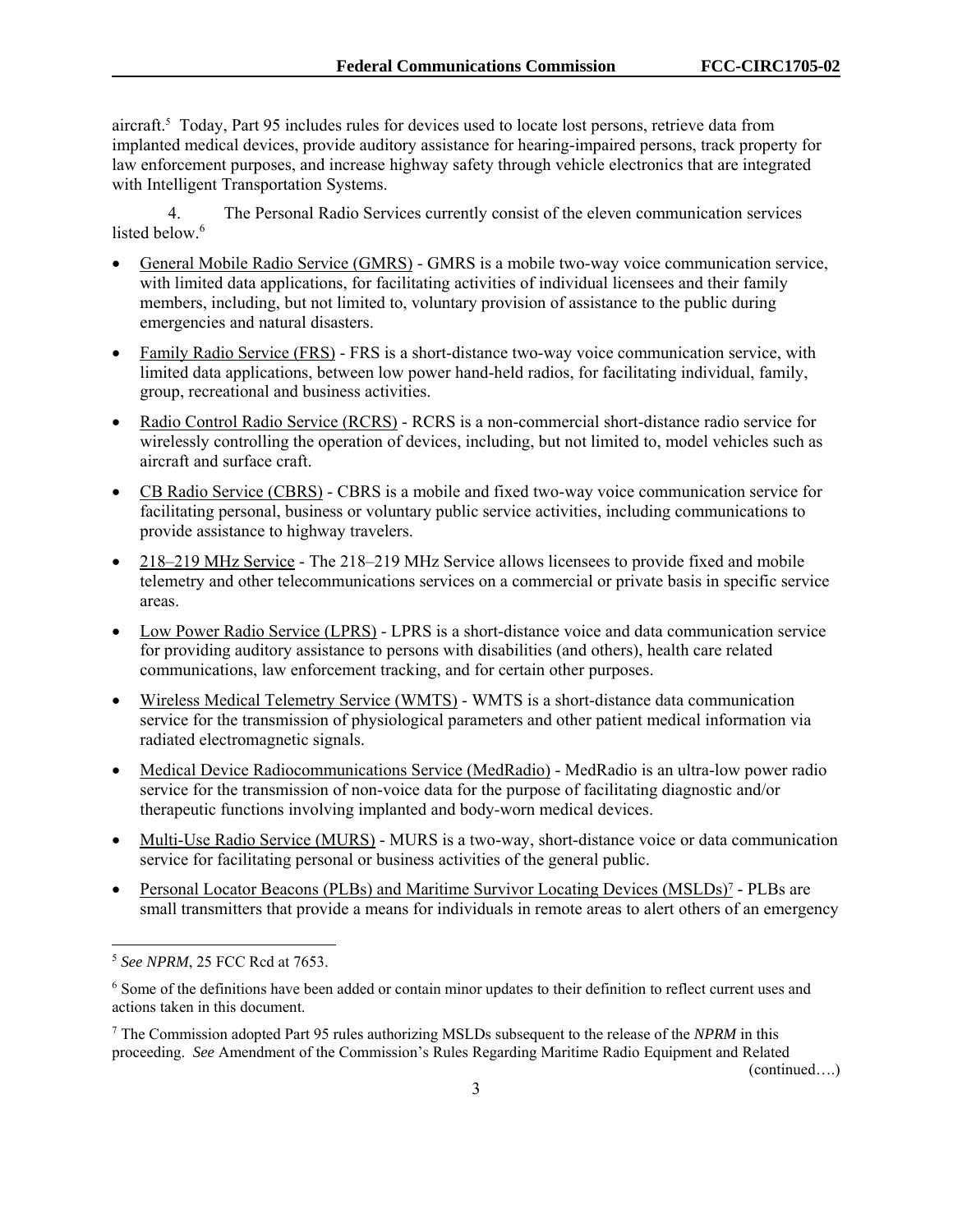aircraft.[5] Today, Part 95 includes rules for devices used to locate lost persons, retrieve data from implanted medical devices, provide auditory assistance for hearing-impaired persons, track property for law enforcement purposes, and increase highway safety through vehicle electronics that are integrated with Intelligent Transportation Systems.

4. The Personal Radio Services currently consist of the eleven communication services listed below.[6]

- General Mobile Radio Service (GMRS) - GMRS is a mobile two-way voice communication service, with limited data applications, for facilitating activities of individual licensees and their family members, including, but not limited to, voluntary provision of assistance to the public during emergencies and natural disasters.
- Family Radio Service (FRS) - FRS is a short-distance two-way voice communication service, with limited data applications, between low power hand-held radios, for facilitating individual, family, group, recreational and business activities.
- Radio Control Radio Service (RCRS) - RCRS is a non-commercial short-distance radio service for wirelessly controlling the operation of devices, including, but not limited to, model vehicles such as aircraft and surface craft.
- CB Radio Service (CBRS) - CBRS is a mobile and fixed two-way voice communication service for facilitating personal, business or voluntary public service activities, including communications to provide assistance to highway travelers.
- 218–219 MHz Service - The 218–219 MHz Service allows licensees to provide fixed and mobile telemetry and other telecommunications services on a commercial or private basis in specific service areas.
- Low Power Radio Service (LPRS) - LPRS is a short-distance voice and data communication service for providing auditory assistance to persons with disabilities (and others), health care related communications, law enforcement tracking, and for certain other purposes.
- Wireless Medical Telemetry Service (WMTS) - WMTS is a short-distance data communication service for the transmission of physiological parameters and other patient medical information via radiated electromagnetic signals.
- Medical Device Radiocommunications Service (MedRadio) - MedRadio is an ultra-low power radio service for the transmission of non-voice data for the purpose of facilitating diagnostic and/or therapeutic functions involving implanted and body-worn medical devices.
- Multi-Use Radio Service (MURS) - MURS is a two-way, short-distance voice or data communication service for facilitating personal or business activities of the general public.
- Personal Locator Beacons (PLBs) and Maritime Survivor Locating Devices (MSLDs)[7] - PLBs are small transmitters that provide a means for individuals in remote areas to alert others of an emergency

---

[5] *See NPRM*, 25 FCC Rcd at 7653.

[6] Some of the definitions have been added or contain minor updates to their definition to reflect current uses and actions taken in this document.

[7] The Commission adopted Part 95 rules authorizing MSLDs subsequent to the release of the *NPRM* in this proceeding. *See* Amendment of the Commission's Rules Regarding Maritime Radio Equipment and Related (continued….)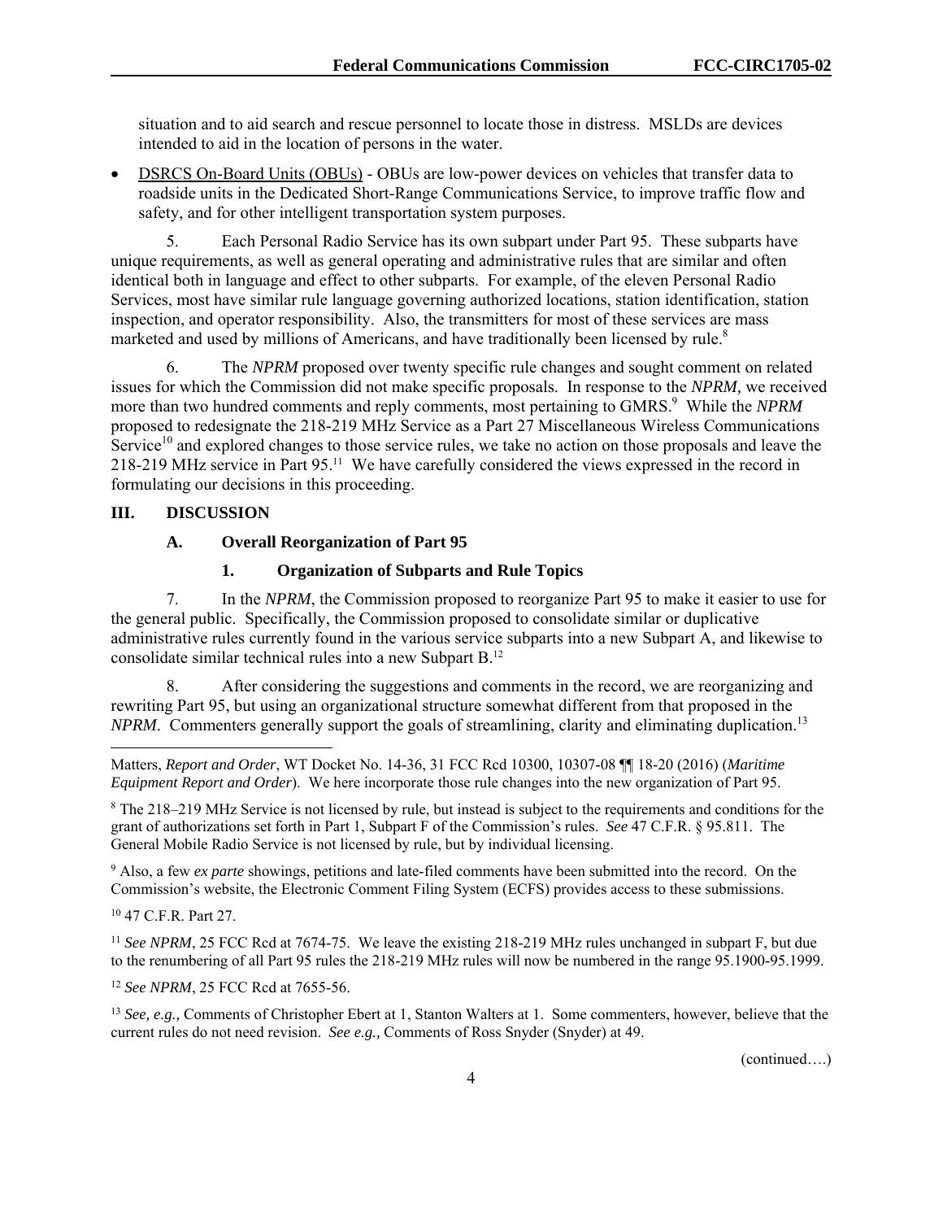situation and to aid search and rescue personnel to locate those in distress. MSLDs are devices intended to aid in the location of persons in the water.

- DSRCS On-Board Units (OBUs) - OBUs are low-power devices on vehicles that transfer data to roadside units in the Dedicated Short-Range Communications Service, to improve traffic flow and safety, and for other intelligent transportation system purposes.

5. Each Personal Radio Service has its own subpart under Part 95. These subparts have unique requirements, as well as general operating and administrative rules that are similar and often identical both in language and effect to other subparts. For example, of the eleven Personal Radio Services, most have similar rule language governing authorized locations, station identification, station inspection, and operator responsibility. Also, the transmitters for most of these services are mass marketed and used by millions of Americans, and have traditionally been licensed by rule.[8]

6. The *NPRM* proposed over twenty specific rule changes and sought comment on related issues for which the Commission did not make specific proposals. In response to the *NPRM,* we received more than two hundred comments and reply comments, most pertaining to GMRS.[9] While the *NPRM* proposed to redesignate the 218-219 MHz Service as a Part 27 Miscellaneous Wireless Communications Service[10] and explored changes to those service rules, we take no action on those proposals and leave the 218-219 MHz service in Part 95.[11] We have carefully considered the views expressed in the record in formulating our decisions in this proceeding.

## III. DISCUSSION

### A. Overall Reorganization of Part 95

#### 1. Organization of Subparts and Rule Topics

7. In the *NPRM*, the Commission proposed to reorganize Part 95 to make it easier to use for the general public. Specifically, the Commission proposed to consolidate similar or duplicative administrative rules currently found in the various service subparts into a new Subpart A, and likewise to consolidate similar technical rules into a new Subpart B.[12]

8. After considering the suggestions and comments in the record, we are reorganizing and rewriting Part 95, but using an organizational structure somewhat different from that proposed in the *NPRM*. Commenters generally support the goals of streamlining, clarity and eliminating duplication.[13]

---

Matters, *Report and Order*, WT Docket No. 14-36, 31 FCC Rcd 10300, 10307-08 ¶¶ 18-20 (2016) (*Maritime Equipment Report and Order*). We here incorporate those rule changes into the new organization of Part 95.

[8] The 218–219 MHz Service is not licensed by rule, but instead is subject to the requirements and conditions for the grant of authorizations set forth in Part 1, Subpart F of the Commission's rules. *See* 47 C.F.R. § 95.811. The General Mobile Radio Service is not licensed by rule, but by individual licensing.

[9] Also, a few *ex parte* showings, petitions and late-filed comments have been submitted into the record. On the Commission's website, the Electronic Comment Filing System (ECFS) provides access to these submissions.

[10] 47 C.F.R. Part 27.

[11] *See NPRM*, 25 FCC Rcd at 7674-75. We leave the existing 218-219 MHz rules unchanged in subpart F, but due to the renumbering of all Part 95 rules the 218-219 MHz rules will now be numbered in the range 95.1900-95.1999.

[12] *See NPRM*, 25 FCC Rcd at 7655-56.

[13] *See, e.g.,* Comments of Christopher Ebert at 1, Stanton Walters at 1. Some commenters, however, believe that the current rules do not need revision. *See e.g.,* Comments of Ross Snyder (Snyder) at 49.

(continued….)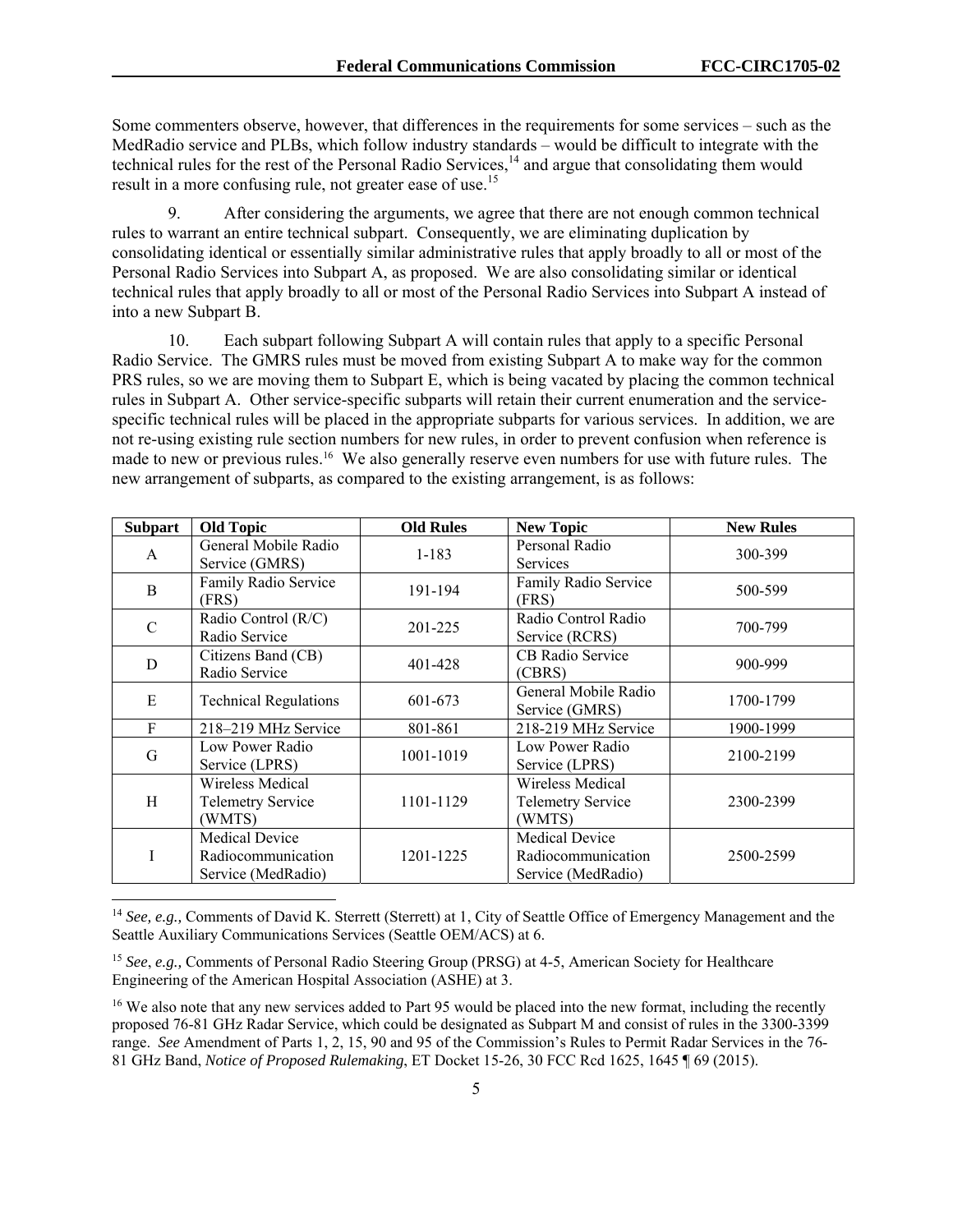Some commenters observe, however, that differences in the requirements for some services – such as the MedRadio service and PLBs, which follow industry standards – would be difficult to integrate with the technical rules for the rest of the Personal Radio Services,[14] and argue that consolidating them would result in a more confusing rule, not greater ease of use.[15]

9. After considering the arguments, we agree that there are not enough common technical rules to warrant an entire technical subpart. Consequently, we are eliminating duplication by consolidating identical or essentially similar administrative rules that apply broadly to all or most of the Personal Radio Services into Subpart A, as proposed. We are also consolidating similar or identical technical rules that apply broadly to all or most of the Personal Radio Services into Subpart A instead of into a new Subpart B.

10. Each subpart following Subpart A will contain rules that apply to a specific Personal Radio Service. The GMRS rules must be moved from existing Subpart A to make way for the common PRS rules, so we are moving them to Subpart E, which is being vacated by placing the common technical rules in Subpart A. Other service-specific subparts will retain their current enumeration and the service-specific technical rules will be placed in the appropriate subparts for various services. In addition, we are not re-using existing rule section numbers for new rules, in order to prevent confusion when reference is made to new or previous rules.[16] We also generally reserve even numbers for use with future rules. The new arrangement of subparts, as compared to the existing arrangement, is as follows:

| Subpart | Old Topic | Old Rules | New Topic | New Rules |
|---|---|---|---|---|
| A | General Mobile Radio Service (GMRS) | 1-183 | Personal Radio Services | 300-399 |
| B | Family Radio Service (FRS) | 191-194 | Family Radio Service (FRS) | 500-599 |
| C | Radio Control (R/C) Radio Service | 201-225 | Radio Control Radio Service (RCRS) | 700-799 |
| D | Citizens Band (CB) Radio Service | 401-428 | CB Radio Service (CBRS) | 900-999 |
| E | Technical Regulations | 601-673 | General Mobile Radio Service (GMRS) | 1700-1799 |
| F | 218–219 MHz Service | 801-861 | 218-219 MHz Service | 1900-1999 |
| G | Low Power Radio Service (LPRS) | 1001-1019 | Low Power Radio Service (LPRS) | 2100-2199 |
| H | Wireless Medical Telemetry Service (WMTS) | 1101-1129 | Wireless Medical Telemetry Service (WMTS) | 2300-2399 |
| I | Medical Device Radiocommunication Service (MedRadio) | 1201-1225 | Medical Device Radiocommunication Service (MedRadio) | 2500-2599 |

[14] *See, e.g.,* Comments of David K. Sterrett (Sterrett) at 1, City of Seattle Office of Emergency Management and the Seattle Auxiliary Communications Services (Seattle OEM/ACS) at 6.

[15] *See, e.g.,* Comments of Personal Radio Steering Group (PRSG) at 4-5, American Society for Healthcare Engineering of the American Hospital Association (ASHE) at 3.

[16] We also note that any new services added to Part 95 would be placed into the new format, including the recently proposed 76-81 GHz Radar Service, which could be designated as Subpart M and consist of rules in the 3300-3399 range. *See* Amendment of Parts 1, 2, 15, 90 and 95 of the Commission's Rules to Permit Radar Services in the 76-81 GHz Band, *Notice of Proposed Rulemaking*, ET Docket 15-26, 30 FCC Rcd 1625, 1645 ¶ 69 (2015).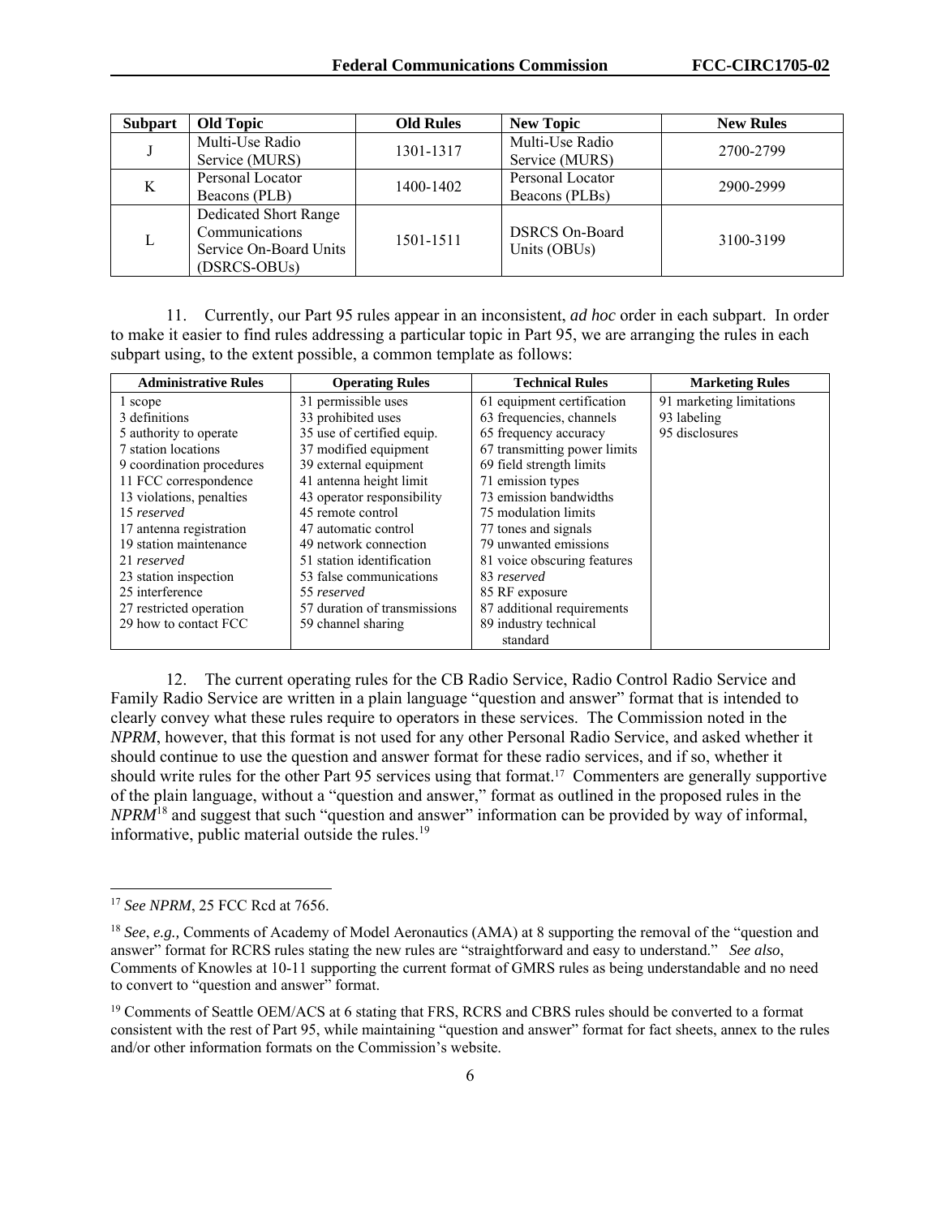| Subpart | Old Topic | Old Rules | New Topic | New Rules |
|---|---|---|---|---|
| J | Multi-Use Radio Service (MURS) | 1301-1317 | Multi-Use Radio Service (MURS) | 2700-2799 |
| K | Personal Locator Beacons (PLB) | 1400-1402 | Personal Locator Beacons (PLBs) | 2900-2999 |
| L | Dedicated Short Range Communications Service On-Board Units (DSRCS-OBUs) | 1501-1511 | DSRCS On-Board Units (OBUs) | 3100-3199 |

11. Currently, our Part 95 rules appear in an inconsistent, *ad hoc* order in each subpart. In order to make it easier to find rules addressing a particular topic in Part 95, we are arranging the rules in each subpart using, to the extent possible, a common template as follows:

| Administrative Rules | Operating Rules | Technical Rules | Marketing Rules |
|---|---|---|---|
| 1 scope<br>3 definitions<br>5 authority to operate<br>7 station locations<br>9 coordination procedures<br>11 FCC correspondence<br>13 violations, penalties<br>15 *reserved*<br>17 antenna registration<br>19 station maintenance<br>21 *reserved*<br>23 station inspection<br>25 interference<br>27 restricted operation<br>29 how to contact FCC | 31 permissible uses<br>33 prohibited uses<br>35 use of certified equip.<br>37 modified equipment<br>39 external equipment<br>41 antenna height limit<br>43 operator responsibility<br>45 remote control<br>47 automatic control<br>49 network connection<br>51 station identification<br>53 false communications<br>55 *reserved*<br>57 duration of transmissions<br>59 channel sharing | 61 equipment certification<br>63 frequencies, channels<br>65 frequency accuracy<br>67 transmitting power limits<br>69 field strength limits<br>71 emission types<br>73 emission bandwidths<br>75 modulation limits<br>77 tones and signals<br>79 unwanted emissions<br>81 voice obscuring features<br>83 *reserved*<br>85 RF exposure<br>87 additional requirements<br>89 industry technical standard | 91 marketing limitations<br>93 labeling<br>95 disclosures |

12. The current operating rules for the CB Radio Service, Radio Control Radio Service and Family Radio Service are written in a plain language "question and answer" format that is intended to clearly convey what these rules require to operators in these services. The Commission noted in the *NPRM*, however, that this format is not used for any other Personal Radio Service, and asked whether it should continue to use the question and answer format for these radio services, and if so, whether it should write rules for the other Part 95 services using that format.[17] Commenters are generally supportive of the plain language, without a "question and answer," format as outlined in the proposed rules in the *NPRM*[18] and suggest that such "question and answer" information can be provided by way of informal, informative, public material outside the rules.[19]

---

[17] *See NPRM*, 25 FCC Rcd at 7656.

[18] *See*, *e.g.,* Comments of Academy of Model Aeronautics (AMA) at 8 supporting the removal of the "question and answer" format for RCRS rules stating the new rules are "straightforward and easy to understand." *See also*, Comments of Knowles at 10-11 supporting the current format of GMRS rules as being understandable and no need to convert to "question and answer" format.

[19] Comments of Seattle OEM/ACS at 6 stating that FRS, RCRS and CBRS rules should be converted to a format consistent with the rest of Part 95, while maintaining "question and answer" format for fact sheets, annex to the rules and/or other information formats on the Commission's website.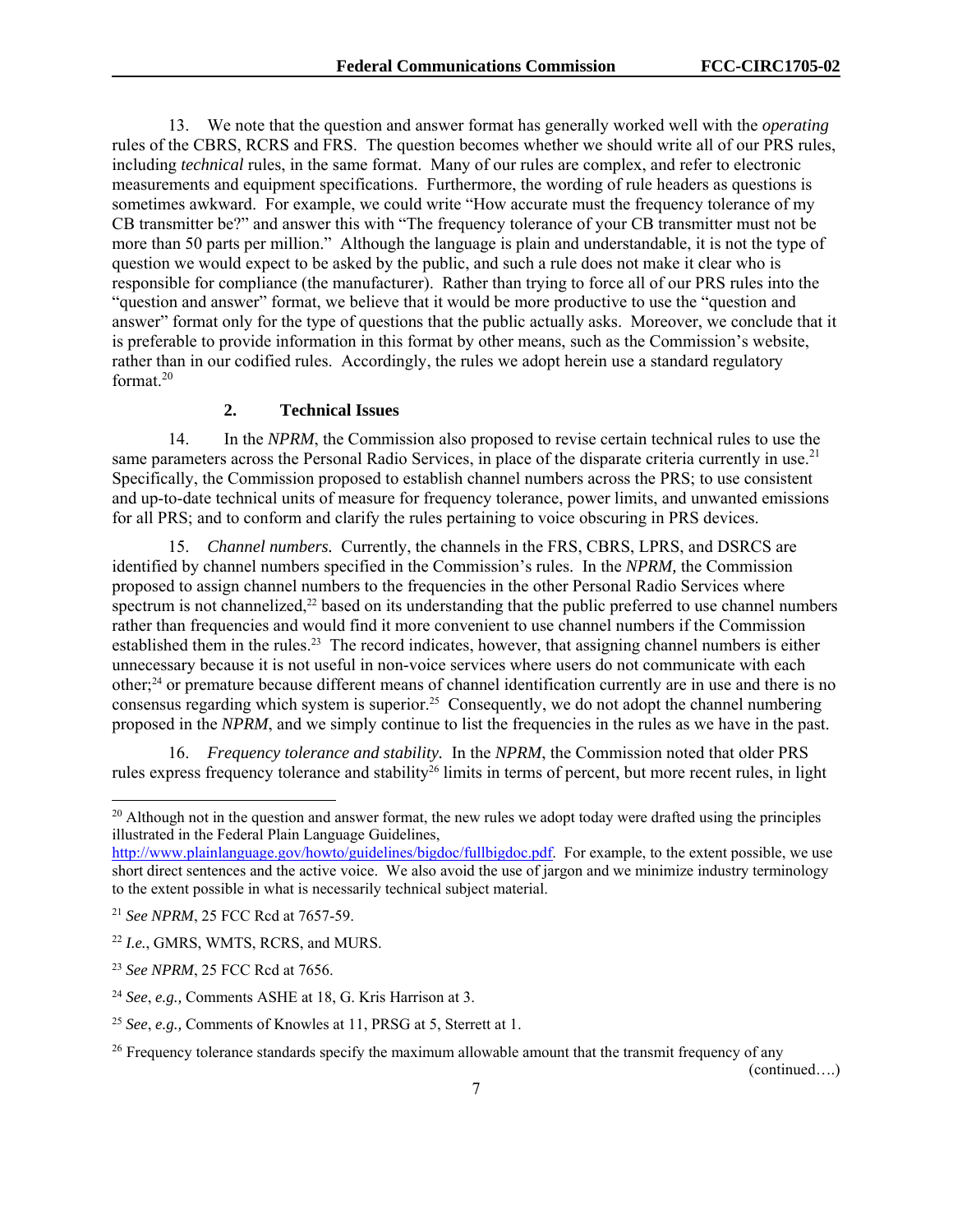13. We note that the question and answer format has generally worked well with the *operating* rules of the CBRS, RCRS and FRS. The question becomes whether we should write all of our PRS rules, including *technical* rules, in the same format. Many of our rules are complex, and refer to electronic measurements and equipment specifications. Furthermore, the wording of rule headers as questions is sometimes awkward. For example, we could write "How accurate must the frequency tolerance of my CB transmitter be?" and answer this with "The frequency tolerance of your CB transmitter must not be more than 50 parts per million." Although the language is plain and understandable, it is not the type of question we would expect to be asked by the public, and such a rule does not make it clear who is responsible for compliance (the manufacturer). Rather than trying to force all of our PRS rules into the "question and answer" format, we believe that it would be more productive to use the "question and answer" format only for the type of questions that the public actually asks. Moreover, we conclude that it is preferable to provide information in this format by other means, such as the Commission's website, rather than in our codified rules. Accordingly, the rules we adopt herein use a standard regulatory format.[20]

### 2. Technical Issues

14. In the *NPRM*, the Commission also proposed to revise certain technical rules to use the same parameters across the Personal Radio Services, in place of the disparate criteria currently in use.[21] Specifically, the Commission proposed to establish channel numbers across the PRS; to use consistent and up-to-date technical units of measure for frequency tolerance, power limits, and unwanted emissions for all PRS; and to conform and clarify the rules pertaining to voice obscuring in PRS devices.

15. *Channel numbers.* Currently, the channels in the FRS, CBRS, LPRS, and DSRCS are identified by channel numbers specified in the Commission's rules. In the *NPRM,* the Commission proposed to assign channel numbers to the frequencies in the other Personal Radio Services where spectrum is not channelized,[22] based on its understanding that the public preferred to use channel numbers rather than frequencies and would find it more convenient to use channel numbers if the Commission established them in the rules.[23] The record indicates, however, that assigning channel numbers is either unnecessary because it is not useful in non-voice services where users do not communicate with each other;[24] or premature because different means of channel identification currently are in use and there is no consensus regarding which system is superior.[25] Consequently, we do not adopt the channel numbering proposed in the *NPRM*, and we simply continue to list the frequencies in the rules as we have in the past.

16. *Frequency tolerance and stability.* In the *NPRM*, the Commission noted that older PRS rules express frequency tolerance and stability[26] limits in terms of percent, but more recent rules, in light

---

[20] Although not in the question and answer format, the new rules we adopt today were drafted using the principles illustrated in the Federal Plain Language Guidelines, http://www.plainlanguage.gov/howto/guidelines/bigdoc/fullbigdoc.pdf. For example, to the extent possible, we use short direct sentences and the active voice. We also avoid the use of jargon and we minimize industry terminology to the extent possible in what is necessarily technical subject material.

[21] *See NPRM*, 25 FCC Rcd at 7657-59.

[22] *I.e.*, GMRS, WMTS, RCRS, and MURS.

[23] *See NPRM*, 25 FCC Rcd at 7656.

[24] *See*, *e.g.,* Comments ASHE at 18, G. Kris Harrison at 3.

[25] *See*, *e.g.,* Comments of Knowles at 11, PRSG at 5, Sterrett at 1.

[26] Frequency tolerance standards specify the maximum allowable amount that the transmit frequency of any (continued….)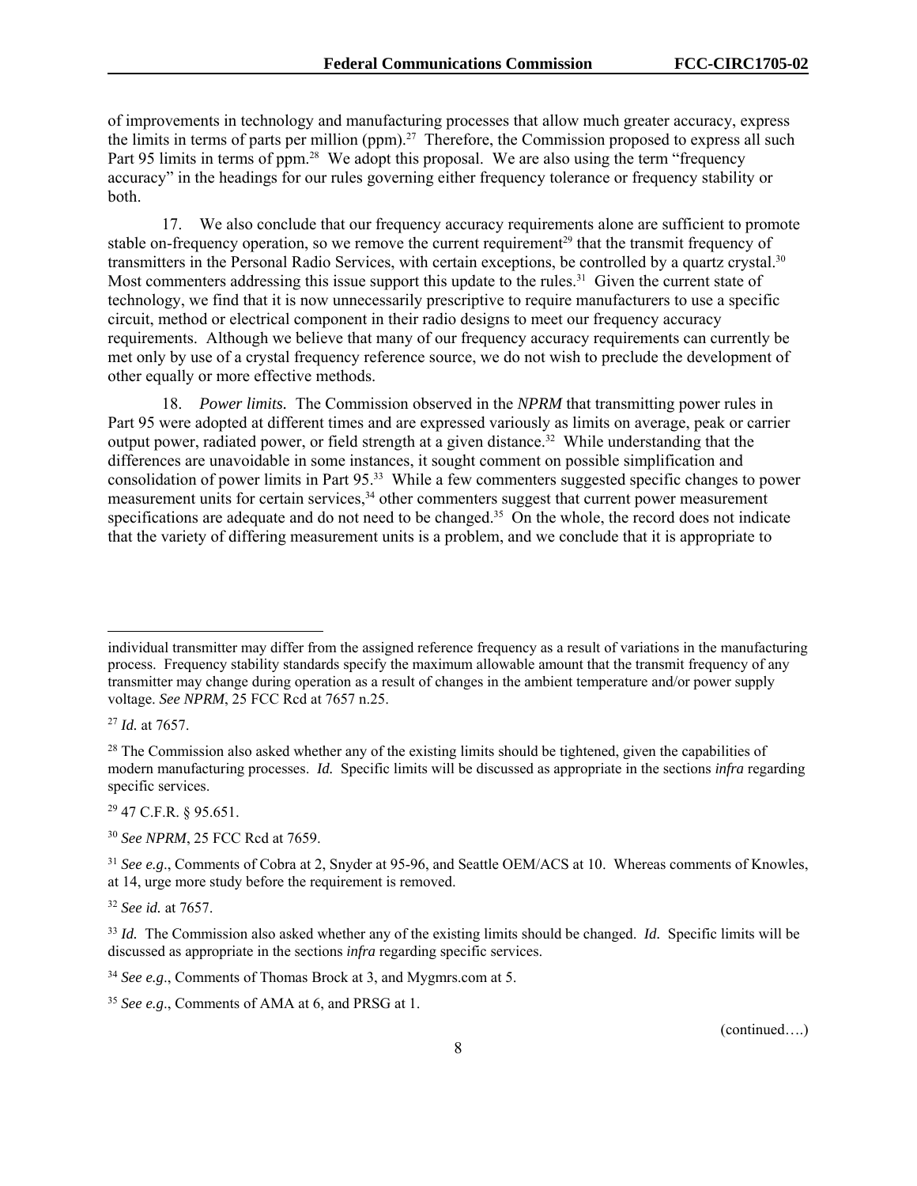of improvements in technology and manufacturing processes that allow much greater accuracy, express the limits in terms of parts per million (ppm).[27] Therefore, the Commission proposed to express all such Part 95 limits in terms of ppm.[28] We adopt this proposal. We are also using the term "frequency accuracy" in the headings for our rules governing either frequency tolerance or frequency stability or both.

17. We also conclude that our frequency accuracy requirements alone are sufficient to promote stable on-frequency operation, so we remove the current requirement[29] that the transmit frequency of transmitters in the Personal Radio Services, with certain exceptions, be controlled by a quartz crystal.[30] Most commenters addressing this issue support this update to the rules.[31] Given the current state of technology, we find that it is now unnecessarily prescriptive to require manufacturers to use a specific circuit, method or electrical component in their radio designs to meet our frequency accuracy requirements. Although we believe that many of our frequency accuracy requirements can currently be met only by use of a crystal frequency reference source, we do not wish to preclude the development of other equally or more effective methods.

18. *Power limits.* The Commission observed in the *NPRM* that transmitting power rules in Part 95 were adopted at different times and are expressed variously as limits on average, peak or carrier output power, radiated power, or field strength at a given distance.[32] While understanding that the differences are unavoidable in some instances, it sought comment on possible simplification and consolidation of power limits in Part 95.[33] While a few commenters suggested specific changes to power measurement units for certain services,[34] other commenters suggest that current power measurement specifications are adequate and do not need to be changed.[35] On the whole, the record does not indicate that the variety of differing measurement units is a problem, and we conclude that it is appropriate to

---

individual transmitter may differ from the assigned reference frequency as a result of variations in the manufacturing process. Frequency stability standards specify the maximum allowable amount that the transmit frequency of any transmitter may change during operation as a result of changes in the ambient temperature and/or power supply voltage. *See NPRM*, 25 FCC Rcd at 7657 n.25.

[27] *Id.* at 7657.

[28] The Commission also asked whether any of the existing limits should be tightened, given the capabilities of modern manufacturing processes. *Id.* Specific limits will be discussed as appropriate in the sections *infra* regarding specific services.

[29] 47 C.F.R. § 95.651.

[30] *See NPRM*, 25 FCC Rcd at 7659.

[31] *See e.g*., Comments of Cobra at 2, Snyder at 95-96, and Seattle OEM/ACS at 10. Whereas comments of Knowles, at 14, urge more study before the requirement is removed.

[32] *See id.* at 7657.

[33] *Id.* The Commission also asked whether any of the existing limits should be changed. *Id.* Specific limits will be discussed as appropriate in the sections *infra* regarding specific services.

[34] *See e.g*., Comments of Thomas Brock at 3, and Mygmrs.com at 5.

[35] *See e.g*., Comments of AMA at 6, and PRSG at 1.

(continued….)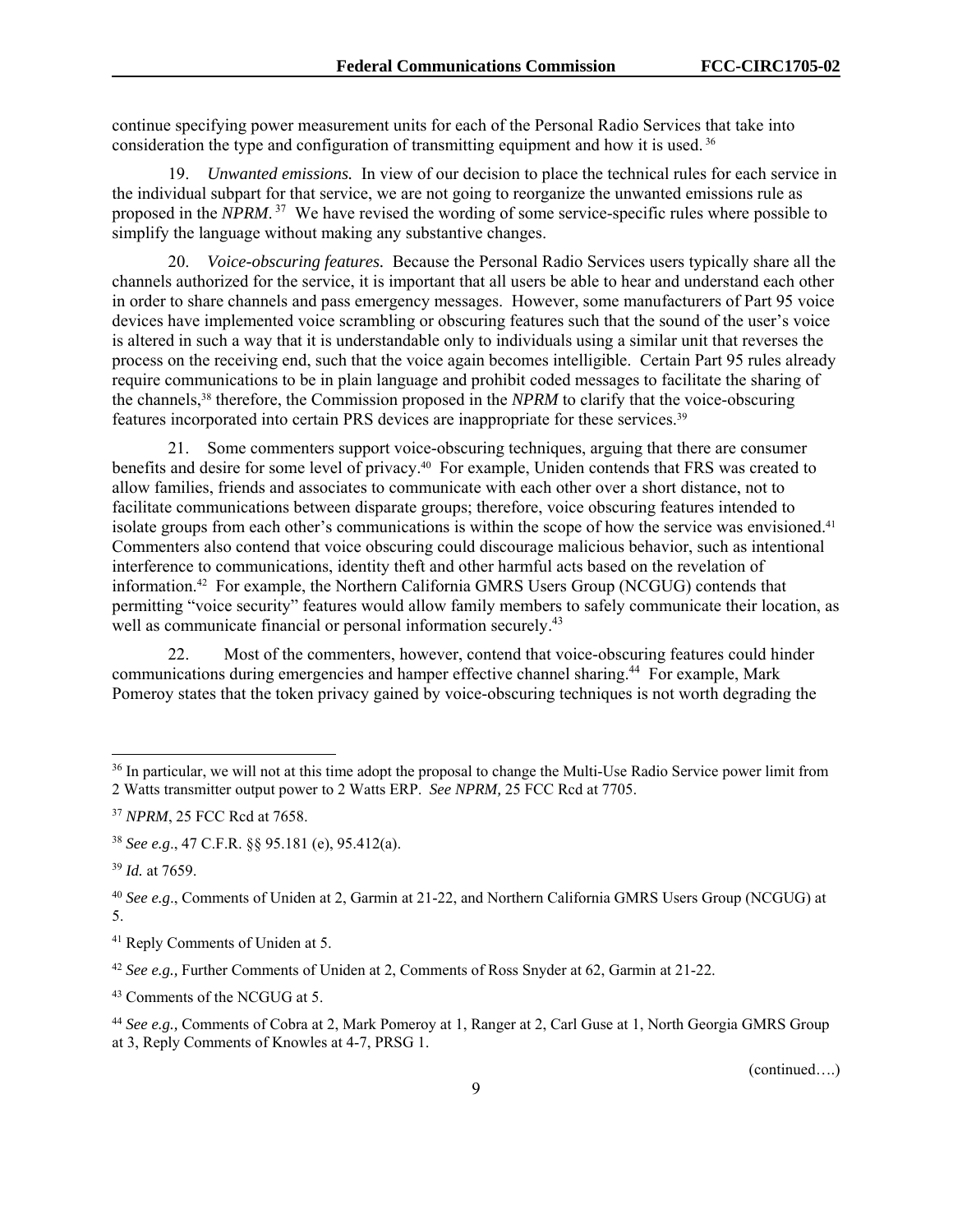continue specifying power measurement units for each of the Personal Radio Services that take into consideration the type and configuration of transmitting equipment and how it is used.[36]

19. *Unwanted emissions.* In view of our decision to place the technical rules for each service in the individual subpart for that service, we are not going to reorganize the unwanted emissions rule as proposed in the *NPRM*.[37] We have revised the wording of some service-specific rules where possible to simplify the language without making any substantive changes.

20. *Voice-obscuring features.* Because the Personal Radio Services users typically share all the channels authorized for the service, it is important that all users be able to hear and understand each other in order to share channels and pass emergency messages. However, some manufacturers of Part 95 voice devices have implemented voice scrambling or obscuring features such that the sound of the user's voice is altered in such a way that it is understandable only to individuals using a similar unit that reverses the process on the receiving end, such that the voice again becomes intelligible. Certain Part 95 rules already require communications to be in plain language and prohibit coded messages to facilitate the sharing of the channels,[38] therefore, the Commission proposed in the *NPRM* to clarify that the voice-obscuring features incorporated into certain PRS devices are inappropriate for these services.[39]

21. Some commenters support voice-obscuring techniques, arguing that there are consumer benefits and desire for some level of privacy.[40] For example, Uniden contends that FRS was created to allow families, friends and associates to communicate with each other over a short distance, not to facilitate communications between disparate groups; therefore, voice obscuring features intended to isolate groups from each other's communications is within the scope of how the service was envisioned.[41] Commenters also contend that voice obscuring could discourage malicious behavior, such as intentional interference to communications, identity theft and other harmful acts based on the revelation of information.[42] For example, the Northern California GMRS Users Group (NCGUG) contends that permitting "voice security" features would allow family members to safely communicate their location, as well as communicate financial or personal information securely.[43]

22. Most of the commenters, however, contend that voice-obscuring features could hinder communications during emergencies and hamper effective channel sharing.[44] For example, Mark Pomeroy states that the token privacy gained by voice-obscuring techniques is not worth degrading the

---

[36] In particular, we will not at this time adopt the proposal to change the Multi-Use Radio Service power limit from 2 Watts transmitter output power to 2 Watts ERP. *See NPRM,* 25 FCC Rcd at 7705.

[37] *NPRM*, 25 FCC Rcd at 7658.

[38] *See e.g*., 47 C.F.R. §§ 95.181 (e), 95.412(a).

[39] *Id.* at 7659.

[40] *See e.g*., Comments of Uniden at 2, Garmin at 21-22, and Northern California GMRS Users Group (NCGUG) at 5.

[41] Reply Comments of Uniden at 5.

[42] *See e.g.,* Further Comments of Uniden at 2, Comments of Ross Snyder at 62, Garmin at 21-22.

[43] Comments of the NCGUG at 5.

[44] *See e.g.,* Comments of Cobra at 2, Mark Pomeroy at 1, Ranger at 2, Carl Guse at 1, North Georgia GMRS Group at 3, Reply Comments of Knowles at 4-7, PRSG 1.

(continued….)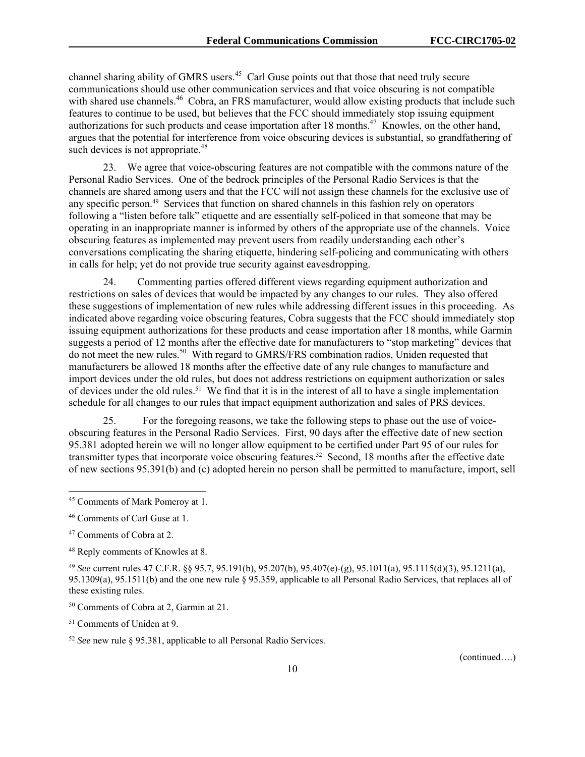channel sharing ability of GMRS users.[45] Carl Guse points out that those that need truly secure communications should use other communication services and that voice obscuring is not compatible with shared use channels.[46] Cobra, an FRS manufacturer, would allow existing products that include such features to continue to be used, but believes that the FCC should immediately stop issuing equipment authorizations for such products and cease importation after 18 months.[47] Knowles, on the other hand, argues that the potential for interference from voice obscuring devices is substantial, so grandfathering of such devices is not appropriate.[48]

23. We agree that voice-obscuring features are not compatible with the commons nature of the Personal Radio Services. One of the bedrock principles of the Personal Radio Services is that the channels are shared among users and that the FCC will not assign these channels for the exclusive use of any specific person.[49] Services that function on shared channels in this fashion rely on operators following a "listen before talk" etiquette and are essentially self-policed in that someone that may be operating in an inappropriate manner is informed by others of the appropriate use of the channels. Voice obscuring features as implemented may prevent users from readily understanding each other's conversations complicating the sharing etiquette, hindering self-policing and communicating with others in calls for help; yet do not provide true security against eavesdropping.

24. Commenting parties offered different views regarding equipment authorization and restrictions on sales of devices that would be impacted by any changes to our rules. They also offered these suggestions of implementation of new rules while addressing different issues in this proceeding. As indicated above regarding voice obscuring features, Cobra suggests that the FCC should immediately stop issuing equipment authorizations for these products and cease importation after 18 months, while Garmin suggests a period of 12 months after the effective date for manufacturers to "stop marketing" devices that do not meet the new rules.[50] With regard to GMRS/FRS combination radios, Uniden requested that manufacturers be allowed 18 months after the effective date of any rule changes to manufacture and import devices under the old rules, but does not address restrictions on equipment authorization or sales of devices under the old rules.[51] We find that it is in the interest of all to have a single implementation schedule for all changes to our rules that impact equipment authorization and sales of PRS devices.

25. For the foregoing reasons, we take the following steps to phase out the use of voice-obscuring features in the Personal Radio Services. First, 90 days after the effective date of new section 95.381 adopted herein we will no longer allow equipment to be certified under Part 95 of our rules for transmitter types that incorporate voice obscuring features.[52] Second, 18 months after the effective date of new sections 95.391(b) and (c) adopted herein no person shall be permitted to manufacture, import, sell

---

[45] Comments of Mark Pomeroy at 1.

[46] Comments of Carl Guse at 1.

[47] Comments of Cobra at 2.

[48] Reply comments of Knowles at 8.

[49] *See* current rules 47 C.F.R. §§ 95.7, 95.191(b), 95.207(b), 95.407(e)-(g), 95.1011(a), 95.1115(d)(3), 95.1211(a), 95.1309(a), 95.1511(b) and the one new rule § 95.359, applicable to all Personal Radio Services, that replaces all of these existing rules.

[50] Comments of Cobra at 2, Garmin at 21.

[51] Comments of Uniden at 9.

[52] *See* new rule § 95.381, applicable to all Personal Radio Services.

(continued….)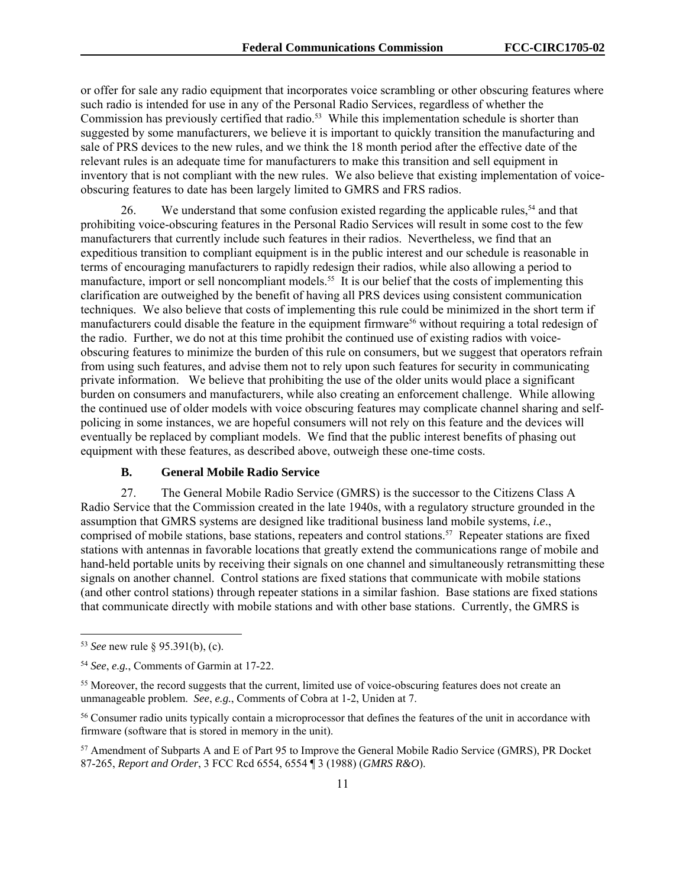or offer for sale any radio equipment that incorporates voice scrambling or other obscuring features where such radio is intended for use in any of the Personal Radio Services, regardless of whether the Commission has previously certified that radio.[53] While this implementation schedule is shorter than suggested by some manufacturers, we believe it is important to quickly transition the manufacturing and sale of PRS devices to the new rules, and we think the 18 month period after the effective date of the relevant rules is an adequate time for manufacturers to make this transition and sell equipment in inventory that is not compliant with the new rules. We also believe that existing implementation of voice-obscuring features to date has been largely limited to GMRS and FRS radios.

26. We understand that some confusion existed regarding the applicable rules,[54] and that prohibiting voice-obscuring features in the Personal Radio Services will result in some cost to the few manufacturers that currently include such features in their radios. Nevertheless, we find that an expeditious transition to compliant equipment is in the public interest and our schedule is reasonable in terms of encouraging manufacturers to rapidly redesign their radios, while also allowing a period to manufacture, import or sell noncompliant models.[55] It is our belief that the costs of implementing this clarification are outweighed by the benefit of having all PRS devices using consistent communication techniques. We also believe that costs of implementing this rule could be minimized in the short term if manufacturers could disable the feature in the equipment firmware[56] without requiring a total redesign of the radio. Further, we do not at this time prohibit the continued use of existing radios with voice-obscuring features to minimize the burden of this rule on consumers, but we suggest that operators refrain from using such features, and advise them not to rely upon such features for security in communicating private information. We believe that prohibiting the use of the older units would place a significant burden on consumers and manufacturers, while also creating an enforcement challenge. While allowing the continued use of older models with voice obscuring features may complicate channel sharing and self-policing in some instances, we are hopeful consumers will not rely on this feature and the devices will eventually be replaced by compliant models. We find that the public interest benefits of phasing out equipment with these features, as described above, outweigh these one-time costs.

### B. General Mobile Radio Service

27. The General Mobile Radio Service (GMRS) is the successor to the Citizens Class A Radio Service that the Commission created in the late 1940s, with a regulatory structure grounded in the assumption that GMRS systems are designed like traditional business land mobile systems, *i.e*., comprised of mobile stations, base stations, repeaters and control stations.[57] Repeater stations are fixed stations with antennas in favorable locations that greatly extend the communications range of mobile and hand-held portable units by receiving their signals on one channel and simultaneously retransmitting these signals on another channel. Control stations are fixed stations that communicate with mobile stations (and other control stations) through repeater stations in a similar fashion. Base stations are fixed stations that communicate directly with mobile stations and with other base stations. Currently, the GMRS is

---

[53] *See* new rule § 95.391(b), (c).

[54] *See*, *e.g.*, Comments of Garmin at 17-22.

[55] Moreover, the record suggests that the current, limited use of voice-obscuring features does not create an unmanageable problem. *See*, *e.g.*, Comments of Cobra at 1-2, Uniden at 7.

[56] Consumer radio units typically contain a microprocessor that defines the features of the unit in accordance with firmware (software that is stored in memory in the unit).

[57] Amendment of Subparts A and E of Part 95 to Improve the General Mobile Radio Service (GMRS), PR Docket 87-265, *Report and Order*, 3 FCC Rcd 6554, 6554 ¶ 3 (1988) (*GMRS R&O*).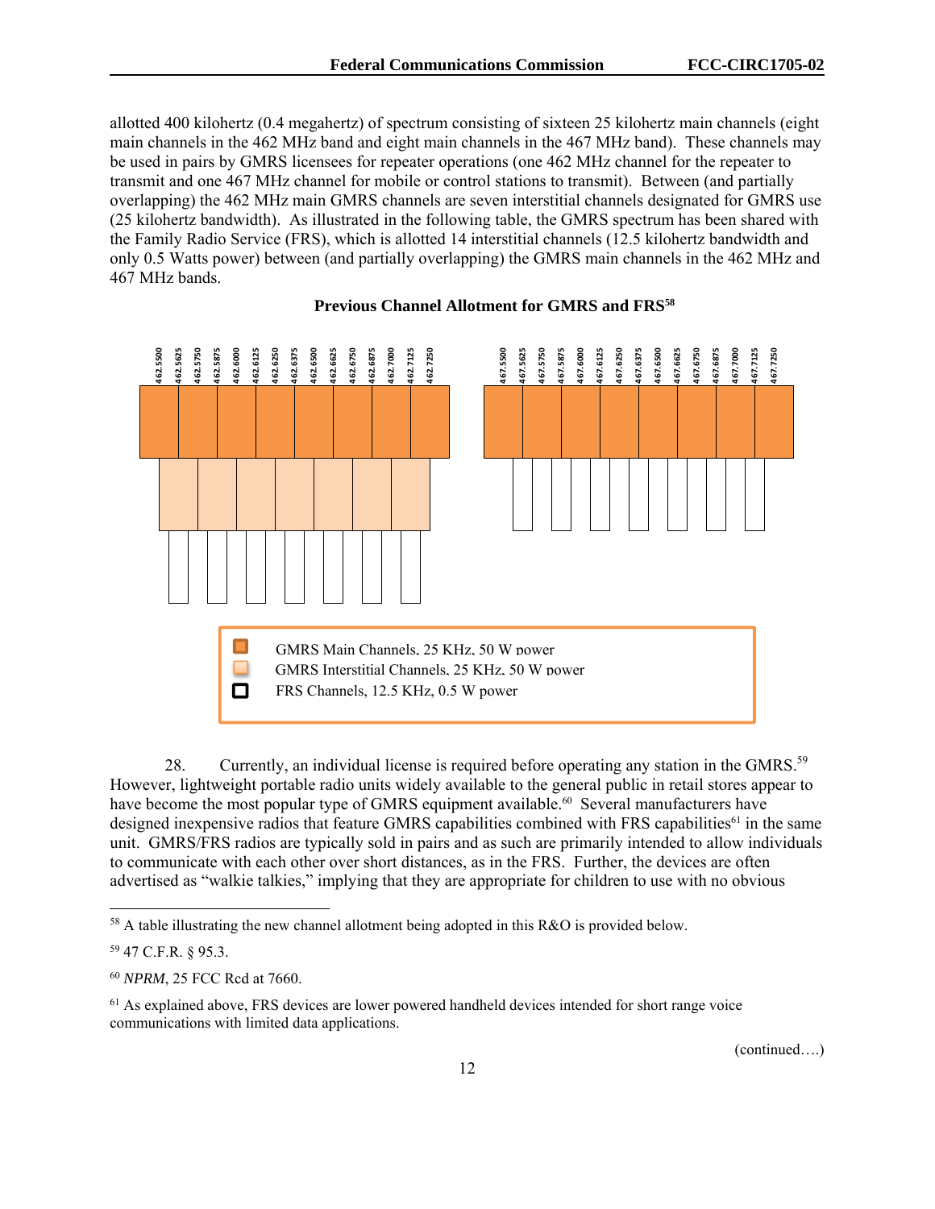allotted 400 kilohertz (0.4 megahertz) of spectrum consisting of sixteen 25 kilohertz main channels (eight main channels in the 462 MHz band and eight main channels in the 467 MHz band). These channels may be used in pairs by GMRS licensees for repeater operations (one 462 MHz channel for the repeater to transmit and one 467 MHz channel for mobile or control stations to transmit). Between (and partially overlapping) the 462 MHz main GMRS channels are seven interstitial channels designated for GMRS use (25 kilohertz bandwidth). As illustrated in the following table, the GMRS spectrum has been shared with the Family Radio Service (FRS), which is allotted 14 interstitial channels (12.5 kilohertz bandwidth and only 0.5 Watts power) between (and partially overlapping) the GMRS main channels in the 462 MHz and 467 MHz bands.

**Previous Channel Allotment for GMRS and FRS**[58]

462.5500, 462.5625, 462.5750, 462.5875, 462.6000, 462.6125, 462.6250, 462.6375, 462.6500, 462.6625, 462.6750, 462.6875, 462.7000, 462.7125, 462.7250

467.5500, 467.5625, 467.5750, 467.5875, 467.6000, 467.6125, 467.6250, 467.6375, 467.6500, 467.6625, 467.6750, 467.6875, 467.7000, 467.7125, 467.7250

- GMRS Main Channels, 25 KHz, 50 W power
- GMRS Interstitial Channels, 25 KHz, 50 W power
- FRS Channels, 12.5 KHz, 0.5 W power

28. Currently, an individual license is required before operating any station in the GMRS.[59] However, lightweight portable radio units widely available to the general public in retail stores appear to have become the most popular type of GMRS equipment available.[60] Several manufacturers have designed inexpensive radios that feature GMRS capabilities combined with FRS capabilities[61] in the same unit. GMRS/FRS radios are typically sold in pairs and as such are primarily intended to allow individuals to communicate with each other over short distances, as in the FRS. Further, the devices are often advertised as "walkie talkies," implying that they are appropriate for children to use with no obvious

---

[58] A table illustrating the new channel allotment being adopted in this R&O is provided below.

[59] 47 C.F.R. § 95.3.

[60] *NPRM*, 25 FCC Rcd at 7660.

[61] As explained above, FRS devices are lower powered handheld devices intended for short range voice communications with limited data applications.

(continued….)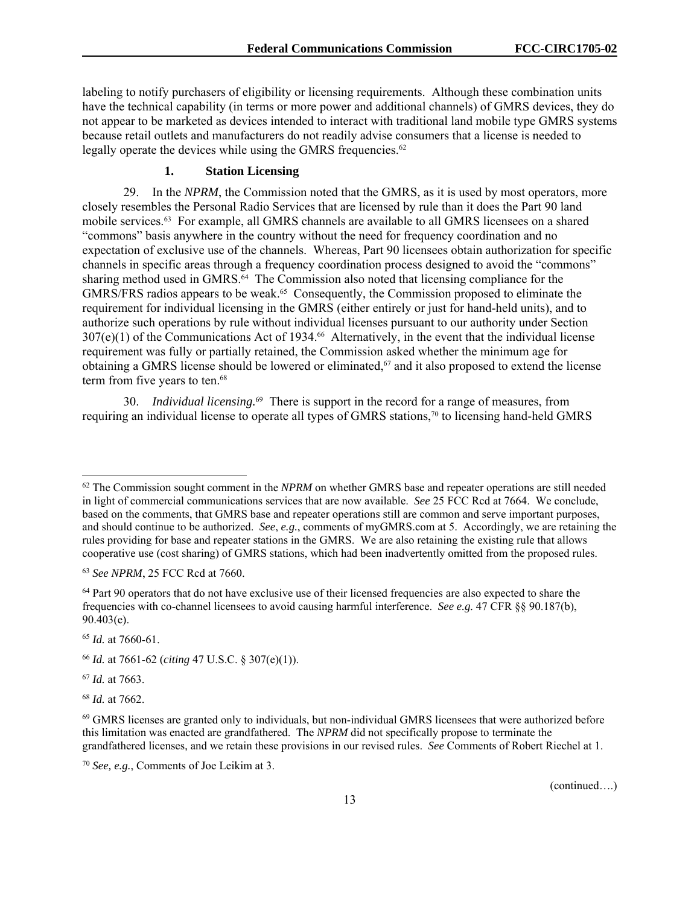labeling to notify purchasers of eligibility or licensing requirements. Although these combination units have the technical capability (in terms or more power and additional channels) of GMRS devices, they do not appear to be marketed as devices intended to interact with traditional land mobile type GMRS systems because retail outlets and manufacturers do not readily advise consumers that a license is needed to legally operate the devices while using the GMRS frequencies.[62]

### 1. Station Licensing

29. In the *NPRM*, the Commission noted that the GMRS, as it is used by most operators, more closely resembles the Personal Radio Services that are licensed by rule than it does the Part 90 land mobile services.[63] For example, all GMRS channels are available to all GMRS licensees on a shared "commons" basis anywhere in the country without the need for frequency coordination and no expectation of exclusive use of the channels. Whereas, Part 90 licensees obtain authorization for specific channels in specific areas through a frequency coordination process designed to avoid the "commons" sharing method used in GMRS.[64] The Commission also noted that licensing compliance for the GMRS/FRS radios appears to be weak.[65] Consequently, the Commission proposed to eliminate the requirement for individual licensing in the GMRS (either entirely or just for hand-held units), and to authorize such operations by rule without individual licenses pursuant to our authority under Section 307(e)(1) of the Communications Act of 1934.[66] Alternatively, in the event that the individual license requirement was fully or partially retained, the Commission asked whether the minimum age for obtaining a GMRS license should be lowered or eliminated,[67] and it also proposed to extend the license term from five years to ten.[68]

30. *Individual licensing.*[69] There is support in the record for a range of measures, from requiring an individual license to operate all types of GMRS stations,[70] to licensing hand-held GMRS

---

[62] The Commission sought comment in the *NPRM* on whether GMRS base and repeater operations are still needed in light of commercial communications services that are now available. *See* 25 FCC Rcd at 7664. We conclude, based on the comments, that GMRS base and repeater operations still are common and serve important purposes, and should continue to be authorized. *See*, *e.g.*, comments of myGMRS.com at 5. Accordingly, we are retaining the rules providing for base and repeater stations in the GMRS. We are also retaining the existing rule that allows cooperative use (cost sharing) of GMRS stations, which had been inadvertently omitted from the proposed rules.

[63] *See NPRM*, 25 FCC Rcd at 7660.

[64] Part 90 operators that do not have exclusive use of their licensed frequencies are also expected to share the frequencies with co-channel licensees to avoid causing harmful interference. *See e.g.* 47 CFR §§ 90.187(b), 90.403(e).

[65] *Id.* at 7660-61.

[66] *Id.* at 7661-62 (*citing* 47 U.S.C. § 307(e)(1)).

[67] *Id.* at 7663.

[68] *Id.* at 7662.

[69] GMRS licenses are granted only to individuals, but non-individual GMRS licensees that were authorized before this limitation was enacted are grandfathered. The *NPRM* did not specifically propose to terminate the grandfathered licenses, and we retain these provisions in our revised rules. *See* Comments of Robert Riechel at 1.

[70] *See, e.g.*, Comments of Joe Leikim at 3.

(continued….)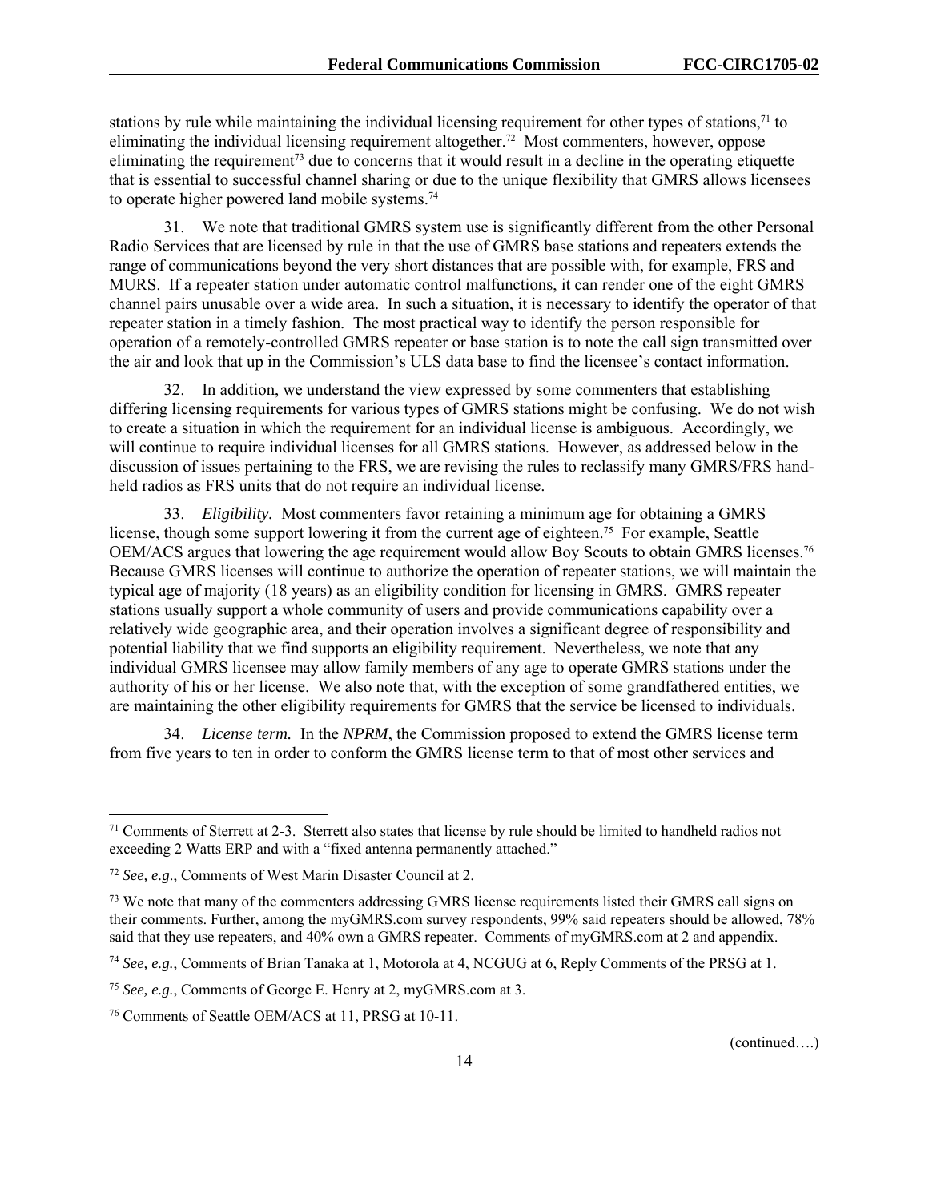stations by rule while maintaining the individual licensing requirement for other types of stations,[71] to eliminating the individual licensing requirement altogether.[72] Most commenters, however, oppose eliminating the requirement[73] due to concerns that it would result in a decline in the operating etiquette that is essential to successful channel sharing or due to the unique flexibility that GMRS allows licensees to operate higher powered land mobile systems.[74]

31. We note that traditional GMRS system use is significantly different from the other Personal Radio Services that are licensed by rule in that the use of GMRS base stations and repeaters extends the range of communications beyond the very short distances that are possible with, for example, FRS and MURS. If a repeater station under automatic control malfunctions, it can render one of the eight GMRS channel pairs unusable over a wide area. In such a situation, it is necessary to identify the operator of that repeater station in a timely fashion. The most practical way to identify the person responsible for operation of a remotely-controlled GMRS repeater or base station is to note the call sign transmitted over the air and look that up in the Commission's ULS data base to find the licensee's contact information.

32. In addition, we understand the view expressed by some commenters that establishing differing licensing requirements for various types of GMRS stations might be confusing. We do not wish to create a situation in which the requirement for an individual license is ambiguous. Accordingly, we will continue to require individual licenses for all GMRS stations. However, as addressed below in the discussion of issues pertaining to the FRS, we are revising the rules to reclassify many GMRS/FRS hand-held radios as FRS units that do not require an individual license.

33. *Eligibility.* Most commenters favor retaining a minimum age for obtaining a GMRS license, though some support lowering it from the current age of eighteen.[75] For example, Seattle OEM/ACS argues that lowering the age requirement would allow Boy Scouts to obtain GMRS licenses.[76] Because GMRS licenses will continue to authorize the operation of repeater stations, we will maintain the typical age of majority (18 years) as an eligibility condition for licensing in GMRS. GMRS repeater stations usually support a whole community of users and provide communications capability over a relatively wide geographic area, and their operation involves a significant degree of responsibility and potential liability that we find supports an eligibility requirement. Nevertheless, we note that any individual GMRS licensee may allow family members of any age to operate GMRS stations under the authority of his or her license. We also note that, with the exception of some grandfathered entities, we are maintaining the other eligibility requirements for GMRS that the service be licensed to individuals.

34. *License term.* In the *NPRM*, the Commission proposed to extend the GMRS license term from five years to ten in order to conform the GMRS license term to that of most other services and

---

[71] Comments of Sterrett at 2-3. Sterrett also states that license by rule should be limited to handheld radios not exceeding 2 Watts ERP and with a "fixed antenna permanently attached."

[72] *See, e.g*., Comments of West Marin Disaster Council at 2.

[73] We note that many of the commenters addressing GMRS license requirements listed their GMRS call signs on their comments. Further, among the myGMRS.com survey respondents, 99% said repeaters should be allowed, 78% said that they use repeaters, and 40% own a GMRS repeater. Comments of myGMRS.com at 2 and appendix.

[74] *See, e.g.*, Comments of Brian Tanaka at 1, Motorola at 4, NCGUG at 6, Reply Comments of the PRSG at 1.

[75] *See, e.g.*, Comments of George E. Henry at 2, myGMRS.com at 3.

[76] Comments of Seattle OEM/ACS at 11, PRSG at 10-11.

(continued….)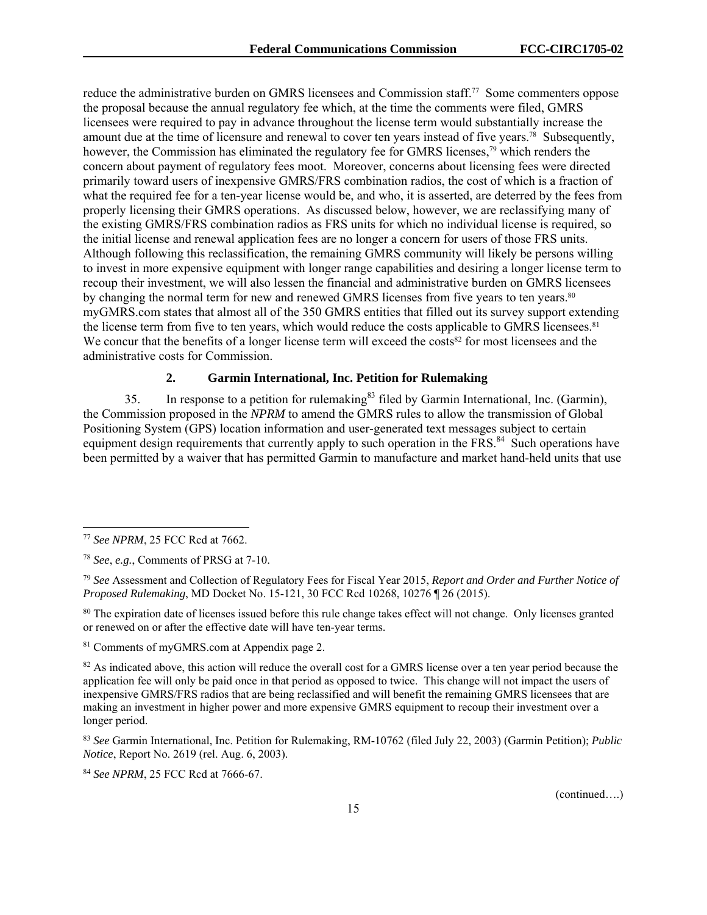reduce the administrative burden on GMRS licensees and Commission staff.[77] Some commenters oppose the proposal because the annual regulatory fee which, at the time the comments were filed, GMRS licensees were required to pay in advance throughout the license term would substantially increase the amount due at the time of licensure and renewal to cover ten years instead of five years.[78] Subsequently, however, the Commission has eliminated the regulatory fee for GMRS licenses,[79] which renders the concern about payment of regulatory fees moot. Moreover, concerns about licensing fees were directed primarily toward users of inexpensive GMRS/FRS combination radios, the cost of which is a fraction of what the required fee for a ten-year license would be, and who, it is asserted, are deterred by the fees from properly licensing their GMRS operations. As discussed below, however, we are reclassifying many of the existing GMRS/FRS combination radios as FRS units for which no individual license is required, so the initial license and renewal application fees are no longer a concern for users of those FRS units. Although following this reclassification, the remaining GMRS community will likely be persons willing to invest in more expensive equipment with longer range capabilities and desiring a longer license term to recoup their investment, we will also lessen the financial and administrative burden on GMRS licensees by changing the normal term for new and renewed GMRS licenses from five years to ten years.[80] myGMRS.com states that almost all of the 350 GMRS entities that filled out its survey support extending the license term from five to ten years, which would reduce the costs applicable to GMRS licensees.[81] We concur that the benefits of a longer license term will exceed the costs[82] for most licensees and the administrative costs for Commission.

### 2. Garmin International, Inc. Petition for Rulemaking

35. In response to a petition for rulemaking[83] filed by Garmin International, Inc. (Garmin), the Commission proposed in the *NPRM* to amend the GMRS rules to allow the transmission of Global Positioning System (GPS) location information and user-generated text messages subject to certain equipment design requirements that currently apply to such operation in the FRS.[84] Such operations have been permitted by a waiver that has permitted Garmin to manufacture and market hand-held units that use

---

[77] *See NPRM*, 25 FCC Rcd at 7662.

[78] *See*, *e.g.*, Comments of PRSG at 7-10.

[79] *See* Assessment and Collection of Regulatory Fees for Fiscal Year 2015, *Report and Order and Further Notice of Proposed Rulemaking*, MD Docket No. 15-121, 30 FCC Rcd 10268, 10276 ¶ 26 (2015).

[80] The expiration date of licenses issued before this rule change takes effect will not change. Only licenses granted or renewed on or after the effective date will have ten-year terms.

[81] Comments of myGMRS.com at Appendix page 2.

[82] As indicated above, this action will reduce the overall cost for a GMRS license over a ten year period because the application fee will only be paid once in that period as opposed to twice. This change will not impact the users of inexpensive GMRS/FRS radios that are being reclassified and will benefit the remaining GMRS licensees that are making an investment in higher power and more expensive GMRS equipment to recoup their investment over a longer period.

[83] *See* Garmin International, Inc. Petition for Rulemaking, RM-10762 (filed July 22, 2003) (Garmin Petition); *Public Notice*, Report No. 2619 (rel. Aug. 6, 2003).

[84] *See NPRM*, 25 FCC Rcd at 7666-67.

(continued….)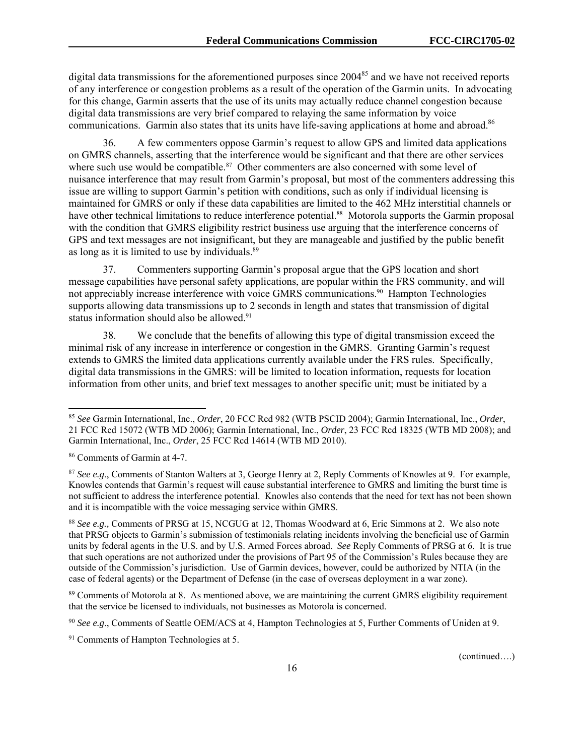digital data transmissions for the aforementioned purposes since 2004[85] and we have not received reports of any interference or congestion problems as a result of the operation of the Garmin units. In advocating for this change, Garmin asserts that the use of its units may actually reduce channel congestion because digital data transmissions are very brief compared to relaying the same information by voice communications. Garmin also states that its units have life-saving applications at home and abroad.[86]

36. A few commenters oppose Garmin's request to allow GPS and limited data applications on GMRS channels, asserting that the interference would be significant and that there are other services where such use would be compatible.[87] Other commenters are also concerned with some level of nuisance interference that may result from Garmin's proposal, but most of the commenters addressing this issue are willing to support Garmin's petition with conditions, such as only if individual licensing is maintained for GMRS or only if these data capabilities are limited to the 462 MHz interstitial channels or have other technical limitations to reduce interference potential.[88] Motorola supports the Garmin proposal with the condition that GMRS eligibility restrict business use arguing that the interference concerns of GPS and text messages are not insignificant, but they are manageable and justified by the public benefit as long as it is limited to use by individuals.[89]

37. Commenters supporting Garmin's proposal argue that the GPS location and short message capabilities have personal safety applications, are popular within the FRS community, and will not appreciably increase interference with voice GMRS communications.[90] Hampton Technologies supports allowing data transmissions up to 2 seconds in length and states that transmission of digital status information should also be allowed.[91]

38. We conclude that the benefits of allowing this type of digital transmission exceed the minimal risk of any increase in interference or congestion in the GMRS. Granting Garmin's request extends to GMRS the limited data applications currently available under the FRS rules. Specifically, digital data transmissions in the GMRS: will be limited to location information, requests for location information from other units, and brief text messages to another specific unit; must be initiated by a

---

[85] *See* Garmin International, Inc., *Order*, 20 FCC Rcd 982 (WTB PSCID 2004); Garmin International, Inc., *Order*, 21 FCC Rcd 15072 (WTB MD 2006); Garmin International, Inc., *Order*, 23 FCC Rcd 18325 (WTB MD 2008); and Garmin International, Inc., *Order*, 25 FCC Rcd 14614 (WTB MD 2010).

[86] Comments of Garmin at 4-7.

[87] *See e.g*., Comments of Stanton Walters at 3, George Henry at 2, Reply Comments of Knowles at 9. For example, Knowles contends that Garmin's request will cause substantial interference to GMRS and limiting the burst time is not sufficient to address the interference potential. Knowles also contends that the need for text has not been shown and it is incompatible with the voice messaging service within GMRS.

[88] *See e.g.,* Comments of PRSG at 15, NCGUG at 12, Thomas Woodward at 6, Eric Simmons at 2. We also note that PRSG objects to Garmin's submission of testimonials relating incidents involving the beneficial use of Garmin units by federal agents in the U.S. and by U.S. Armed Forces abroad. *See* Reply Comments of PRSG at 6. It is true that such operations are not authorized under the provisions of Part 95 of the Commission's Rules because they are outside of the Commission's jurisdiction. Use of Garmin devices, however, could be authorized by NTIA (in the case of federal agents) or the Department of Defense (in the case of overseas deployment in a war zone).

[89] Comments of Motorola at 8. As mentioned above, we are maintaining the current GMRS eligibility requirement that the service be licensed to individuals, not businesses as Motorola is concerned.

[90] *See e.g*., Comments of Seattle OEM/ACS at 4, Hampton Technologies at 5, Further Comments of Uniden at 9.

[91] Comments of Hampton Technologies at 5.

(continued….)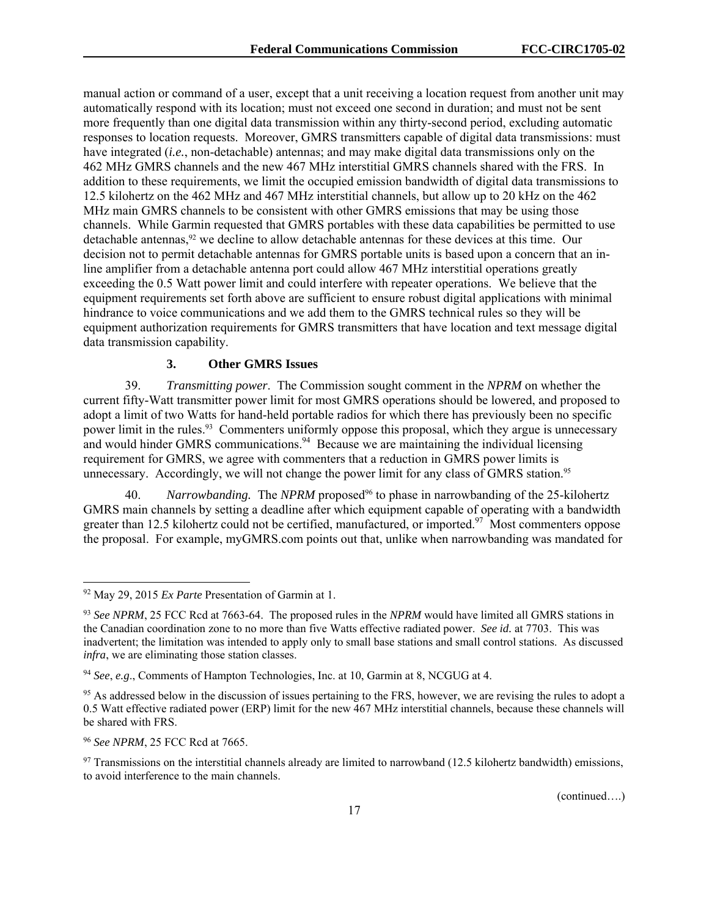manual action or command of a user, except that a unit receiving a location request from another unit may automatically respond with its location; must not exceed one second in duration; and must not be sent more frequently than one digital data transmission within any thirty-second period, excluding automatic responses to location requests. Moreover, GMRS transmitters capable of digital data transmissions: must have integrated (*i.e.*, non-detachable) antennas; and may make digital data transmissions only on the 462 MHz GMRS channels and the new 467 MHz interstitial GMRS channels shared with the FRS. In addition to these requirements, we limit the occupied emission bandwidth of digital data transmissions to 12.5 kilohertz on the 462 MHz and 467 MHz interstitial channels, but allow up to 20 kHz on the 462 MHz main GMRS channels to be consistent with other GMRS emissions that may be using those channels. While Garmin requested that GMRS portables with these data capabilities be permitted to use detachable antennas,[92] we decline to allow detachable antennas for these devices at this time. Our decision not to permit detachable antennas for GMRS portable units is based upon a concern that an in-line amplifier from a detachable antenna port could allow 467 MHz interstitial operations greatly exceeding the 0.5 Watt power limit and could interfere with repeater operations. We believe that the equipment requirements set forth above are sufficient to ensure robust digital applications with minimal hindrance to voice communications and we add them to the GMRS technical rules so they will be equipment authorization requirements for GMRS transmitters that have location and text message digital data transmission capability.

### 3. Other GMRS Issues

39. *Transmitting power*. The Commission sought comment in the *NPRM* on whether the current fifty-Watt transmitter power limit for most GMRS operations should be lowered, and proposed to adopt a limit of two Watts for hand-held portable radios for which there has previously been no specific power limit in the rules.[93] Commenters uniformly oppose this proposal, which they argue is unnecessary and would hinder GMRS communications.[94] Because we are maintaining the individual licensing requirement for GMRS, we agree with commenters that a reduction in GMRS power limits is unnecessary. Accordingly, we will not change the power limit for any class of GMRS station.[95]

40. *Narrowbanding.* The *NPRM* proposed[96] to phase in narrowbanding of the 25-kilohertz GMRS main channels by setting a deadline after which equipment capable of operating with a bandwidth greater than 12.5 kilohertz could not be certified, manufactured, or imported.[97] Most commenters oppose the proposal. For example, myGMRS.com points out that, unlike when narrowbanding was mandated for

---

[92] May 29, 2015 *Ex Parte* Presentation of Garmin at 1.

[93] *See NPRM*, 25 FCC Rcd at 7663-64. The proposed rules in the *NPRM* would have limited all GMRS stations in the Canadian coordination zone to no more than five Watts effective radiated power. *See id.* at 7703. This was inadvertent; the limitation was intended to apply only to small base stations and small control stations. As discussed *infra*, we are eliminating those station classes.

[94] *See*, *e.g*., Comments of Hampton Technologies, Inc. at 10, Garmin at 8, NCGUG at 4.

[95] As addressed below in the discussion of issues pertaining to the FRS, however, we are revising the rules to adopt a 0.5 Watt effective radiated power (ERP) limit for the new 467 MHz interstitial channels, because these channels will be shared with FRS.

[96] *See NPRM*, 25 FCC Rcd at 7665.

[97] Transmissions on the interstitial channels already are limited to narrowband (12.5 kilohertz bandwidth) emissions, to avoid interference to the main channels.

(continued….)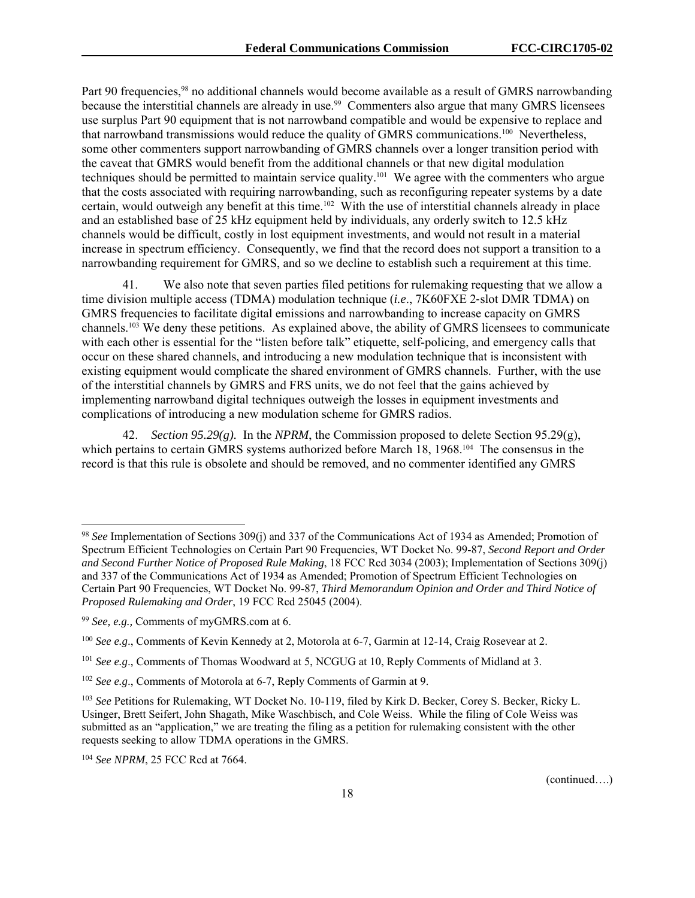Part 90 frequencies,[98] no additional channels would become available as a result of GMRS narrowbanding because the interstitial channels are already in use.[99] Commenters also argue that many GMRS licensees use surplus Part 90 equipment that is not narrowband compatible and would be expensive to replace and that narrowband transmissions would reduce the quality of GMRS communications.[100] Nevertheless, some other commenters support narrowbanding of GMRS channels over a longer transition period with the caveat that GMRS would benefit from the additional channels or that new digital modulation techniques should be permitted to maintain service quality.[101] We agree with the commenters who argue that the costs associated with requiring narrowbanding, such as reconfiguring repeater systems by a date certain, would outweigh any benefit at this time.[102] With the use of interstitial channels already in place and an established base of 25 kHz equipment held by individuals, any orderly switch to 12.5 kHz channels would be difficult, costly in lost equipment investments, and would not result in a material increase in spectrum efficiency. Consequently, we find that the record does not support a transition to a narrowbanding requirement for GMRS, and so we decline to establish such a requirement at this time.

41. We also note that seven parties filed petitions for rulemaking requesting that we allow a time division multiple access (TDMA) modulation technique (*i.e*., 7K60FXE 2-slot DMR TDMA) on GMRS frequencies to facilitate digital emissions and narrowbanding to increase capacity on GMRS channels.[103] We deny these petitions. As explained above, the ability of GMRS licensees to communicate with each other is essential for the "listen before talk" etiquette, self-policing, and emergency calls that occur on these shared channels, and introducing a new modulation technique that is inconsistent with existing equipment would complicate the shared environment of GMRS channels. Further, with the use of the interstitial channels by GMRS and FRS units, we do not feel that the gains achieved by implementing narrowband digital techniques outweigh the losses in equipment investments and complications of introducing a new modulation scheme for GMRS radios.

42. *Section 95.29(g).* In the *NPRM*, the Commission proposed to delete Section 95.29(g), which pertains to certain GMRS systems authorized before March 18, 1968.[104] The consensus in the record is that this rule is obsolete and should be removed, and no commenter identified any GMRS

---

[98] *See* Implementation of Sections 309(j) and 337 of the Communications Act of 1934 as Amended; Promotion of Spectrum Efficient Technologies on Certain Part 90 Frequencies, WT Docket No. 99-87, *Second Report and Order and Second Further Notice of Proposed Rule Making*, 18 FCC Rcd 3034 (2003); Implementation of Sections 309(j) and 337 of the Communications Act of 1934 as Amended; Promotion of Spectrum Efficient Technologies on Certain Part 90 Frequencies, WT Docket No. 99-87, *Third Memorandum Opinion and Order and Third Notice of Proposed Rulemaking and Order*, 19 FCC Rcd 25045 (2004).

[99] *See, e.g.,* Comments of myGMRS.com at 6.

[100] *See e.g*., Comments of Kevin Kennedy at 2, Motorola at 6-7, Garmin at 12-14, Craig Rosevear at 2.

[101] *See e.g*., Comments of Thomas Woodward at 5, NCGUG at 10, Reply Comments of Midland at 3.

[102] *See e.g*., Comments of Motorola at 6-7, Reply Comments of Garmin at 9.

[103] *See* Petitions for Rulemaking, WT Docket No. 10-119, filed by Kirk D. Becker, Corey S. Becker, Ricky L. Usinger, Brett Seifert, John Shagath, Mike Waschbisch, and Cole Weiss. While the filing of Cole Weiss was submitted as an "application," we are treating the filing as a petition for rulemaking consistent with the other requests seeking to allow TDMA operations in the GMRS.

[104] *See NPRM*, 25 FCC Rcd at 7664.

(continued….)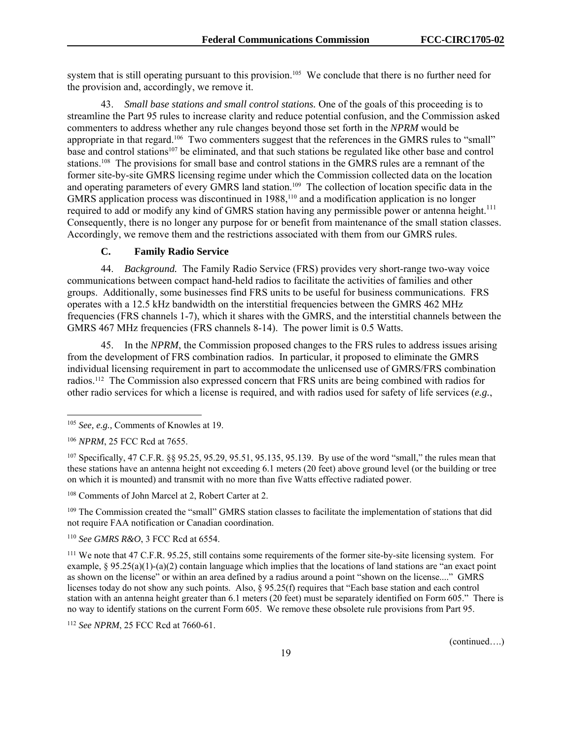system that is still operating pursuant to this provision.[105] We conclude that there is no further need for the provision and, accordingly, we remove it.

43. *Small base stations and small control stations.* One of the goals of this proceeding is to streamline the Part 95 rules to increase clarity and reduce potential confusion, and the Commission asked commenters to address whether any rule changes beyond those set forth in the *NPRM* would be appropriate in that regard.[106] Two commenters suggest that the references in the GMRS rules to "small" base and control stations[107] be eliminated, and that such stations be regulated like other base and control stations.[108] The provisions for small base and control stations in the GMRS rules are a remnant of the former site-by-site GMRS licensing regime under which the Commission collected data on the location and operating parameters of every GMRS land station.[109] The collection of location specific data in the GMRS application process was discontinued in 1988,[110] and a modification application is no longer required to add or modify any kind of GMRS station having any permissible power or antenna height.[111] Consequently, there is no longer any purpose for or benefit from maintenance of the small station classes. Accordingly, we remove them and the restrictions associated with them from our GMRS rules.

### C. Family Radio Service

44. *Background.* The Family Radio Service (FRS) provides very short-range two-way voice communications between compact hand-held radios to facilitate the activities of families and other groups. Additionally, some businesses find FRS units to be useful for business communications. FRS operates with a 12.5 kHz bandwidth on the interstitial frequencies between the GMRS 462 MHz frequencies (FRS channels 1-7), which it shares with the GMRS, and the interstitial channels between the GMRS 467 MHz frequencies (FRS channels 8-14). The power limit is 0.5 Watts.

45. In the *NPRM*, the Commission proposed changes to the FRS rules to address issues arising from the development of FRS combination radios. In particular, it proposed to eliminate the GMRS individual licensing requirement in part to accommodate the unlicensed use of GMRS/FRS combination radios.[112] The Commission also expressed concern that FRS units are being combined with radios for other radio services for which a license is required, and with radios used for safety of life services (*e.g.*,

---

[105] *See, e.g.,* Comments of Knowles at 19.

[106] *NPRM*, 25 FCC Rcd at 7655.

[107] Specifically, 47 C.F.R. §§ 95.25, 95.29, 95.51, 95.135, 95.139. By use of the word "small," the rules mean that these stations have an antenna height not exceeding 6.1 meters (20 feet) above ground level (or the building or tree on which it is mounted) and transmit with no more than five Watts effective radiated power.

[108] Comments of John Marcel at 2, Robert Carter at 2.

[109] The Commission created the "small" GMRS station classes to facilitate the implementation of stations that did not require FAA notification or Canadian coordination.

[110] *See GMRS R&O*, 3 FCC Rcd at 6554.

[111] We note that 47 C.F.R. 95.25, still contains some requirements of the former site-by-site licensing system. For example, § 95.25(a)(1)-(a)(2) contain language which implies that the locations of land stations are "an exact point as shown on the license" or within an area defined by a radius around a point "shown on the license...." GMRS licenses today do not show any such points. Also, § 95.25(f) requires that "Each base station and each control station with an antenna height greater than 6.1 meters (20 feet) must be separately identified on Form 605." There is no way to identify stations on the current Form 605. We remove these obsolete rule provisions from Part 95.

[112] *See NPRM*, 25 FCC Rcd at 7660-61.

(continued….)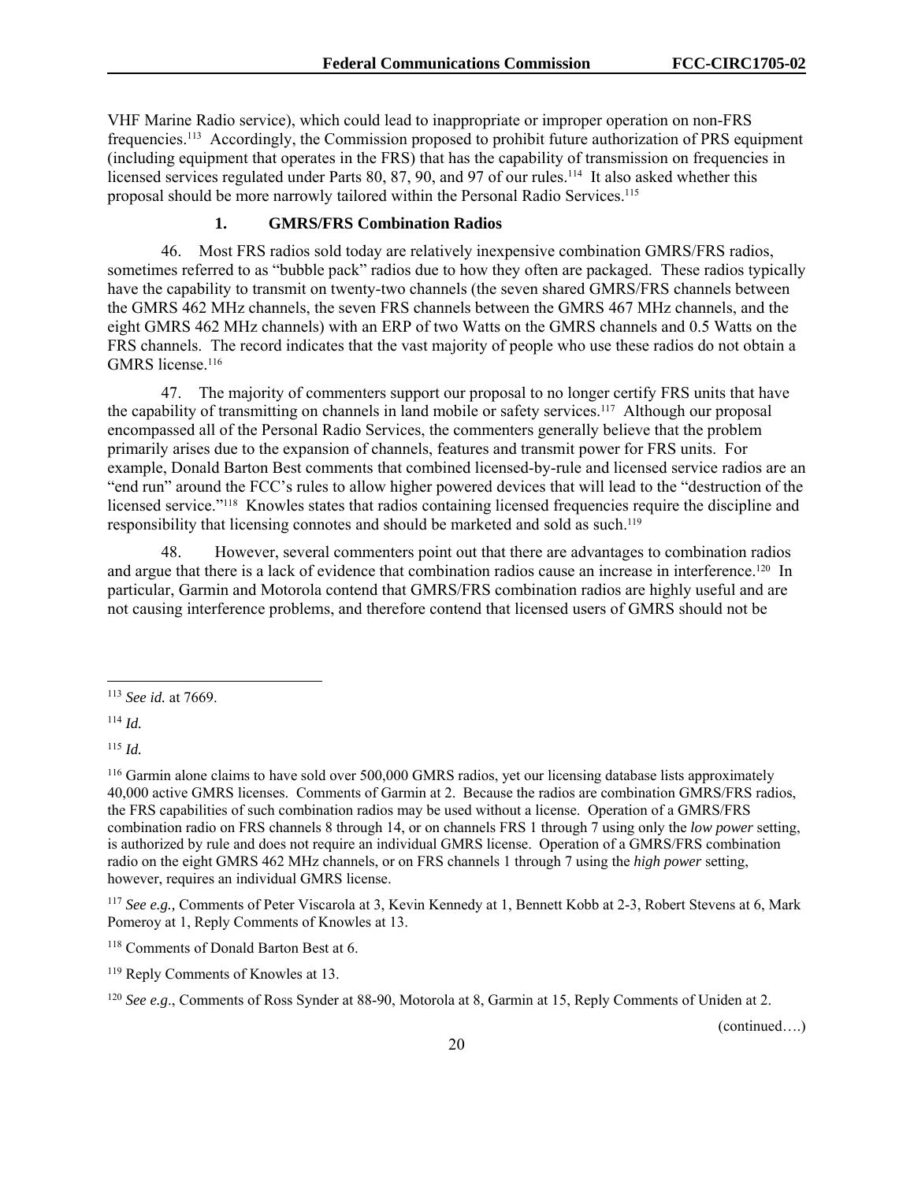VHF Marine Radio service), which could lead to inappropriate or improper operation on non-FRS frequencies.[113] Accordingly, the Commission proposed to prohibit future authorization of PRS equipment (including equipment that operates in the FRS) that has the capability of transmission on frequencies in licensed services regulated under Parts 80, 87, 90, and 97 of our rules.[114] It also asked whether this proposal should be more narrowly tailored within the Personal Radio Services.[115]

### 1. GMRS/FRS Combination Radios

46. Most FRS radios sold today are relatively inexpensive combination GMRS/FRS radios, sometimes referred to as "bubble pack" radios due to how they often are packaged. These radios typically have the capability to transmit on twenty-two channels (the seven shared GMRS/FRS channels between the GMRS 462 MHz channels, the seven FRS channels between the GMRS 467 MHz channels, and the eight GMRS 462 MHz channels) with an ERP of two Watts on the GMRS channels and 0.5 Watts on the FRS channels. The record indicates that the vast majority of people who use these radios do not obtain a GMRS license.[116]

47. The majority of commenters support our proposal to no longer certify FRS units that have the capability of transmitting on channels in land mobile or safety services.[117] Although our proposal encompassed all of the Personal Radio Services, the commenters generally believe that the problem primarily arises due to the expansion of channels, features and transmit power for FRS units. For example, Donald Barton Best comments that combined licensed-by-rule and licensed service radios are an "end run" around the FCC's rules to allow higher powered devices that will lead to the "destruction of the licensed service."[118] Knowles states that radios containing licensed frequencies require the discipline and responsibility that licensing connotes and should be marketed and sold as such.[119]

48. However, several commenters point out that there are advantages to combination radios and argue that there is a lack of evidence that combination radios cause an increase in interference.[120] In particular, Garmin and Motorola contend that GMRS/FRS combination radios are highly useful and are not causing interference problems, and therefore contend that licensed users of GMRS should not be

---

[113] *See id.* at 7669.

[114] *Id.*

[115] *Id.*

[116] Garmin alone claims to have sold over 500,000 GMRS radios, yet our licensing database lists approximately 40,000 active GMRS licenses. Comments of Garmin at 2. Because the radios are combination GMRS/FRS radios, the FRS capabilities of such combination radios may be used without a license. Operation of a GMRS/FRS combination radio on FRS channels 8 through 14, or on channels FRS 1 through 7 using only the *low power* setting, is authorized by rule and does not require an individual GMRS license. Operation of a GMRS/FRS combination radio on the eight GMRS 462 MHz channels, or on FRS channels 1 through 7 using the *high power* setting, however, requires an individual GMRS license.

[117] *See e.g.,* Comments of Peter Viscarola at 3, Kevin Kennedy at 1, Bennett Kobb at 2-3, Robert Stevens at 6, Mark Pomeroy at 1, Reply Comments of Knowles at 13.

[118] Comments of Donald Barton Best at 6.

[119] Reply Comments of Knowles at 13.

[120] *See e.g*., Comments of Ross Synder at 88-90, Motorola at 8, Garmin at 15, Reply Comments of Uniden at 2.

(continued….)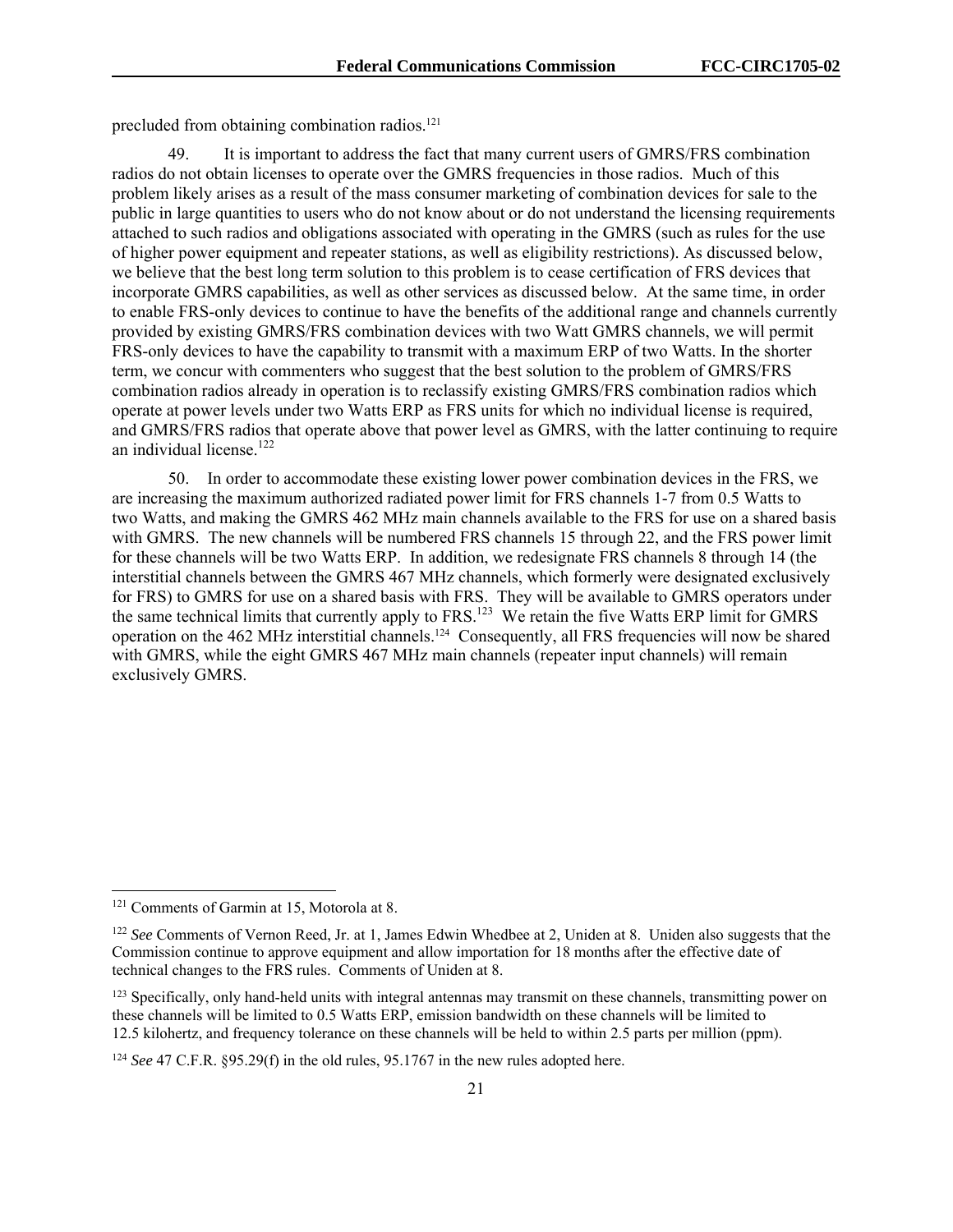precluded from obtaining combination radios.[121]

49. It is important to address the fact that many current users of GMRS/FRS combination radios do not obtain licenses to operate over the GMRS frequencies in those radios. Much of this problem likely arises as a result of the mass consumer marketing of combination devices for sale to the public in large quantities to users who do not know about or do not understand the licensing requirements attached to such radios and obligations associated with operating in the GMRS (such as rules for the use of higher power equipment and repeater stations, as well as eligibility restrictions). As discussed below, we believe that the best long term solution to this problem is to cease certification of FRS devices that incorporate GMRS capabilities, as well as other services as discussed below. At the same time, in order to enable FRS-only devices to continue to have the benefits of the additional range and channels currently provided by existing GMRS/FRS combination devices with two Watt GMRS channels, we will permit FRS-only devices to have the capability to transmit with a maximum ERP of two Watts. In the shorter term, we concur with commenters who suggest that the best solution to the problem of GMRS/FRS combination radios already in operation is to reclassify existing GMRS/FRS combination radios which operate at power levels under two Watts ERP as FRS units for which no individual license is required, and GMRS/FRS radios that operate above that power level as GMRS, with the latter continuing to require an individual license.[122]

50. In order to accommodate these existing lower power combination devices in the FRS, we are increasing the maximum authorized radiated power limit for FRS channels 1-7 from 0.5 Watts to two Watts, and making the GMRS 462 MHz main channels available to the FRS for use on a shared basis with GMRS. The new channels will be numbered FRS channels 15 through 22, and the FRS power limit for these channels will be two Watts ERP. In addition, we redesignate FRS channels 8 through 14 (the interstitial channels between the GMRS 467 MHz channels, which formerly were designated exclusively for FRS) to GMRS for use on a shared basis with FRS. They will be available to GMRS operators under the same technical limits that currently apply to FRS.[123] We retain the five Watts ERP limit for GMRS operation on the 462 MHz interstitial channels.[124] Consequently, all FRS frequencies will now be shared with GMRS, while the eight GMRS 467 MHz main channels (repeater input channels) will remain exclusively GMRS.

---

[121] Comments of Garmin at 15, Motorola at 8.

[122] *See* Comments of Vernon Reed, Jr. at 1, James Edwin Whedbee at 2, Uniden at 8. Uniden also suggests that the Commission continue to approve equipment and allow importation for 18 months after the effective date of technical changes to the FRS rules. Comments of Uniden at 8.

[123] Specifically, only hand-held units with integral antennas may transmit on these channels, transmitting power on these channels will be limited to 0.5 Watts ERP, emission bandwidth on these channels will be limited to 12.5 kilohertz, and frequency tolerance on these channels will be held to within 2.5 parts per million (ppm).

[124] *See* 47 C.F.R. §95.29(f) in the old rules, 95.1767 in the new rules adopted here.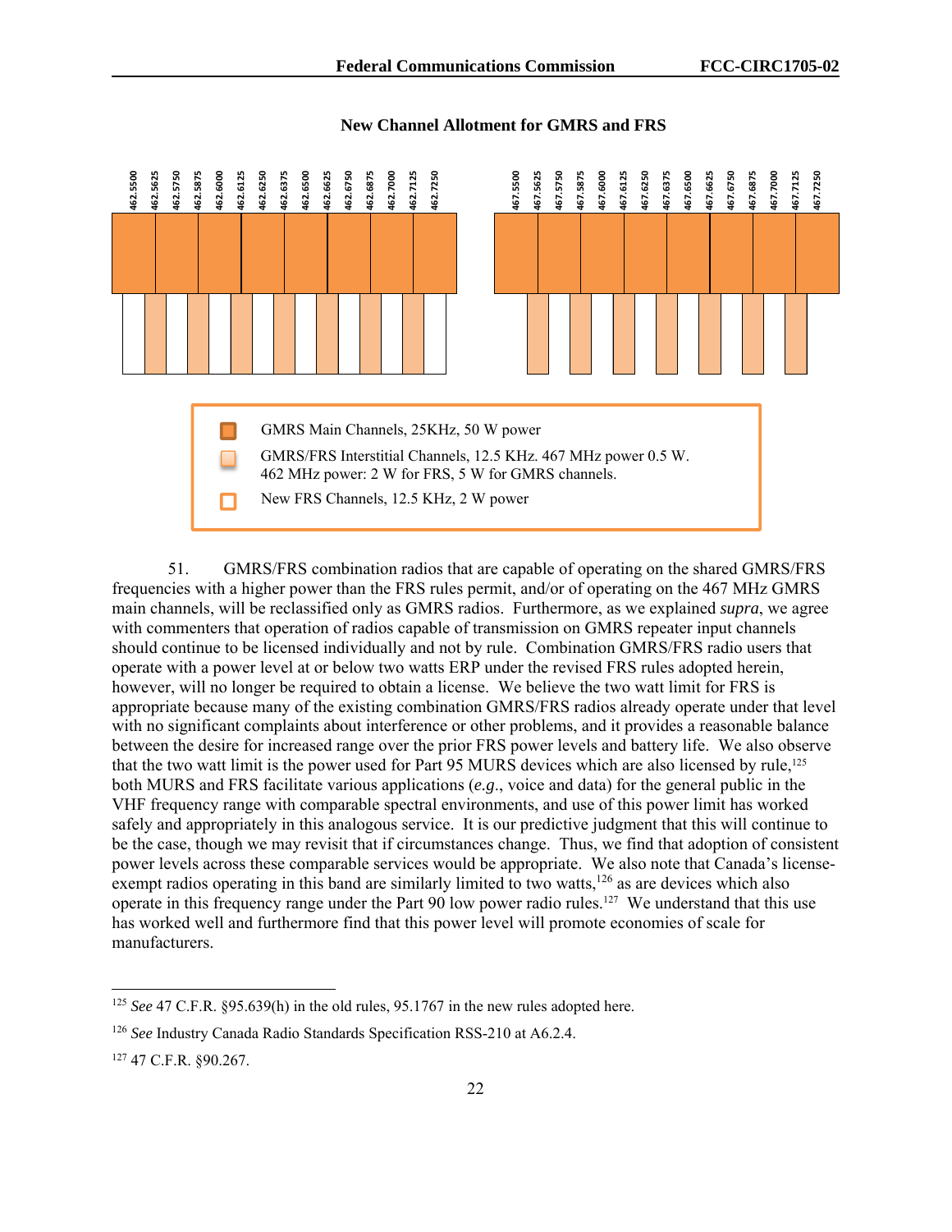**New Channel Allotment for GMRS and FRS**

462.5500, 462.5625, 462.5750, 462.5875, 462.6000, 462.6125, 462.6250, 462.6375, 462.6500, 462.6625, 462.6750, 462.6875, 462.7000, 462.7125, 462.7250

467.5500, 467.5625, 467.5750, 467.5875, 467.6000, 467.6125, 467.6250, 467.6375, 467.6500, 467.6625, 467.6750, 467.6875, 467.7000, 467.7125, 467.7250

- GMRS Main Channels, 25KHz, 50 W power
- GMRS/FRS Interstitial Channels, 12.5 KHz. 467 MHz power 0.5 W. 462 MHz power: 2 W for FRS, 5 W for GMRS channels.
- New FRS Channels, 12.5 KHz, 2 W power

51. GMRS/FRS combination radios that are capable of operating on the shared GMRS/FRS frequencies with a higher power than the FRS rules permit, and/or of operating on the 467 MHz GMRS main channels, will be reclassified only as GMRS radios. Furthermore, as we explained *supra*, we agree with commenters that operation of radios capable of transmission on GMRS repeater input channels should continue to be licensed individually and not by rule. Combination GMRS/FRS radio users that operate with a power level at or below two watts ERP under the revised FRS rules adopted herein, however, will no longer be required to obtain a license. We believe the two watt limit for FRS is appropriate because many of the existing combination GMRS/FRS radios already operate under that level with no significant complaints about interference or other problems, and it provides a reasonable balance between the desire for increased range over the prior FRS power levels and battery life. We also observe that the two watt limit is the power used for Part 95 MURS devices which are also licensed by rule,[125] both MURS and FRS facilitate various applications (*e.g*., voice and data) for the general public in the VHF frequency range with comparable spectral environments, and use of this power limit has worked safely and appropriately in this analogous service. It is our predictive judgment that this will continue to be the case, though we may revisit that if circumstances change. Thus, we find that adoption of consistent power levels across these comparable services would be appropriate. We also note that Canada's license-exempt radios operating in this band are similarly limited to two watts,[126] as are devices which also operate in this frequency range under the Part 90 low power radio rules.[127] We understand that this use has worked well and furthermore find that this power level will promote economies of scale for manufacturers.

[125] *See* 47 C.F.R. §95.639(h) in the old rules, 95.1767 in the new rules adopted here.

[126] *See* Industry Canada Radio Standards Specification RSS-210 at A6.2.4.

[127] 47 C.F.R. §90.267.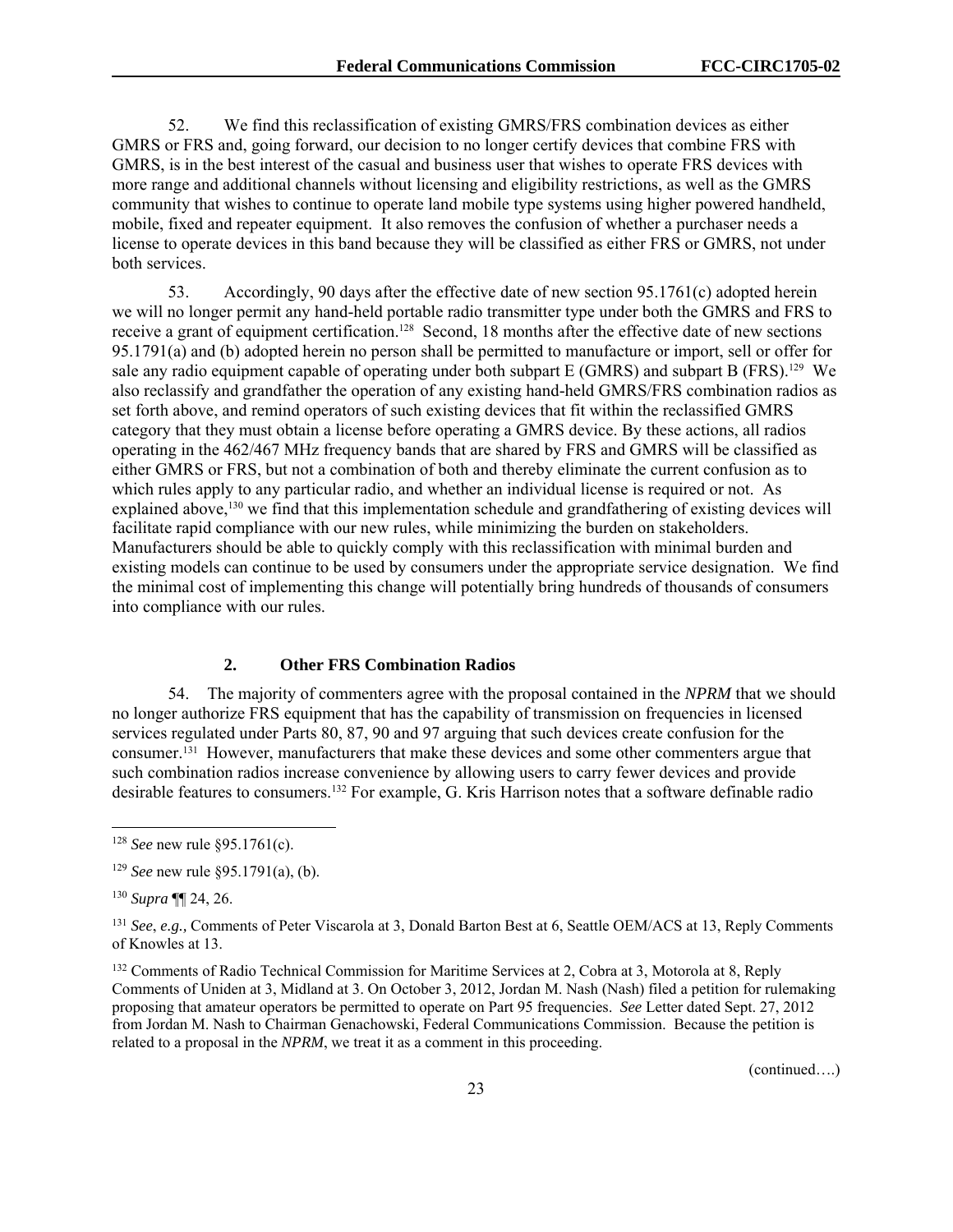52. We find this reclassification of existing GMRS/FRS combination devices as either GMRS or FRS and, going forward, our decision to no longer certify devices that combine FRS with GMRS, is in the best interest of the casual and business user that wishes to operate FRS devices with more range and additional channels without licensing and eligibility restrictions, as well as the GMRS community that wishes to continue to operate land mobile type systems using higher powered handheld, mobile, fixed and repeater equipment. It also removes the confusion of whether a purchaser needs a license to operate devices in this band because they will be classified as either FRS or GMRS, not under both services.

53. Accordingly, 90 days after the effective date of new section 95.1761(c) adopted herein we will no longer permit any hand-held portable radio transmitter type under both the GMRS and FRS to receive a grant of equipment certification.[128] Second, 18 months after the effective date of new sections 95.1791(a) and (b) adopted herein no person shall be permitted to manufacture or import, sell or offer for sale any radio equipment capable of operating under both subpart E (GMRS) and subpart B (FRS).[129] We also reclassify and grandfather the operation of any existing hand-held GMRS/FRS combination radios as set forth above, and remind operators of such existing devices that fit within the reclassified GMRS category that they must obtain a license before operating a GMRS device. By these actions, all radios operating in the 462/467 MHz frequency bands that are shared by FRS and GMRS will be classified as either GMRS or FRS, but not a combination of both and thereby eliminate the current confusion as to which rules apply to any particular radio, and whether an individual license is required or not. As explained above,[130] we find that this implementation schedule and grandfathering of existing devices will facilitate rapid compliance with our new rules, while minimizing the burden on stakeholders. Manufacturers should be able to quickly comply with this reclassification with minimal burden and existing models can continue to be used by consumers under the appropriate service designation. We find the minimal cost of implementing this change will potentially bring hundreds of thousands of consumers into compliance with our rules.

### 2. Other FRS Combination Radios

54. The majority of commenters agree with the proposal contained in the *NPRM* that we should no longer authorize FRS equipment that has the capability of transmission on frequencies in licensed services regulated under Parts 80, 87, 90 and 97 arguing that such devices create confusion for the consumer.[131] However, manufacturers that make these devices and some other commenters argue that such combination radios increase convenience by allowing users to carry fewer devices and provide desirable features to consumers.[132] For example, G. Kris Harrison notes that a software definable radio

---

[128] *See* new rule §95.1761(c).

[129] *See* new rule §95.1791(a), (b).

[130] *Supra* ¶¶ 24, 26.

[131] *See*, *e.g.,* Comments of Peter Viscarola at 3, Donald Barton Best at 6, Seattle OEM/ACS at 13, Reply Comments of Knowles at 13.

[132] Comments of Radio Technical Commission for Maritime Services at 2, Cobra at 3, Motorola at 8, Reply Comments of Uniden at 3, Midland at 3. On October 3, 2012, Jordan M. Nash (Nash) filed a petition for rulemaking proposing that amateur operators be permitted to operate on Part 95 frequencies. *See* Letter dated Sept. 27, 2012 from Jordan M. Nash to Chairman Genachowski, Federal Communications Commission. Because the petition is related to a proposal in the *NPRM*, we treat it as a comment in this proceeding.

(continued….)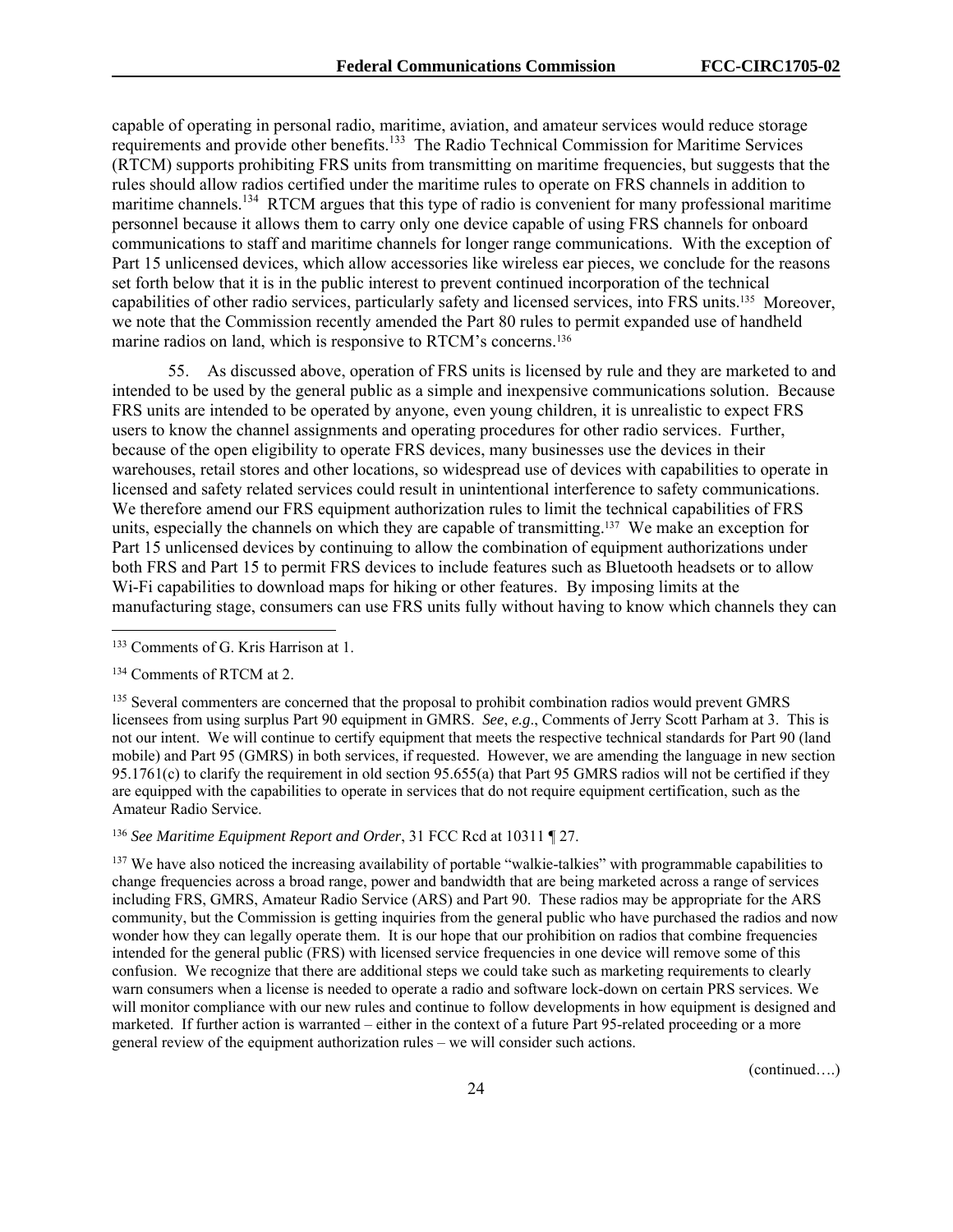capable of operating in personal radio, maritime, aviation, and amateur services would reduce storage requirements and provide other benefits.[133] The Radio Technical Commission for Maritime Services (RTCM) supports prohibiting FRS units from transmitting on maritime frequencies, but suggests that the rules should allow radios certified under the maritime rules to operate on FRS channels in addition to maritime channels.[134] RTCM argues that this type of radio is convenient for many professional maritime personnel because it allows them to carry only one device capable of using FRS channels for onboard communications to staff and maritime channels for longer range communications. With the exception of Part 15 unlicensed devices, which allow accessories like wireless ear pieces, we conclude for the reasons set forth below that it is in the public interest to prevent continued incorporation of the technical capabilities of other radio services, particularly safety and licensed services, into FRS units.[135] Moreover, we note that the Commission recently amended the Part 80 rules to permit expanded use of handheld marine radios on land, which is responsive to RTCM's concerns.[136]

55. As discussed above, operation of FRS units is licensed by rule and they are marketed to and intended to be used by the general public as a simple and inexpensive communications solution. Because FRS units are intended to be operated by anyone, even young children, it is unrealistic to expect FRS users to know the channel assignments and operating procedures for other radio services. Further, because of the open eligibility to operate FRS devices, many businesses use the devices in their warehouses, retail stores and other locations, so widespread use of devices with capabilities to operate in licensed and safety related services could result in unintentional interference to safety communications. We therefore amend our FRS equipment authorization rules to limit the technical capabilities of FRS units, especially the channels on which they are capable of transmitting.[137] We make an exception for Part 15 unlicensed devices by continuing to allow the combination of equipment authorizations under both FRS and Part 15 to permit FRS devices to include features such as Bluetooth headsets or to allow Wi-Fi capabilities to download maps for hiking or other features. By imposing limits at the manufacturing stage, consumers can use FRS units fully without having to know which channels they can

---

[133] Comments of G. Kris Harrison at 1.

[134] Comments of RTCM at 2.

[135] Several commenters are concerned that the proposal to prohibit combination radios would prevent GMRS licensees from using surplus Part 90 equipment in GMRS. *See*, *e.g*., Comments of Jerry Scott Parham at 3. This is not our intent. We will continue to certify equipment that meets the respective technical standards for Part 90 (land mobile) and Part 95 (GMRS) in both services, if requested. However, we are amending the language in new section 95.1761(c) to clarify the requirement in old section 95.655(a) that Part 95 GMRS radios will not be certified if they are equipped with the capabilities to operate in services that do not require equipment certification, such as the Amateur Radio Service.

[136] *See Maritime Equipment Report and Order*, 31 FCC Rcd at 10311 ¶ 27.

[137] We have also noticed the increasing availability of portable "walkie-talkies" with programmable capabilities to change frequencies across a broad range, power and bandwidth that are being marketed across a range of services including FRS, GMRS, Amateur Radio Service (ARS) and Part 90. These radios may be appropriate for the ARS community, but the Commission is getting inquiries from the general public who have purchased the radios and now wonder how they can legally operate them. It is our hope that our prohibition on radios that combine frequencies intended for the general public (FRS) with licensed service frequencies in one device will remove some of this confusion. We recognize that there are additional steps we could take such as marketing requirements to clearly warn consumers when a license is needed to operate a radio and software lock-down on certain PRS services. We will monitor compliance with our new rules and continue to follow developments in how equipment is designed and marketed. If further action is warranted – either in the context of a future Part 95-related proceeding or a more general review of the equipment authorization rules – we will consider such actions.

(continued….)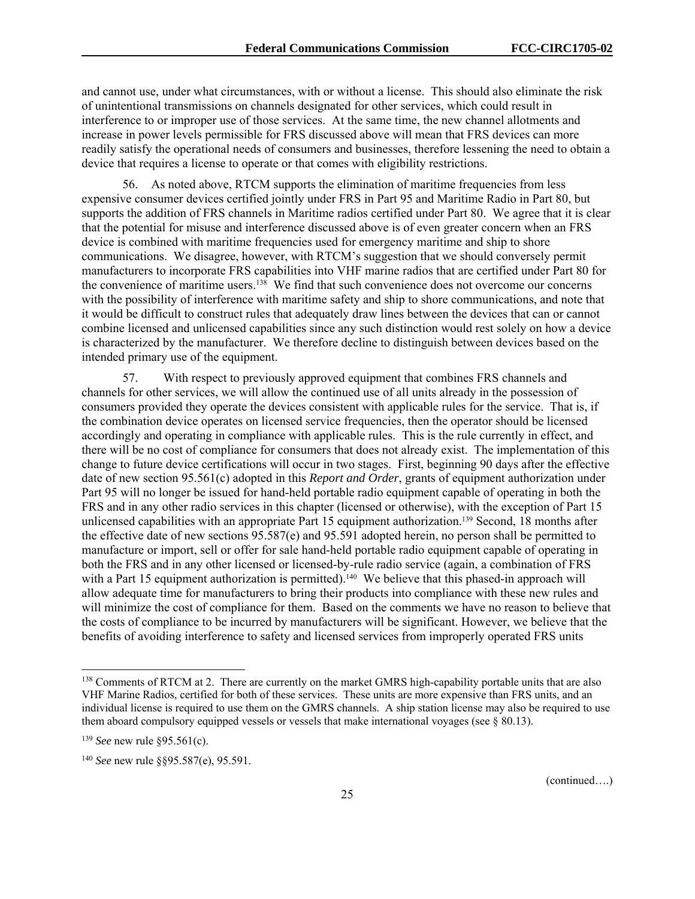and cannot use, under what circumstances, with or without a license. This should also eliminate the risk of unintentional transmissions on channels designated for other services, which could result in interference to or improper use of those services. At the same time, the new channel allotments and increase in power levels permissible for FRS discussed above will mean that FRS devices can more readily satisfy the operational needs of consumers and businesses, therefore lessening the need to obtain a device that requires a license to operate or that comes with eligibility restrictions.

56. As noted above, RTCM supports the elimination of maritime frequencies from less expensive consumer devices certified jointly under FRS in Part 95 and Maritime Radio in Part 80, but supports the addition of FRS channels in Maritime radios certified under Part 80. We agree that it is clear that the potential for misuse and interference discussed above is of even greater concern when an FRS device is combined with maritime frequencies used for emergency maritime and ship to shore communications. We disagree, however, with RTCM's suggestion that we should conversely permit manufacturers to incorporate FRS capabilities into VHF marine radios that are certified under Part 80 for the convenience of maritime users.[138] We find that such convenience does not overcome our concerns with the possibility of interference with maritime safety and ship to shore communications, and note that it would be difficult to construct rules that adequately draw lines between the devices that can or cannot combine licensed and unlicensed capabilities since any such distinction would rest solely on how a device is characterized by the manufacturer. We therefore decline to distinguish between devices based on the intended primary use of the equipment.

57. With respect to previously approved equipment that combines FRS channels and channels for other services, we will allow the continued use of all units already in the possession of consumers provided they operate the devices consistent with applicable rules for the service. That is, if the combination device operates on licensed service frequencies, then the operator should be licensed accordingly and operating in compliance with applicable rules. This is the rule currently in effect, and there will be no cost of compliance for consumers that does not already exist. The implementation of this change to future device certifications will occur in two stages. First, beginning 90 days after the effective date of new section 95.561(c) adopted in this *Report and Order*, grants of equipment authorization under Part 95 will no longer be issued for hand-held portable radio equipment capable of operating in both the FRS and in any other radio services in this chapter (licensed or otherwise), with the exception of Part 15 unlicensed capabilities with an appropriate Part 15 equipment authorization.[139] Second, 18 months after the effective date of new sections 95.587(e) and 95.591 adopted herein, no person shall be permitted to manufacture or import, sell or offer for sale hand-held portable radio equipment capable of operating in both the FRS and in any other licensed or licensed-by-rule radio service (again, a combination of FRS with a Part 15 equipment authorization is permitted).[140] We believe that this phased-in approach will allow adequate time for manufacturers to bring their products into compliance with these new rules and will minimize the cost of compliance for them. Based on the comments we have no reason to believe that the costs of compliance to be incurred by manufacturers will be significant. However, we believe that the benefits of avoiding interference to safety and licensed services from improperly operated FRS units

---

[138] Comments of RTCM at 2. There are currently on the market GMRS high-capability portable units that are also VHF Marine Radios, certified for both of these services. These units are more expensive than FRS units, and an individual license is required to use them on the GMRS channels. A ship station license may also be required to use them aboard compulsory equipped vessels or vessels that make international voyages (see § 80.13).

[139] *See* new rule §95.561(c).

[140] *See* new rule §§95.587(e), 95.591.

(continued….)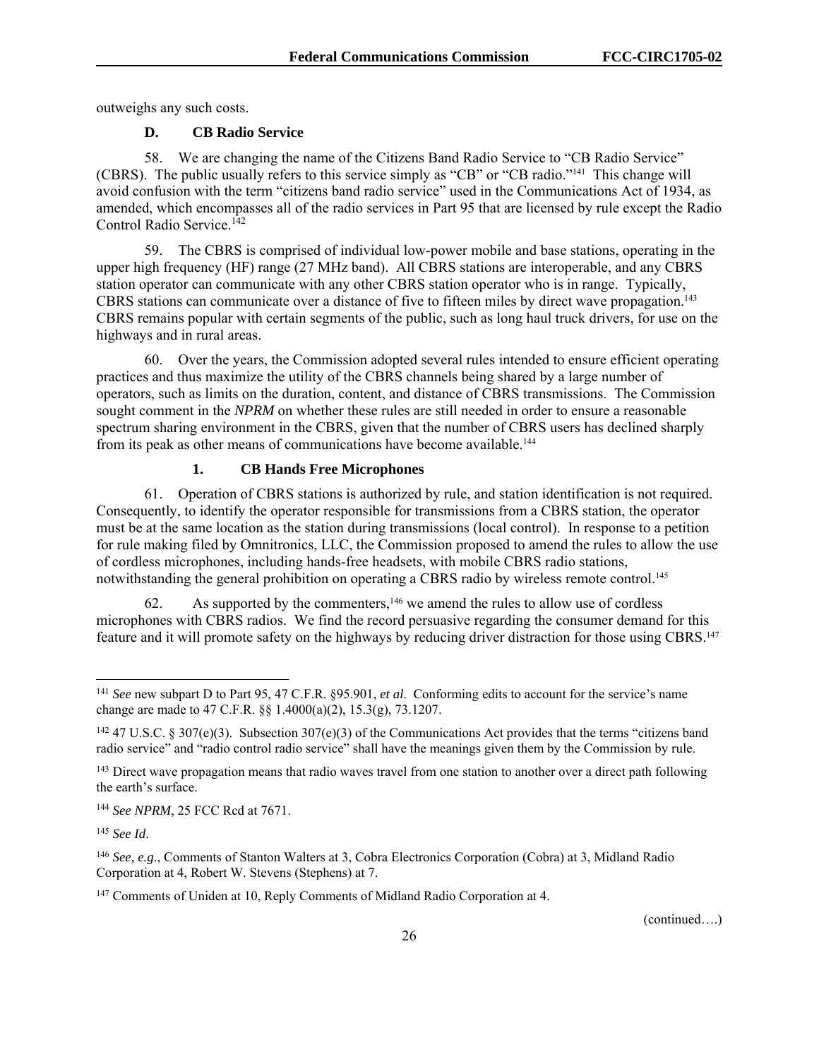outweighs any such costs.

### D. CB Radio Service

58. We are changing the name of the Citizens Band Radio Service to "CB Radio Service" (CBRS). The public usually refers to this service simply as "CB" or "CB radio."[141] This change will avoid confusion with the term "citizens band radio service" used in the Communications Act of 1934, as amended, which encompasses all of the radio services in Part 95 that are licensed by rule except the Radio Control Radio Service.[142]

59. The CBRS is comprised of individual low-power mobile and base stations, operating in the upper high frequency (HF) range (27 MHz band). All CBRS stations are interoperable, and any CBRS station operator can communicate with any other CBRS station operator who is in range. Typically, CBRS stations can communicate over a distance of five to fifteen miles by direct wave propagation.[143] CBRS remains popular with certain segments of the public, such as long haul truck drivers, for use on the highways and in rural areas.

60. Over the years, the Commission adopted several rules intended to ensure efficient operating practices and thus maximize the utility of the CBRS channels being shared by a large number of operators, such as limits on the duration, content, and distance of CBRS transmissions. The Commission sought comment in the *NPRM* on whether these rules are still needed in order to ensure a reasonable spectrum sharing environment in the CBRS, given that the number of CBRS users has declined sharply from its peak as other means of communications have become available.[144]

#### 1. CB Hands Free Microphones

61. Operation of CBRS stations is authorized by rule, and station identification is not required. Consequently, to identify the operator responsible for transmissions from a CBRS station, the operator must be at the same location as the station during transmissions (local control). In response to a petition for rule making filed by Omnitronics, LLC, the Commission proposed to amend the rules to allow the use of cordless microphones, including hands-free headsets, with mobile CBRS radio stations, notwithstanding the general prohibition on operating a CBRS radio by wireless remote control.[145]

62. As supported by the commenters,[146] we amend the rules to allow use of cordless microphones with CBRS radios. We find the record persuasive regarding the consumer demand for this feature and it will promote safety on the highways by reducing driver distraction for those using CBRS.[147]

---

[141] *See* new subpart D to Part 95, 47 C.F.R. §95.901, *et al.* Conforming edits to account for the service's name change are made to 47 C.F.R. §§ 1.4000(a)(2), 15.3(g), 73.1207.

[142] 47 U.S.C. § 307(e)(3). Subsection 307(e)(3) of the Communications Act provides that the terms "citizens band radio service" and "radio control radio service" shall have the meanings given them by the Commission by rule.

[143] Direct wave propagation means that radio waves travel from one station to another over a direct path following the earth's surface.

[144] *See NPRM*, 25 FCC Rcd at 7671.

[145] *See Id*.

[146] *See, e.g*., Comments of Stanton Walters at 3, Cobra Electronics Corporation (Cobra) at 3, Midland Radio Corporation at 4, Robert W. Stevens (Stephens) at 7.

[147] Comments of Uniden at 10, Reply Comments of Midland Radio Corporation at 4.

(continued….)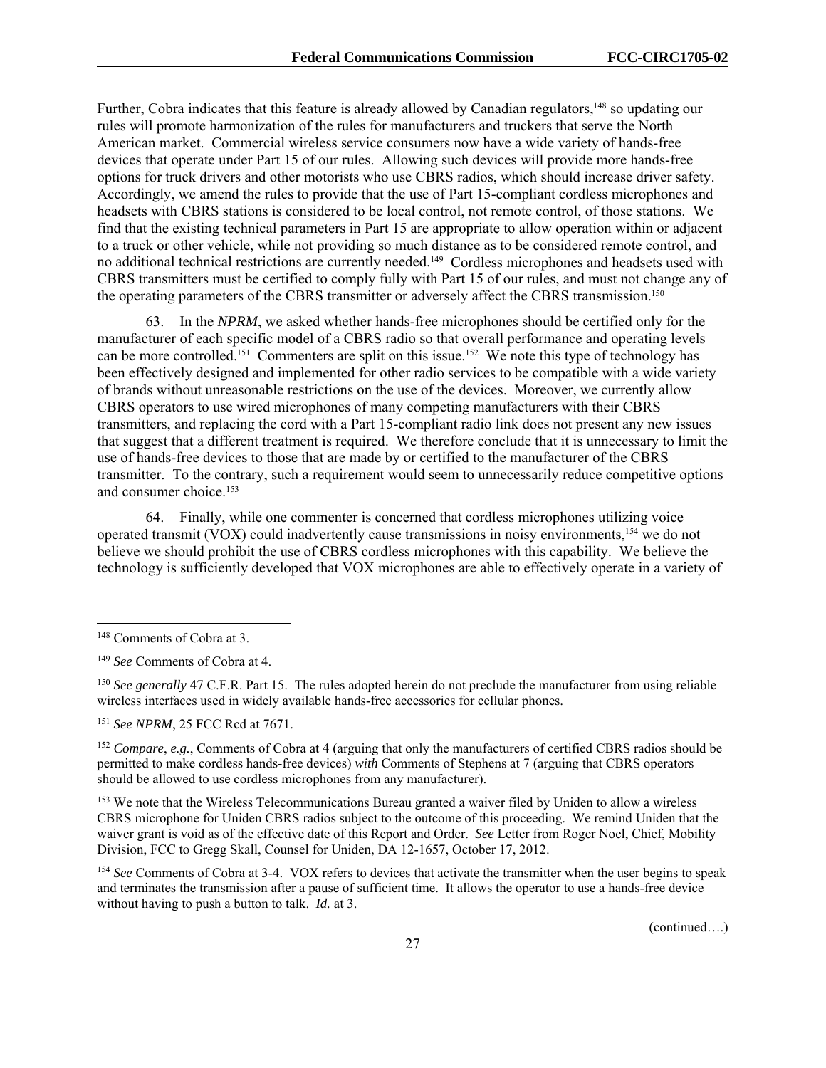Further, Cobra indicates that this feature is already allowed by Canadian regulators,[148] so updating our rules will promote harmonization of the rules for manufacturers and truckers that serve the North American market. Commercial wireless service consumers now have a wide variety of hands-free devices that operate under Part 15 of our rules. Allowing such devices will provide more hands-free options for truck drivers and other motorists who use CBRS radios, which should increase driver safety. Accordingly, we amend the rules to provide that the use of Part 15-compliant cordless microphones and headsets with CBRS stations is considered to be local control, not remote control, of those stations. We find that the existing technical parameters in Part 15 are appropriate to allow operation within or adjacent to a truck or other vehicle, while not providing so much distance as to be considered remote control, and no additional technical restrictions are currently needed.[149] Cordless microphones and headsets used with CBRS transmitters must be certified to comply fully with Part 15 of our rules, and must not change any of the operating parameters of the CBRS transmitter or adversely affect the CBRS transmission.[150]

63. In the *NPRM*, we asked whether hands-free microphones should be certified only for the manufacturer of each specific model of a CBRS radio so that overall performance and operating levels can be more controlled.[151] Commenters are split on this issue.[152] We note this type of technology has been effectively designed and implemented for other radio services to be compatible with a wide variety of brands without unreasonable restrictions on the use of the devices. Moreover, we currently allow CBRS operators to use wired microphones of many competing manufacturers with their CBRS transmitters, and replacing the cord with a Part 15-compliant radio link does not present any new issues that suggest that a different treatment is required. We therefore conclude that it is unnecessary to limit the use of hands-free devices to those that are made by or certified to the manufacturer of the CBRS transmitter. To the contrary, such a requirement would seem to unnecessarily reduce competitive options and consumer choice.[153]

64. Finally, while one commenter is concerned that cordless microphones utilizing voice operated transmit (VOX) could inadvertently cause transmissions in noisy environments,[154] we do not believe we should prohibit the use of CBRS cordless microphones with this capability. We believe the technology is sufficiently developed that VOX microphones are able to effectively operate in a variety of

---

[148] Comments of Cobra at 3.

[149] *See* Comments of Cobra at 4.

[150] *See generally* 47 C.F.R. Part 15. The rules adopted herein do not preclude the manufacturer from using reliable wireless interfaces used in widely available hands-free accessories for cellular phones.

[151] *See NPRM*, 25 FCC Rcd at 7671.

[152] *Compare*, *e.g.*, Comments of Cobra at 4 (arguing that only the manufacturers of certified CBRS radios should be permitted to make cordless hands-free devices) *with* Comments of Stephens at 7 (arguing that CBRS operators should be allowed to use cordless microphones from any manufacturer).

[153] We note that the Wireless Telecommunications Bureau granted a waiver filed by Uniden to allow a wireless CBRS microphone for Uniden CBRS radios subject to the outcome of this proceeding. We remind Uniden that the waiver grant is void as of the effective date of this Report and Order. *See* Letter from Roger Noel, Chief, Mobility Division, FCC to Gregg Skall, Counsel for Uniden, DA 12-1657, October 17, 2012.

[154] *See* Comments of Cobra at 3-4. VOX refers to devices that activate the transmitter when the user begins to speak and terminates the transmission after a pause of sufficient time. It allows the operator to use a hands-free device without having to push a button to talk. *Id.* at 3.

(continued….)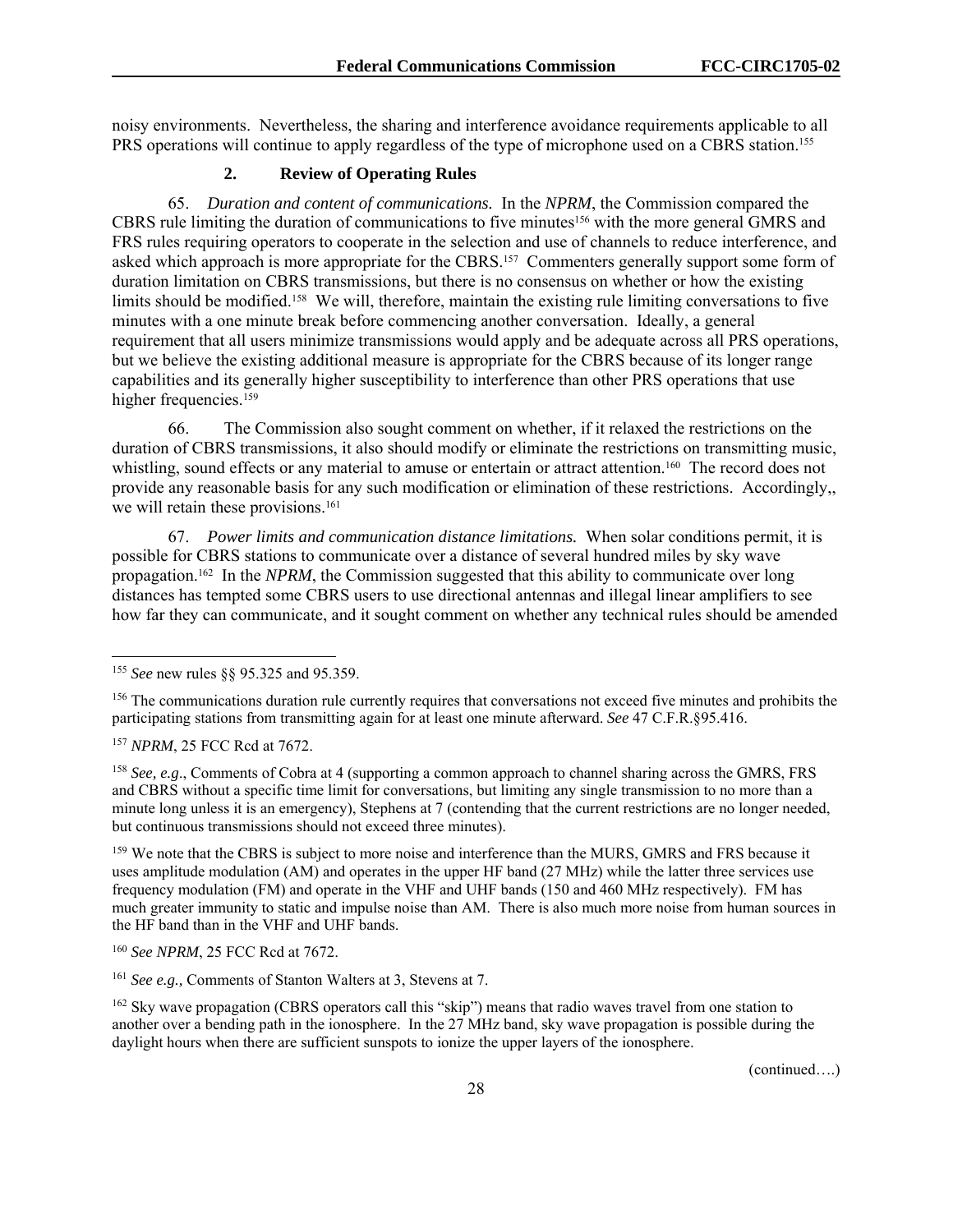noisy environments. Nevertheless, the sharing and interference avoidance requirements applicable to all PRS operations will continue to apply regardless of the type of microphone used on a CBRS station.[155]

### 2. Review of Operating Rules

65. *Duration and content of communications.* In the *NPRM*, the Commission compared the CBRS rule limiting the duration of communications to five minutes[156] with the more general GMRS and FRS rules requiring operators to cooperate in the selection and use of channels to reduce interference, and asked which approach is more appropriate for the CBRS.[157] Commenters generally support some form of duration limitation on CBRS transmissions, but there is no consensus on whether or how the existing limits should be modified.[158] We will, therefore, maintain the existing rule limiting conversations to five minutes with a one minute break before commencing another conversation. Ideally, a general requirement that all users minimize transmissions would apply and be adequate across all PRS operations, but we believe the existing additional measure is appropriate for the CBRS because of its longer range capabilities and its generally higher susceptibility to interference than other PRS operations that use higher frequencies.[159]

66. The Commission also sought comment on whether, if it relaxed the restrictions on the duration of CBRS transmissions, it also should modify or eliminate the restrictions on transmitting music, whistling, sound effects or any material to amuse or entertain or attract attention.[160] The record does not provide any reasonable basis for any such modification or elimination of these restrictions. Accordingly,, we will retain these provisions.[161]

67. *Power limits and communication distance limitations.* When solar conditions permit, it is possible for CBRS stations to communicate over a distance of several hundred miles by sky wave propagation.[162] In the *NPRM*, the Commission suggested that this ability to communicate over long distances has tempted some CBRS users to use directional antennas and illegal linear amplifiers to see how far they can communicate, and it sought comment on whether any technical rules should be amended

---

[155] *See* new rules §§ 95.325 and 95.359.

[156] The communications duration rule currently requires that conversations not exceed five minutes and prohibits the participating stations from transmitting again for at least one minute afterward. *See* 47 C.F.R.§95.416.

[157] *NPRM*, 25 FCC Rcd at 7672.

[158] *See, e.g*., Comments of Cobra at 4 (supporting a common approach to channel sharing across the GMRS, FRS and CBRS without a specific time limit for conversations, but limiting any single transmission to no more than a minute long unless it is an emergency), Stephens at 7 (contending that the current restrictions are no longer needed, but continuous transmissions should not exceed three minutes).

[159] We note that the CBRS is subject to more noise and interference than the MURS, GMRS and FRS because it uses amplitude modulation (AM) and operates in the upper HF band (27 MHz) while the latter three services use frequency modulation (FM) and operate in the VHF and UHF bands (150 and 460 MHz respectively). FM has much greater immunity to static and impulse noise than AM. There is also much more noise from human sources in the HF band than in the VHF and UHF bands.

[160] *See NPRM*, 25 FCC Rcd at 7672.

[161] *See e.g.,* Comments of Stanton Walters at 3, Stevens at 7.

[162] Sky wave propagation (CBRS operators call this "skip") means that radio waves travel from one station to another over a bending path in the ionosphere. In the 27 MHz band, sky wave propagation is possible during the daylight hours when there are sufficient sunspots to ionize the upper layers of the ionosphere.

(continued….)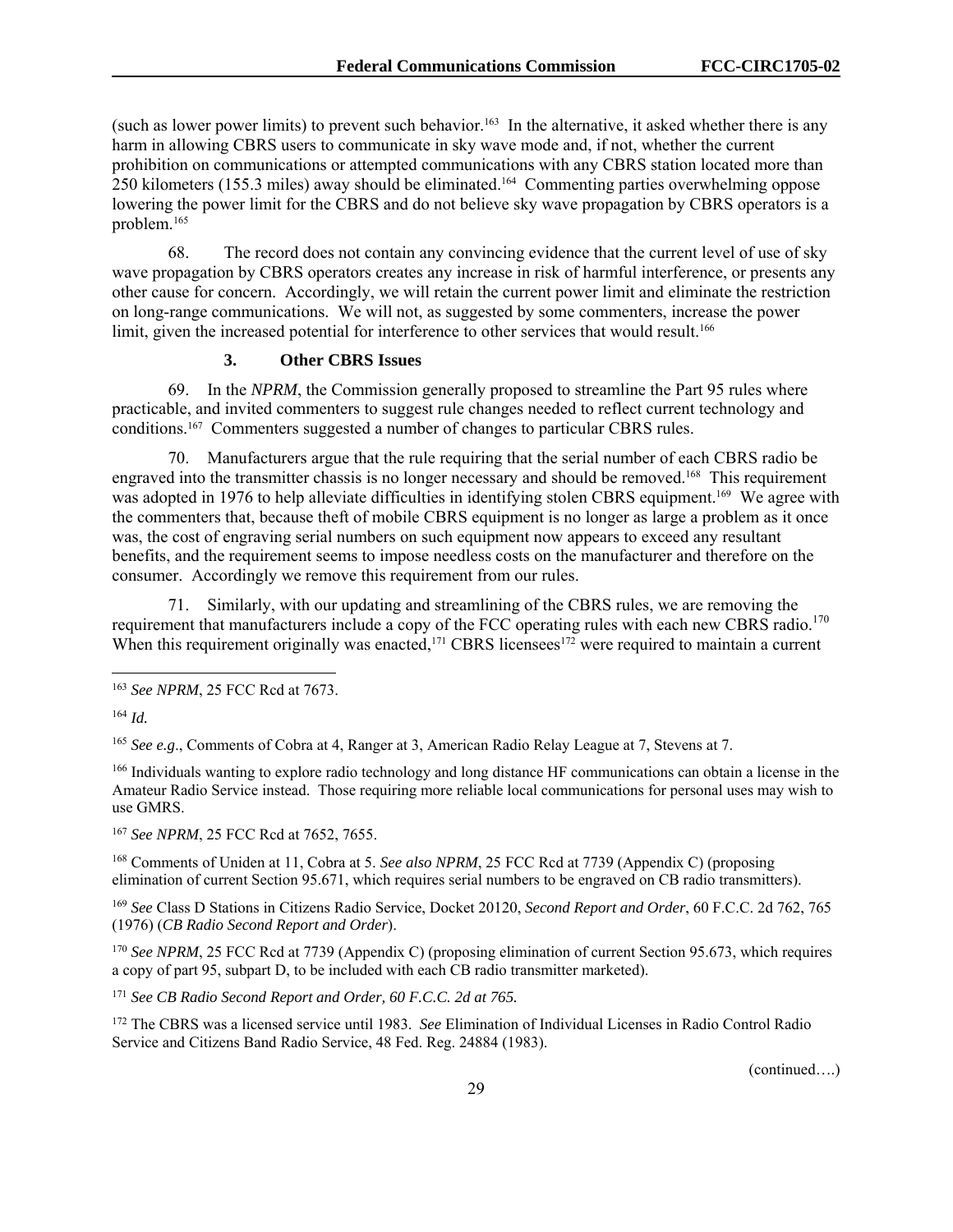(such as lower power limits) to prevent such behavior.[163] In the alternative, it asked whether there is any harm in allowing CBRS users to communicate in sky wave mode and, if not, whether the current prohibition on communications or attempted communications with any CBRS station located more than 250 kilometers (155.3 miles) away should be eliminated.[164] Commenting parties overwhelming oppose lowering the power limit for the CBRS and do not believe sky wave propagation by CBRS operators is a problem.[165]

68. The record does not contain any convincing evidence that the current level of use of sky wave propagation by CBRS operators creates any increase in risk of harmful interference, or presents any other cause for concern. Accordingly, we will retain the current power limit and eliminate the restriction on long-range communications. We will not, as suggested by some commenters, increase the power limit, given the increased potential for interference to other services that would result.[166]

### 3. Other CBRS Issues

69. In the *NPRM*, the Commission generally proposed to streamline the Part 95 rules where practicable, and invited commenters to suggest rule changes needed to reflect current technology and conditions.[167] Commenters suggested a number of changes to particular CBRS rules.

70. Manufacturers argue that the rule requiring that the serial number of each CBRS radio be engraved into the transmitter chassis is no longer necessary and should be removed.[168] This requirement was adopted in 1976 to help alleviate difficulties in identifying stolen CBRS equipment.[169] We agree with the commenters that, because theft of mobile CBRS equipment is no longer as large a problem as it once was, the cost of engraving serial numbers on such equipment now appears to exceed any resultant benefits, and the requirement seems to impose needless costs on the manufacturer and therefore on the consumer. Accordingly we remove this requirement from our rules.

71. Similarly, with our updating and streamlining of the CBRS rules, we are removing the requirement that manufacturers include a copy of the FCC operating rules with each new CBRS radio.[170] When this requirement originally was enacted,[171] CBRS licensees[172] were required to maintain a current

---

[163] *See NPRM*, 25 FCC Rcd at 7673.

[164] *Id.*

[165] *See e.g*., Comments of Cobra at 4, Ranger at 3, American Radio Relay League at 7, Stevens at 7.

[166] Individuals wanting to explore radio technology and long distance HF communications can obtain a license in the Amateur Radio Service instead. Those requiring more reliable local communications for personal uses may wish to use GMRS.

[167] *See NPRM*, 25 FCC Rcd at 7652, 7655.

[168] Comments of Uniden at 11, Cobra at 5. *See also NPRM*, 25 FCC Rcd at 7739 (Appendix C) (proposing elimination of current Section 95.671, which requires serial numbers to be engraved on CB radio transmitters).

[169] *See* Class D Stations in Citizens Radio Service, Docket 20120, *Second Report and Order*, 60 F.C.C. 2d 762, 765 (1976) (*CB Radio Second Report and Order*).

[170] *See NPRM*, 25 FCC Rcd at 7739 (Appendix C) (proposing elimination of current Section 95.673, which requires a copy of part 95, subpart D, to be included with each CB radio transmitter marketed).

[171] *See CB Radio Second Report and Order, 60 F.C.C. 2d at 765.*

[172] The CBRS was a licensed service until 1983. *See* Elimination of Individual Licenses in Radio Control Radio Service and Citizens Band Radio Service, 48 Fed. Reg. 24884 (1983).

(continued….)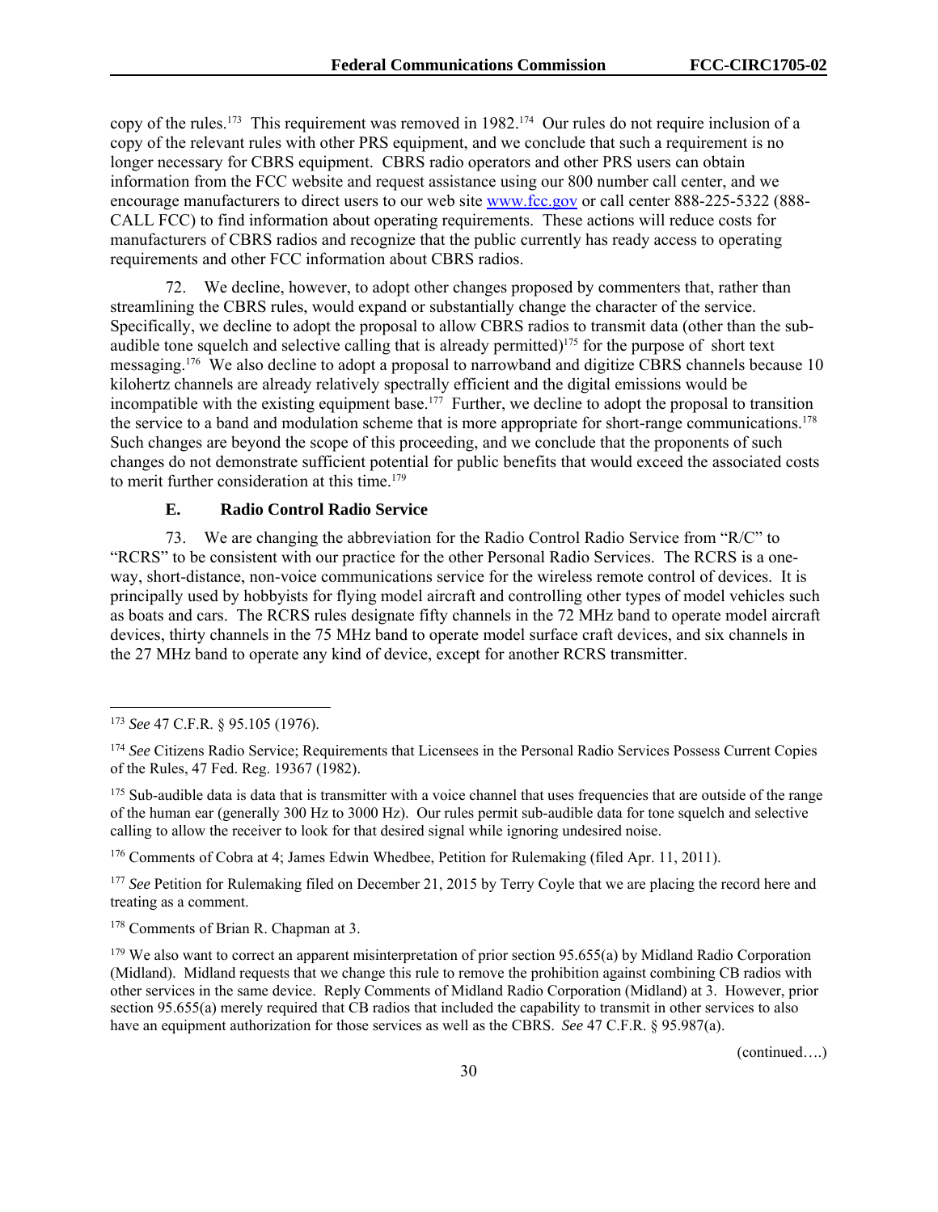copy of the rules.[173] This requirement was removed in 1982.[174] Our rules do not require inclusion of a copy of the relevant rules with other PRS equipment, and we conclude that such a requirement is no longer necessary for CBRS equipment. CBRS radio operators and other PRS users can obtain information from the FCC website and request assistance using our 800 number call center, and we encourage manufacturers to direct users to our web site www.fcc.gov or call center 888-225-5322 (888-CALL FCC) to find information about operating requirements. These actions will reduce costs for manufacturers of CBRS radios and recognize that the public currently has ready access to operating requirements and other FCC information about CBRS radios.

72. We decline, however, to adopt other changes proposed by commenters that, rather than streamlining the CBRS rules, would expand or substantially change the character of the service. Specifically, we decline to adopt the proposal to allow CBRS radios to transmit data (other than the sub-audible tone squelch and selective calling that is already permitted)[175] for the purpose of short text messaging.[176] We also decline to adopt a proposal to narrowband and digitize CBRS channels because 10 kilohertz channels are already relatively spectrally efficient and the digital emissions would be incompatible with the existing equipment base.[177] Further, we decline to adopt the proposal to transition the service to a band and modulation scheme that is more appropriate for short-range communications.[178] Such changes are beyond the scope of this proceeding, and we conclude that the proponents of such changes do not demonstrate sufficient potential for public benefits that would exceed the associated costs to merit further consideration at this time.[179]

### E. Radio Control Radio Service

73. We are changing the abbreviation for the Radio Control Radio Service from "R/C" to "RCRS" to be consistent with our practice for the other Personal Radio Services. The RCRS is a one-way, short-distance, non-voice communications service for the wireless remote control of devices. It is principally used by hobbyists for flying model aircraft and controlling other types of model vehicles such as boats and cars. The RCRS rules designate fifty channels in the 72 MHz band to operate model aircraft devices, thirty channels in the 75 MHz band to operate model surface craft devices, and six channels in the 27 MHz band to operate any kind of device, except for another RCRS transmitter.

---

[173] *See* 47 C.F.R. § 95.105 (1976).

[174] *See* Citizens Radio Service; Requirements that Licensees in the Personal Radio Services Possess Current Copies of the Rules, 47 Fed. Reg. 19367 (1982).

[175] Sub-audible data is data that is transmitter with a voice channel that uses frequencies that are outside of the range of the human ear (generally 300 Hz to 3000 Hz). Our rules permit sub-audible data for tone squelch and selective calling to allow the receiver to look for that desired signal while ignoring undesired noise.

[176] Comments of Cobra at 4; James Edwin Whedbee, Petition for Rulemaking (filed Apr. 11, 2011).

[177] *See* Petition for Rulemaking filed on December 21, 2015 by Terry Coyle that we are placing the record here and treating as a comment.

[178] Comments of Brian R. Chapman at 3.

[179] We also want to correct an apparent misinterpretation of prior section 95.655(a) by Midland Radio Corporation (Midland). Midland requests that we change this rule to remove the prohibition against combining CB radios with other services in the same device. Reply Comments of Midland Radio Corporation (Midland) at 3. However, prior section 95.655(a) merely required that CB radios that included the capability to transmit in other services to also have an equipment authorization for those services as well as the CBRS. *See* 47 C.F.R. § 95.987(a).

(continued….)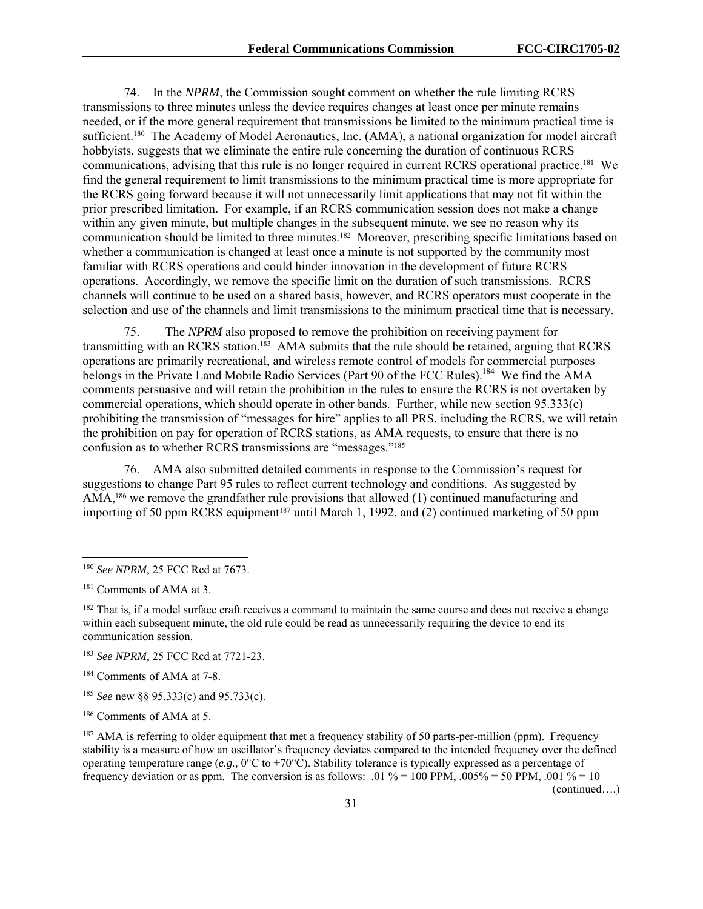74. In the *NPRM,* the Commission sought comment on whether the rule limiting RCRS transmissions to three minutes unless the device requires changes at least once per minute remains needed, or if the more general requirement that transmissions be limited to the minimum practical time is sufficient.[180] The Academy of Model Aeronautics, Inc. (AMA), a national organization for model aircraft hobbyists, suggests that we eliminate the entire rule concerning the duration of continuous RCRS communications, advising that this rule is no longer required in current RCRS operational practice.[181] We find the general requirement to limit transmissions to the minimum practical time is more appropriate for the RCRS going forward because it will not unnecessarily limit applications that may not fit within the prior prescribed limitation. For example, if an RCRS communication session does not make a change within any given minute, but multiple changes in the subsequent minute, we see no reason why its communication should be limited to three minutes.[182] Moreover, prescribing specific limitations based on whether a communication is changed at least once a minute is not supported by the community most familiar with RCRS operations and could hinder innovation in the development of future RCRS operations. Accordingly, we remove the specific limit on the duration of such transmissions. RCRS channels will continue to be used on a shared basis, however, and RCRS operators must cooperate in the selection and use of the channels and limit transmissions to the minimum practical time that is necessary.

75. The *NPRM* also proposed to remove the prohibition on receiving payment for transmitting with an RCRS station.[183] AMA submits that the rule should be retained, arguing that RCRS operations are primarily recreational, and wireless remote control of models for commercial purposes belongs in the Private Land Mobile Radio Services (Part 90 of the FCC Rules).[184] We find the AMA comments persuasive and will retain the prohibition in the rules to ensure the RCRS is not overtaken by commercial operations, which should operate in other bands. Further, while new section 95.333(c) prohibiting the transmission of "messages for hire" applies to all PRS, including the RCRS, we will retain the prohibition on pay for operation of RCRS stations, as AMA requests, to ensure that there is no confusion as to whether RCRS transmissions are "messages."[185]

76. AMA also submitted detailed comments in response to the Commission's request for suggestions to change Part 95 rules to reflect current technology and conditions. As suggested by AMA,[186] we remove the grandfather rule provisions that allowed (1) continued manufacturing and importing of 50 ppm RCRS equipment[187] until March 1, 1992, and (2) continued marketing of 50 ppm

---

[180] *See NPRM*, 25 FCC Rcd at 7673.

[181] Comments of AMA at 3.

[182] That is, if a model surface craft receives a command to maintain the same course and does not receive a change within each subsequent minute, the old rule could be read as unnecessarily requiring the device to end its communication session.

[183] *See NPRM*, 25 FCC Rcd at 7721-23.

[184] Comments of AMA at 7-8.

[185] *See* new §§ 95.333(c) and 95.733(c).

[186] Comments of AMA at 5.

[187] AMA is referring to older equipment that met a frequency stability of 50 parts-per-million (ppm). Frequency stability is a measure of how an oscillator's frequency deviates compared to the intended frequency over the defined operating temperature range (*e.g.,* 0°C to +70°C). Stability tolerance is typically expressed as a percentage of frequency deviation or as ppm. The conversion is as follows: .01 % = 100 PPM, .005% = 50 PPM, .001 % = 10

(continued….)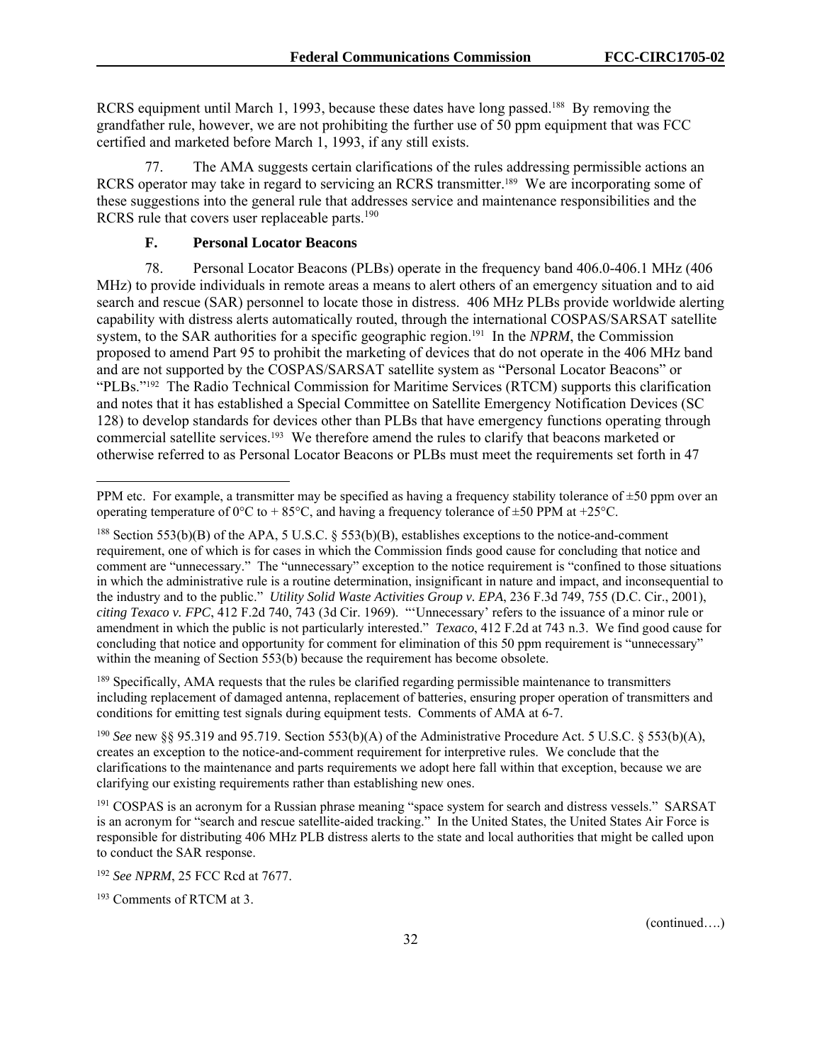RCRS equipment until March 1, 1993, because these dates have long passed.[188] By removing the grandfather rule, however, we are not prohibiting the further use of 50 ppm equipment that was FCC certified and marketed before March 1, 1993, if any still exists.

77. The AMA suggests certain clarifications of the rules addressing permissible actions an RCRS operator may take in regard to servicing an RCRS transmitter.[189] We are incorporating some of these suggestions into the general rule that addresses service and maintenance responsibilities and the RCRS rule that covers user replaceable parts.[190]

### F. Personal Locator Beacons

78. Personal Locator Beacons (PLBs) operate in the frequency band 406.0-406.1 MHz (406 MHz) to provide individuals in remote areas a means to alert others of an emergency situation and to aid search and rescue (SAR) personnel to locate those in distress. 406 MHz PLBs provide worldwide alerting capability with distress alerts automatically routed, through the international COSPAS/SARSAT satellite system, to the SAR authorities for a specific geographic region.[191] In the *NPRM*, the Commission proposed to amend Part 95 to prohibit the marketing of devices that do not operate in the 406 MHz band and are not supported by the COSPAS/SARSAT satellite system as "Personal Locator Beacons" or "PLBs."[192] The Radio Technical Commission for Maritime Services (RTCM) supports this clarification and notes that it has established a Special Committee on Satellite Emergency Notification Devices (SC 128) to develop standards for devices other than PLBs that have emergency functions operating through commercial satellite services.[193] We therefore amend the rules to clarify that beacons marketed or otherwise referred to as Personal Locator Beacons or PLBs must meet the requirements set forth in 47

---

PPM etc. For example, a transmitter may be specified as having a frequency stability tolerance of ±50 ppm over an operating temperature of 0°C to + 85°C, and having a frequency tolerance of ±50 PPM at +25°C.

[188] Section 553(b)(B) of the APA, 5 U.S.C. § 553(b)(B), establishes exceptions to the notice-and-comment requirement, one of which is for cases in which the Commission finds good cause for concluding that notice and comment are "unnecessary." The "unnecessary" exception to the notice requirement is "confined to those situations in which the administrative rule is a routine determination, insignificant in nature and impact, and inconsequential to the industry and to the public." *Utility Solid Waste Activities Group v. EPA*, 236 F.3d 749, 755 (D.C. Cir., 2001), *citing Texaco v. FPC*, 412 F.2d 740, 743 (3d Cir. 1969). "'Unnecessary' refers to the issuance of a minor rule or amendment in which the public is not particularly interested." *Texaco*, 412 F.2d at 743 n.3. We find good cause for concluding that notice and opportunity for comment for elimination of this 50 ppm requirement is "unnecessary" within the meaning of Section 553(b) because the requirement has become obsolete.

[189] Specifically, AMA requests that the rules be clarified regarding permissible maintenance to transmitters including replacement of damaged antenna, replacement of batteries, ensuring proper operation of transmitters and conditions for emitting test signals during equipment tests. Comments of AMA at 6-7.

[190] *See* new §§ 95.319 and 95.719. Section 553(b)(A) of the Administrative Procedure Act. 5 U.S.C. § 553(b)(A), creates an exception to the notice-and-comment requirement for interpretive rules. We conclude that the clarifications to the maintenance and parts requirements we adopt here fall within that exception, because we are clarifying our existing requirements rather than establishing new ones.

[191] COSPAS is an acronym for a Russian phrase meaning "space system for search and distress vessels." SARSAT is an acronym for "search and rescue satellite-aided tracking." In the United States, the United States Air Force is responsible for distributing 406 MHz PLB distress alerts to the state and local authorities that might be called upon to conduct the SAR response.

[192] *See NPRM*, 25 FCC Rcd at 7677.

[193] Comments of RTCM at 3.

(continued….)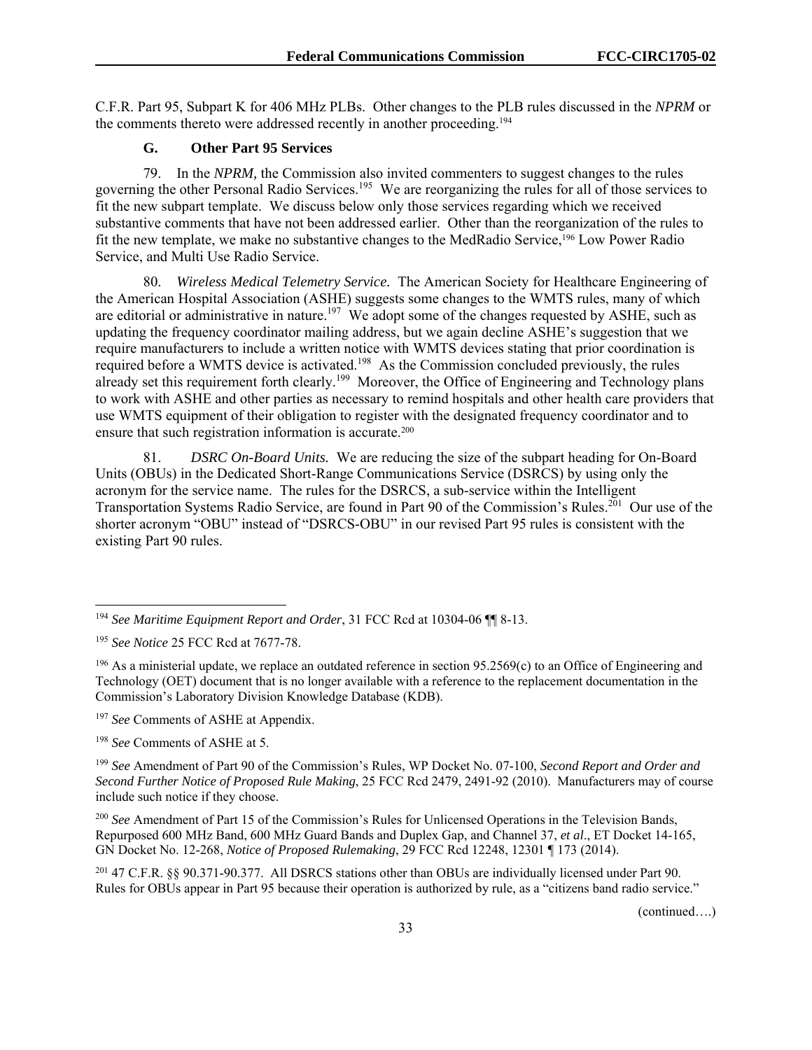C.F.R. Part 95, Subpart K for 406 MHz PLBs. Other changes to the PLB rules discussed in the *NPRM* or the comments thereto were addressed recently in another proceeding.[194]

### G. Other Part 95 Services

79. In the *NPRM,* the Commission also invited commenters to suggest changes to the rules governing the other Personal Radio Services.[195] We are reorganizing the rules for all of those services to fit the new subpart template. We discuss below only those services regarding which we received substantive comments that have not been addressed earlier. Other than the reorganization of the rules to fit the new template, we make no substantive changes to the MedRadio Service,[196] Low Power Radio Service, and Multi Use Radio Service.

80. *Wireless Medical Telemetry Service.* The American Society for Healthcare Engineering of the American Hospital Association (ASHE) suggests some changes to the WMTS rules, many of which are editorial or administrative in nature.[197] We adopt some of the changes requested by ASHE, such as updating the frequency coordinator mailing address, but we again decline ASHE's suggestion that we require manufacturers to include a written notice with WMTS devices stating that prior coordination is required before a WMTS device is activated.[198] As the Commission concluded previously, the rules already set this requirement forth clearly.[199] Moreover, the Office of Engineering and Technology plans to work with ASHE and other parties as necessary to remind hospitals and other health care providers that use WMTS equipment of their obligation to register with the designated frequency coordinator and to ensure that such registration information is accurate.[200]

81. *DSRC On-Board Units.* We are reducing the size of the subpart heading for On-Board Units (OBUs) in the Dedicated Short-Range Communications Service (DSRCS) by using only the acronym for the service name. The rules for the DSRCS, a sub-service within the Intelligent Transportation Systems Radio Service, are found in Part 90 of the Commission's Rules.[201] Our use of the shorter acronym "OBU" instead of "DSRCS-OBU" in our revised Part 95 rules is consistent with the existing Part 90 rules.

---

[194] *See Maritime Equipment Report and Order*, 31 FCC Rcd at 10304-06 ¶¶ 8-13.

[195] *See Notice* 25 FCC Rcd at 7677-78.

[196] As a ministerial update, we replace an outdated reference in section 95.2569(c) to an Office of Engineering and Technology (OET) document that is no longer available with a reference to the replacement documentation in the Commission's Laboratory Division Knowledge Database (KDB).

[197] *See* Comments of ASHE at Appendix.

[198] *See* Comments of ASHE at 5.

[199] *See* Amendment of Part 90 of the Commission's Rules, WP Docket No. 07-100, *Second Report and Order and Second Further Notice of Proposed Rule Making*, 25 FCC Rcd 2479, 2491-92 (2010). Manufacturers may of course include such notice if they choose.

[200] *See* Amendment of Part 15 of the Commission's Rules for Unlicensed Operations in the Television Bands, Repurposed 600 MHz Band, 600 MHz Guard Bands and Duplex Gap, and Channel 37, *et al*., ET Docket 14-165, GN Docket No. 12-268, *Notice of Proposed Rulemaking*, 29 FCC Rcd 12248, 12301 ¶ 173 (2014).

[201] 47 C.F.R. §§ 90.371-90.377. All DSRCS stations other than OBUs are individually licensed under Part 90. Rules for OBUs appear in Part 95 because their operation is authorized by rule, as a "citizens band radio service."

(continued….)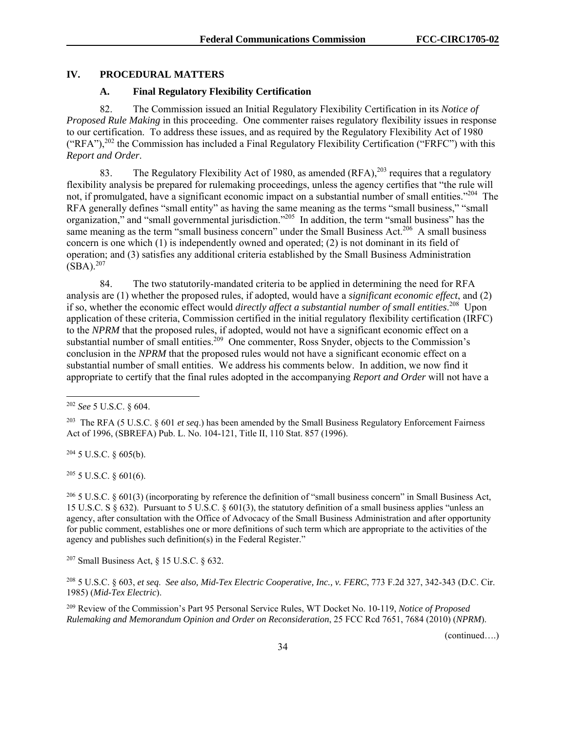## IV. PROCEDURAL MATTERS

### A. Final Regulatory Flexibility Certification

82. The Commission issued an Initial Regulatory Flexibility Certification in its *Notice of Proposed Rule Making* in this proceeding. One commenter raises regulatory flexibility issues in response to our certification. To address these issues, and as required by the Regulatory Flexibility Act of 1980 ("RFA"),[202] the Commission has included a Final Regulatory Flexibility Certification ("FRFC") with this *Report and Order*.

83. The Regulatory Flexibility Act of 1980, as amended (RFA),[203] requires that a regulatory flexibility analysis be prepared for rulemaking proceedings, unless the agency certifies that "the rule will not, if promulgated, have a significant economic impact on a substantial number of small entities."[204] The RFA generally defines "small entity" as having the same meaning as the terms "small business," "small organization," and "small governmental jurisdiction."[205] In addition, the term "small business" has the same meaning as the term "small business concern" under the Small Business Act.[206] A small business concern is one which (1) is independently owned and operated; (2) is not dominant in its field of operation; and (3) satisfies any additional criteria established by the Small Business Administration (SBA).[207]

84. The two statutorily-mandated criteria to be applied in determining the need for RFA analysis are (1) whether the proposed rules, if adopted, would have a *significant economic effect*, and (2) if so, whether the economic effect would *directly affect a substantial number of small entities*.[208] Upon application of these criteria, Commission certified in the initial regulatory flexibility certification (IRFC) to the *NPRM* that the proposed rules, if adopted, would not have a significant economic effect on a substantial number of small entities.[209] One commenter, Ross Snyder, objects to the Commission's conclusion in the *NPRM* that the proposed rules would not have a significant economic effect on a substantial number of small entities. We address his comments below. In addition, we now find it appropriate to certify that the final rules adopted in the accompanying *Report and Order* will not have a

---

[202] *See* 5 U.S.C. § 604.

[203] The RFA (5 U.S.C. § 601 *et seq*.) has been amended by the Small Business Regulatory Enforcement Fairness Act of 1996, (SBREFA) Pub. L. No. 104-121, Title II, 110 Stat. 857 (1996).

[204] 5 U.S.C. § 605(b).

[205] 5 U.S.C. § 601(6).

[206] 5 U.S.C. § 601(3) (incorporating by reference the definition of "small business concern" in Small Business Act, 15 U.S.C. S § 632). Pursuant to 5 U.S.C. § 601(3), the statutory definition of a small business applies "unless an agency, after consultation with the Office of Advocacy of the Small Business Administration and after opportunity for public comment, establishes one or more definitions of such term which are appropriate to the activities of the agency and publishes such definition(s) in the Federal Register."

[207] Small Business Act, § 15 U.S.C. § 632.

[208] 5 U.S.C. § 603, *et seq*. *See also, Mid-Tex Electric Cooperative, Inc., v. FERC*, 773 F.2d 327, 342-343 (D.C. Cir. 1985) (*Mid-Tex Electric*).

[209] Review of the Commission's Part 95 Personal Service Rules, WT Docket No. 10-119, *Notice of Proposed Rulemaking and Memorandum Opinion and Order on Reconsideration*, 25 FCC Rcd 7651, 7684 (2010) (*NPRM*).

(continued….)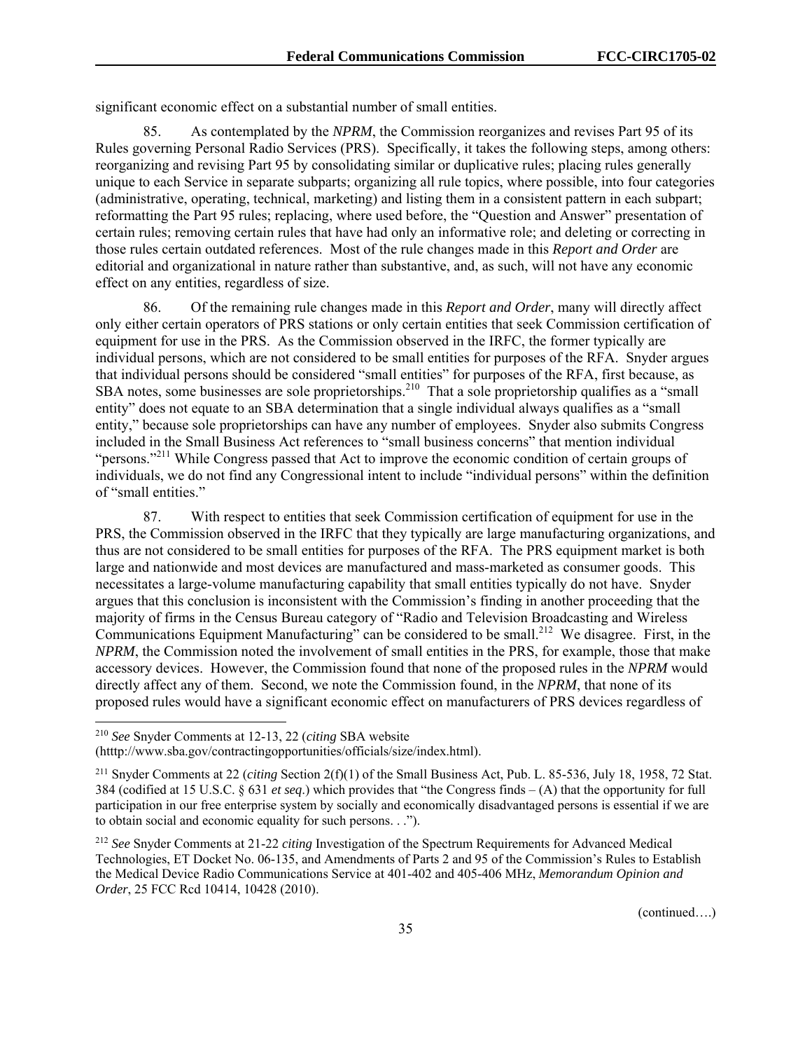significant economic effect on a substantial number of small entities.

85. As contemplated by the *NPRM*, the Commission reorganizes and revises Part 95 of its Rules governing Personal Radio Services (PRS). Specifically, it takes the following steps, among others: reorganizing and revising Part 95 by consolidating similar or duplicative rules; placing rules generally unique to each Service in separate subparts; organizing all rule topics, where possible, into four categories (administrative, operating, technical, marketing) and listing them in a consistent pattern in each subpart; reformatting the Part 95 rules; replacing, where used before, the "Question and Answer" presentation of certain rules; removing certain rules that have had only an informative role; and deleting or correcting in those rules certain outdated references. Most of the rule changes made in this *Report and Order* are editorial and organizational in nature rather than substantive, and, as such, will not have any economic effect on any entities, regardless of size.

86. Of the remaining rule changes made in this *Report and Order*, many will directly affect only either certain operators of PRS stations or only certain entities that seek Commission certification of equipment for use in the PRS. As the Commission observed in the IRFC, the former typically are individual persons, which are not considered to be small entities for purposes of the RFA. Snyder argues that individual persons should be considered "small entities" for purposes of the RFA, first because, as SBA notes, some businesses are sole proprietorships.[210] That a sole proprietorship qualifies as a "small entity" does not equate to an SBA determination that a single individual always qualifies as a "small entity," because sole proprietorships can have any number of employees. Snyder also submits Congress included in the Small Business Act references to "small business concerns" that mention individual "persons."[211] While Congress passed that Act to improve the economic condition of certain groups of individuals, we do not find any Congressional intent to include "individual persons" within the definition of "small entities."

87. With respect to entities that seek Commission certification of equipment for use in the PRS, the Commission observed in the IRFC that they typically are large manufacturing organizations, and thus are not considered to be small entities for purposes of the RFA. The PRS equipment market is both large and nationwide and most devices are manufactured and mass-marketed as consumer goods. This necessitates a large-volume manufacturing capability that small entities typically do not have. Snyder argues that this conclusion is inconsistent with the Commission's finding in another proceeding that the majority of firms in the Census Bureau category of "Radio and Television Broadcasting and Wireless Communications Equipment Manufacturing" can be considered to be small.[212] We disagree. First, in the *NPRM*, the Commission noted the involvement of small entities in the PRS, for example, those that make accessory devices. However, the Commission found that none of the proposed rules in the *NPRM* would directly affect any of them. Second, we note the Commission found, in the *NPRM*, that none of its proposed rules would have a significant economic effect on manufacturers of PRS devices regardless of

---

[210] *See* Snyder Comments at 12-13, 22 (*citing* SBA website (htttp://www.sba.gov/contractingopportunities/officials/size/index.html).

[211] Snyder Comments at 22 (*citing* Section 2(f)(1) of the Small Business Act, Pub. L. 85-536, July 18, 1958, 72 Stat. 384 (codified at 15 U.S.C. § 631 *et seq*.) which provides that "the Congress finds – (A) that the opportunity for full participation in our free enterprise system by socially and economically disadvantaged persons is essential if we are to obtain social and economic equality for such persons. . .").

[212] *See* Snyder Comments at 21-22 *citing* Investigation of the Spectrum Requirements for Advanced Medical Technologies, ET Docket No. 06-135, and Amendments of Parts 2 and 95 of the Commission's Rules to Establish the Medical Device Radio Communications Service at 401-402 and 405-406 MHz, *Memorandum Opinion and Order*, 25 FCC Rcd 10414, 10428 (2010).

(continued….)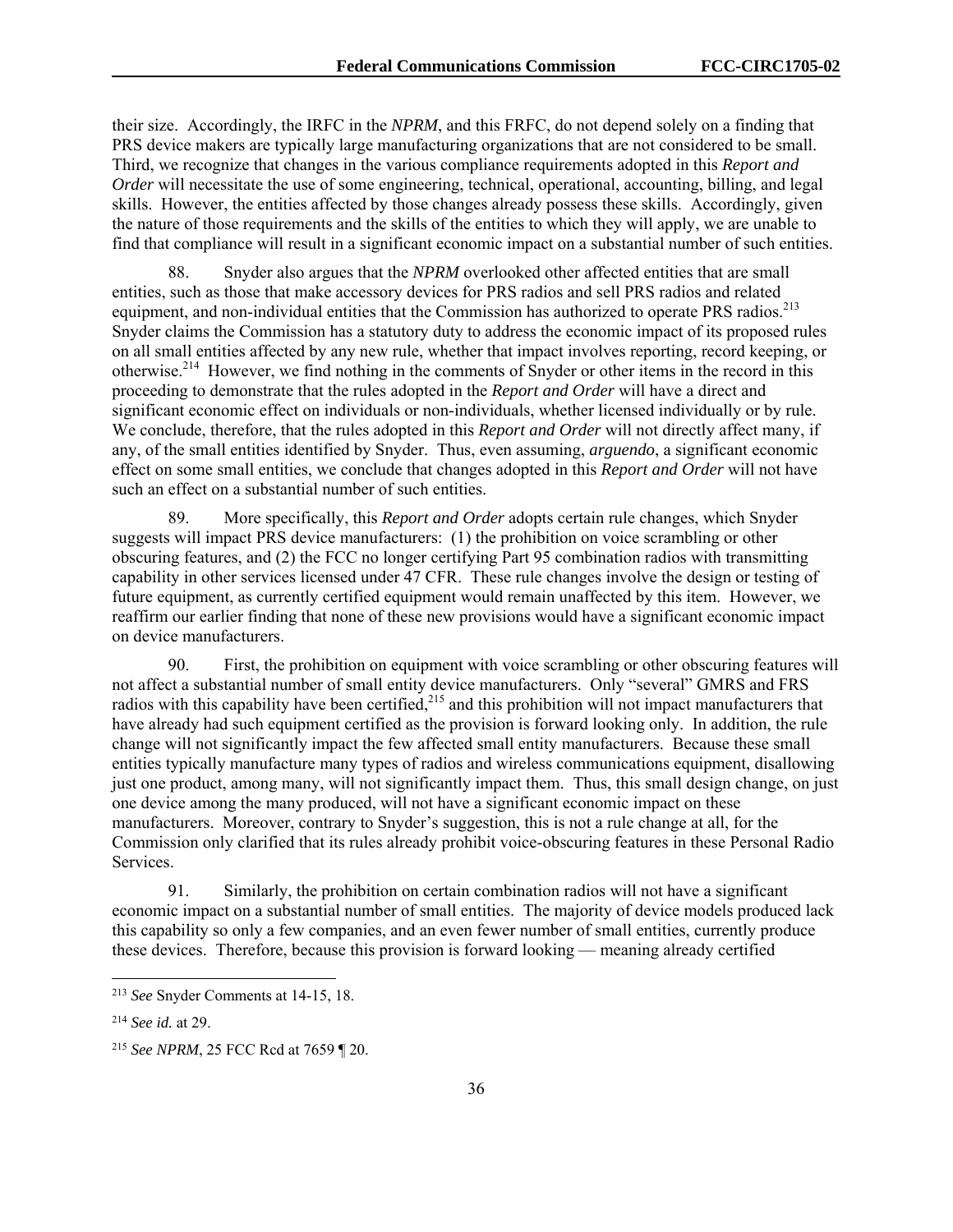their size. Accordingly, the IRFC in the *NPRM*, and this FRFC, do not depend solely on a finding that PRS device makers are typically large manufacturing organizations that are not considered to be small. Third, we recognize that changes in the various compliance requirements adopted in this *Report and Order* will necessitate the use of some engineering, technical, operational, accounting, billing, and legal skills. However, the entities affected by those changes already possess these skills. Accordingly, given the nature of those requirements and the skills of the entities to which they will apply, we are unable to find that compliance will result in a significant economic impact on a substantial number of such entities.

88. Snyder also argues that the *NPRM* overlooked other affected entities that are small entities, such as those that make accessory devices for PRS radios and sell PRS radios and related equipment, and non-individual entities that the Commission has authorized to operate PRS radios.[213] Snyder claims the Commission has a statutory duty to address the economic impact of its proposed rules on all small entities affected by any new rule, whether that impact involves reporting, record keeping, or otherwise.[214] However, we find nothing in the comments of Snyder or other items in the record in this proceeding to demonstrate that the rules adopted in the *Report and Order* will have a direct and significant economic effect on individuals or non-individuals, whether licensed individually or by rule. We conclude, therefore, that the rules adopted in this *Report and Order* will not directly affect many, if any, of the small entities identified by Snyder. Thus, even assuming, *arguendo*, a significant economic effect on some small entities, we conclude that changes adopted in this *Report and Order* will not have such an effect on a substantial number of such entities.

89. More specifically, this *Report and Order* adopts certain rule changes, which Snyder suggests will impact PRS device manufacturers: (1) the prohibition on voice scrambling or other obscuring features, and (2) the FCC no longer certifying Part 95 combination radios with transmitting capability in other services licensed under 47 CFR. These rule changes involve the design or testing of future equipment, as currently certified equipment would remain unaffected by this item. However, we reaffirm our earlier finding that none of these new provisions would have a significant economic impact on device manufacturers.

90. First, the prohibition on equipment with voice scrambling or other obscuring features will not affect a substantial number of small entity device manufacturers. Only "several" GMRS and FRS radios with this capability have been certified,[215] and this prohibition will not impact manufacturers that have already had such equipment certified as the provision is forward looking only. In addition, the rule change will not significantly impact the few affected small entity manufacturers. Because these small entities typically manufacture many types of radios and wireless communications equipment, disallowing just one product, among many, will not significantly impact them. Thus, this small design change, on just one device among the many produced, will not have a significant economic impact on these manufacturers. Moreover, contrary to Snyder's suggestion, this is not a rule change at all, for the Commission only clarified that its rules already prohibit voice-obscuring features in these Personal Radio Services.

91. Similarly, the prohibition on certain combination radios will not have a significant economic impact on a substantial number of small entities. The majority of device models produced lack this capability so only a few companies, and an even fewer number of small entities, currently produce these devices. Therefore, because this provision is forward looking — meaning already certified

[213] *See* Snyder Comments at 14-15, 18.

[214] *See id.* at 29.

[215] *See NPRM*, 25 FCC Rcd at 7659 ¶ 20.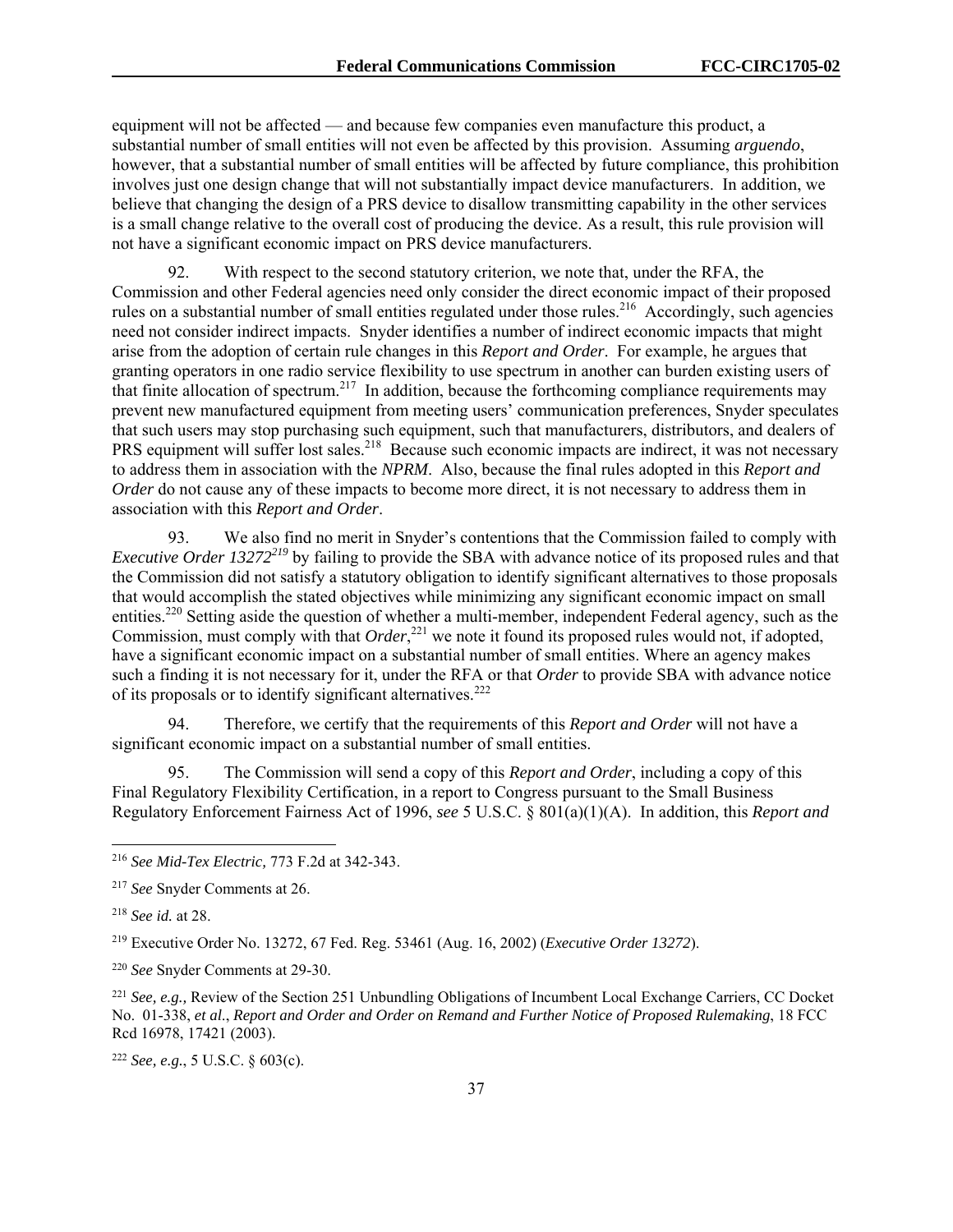equipment will not be affected — and because few companies even manufacture this product, a substantial number of small entities will not even be affected by this provision. Assuming *arguendo*, however, that a substantial number of small entities will be affected by future compliance, this prohibition involves just one design change that will not substantially impact device manufacturers. In addition, we believe that changing the design of a PRS device to disallow transmitting capability in the other services is a small change relative to the overall cost of producing the device. As a result, this rule provision will not have a significant economic impact on PRS device manufacturers.

92. With respect to the second statutory criterion, we note that, under the RFA, the Commission and other Federal agencies need only consider the direct economic impact of their proposed rules on a substantial number of small entities regulated under those rules.[216] Accordingly, such agencies need not consider indirect impacts. Snyder identifies a number of indirect economic impacts that might arise from the adoption of certain rule changes in this *Report and Order*. For example, he argues that granting operators in one radio service flexibility to use spectrum in another can burden existing users of that finite allocation of spectrum.[217] In addition, because the forthcoming compliance requirements may prevent new manufactured equipment from meeting users' communication preferences, Snyder speculates that such users may stop purchasing such equipment, such that manufacturers, distributors, and dealers of PRS equipment will suffer lost sales.[218] Because such economic impacts are indirect, it was not necessary to address them in association with the *NPRM*. Also, because the final rules adopted in this *Report and Order* do not cause any of these impacts to become more direct, it is not necessary to address them in association with this *Report and Order*.

93. We also find no merit in Snyder's contentions that the Commission failed to comply with *Executive Order 13272*[219] by failing to provide the SBA with advance notice of its proposed rules and that the Commission did not satisfy a statutory obligation to identify significant alternatives to those proposals that would accomplish the stated objectives while minimizing any significant economic impact on small entities.[220] Setting aside the question of whether a multi-member, independent Federal agency, such as the Commission, must comply with that *Order*,[221] we note it found its proposed rules would not, if adopted, have a significant economic impact on a substantial number of small entities. Where an agency makes such a finding it is not necessary for it, under the RFA or that *Order* to provide SBA with advance notice of its proposals or to identify significant alternatives.[222]

94. Therefore, we certify that the requirements of this *Report and Order* will not have a significant economic impact on a substantial number of small entities.

95. The Commission will send a copy of this *Report and Order*, including a copy of this Final Regulatory Flexibility Certification, in a report to Congress pursuant to the Small Business Regulatory Enforcement Fairness Act of 1996, *see* 5 U.S.C. § 801(a)(1)(A). In addition, this *Report and*

---

[216] *See Mid-Tex Electric,* 773 F.2d at 342-343.

[217] *See* Snyder Comments at 26.

[218] *See id.* at 28.

[219] Executive Order No. 13272, 67 Fed. Reg. 53461 (Aug. 16, 2002) (*Executive Order 13272*).

[220] *See* Snyder Comments at 29-30.

[221] *See, e.g.,* Review of the Section 251 Unbundling Obligations of Incumbent Local Exchange Carriers, CC Docket No. 01-338, *et al.*, *Report and Order and Order on Remand and Further Notice of Proposed Rulemaking*, 18 FCC Rcd 16978, 17421 (2003).

[222] *See, e.g.*, 5 U.S.C. § 603(c).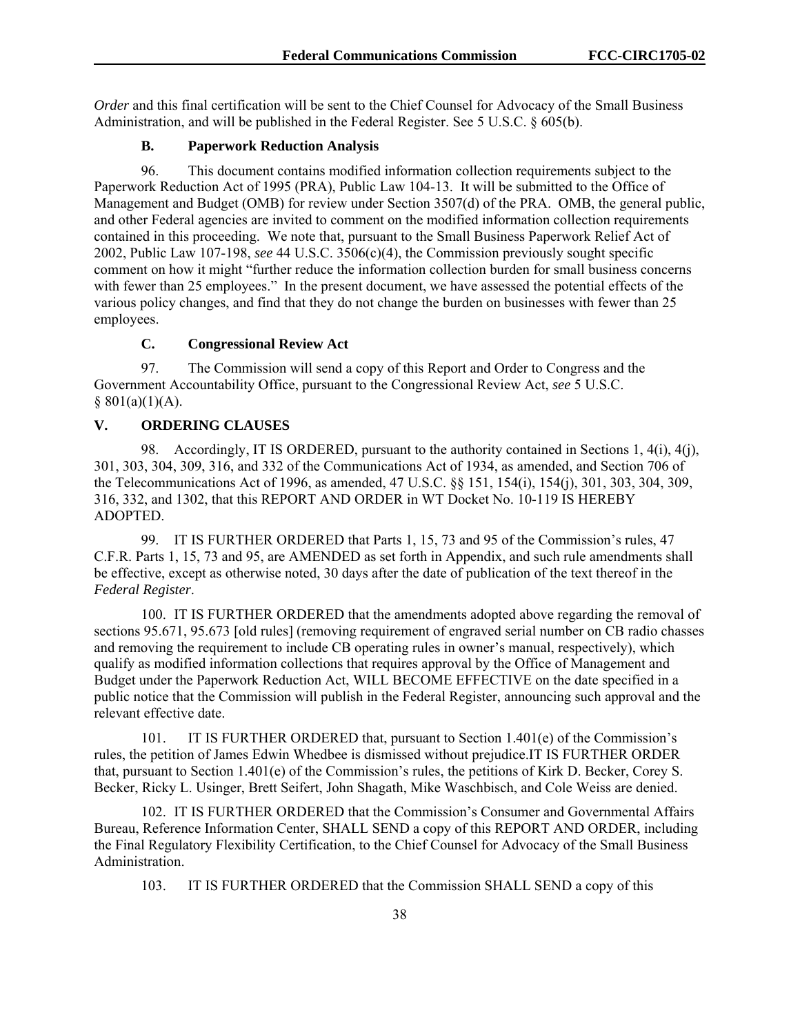*Order* and this final certification will be sent to the Chief Counsel for Advocacy of the Small Business Administration, and will be published in the Federal Register. See 5 U.S.C. § 605(b).

### B. Paperwork Reduction Analysis

96. This document contains modified information collection requirements subject to the Paperwork Reduction Act of 1995 (PRA), Public Law 104-13. It will be submitted to the Office of Management and Budget (OMB) for review under Section 3507(d) of the PRA. OMB, the general public, and other Federal agencies are invited to comment on the modified information collection requirements contained in this proceeding. We note that, pursuant to the Small Business Paperwork Relief Act of 2002, Public Law 107-198, *see* 44 U.S.C. 3506(c)(4), the Commission previously sought specific comment on how it might "further reduce the information collection burden for small business concerns with fewer than 25 employees." In the present document, we have assessed the potential effects of the various policy changes, and find that they do not change the burden on businesses with fewer than 25 employees.

### C. Congressional Review Act

97. The Commission will send a copy of this Report and Order to Congress and the Government Accountability Office, pursuant to the Congressional Review Act, *see* 5 U.S.C. § 801(a)(1)(A).

## V. ORDERING CLAUSES

98. Accordingly, IT IS ORDERED, pursuant to the authority contained in Sections 1, 4(i), 4(j), 301, 303, 304, 309, 316, and 332 of the Communications Act of 1934, as amended, and Section 706 of the Telecommunications Act of 1996, as amended, 47 U.S.C. §§ 151, 154(i), 154(j), 301, 303, 304, 309, 316, 332, and 1302, that this REPORT AND ORDER in WT Docket No. 10-119 IS HEREBY ADOPTED.

99. IT IS FURTHER ORDERED that Parts 1, 15, 73 and 95 of the Commission's rules, 47 C.F.R. Parts 1, 15, 73 and 95, are AMENDED as set forth in Appendix, and such rule amendments shall be effective, except as otherwise noted, 30 days after the date of publication of the text thereof in the *Federal Register*.

100. IT IS FURTHER ORDERED that the amendments adopted above regarding the removal of sections 95.671, 95.673 [old rules] (removing requirement of engraved serial number on CB radio chasses and removing the requirement to include CB operating rules in owner's manual, respectively), which qualify as modified information collections that requires approval by the Office of Management and Budget under the Paperwork Reduction Act, WILL BECOME EFFECTIVE on the date specified in a public notice that the Commission will publish in the Federal Register, announcing such approval and the relevant effective date.

101. IT IS FURTHER ORDERED that, pursuant to Section 1.401(e) of the Commission's rules, the petition of James Edwin Whedbee is dismissed without prejudice.IT IS FURTHER ORDER that, pursuant to Section 1.401(e) of the Commission's rules, the petitions of Kirk D. Becker, Corey S. Becker, Ricky L. Usinger, Brett Seifert, John Shagath, Mike Waschbisch, and Cole Weiss are denied.

102. IT IS FURTHER ORDERED that the Commission's Consumer and Governmental Affairs Bureau, Reference Information Center, SHALL SEND a copy of this REPORT AND ORDER, including the Final Regulatory Flexibility Certification, to the Chief Counsel for Advocacy of the Small Business Administration.

103. IT IS FURTHER ORDERED that the Commission SHALL SEND a copy of this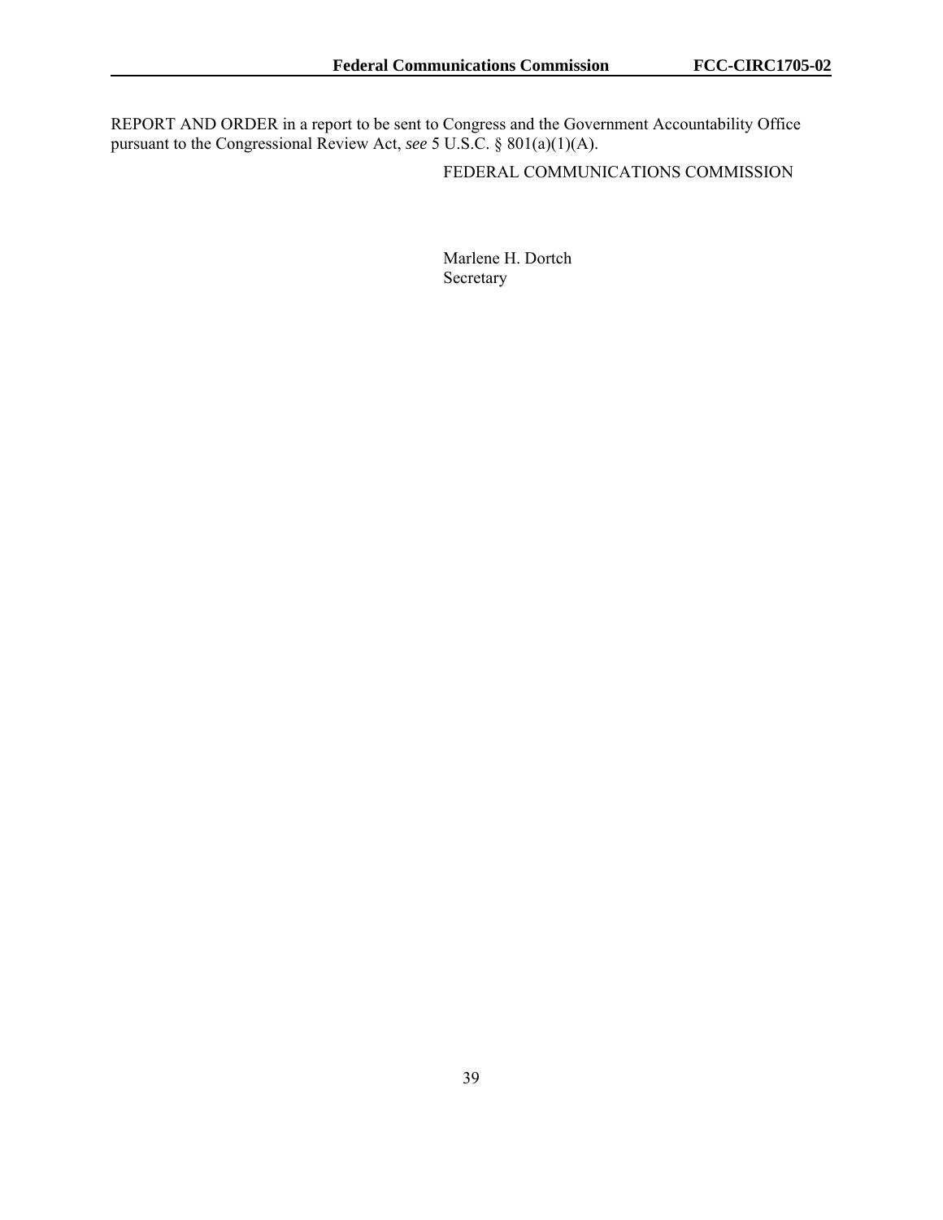REPORT AND ORDER in a report to be sent to Congress and the Government Accountability Office pursuant to the Congressional Review Act, *see* 5 U.S.C. § 801(a)(1)(A).

FEDERAL COMMUNICATIONS COMMISSION

Marlene H. Dortch
Secretary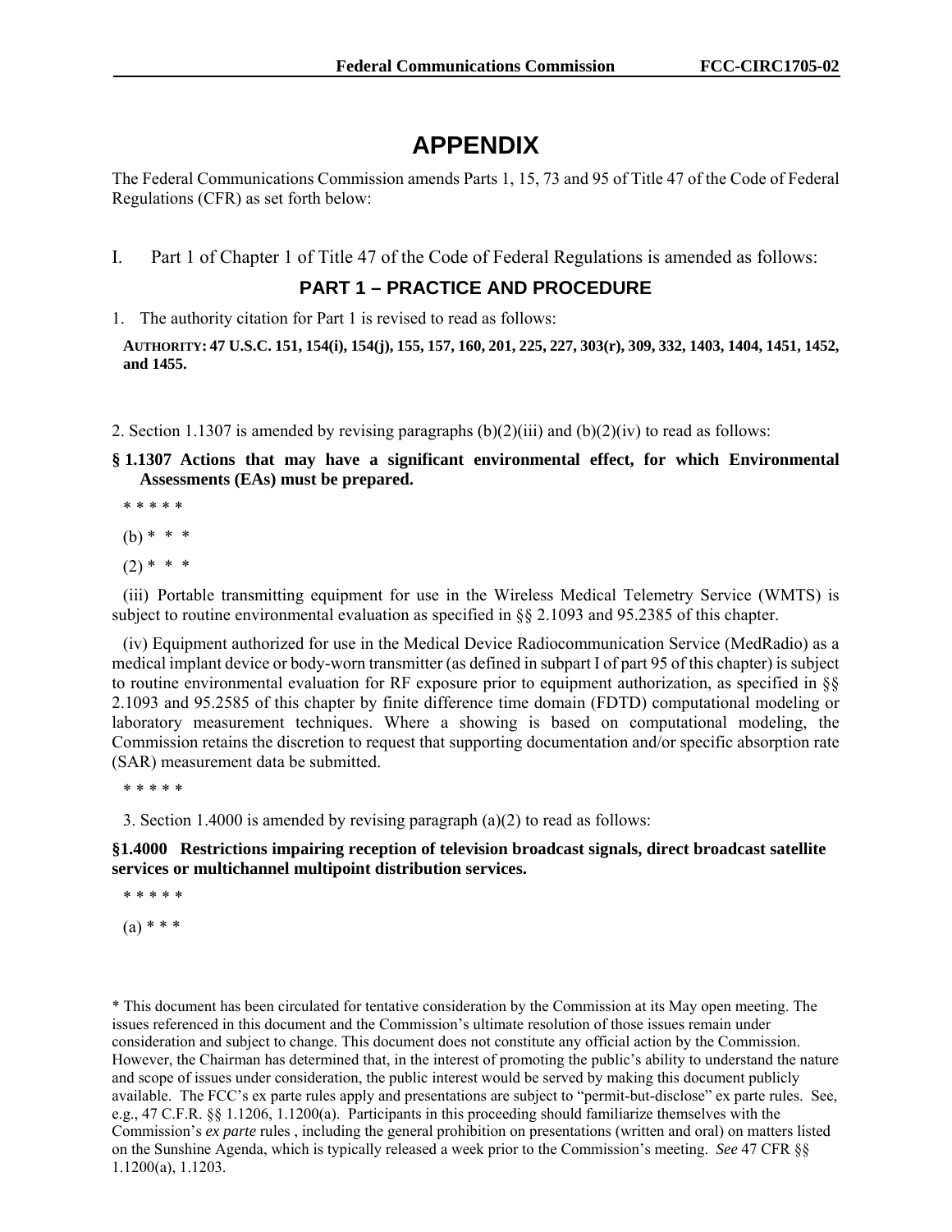# APPENDIX

The Federal Communications Commission amends Parts 1, 15, 73 and 95 of Title 47 of the Code of Federal Regulations (CFR) as set forth below:

I. Part 1 of Chapter 1 of Title 47 of the Code of Federal Regulations is amended as follows:

## PART 1 – PRACTICE AND PROCEDURE

1. The authority citation for Part 1 is revised to read as follows:

**AUTHORITY: 47 U.S.C. 151, 154(i), 154(j), 155, 157, 160, 201, 225, 227, 303(r), 309, 332, 1403, 1404, 1451, 1452, and 1455.**

2. Section 1.1307 is amended by revising paragraphs (b)(2)(iii) and (b)(2)(iv) to read as follows:

**§ 1.1307 Actions that may have a significant environmental effect, for which Environmental Assessments (EAs) must be prepared.**

\* \* \* \* \*

(b) \* \* \*

(2) \* \* \*

(iii) Portable transmitting equipment for use in the Wireless Medical Telemetry Service (WMTS) is subject to routine environmental evaluation as specified in §§ 2.1093 and 95.2385 of this chapter.

(iv) Equipment authorized for use in the Medical Device Radiocommunication Service (MedRadio) as a medical implant device or body-worn transmitter (as defined in subpart I of part 95 of this chapter) is subject to routine environmental evaluation for RF exposure prior to equipment authorization, as specified in §§ 2.1093 and 95.2585 of this chapter by finite difference time domain (FDTD) computational modeling or laboratory measurement techniques. Where a showing is based on computational modeling, the Commission retains the discretion to request that supporting documentation and/or specific absorption rate (SAR) measurement data be submitted.

\* \* \* \* \*

3. Section 1.4000 is amended by revising paragraph (a)(2) to read as follows:

**§1.4000 Restrictions impairing reception of television broadcast signals, direct broadcast satellite services or multichannel multipoint distribution services.**

\* \* \* \* \*

(a) \* \* \*

\* This document has been circulated for tentative consideration by the Commission at its May open meeting. The issues referenced in this document and the Commission's ultimate resolution of those issues remain under consideration and subject to change. This document does not constitute any official action by the Commission. However, the Chairman has determined that, in the interest of promoting the public's ability to understand the nature and scope of issues under consideration, the public interest would be served by making this document publicly available. The FCC's ex parte rules apply and presentations are subject to "permit-but-disclose" ex parte rules. See, e.g., 47 C.F.R. §§ 1.1206, 1.1200(a). Participants in this proceeding should familiarize themselves with the Commission's *ex parte* rules , including the general prohibition on presentations (written and oral) on matters listed on the Sunshine Agenda, which is typically released a week prior to the Commission's meeting. *See* 47 CFR §§ 1.1200(a), 1.1203.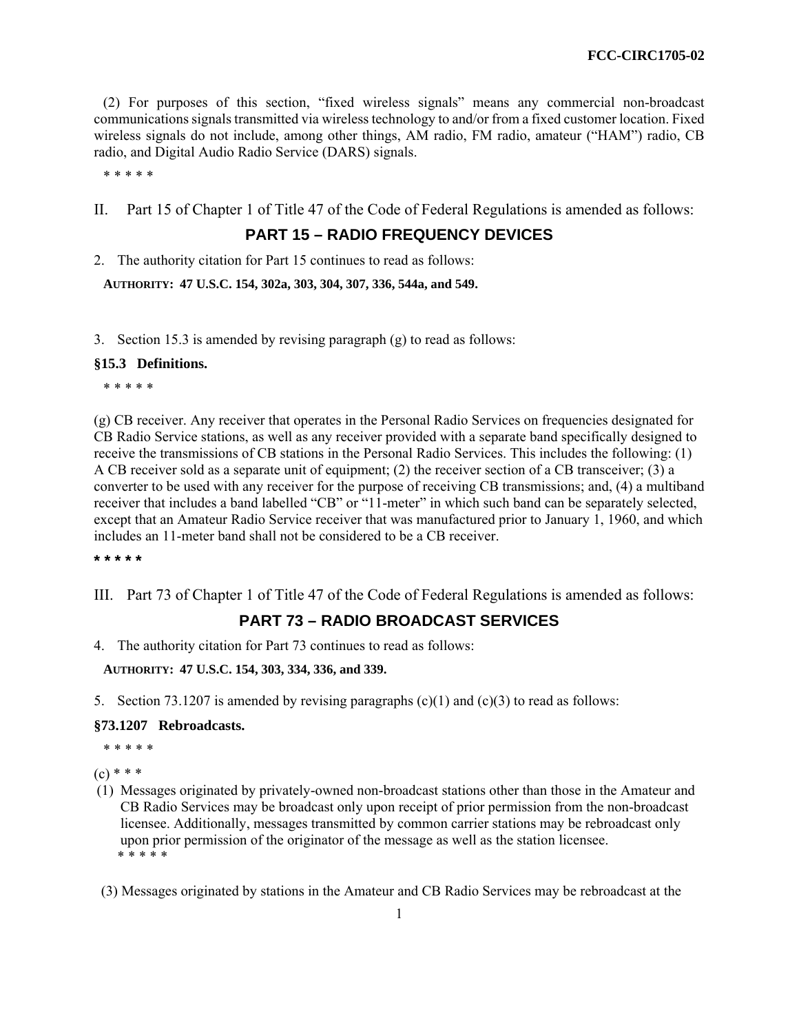(2) For purposes of this section, "fixed wireless signals" means any commercial non-broadcast communications signals transmitted via wireless technology to and/or from a fixed customer location. Fixed wireless signals do not include, among other things, AM radio, FM radio, amateur ("HAM") radio, CB radio, and Digital Audio Radio Service (DARS) signals.

* * * * *

II. Part 15 of Chapter 1 of Title 47 of the Code of Federal Regulations is amended as follows:

## PART 15 – RADIO FREQUENCY DEVICES

2. The authority citation for Part 15 continues to read as follows:

**AUTHORITY: 47 U.S.C. 154, 302a, 303, 304, 307, 336, 544a, and 549.**

3. Section 15.3 is amended by revising paragraph (g) to read as follows:

**§15.3 Definitions.**

* * * * *

(g) CB receiver. Any receiver that operates in the Personal Radio Services on frequencies designated for CB Radio Service stations, as well as any receiver provided with a separate band specifically designed to receive the transmissions of CB stations in the Personal Radio Services. This includes the following: (1) A CB receiver sold as a separate unit of equipment; (2) the receiver section of a CB transceiver; (3) a converter to be used with any receiver for the purpose of receiving CB transmissions; and, (4) a multiband receiver that includes a band labelled "CB" or "11-meter" in which such band can be separately selected, except that an Amateur Radio Service receiver that was manufactured prior to January 1, 1960, and which includes an 11-meter band shall not be considered to be a CB receiver.

**\* \* \* \* \***

III. Part 73 of Chapter 1 of Title 47 of the Code of Federal Regulations is amended as follows:

## PART 73 – RADIO BROADCAST SERVICES

4. The authority citation for Part 73 continues to read as follows:

**AUTHORITY: 47 U.S.C. 154, 303, 334, 336, and 339.**

5. Section 73.1207 is amended by revising paragraphs (c)(1) and (c)(3) to read as follows:

**§73.1207 Rebroadcasts.**

* * * * *

(c) * * *

(1) Messages originated by privately-owned non-broadcast stations other than those in the Amateur and CB Radio Services may be broadcast only upon receipt of prior permission from the non-broadcast licensee. Additionally, messages transmitted by common carrier stations may be rebroadcast only upon prior permission of the originator of the message as well as the station licensee.

* * * * *

(3) Messages originated by stations in the Amateur and CB Radio Services may be rebroadcast at the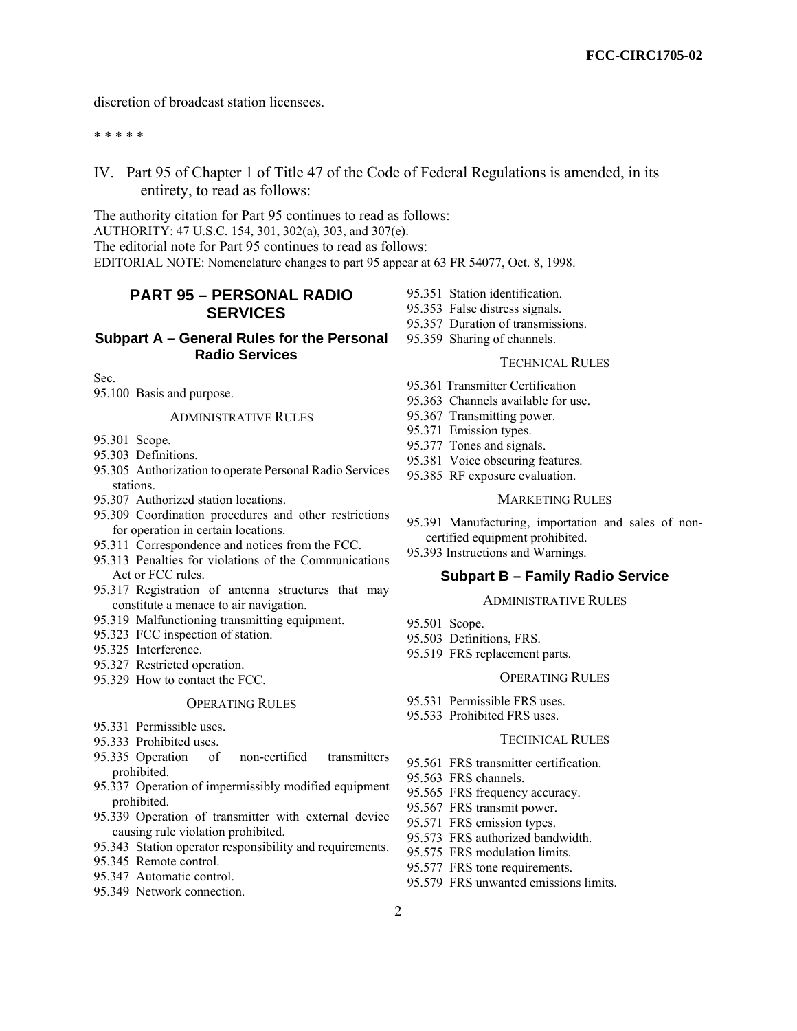discretion of broadcast station licensees.

* * * * *

IV. Part 95 of Chapter 1 of Title 47 of the Code of Federal Regulations is amended, in its entirety, to read as follows:

The authority citation for Part 95 continues to read as follows:
AUTHORITY: 47 U.S.C. 154, 301, 302(a), 303, and 307(e).
The editorial note for Part 95 continues to read as follows:
EDITORIAL NOTE: Nomenclature changes to part 95 appear at 63 FR 54077, Oct. 8, 1998.

# PART 95 – PERSONAL RADIO SERVICES

## Subpart A – General Rules for the Personal Radio Services

Sec.
95.100 Basis and purpose.

ADMINISTRATIVE RULES

95.301 Scope.
95.303 Definitions.
95.305 Authorization to operate Personal Radio Services stations.
95.307 Authorized station locations.
95.309 Coordination procedures and other restrictions for operation in certain locations.
95.311 Correspondence and notices from the FCC.
95.313 Penalties for violations of the Communications Act or FCC rules.
95.317 Registration of antenna structures that may constitute a menace to air navigation.
95.319 Malfunctioning transmitting equipment.
95.323 FCC inspection of station.
95.325 Interference.
95.327 Restricted operation.
95.329 How to contact the FCC.

OPERATING RULES

95.331 Permissible uses.
95.333 Prohibited uses.
95.335 Operation of non-certified transmitters prohibited.
95.337 Operation of impermissibly modified equipment prohibited.
95.339 Operation of transmitter with external device causing rule violation prohibited.
95.343 Station operator responsibility and requirements.
95.345 Remote control.
95.347 Automatic control.
95.349 Network connection.
95.351 Station identification.
95.353 False distress signals.
95.357 Duration of transmissions.
95.359 Sharing of channels.

TECHNICAL RULES

95.361 Transmitter Certification
95.363 Channels available for use.
95.367 Transmitting power.
95.371 Emission types.
95.377 Tones and signals.
95.381 Voice obscuring features.
95.385 RF exposure evaluation.

MARKETING RULES

95.391 Manufacturing, importation and sales of non-certified equipment prohibited.
95.393 Instructions and Warnings.

## Subpart B – Family Radio Service

ADMINISTRATIVE RULES

95.501 Scope.
95.503 Definitions, FRS.
95.519 FRS replacement parts.

OPERATING RULES

95.531 Permissible FRS uses.
95.533 Prohibited FRS uses.

TECHNICAL RULES

95.561 FRS transmitter certification.
95.563 FRS channels.
95.565 FRS frequency accuracy.
95.567 FRS transmit power.
95.571 FRS emission types.
95.573 FRS authorized bandwidth.
95.575 FRS modulation limits.
95.577 FRS tone requirements.
95.579 FRS unwanted emissions limits.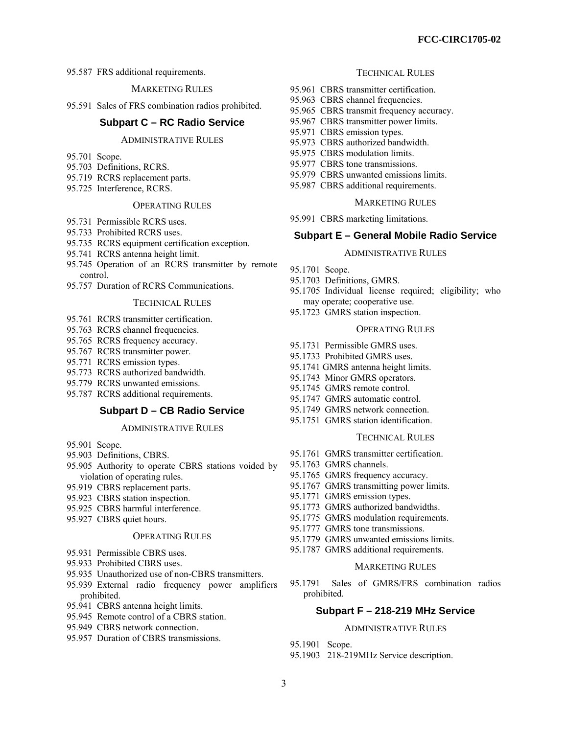95.587 FRS additional requirements.

MARKETING RULES

95.591 Sales of FRS combination radios prohibited.

### Subpart C – RC Radio Service

ADMINISTRATIVE RULES

95.701 Scope.
95.703 Definitions, RCRS.
95.719 RCRS replacement parts.
95.725 Interference, RCRS.

OPERATING RULES

95.731 Permissible RCRS uses.
95.733 Prohibited RCRS uses.
95.735 RCRS equipment certification exception.
95.741 RCRS antenna height limit.
95.745 Operation of an RCRS transmitter by remote control.
95.757 Duration of RCRS Communications.

TECHNICAL RULES

95.761 RCRS transmitter certification.
95.763 RCRS channel frequencies.
95.765 RCRS frequency accuracy.
95.767 RCRS transmitter power.
95.771 RCRS emission types.
95.773 RCRS authorized bandwidth.
95.779 RCRS unwanted emissions.
95.787 RCRS additional requirements.

### Subpart D – CB Radio Service

ADMINISTRATIVE RULES

95.901 Scope.
95.903 Definitions, CBRS.
95.905 Authority to operate CBRS stations voided by violation of operating rules.
95.919 CBRS replacement parts.
95.923 CBRS station inspection.
95.925 CBRS harmful interference.
95.927 CBRS quiet hours.

OPERATING RULES

95.931 Permissible CBRS uses.
95.933 Prohibited CBRS uses.
95.935 Unauthorized use of non-CBRS transmitters.
95.939 External radio frequency power amplifiers prohibited.
95.941 CBRS antenna height limits.
95.945 Remote control of a CBRS station.
95.949 CBRS network connection.
95.957 Duration of CBRS transmissions.

TECHNICAL RULES

95.961 CBRS transmitter certification.
95.963 CBRS channel frequencies.
95.965 CBRS transmit frequency accuracy.
95.967 CBRS transmitter power limits.
95.971 CBRS emission types.
95.973 CBRS authorized bandwidth.
95.975 CBRS modulation limits.
95.977 CBRS tone transmissions.
95.979 CBRS unwanted emissions limits.
95.987 CBRS additional requirements.

MARKETING RULES

95.991 CBRS marketing limitations.

### Subpart E – General Mobile Radio Service

ADMINISTRATIVE RULES

95.1701 Scope.
95.1703 Definitions, GMRS.
95.1705 Individual license required; eligibility; who may operate; cooperative use.
95.1723 GMRS station inspection.

OPERATING RULES

95.1731 Permissible GMRS uses.
95.1733 Prohibited GMRS uses.
95.1741 GMRS antenna height limits.
95.1743 Minor GMRS operators.
95.1745 GMRS remote control.
95.1747 GMRS automatic control.
95.1749 GMRS network connection.
95.1751 GMRS station identification.

TECHNICAL RULES

95.1761 GMRS transmitter certification.
95.1763 GMRS channels.
95.1765 GMRS frequency accuracy.
95.1767 GMRS transmitting power limits.
95.1771 GMRS emission types.
95.1773 GMRS authorized bandwidths.
95.1775 GMRS modulation requirements.
95.1777 GMRS tone transmissions.
95.1779 GMRS unwanted emissions limits.
95.1787 GMRS additional requirements.

MARKETING RULES

95.1791 Sales of GMRS/FRS combination radios prohibited.

### Subpart F – 218-219 MHz Service

ADMINISTRATIVE RULES

95.1901 Scope.
95.1903 218-219MHz Service description.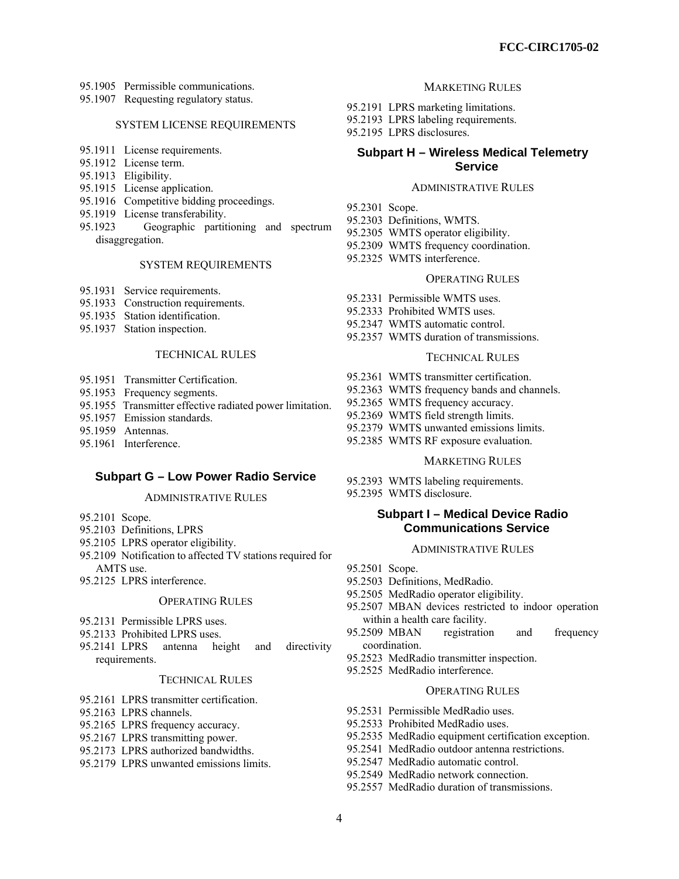95.1905 Permissible communications.
95.1907 Requesting regulatory status.

SYSTEM LICENSE REQUIREMENTS

95.1911 License requirements.
95.1912 License term.
95.1913 Eligibility.
95.1915 License application.
95.1916 Competitive bidding proceedings.
95.1919 License transferability.
95.1923 Geographic partitioning and spectrum disaggregation.

SYSTEM REQUIREMENTS

95.1931 Service requirements.
95.1933 Construction requirements.
95.1935 Station identification.
95.1937 Station inspection.

TECHNICAL RULES

95.1951 Transmitter Certification.
95.1953 Frequency segments.
95.1955 Transmitter effective radiated power limitation.
95.1957 Emission standards.
95.1959 Antennas.
95.1961 Interference.

## Subpart G – Low Power Radio Service

ADMINISTRATIVE RULES

95.2101 Scope.
95.2103 Definitions, LPRS
95.2105 LPRS operator eligibility.
95.2109 Notification to affected TV stations required for AMTS use.
95.2125 LPRS interference.

OPERATING RULES

95.2131 Permissible LPRS uses.
95.2133 Prohibited LPRS uses.
95.2141 LPRS antenna height and directivity requirements.

TECHNICAL RULES

95.2161 LPRS transmitter certification.
95.2163 LPRS channels.
95.2165 LPRS frequency accuracy.
95.2167 LPRS transmitting power.
95.2173 LPRS authorized bandwidths.
95.2179 LPRS unwanted emissions limits.

MARKETING RULES

95.2191 LPRS marketing limitations.
95.2193 LPRS labeling requirements.
95.2195 LPRS disclosures.

## Subpart H – Wireless Medical Telemetry Service

ADMINISTRATIVE RULES

95.2301 Scope.
95.2303 Definitions, WMTS.
95.2305 WMTS operator eligibility.
95.2309 WMTS frequency coordination.
95.2325 WMTS interference.

OPERATING RULES

95.2331 Permissible WMTS uses.
95.2333 Prohibited WMTS uses.
95.2347 WMTS automatic control.
95.2357 WMTS duration of transmissions.

TECHNICAL RULES

95.2361 WMTS transmitter certification.
95.2363 WMTS frequency bands and channels.
95.2365 WMTS frequency accuracy.
95.2369 WMTS field strength limits.
95.2379 WMTS unwanted emissions limits.
95.2385 WMTS RF exposure evaluation.

MARKETING RULES

95.2393 WMTS labeling requirements.
95.2395 WMTS disclosure.

## Subpart I – Medical Device Radio Communications Service

ADMINISTRATIVE RULES

95.2501 Scope.
95.2503 Definitions, MedRadio.
95.2505 MedRadio operator eligibility.
95.2507 MBAN devices restricted to indoor operation within a health care facility.
95.2509 MBAN registration and frequency coordination.
95.2523 MedRadio transmitter inspection.
95.2525 MedRadio interference.

OPERATING RULES

95.2531 Permissible MedRadio uses.
95.2533 Prohibited MedRadio uses.
95.2535 MedRadio equipment certification exception.
95.2541 MedRadio outdoor antenna restrictions.
95.2547 MedRadio automatic control.
95.2549 MedRadio network connection.
95.2557 MedRadio duration of transmissions.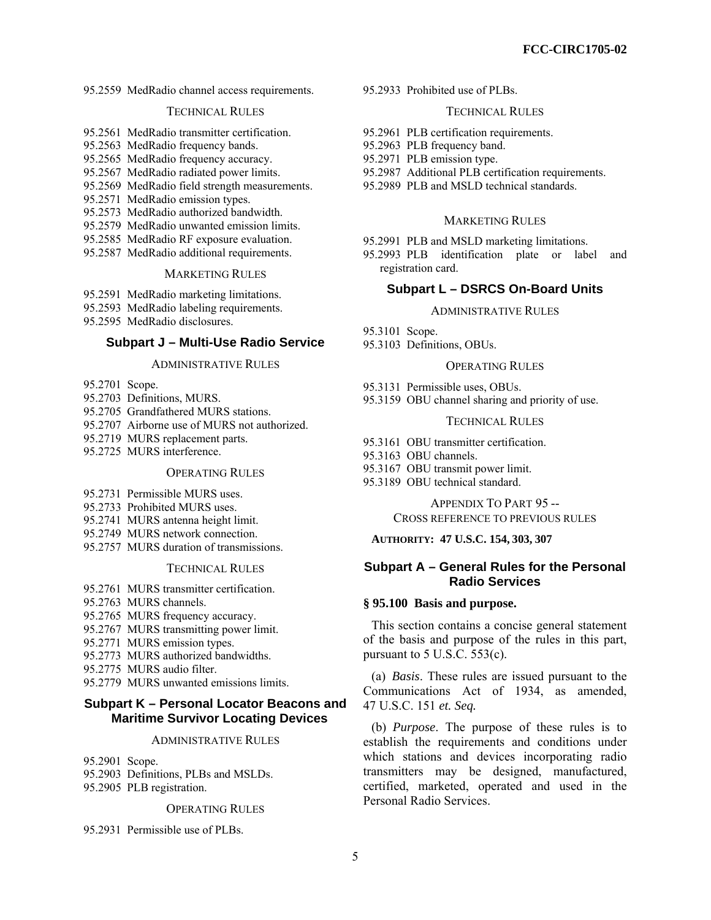95.2559 MedRadio channel access requirements.

TECHNICAL RULES

95.2561 MedRadio transmitter certification.
95.2563 MedRadio frequency bands.
95.2565 MedRadio frequency accuracy.
95.2567 MedRadio radiated power limits.
95.2569 MedRadio field strength measurements.
95.2571 MedRadio emission types.
95.2573 MedRadio authorized bandwidth.
95.2579 MedRadio unwanted emission limits.
95.2585 MedRadio RF exposure evaluation.
95.2587 MedRadio additional requirements.

MARKETING RULES

95.2591 MedRadio marketing limitations.
95.2593 MedRadio labeling requirements.
95.2595 MedRadio disclosures.

### Subpart J – Multi-Use Radio Service

ADMINISTRATIVE RULES

95.2701 Scope.
95.2703 Definitions, MURS.
95.2705 Grandfathered MURS stations.
95.2707 Airborne use of MURS not authorized.
95.2719 MURS replacement parts.
95.2725 MURS interference.

OPERATING RULES

95.2731 Permissible MURS uses.
95.2733 Prohibited MURS uses.
95.2741 MURS antenna height limit.
95.2749 MURS network connection.
95.2757 MURS duration of transmissions.

TECHNICAL RULES

95.2761 MURS transmitter certification.
95.2763 MURS channels.
95.2765 MURS frequency accuracy.
95.2767 MURS transmitting power limit.
95.2771 MURS emission types.
95.2773 MURS authorized bandwidths.
95.2775 MURS audio filter.
95.2779 MURS unwanted emissions limits.

### Subpart K – Personal Locator Beacons and Maritime Survivor Locating Devices

ADMINISTRATIVE RULES

95.2901 Scope.
95.2903 Definitions, PLBs and MSLDs.
95.2905 PLB registration.

OPERATING RULES

95.2931 Permissible use of PLBs.
95.2933 Prohibited use of PLBs.

TECHNICAL RULES

95.2961 PLB certification requirements.
95.2963 PLB frequency band.
95.2971 PLB emission type.
95.2987 Additional PLB certification requirements.
95.2989 PLB and MSLD technical standards.

MARKETING RULES

95.2991 PLB and MSLD marketing limitations.
95.2993 PLB identification plate or label and registration card.

### Subpart L – DSRCS On-Board Units

ADMINISTRATIVE RULES

95.3101 Scope.
95.3103 Definitions, OBUs.

OPERATING RULES

95.3131 Permissible uses, OBUs.
95.3159 OBU channel sharing and priority of use.

TECHNICAL RULES

95.3161 OBU transmitter certification.
95.3163 OBU channels.
95.3167 OBU transmit power limit.
95.3189 OBU technical standard.

APPENDIX TO PART 95 --
CROSS REFERENCE TO PREVIOUS RULES

**AUTHORITY: 47 U.S.C. 154, 303, 307**

## Subpart A – General Rules for the Personal Radio Services

### § 95.100 Basis and purpose.

This section contains a concise general statement of the basis and purpose of the rules in this part, pursuant to 5 U.S.C. 553(c).

(a) *Basis*. These rules are issued pursuant to the Communications Act of 1934, as amended, 47 U.S.C. 151 *et. Seq.*

(b) *Purpose*. The purpose of these rules is to establish the requirements and conditions under which stations and devices incorporating radio transmitters may be designed, manufactured, certified, marketed, operated and used in the Personal Radio Services.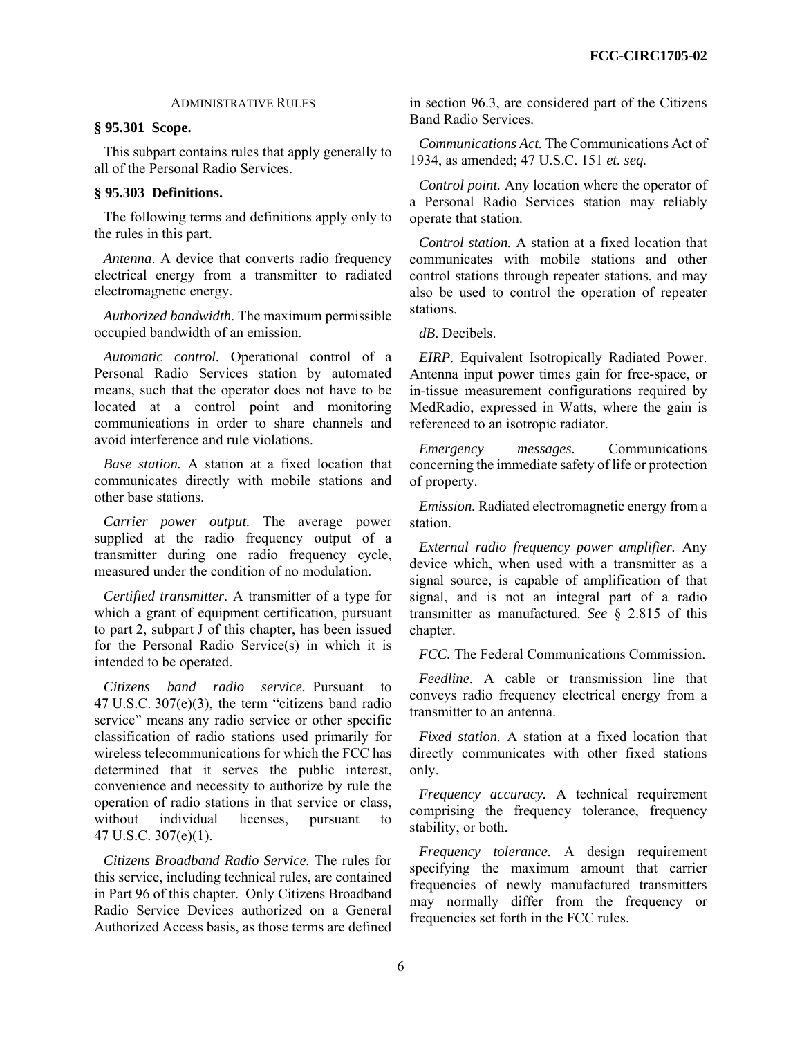ADMINISTRATIVE RULES

### § 95.301 Scope.

This subpart contains rules that apply generally to all of the Personal Radio Services.

### § 95.303 Definitions.

The following terms and definitions apply only to the rules in this part.

*Antenna*. A device that converts radio frequency electrical energy from a transmitter to radiated electromagnetic energy.

*Authorized bandwidth.* The maximum permissible occupied bandwidth of an emission.

*Automatic control.* Operational control of a Personal Radio Services station by automated means, such that the operator does not have to be located at a control point and monitoring communications in order to share channels and avoid interference and rule violations.

*Base station.* A station at a fixed location that communicates directly with mobile stations and other base stations.

*Carrier power output.* The average power supplied at the radio frequency output of a transmitter during one radio frequency cycle, measured under the condition of no modulation.

*Certified transmitter*. A transmitter of a type for which a grant of equipment certification, pursuant to part 2, subpart J of this chapter, has been issued for the Personal Radio Service(s) in which it is intended to be operated.

*Citizens band radio service.* Pursuant to 47 U.S.C. 307(e)(3), the term "citizens band radio service" means any radio service or other specific classification of radio stations used primarily for wireless telecommunications for which the FCC has determined that it serves the public interest, convenience and necessity to authorize by rule the operation of radio stations in that service or class, without individual licenses, pursuant to 47 U.S.C. 307(e)(1).

*Citizens Broadband Radio Service.* The rules for this service, including technical rules, are contained in Part 96 of this chapter. Only Citizens Broadband Radio Service Devices authorized on a General Authorized Access basis, as those terms are defined in section 96.3, are considered part of the Citizens Band Radio Services.

*Communications Act.* The Communications Act of 1934, as amended; 47 U.S.C. 151 *et. seq.*

*Control point.* Any location where the operator of a Personal Radio Services station may reliably operate that station.

*Control station.* A station at a fixed location that communicates with mobile stations and other control stations through repeater stations, and may also be used to control the operation of repeater stations.

*dB*. Decibels.

*EIRP*. Equivalent Isotropically Radiated Power. Antenna input power times gain for free-space, or in-tissue measurement configurations required by MedRadio, expressed in Watts, where the gain is referenced to an isotropic radiator.

*Emergency messages.* Communications concerning the immediate safety of life or protection of property.

*Emission.* Radiated electromagnetic energy from a station.

*External radio frequency power amplifier.* Any device which, when used with a transmitter as a signal source, is capable of amplification of that signal, and is not an integral part of a radio transmitter as manufactured. *See* § 2.815 of this chapter.

*FCC.* The Federal Communications Commission.

*Feedline*. A cable or transmission line that conveys radio frequency electrical energy from a transmitter to an antenna.

*Fixed station.* A station at a fixed location that directly communicates with other fixed stations only.

*Frequency accuracy.* A technical requirement comprising the frequency tolerance, frequency stability, or both.

*Frequency tolerance.* A design requirement specifying the maximum amount that carrier frequencies of newly manufactured transmitters may normally differ from the frequency or frequencies set forth in the FCC rules.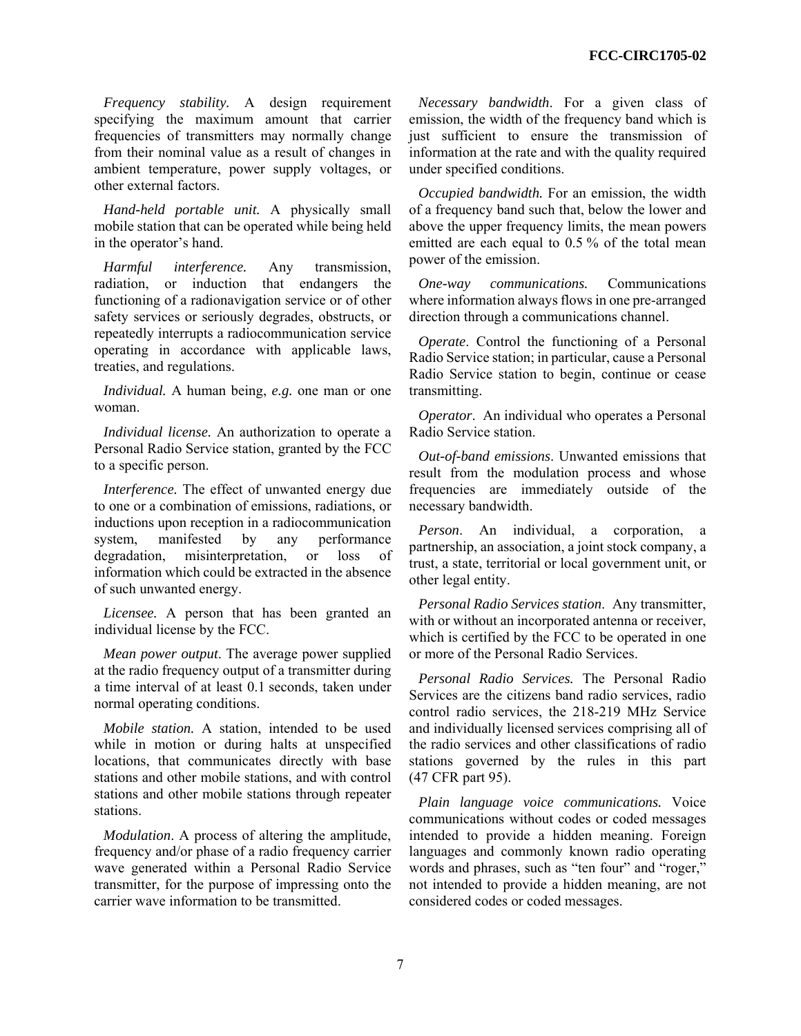*Frequency stability.* A design requirement specifying the maximum amount that carrier frequencies of transmitters may normally change from their nominal value as a result of changes in ambient temperature, power supply voltages, or other external factors.

*Hand-held portable unit.* A physically small mobile station that can be operated while being held in the operator's hand.

*Harmful interference.* Any transmission, radiation, or induction that endangers the functioning of a radionavigation service or of other safety services or seriously degrades, obstructs, or repeatedly interrupts a radiocommunication service operating in accordance with applicable laws, treaties, and regulations.

*Individual.* A human being, *e.g.* one man or one woman.

*Individual license.* An authorization to operate a Personal Radio Service station, granted by the FCC to a specific person.

*Interference.* The effect of unwanted energy due to one or a combination of emissions, radiations, or inductions upon reception in a radiocommunication system, manifested by any performance degradation, misinterpretation, or loss of information which could be extracted in the absence of such unwanted energy.

*Licensee.* A person that has been granted an individual license by the FCC.

*Mean power output*. The average power supplied at the radio frequency output of a transmitter during a time interval of at least 0.1 seconds, taken under normal operating conditions.

*Mobile station.* A station, intended to be used while in motion or during halts at unspecified locations, that communicates directly with base stations and other mobile stations, and with control stations and other mobile stations through repeater stations.

*Modulation*. A process of altering the amplitude, frequency and/or phase of a radio frequency carrier wave generated within a Personal Radio Service transmitter, for the purpose of impressing onto the carrier wave information to be transmitted.

*Necessary bandwidth*. For a given class of emission, the width of the frequency band which is just sufficient to ensure the transmission of information at the rate and with the quality required under specified conditions.

*Occupied bandwidth.* For an emission, the width of a frequency band such that, below the lower and above the upper frequency limits, the mean powers emitted are each equal to 0.5 % of the total mean power of the emission.

*One-way communications.* Communications where information always flows in one pre-arranged direction through a communications channel.

*Operate*. Control the functioning of a Personal Radio Service station; in particular, cause a Personal Radio Service station to begin, continue or cease transmitting.

*Operator*. An individual who operates a Personal Radio Service station.

*Out-of-band emissions*. Unwanted emissions that result from the modulation process and whose frequencies are immediately outside of the necessary bandwidth.

*Person*. An individual, a corporation, a partnership, an association, a joint stock company, a trust, a state, territorial or local government unit, or other legal entity.

*Personal Radio Services station*. Any transmitter, with or without an incorporated antenna or receiver, which is certified by the FCC to be operated in one or more of the Personal Radio Services.

*Personal Radio Services.* The Personal Radio Services are the citizens band radio services, radio control radio services, the 218-219 MHz Service and individually licensed services comprising all of the radio services and other classifications of radio stations governed by the rules in this part (47 CFR part 95).

*Plain language voice communications.* Voice communications without codes or coded messages intended to provide a hidden meaning. Foreign languages and commonly known radio operating words and phrases, such as "ten four" and "roger," not intended to provide a hidden meaning, are not considered codes or coded messages.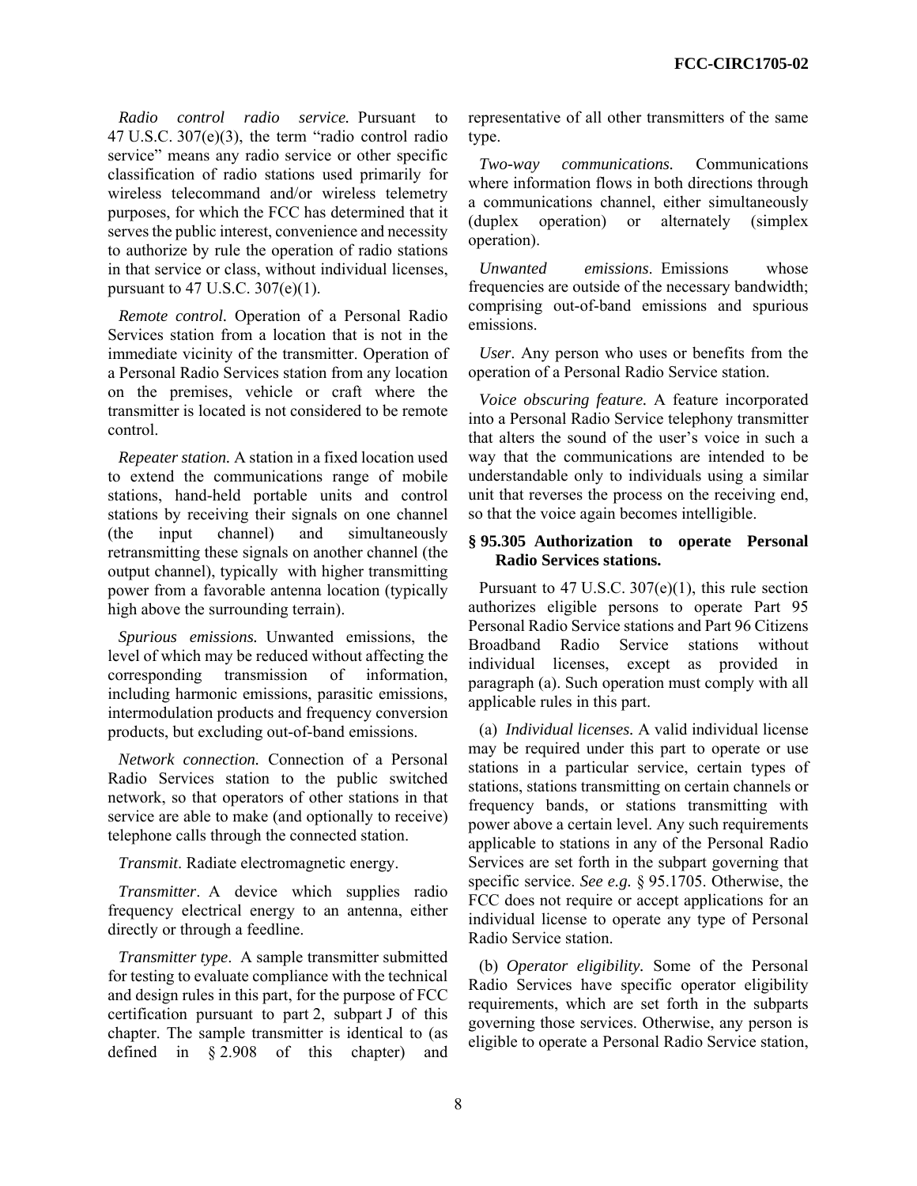*Radio control radio service.* Pursuant to 47 U.S.C. 307(e)(3), the term "radio control radio service" means any radio service or other specific classification of radio stations used primarily for wireless telecommand and/or wireless telemetry purposes, for which the FCC has determined that it serves the public interest, convenience and necessity to authorize by rule the operation of radio stations in that service or class, without individual licenses, pursuant to 47 U.S.C. 307(e)(1).

*Remote control.* Operation of a Personal Radio Services station from a location that is not in the immediate vicinity of the transmitter. Operation of a Personal Radio Services station from any location on the premises, vehicle or craft where the transmitter is located is not considered to be remote control.

*Repeater station.* A station in a fixed location used to extend the communications range of mobile stations, hand-held portable units and control stations by receiving their signals on one channel (the input channel) and simultaneously retransmitting these signals on another channel (the output channel), typically with higher transmitting power from a favorable antenna location (typically high above the surrounding terrain).

*Spurious emissions.* Unwanted emissions, the level of which may be reduced without affecting the corresponding transmission of information, including harmonic emissions, parasitic emissions, intermodulation products and frequency conversion products, but excluding out-of-band emissions.

*Network connection.* Connection of a Personal Radio Services station to the public switched network, so that operators of other stations in that service are able to make (and optionally to receive) telephone calls through the connected station.

*Transmit*. Radiate electromagnetic energy.

*Transmitter*. A device which supplies radio frequency electrical energy to an antenna, either directly or through a feedline.

*Transmitter type*. A sample transmitter submitted for testing to evaluate compliance with the technical and design rules in this part, for the purpose of FCC certification pursuant to part 2, subpart J of this chapter. The sample transmitter is identical to (as defined in § 2.908 of this chapter) and representative of all other transmitters of the same type.

*Two-way communications.* Communications where information flows in both directions through a communications channel, either simultaneously (duplex operation) or alternately (simplex operation).

*Unwanted emissions*. Emissions whose frequencies are outside of the necessary bandwidth; comprising out-of-band emissions and spurious emissions.

*User*. Any person who uses or benefits from the operation of a Personal Radio Service station.

*Voice obscuring feature.* A feature incorporated into a Personal Radio Service telephony transmitter that alters the sound of the user's voice in such a way that the communications are intended to be understandable only to individuals using a similar unit that reverses the process on the receiving end, so that the voice again becomes intelligible.

**§ 95.305 Authorization to operate Personal Radio Services stations.**

Pursuant to 47 U.S.C. 307(e)(1), this rule section authorizes eligible persons to operate Part 95 Personal Radio Service stations and Part 96 Citizens Broadband Radio Service stations without individual licenses, except as provided in paragraph (a). Such operation must comply with all applicable rules in this part.

(a) *Individual licenses.* A valid individual license may be required under this part to operate or use stations in a particular service, certain types of stations, stations transmitting on certain channels or frequency bands, or stations transmitting with power above a certain level. Any such requirements applicable to stations in any of the Personal Radio Services are set forth in the subpart governing that specific service. *See e.g.* § 95.1705. Otherwise, the FCC does not require or accept applications for an individual license to operate any type of Personal Radio Service station.

(b) *Operator eligibility.* Some of the Personal Radio Services have specific operator eligibility requirements, which are set forth in the subparts governing those services. Otherwise, any person is eligible to operate a Personal Radio Service station,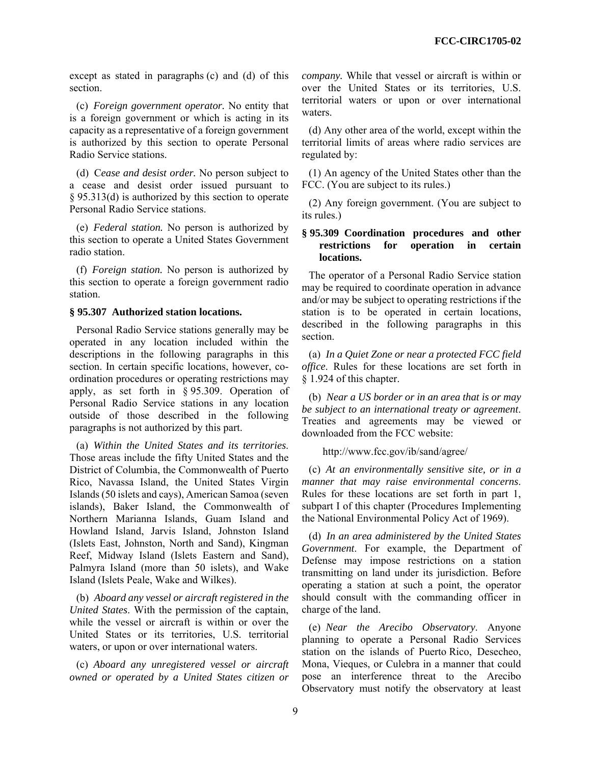except as stated in paragraphs (c) and (d) of this section.

(c) *Foreign government operator.* No entity that is a foreign government or which is acting in its capacity as a representative of a foreign government is authorized by this section to operate Personal Radio Service stations.

(d) C*ease and desist order.* No person subject to a cease and desist order issued pursuant to § 95.313(d) is authorized by this section to operate Personal Radio Service stations.

(e) *Federal station.* No person is authorized by this section to operate a United States Government radio station.

(f) *Foreign station.* No person is authorized by this section to operate a foreign government radio station.

### § 95.307 Authorized station locations.

Personal Radio Service stations generally may be operated in any location included within the descriptions in the following paragraphs in this section. In certain specific locations, however, co-ordination procedures or operating restrictions may apply, as set forth in § 95.309. Operation of Personal Radio Service stations in any location outside of those described in the following paragraphs is not authorized by this part.

(a) *Within the United States and its territories.* Those areas include the fifty United States and the District of Columbia, the Commonwealth of Puerto Rico, Navassa Island, the United States Virgin Islands (50 islets and cays), American Samoa (seven islands), Baker Island, the Commonwealth of Northern Marianna Islands, Guam Island and Howland Island, Jarvis Island, Johnston Island (Islets East, Johnston, North and Sand), Kingman Reef, Midway Island (Islets Eastern and Sand), Palmyra Island (more than 50 islets), and Wake Island (Islets Peale, Wake and Wilkes).

(b) *Aboard any vessel or aircraft registered in the United States.* With the permission of the captain, while the vessel or aircraft is within or over the United States or its territories, U.S. territorial waters, or upon or over international waters.

(c) *Aboard any unregistered vessel or aircraft owned or operated by a United States citizen or company.* While that vessel or aircraft is within or over the United States or its territories, U.S. territorial waters or upon or over international waters.

(d) Any other area of the world, except within the territorial limits of areas where radio services are regulated by:

(1) An agency of the United States other than the FCC. (You are subject to its rules.)

(2) Any foreign government. (You are subject to its rules.)

### § 95.309 Coordination procedures and other restrictions for operation in certain locations.

The operator of a Personal Radio Service station may be required to coordinate operation in advance and/or may be subject to operating restrictions if the station is to be operated in certain locations, described in the following paragraphs in this section.

(a) *In a Quiet Zone or near a protected FCC field office*. Rules for these locations are set forth in § 1.924 of this chapter.

(b) *Near a US border or in an area that is or may be subject to an international treaty or agreement*. Treaties and agreements may be viewed or downloaded from the FCC website:

http://www.fcc.gov/ib/sand/agree/

(c) *At an environmentally sensitive site, or in a manner that may raise environmental concerns*. Rules for these locations are set forth in part 1, subpart I of this chapter (Procedures Implementing the National Environmental Policy Act of 1969).

(d) *In an area administered by the United States Government*. For example, the Department of Defense may impose restrictions on a station transmitting on land under its jurisdiction. Before operating a station at such a point, the operator should consult with the commanding officer in charge of the land.

(e) *Near the Arecibo Observatory*. Anyone planning to operate a Personal Radio Services station on the islands of Puerto Rico, Desecheo, Mona, Vieques, or Culebra in a manner that could pose an interference threat to the Arecibo Observatory must notify the observatory at least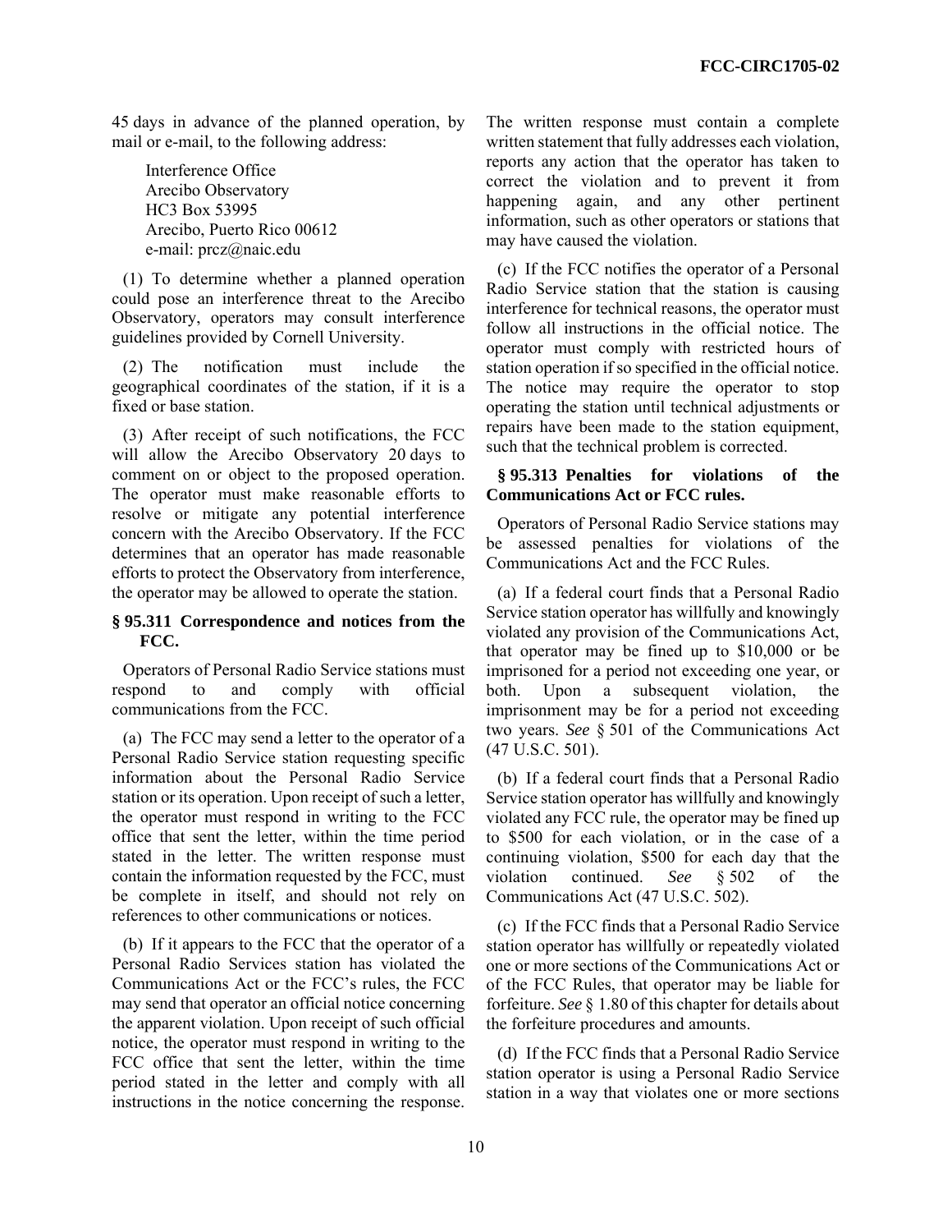45 days in advance of the planned operation, by mail or e-mail, to the following address:

Interference Office
Arecibo Observatory
HC3 Box 53995
Arecibo, Puerto Rico 00612
e-mail: prcz@naic.edu

(1) To determine whether a planned operation could pose an interference threat to the Arecibo Observatory, operators may consult interference guidelines provided by Cornell University.

(2) The notification must include the geographical coordinates of the station, if it is a fixed or base station.

(3) After receipt of such notifications, the FCC will allow the Arecibo Observatory 20 days to comment on or object to the proposed operation. The operator must make reasonable efforts to resolve or mitigate any potential interference concern with the Arecibo Observatory. If the FCC determines that an operator has made reasonable efforts to protect the Observatory from interference, the operator may be allowed to operate the station.

### § 95.311 Correspondence and notices from the FCC.

Operators of Personal Radio Service stations must respond to and comply with official communications from the FCC.

(a) The FCC may send a letter to the operator of a Personal Radio Service station requesting specific information about the Personal Radio Service station or its operation. Upon receipt of such a letter, the operator must respond in writing to the FCC office that sent the letter, within the time period stated in the letter. The written response must contain the information requested by the FCC, must be complete in itself, and should not rely on references to other communications or notices.

(b) If it appears to the FCC that the operator of a Personal Radio Services station has violated the Communications Act or the FCC's rules, the FCC may send that operator an official notice concerning the apparent violation. Upon receipt of such official notice, the operator must respond in writing to the FCC office that sent the letter, within the time period stated in the letter and comply with all instructions in the notice concerning the response. The written response must contain a complete written statement that fully addresses each violation, reports any action that the operator has taken to correct the violation and to prevent it from happening again, and any other pertinent information, such as other operators or stations that may have caused the violation.

(c) If the FCC notifies the operator of a Personal Radio Service station that the station is causing interference for technical reasons, the operator must follow all instructions in the official notice. The operator must comply with restricted hours of station operation if so specified in the official notice. The notice may require the operator to stop operating the station until technical adjustments or repairs have been made to the station equipment, such that the technical problem is corrected.

### § 95.313 Penalties for violations of the Communications Act or FCC rules.

Operators of Personal Radio Service stations may be assessed penalties for violations of the Communications Act and the FCC Rules.

(a) If a federal court finds that a Personal Radio Service station operator has willfully and knowingly violated any provision of the Communications Act, that operator may be fined up to $10,000 or be imprisoned for a period not exceeding one year, or both. Upon a subsequent violation, the imprisonment may be for a period not exceeding two years. *See* § 501 of the Communications Act (47 U.S.C. 501).

(b) If a federal court finds that a Personal Radio Service station operator has willfully and knowingly violated any FCC rule, the operator may be fined up to $500 for each violation, or in the case of a continuing violation, $500 for each day that the violation continued. *See* § 502 of the Communications Act (47 U.S.C. 502).

(c) If the FCC finds that a Personal Radio Service station operator has willfully or repeatedly violated one or more sections of the Communications Act or of the FCC Rules, that operator may be liable for forfeiture. *See* § 1.80 of this chapter for details about the forfeiture procedures and amounts.

(d) If the FCC finds that a Personal Radio Service station operator is using a Personal Radio Service station in a way that violates one or more sections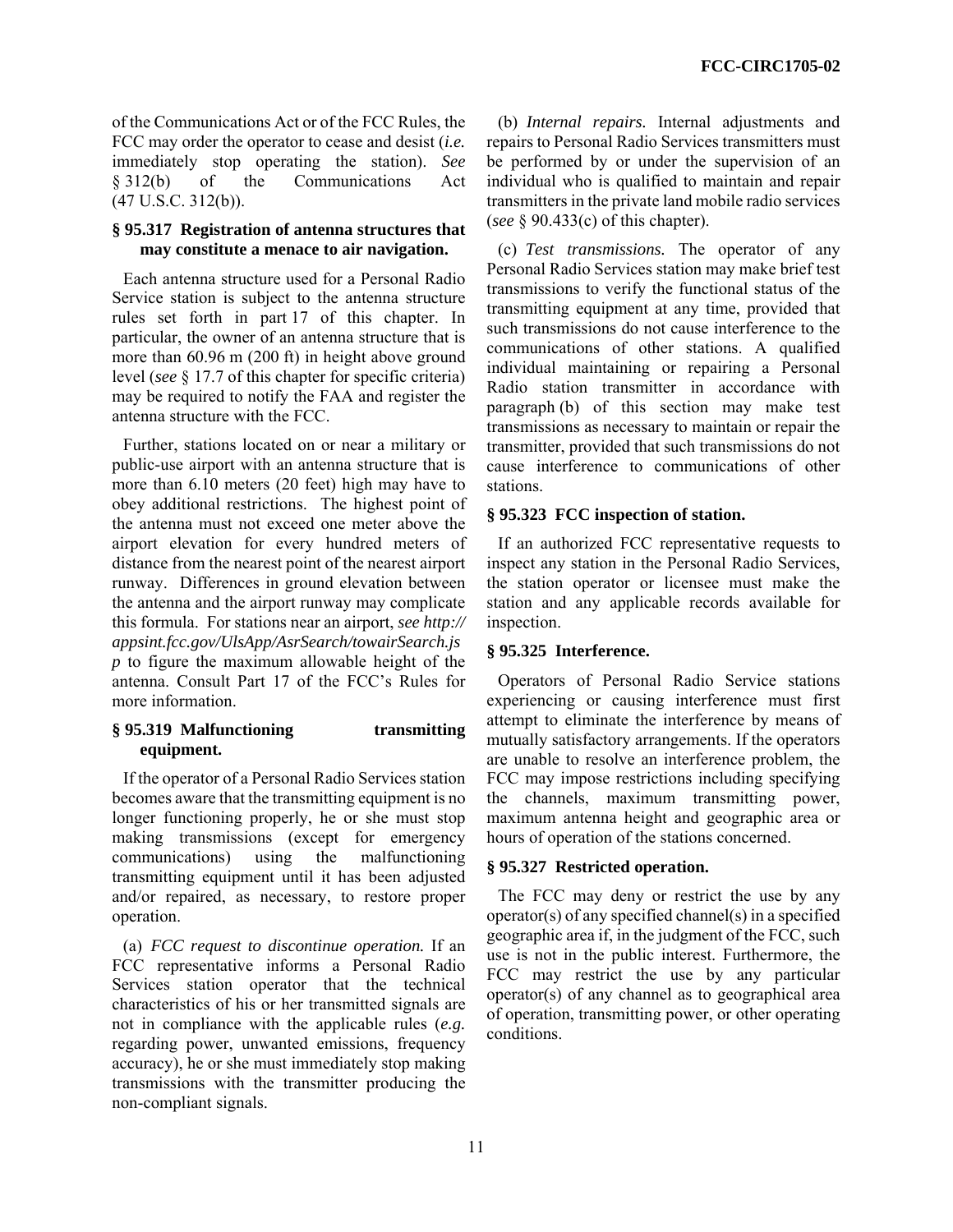of the Communications Act or of the FCC Rules, the FCC may order the operator to cease and desist (*i.e.* immediately stop operating the station). *See* § 312(b) of the Communications Act (47 U.S.C. 312(b)).

### § 95.317 Registration of antenna structures that may constitute a menace to air navigation.

Each antenna structure used for a Personal Radio Service station is subject to the antenna structure rules set forth in part 17 of this chapter. In particular, the owner of an antenna structure that is more than 60.96 m (200 ft) in height above ground level (*see* § 17.7 of this chapter for specific criteria) may be required to notify the FAA and register the antenna structure with the FCC.

Further, stations located on or near a military or public-use airport with an antenna structure that is more than 6.10 meters (20 feet) high may have to obey additional restrictions. The highest point of the antenna must not exceed one meter above the airport elevation for every hundred meters of distance from the nearest point of the nearest airport runway. Differences in ground elevation between the antenna and the airport runway may complicate this formula. For stations near an airport, *see http://appsint.fcc.gov/UlsApp/AsrSearch/towairSearch.jsp* to figure the maximum allowable height of the antenna. Consult Part 17 of the FCC's Rules for more information.

### § 95.319 Malfunctioning transmitting equipment.

If the operator of a Personal Radio Services station becomes aware that the transmitting equipment is no longer functioning properly, he or she must stop making transmissions (except for emergency communications) using the malfunctioning transmitting equipment until it has been adjusted and/or repaired, as necessary, to restore proper operation.

(a) *FCC request to discontinue operation.* If an FCC representative informs a Personal Radio Services station operator that the technical characteristics of his or her transmitted signals are not in compliance with the applicable rules (*e.g.* regarding power, unwanted emissions, frequency accuracy), he or she must immediately stop making transmissions with the transmitter producing the non-compliant signals.

(b) *Internal repairs.* Internal adjustments and repairs to Personal Radio Services transmitters must be performed by or under the supervision of an individual who is qualified to maintain and repair transmitters in the private land mobile radio services (*see* § 90.433(c) of this chapter).

(c) *Test transmissions.* The operator of any Personal Radio Services station may make brief test transmissions to verify the functional status of the transmitting equipment at any time, provided that such transmissions do not cause interference to the communications of other stations. A qualified individual maintaining or repairing a Personal Radio station transmitter in accordance with paragraph (b) of this section may make test transmissions as necessary to maintain or repair the transmitter, provided that such transmissions do not cause interference to communications of other stations.

### § 95.323 FCC inspection of station.

If an authorized FCC representative requests to inspect any station in the Personal Radio Services, the station operator or licensee must make the station and any applicable records available for inspection.

### § 95.325 Interference.

Operators of Personal Radio Service stations experiencing or causing interference must first attempt to eliminate the interference by means of mutually satisfactory arrangements. If the operators are unable to resolve an interference problem, the FCC may impose restrictions including specifying the channels, maximum transmitting power, maximum antenna height and geographic area or hours of operation of the stations concerned.

### § 95.327 Restricted operation.

The FCC may deny or restrict the use by any operator(s) of any specified channel(s) in a specified geographic area if, in the judgment of the FCC, such use is not in the public interest. Furthermore, the FCC may restrict the use by any particular operator(s) of any channel as to geographical area of operation, transmitting power, or other operating conditions.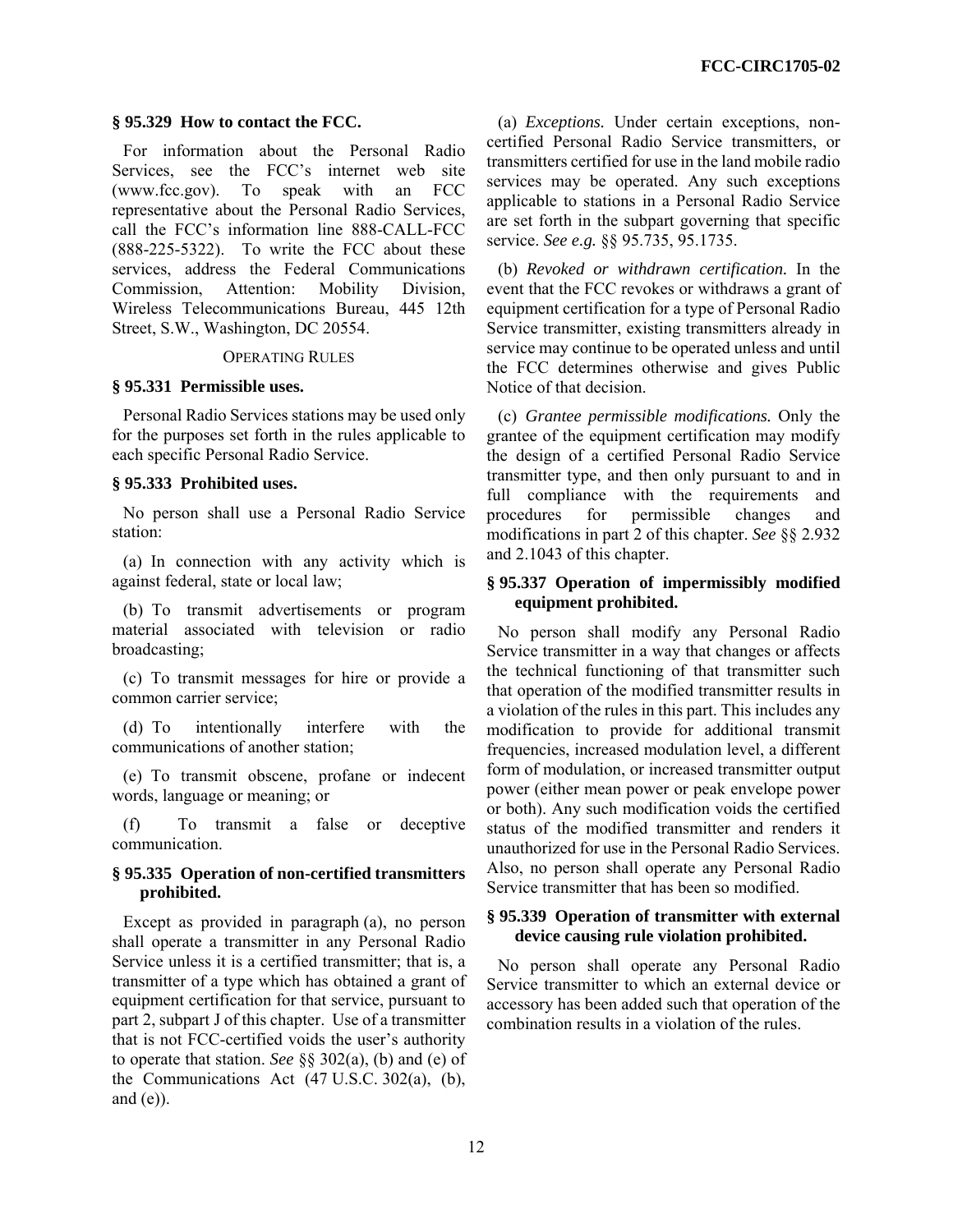### § 95.329 How to contact the FCC.

For information about the Personal Radio Services, see the FCC's internet web site (www.fcc.gov). To speak with an FCC representative about the Personal Radio Services, call the FCC's information line 888-CALL-FCC (888-225-5322). To write the FCC about these services, address the Federal Communications Commission, Attention: Mobility Division, Wireless Telecommunications Bureau, 445 12th Street, S.W., Washington, DC 20554.

## OPERATING RULES

### § 95.331 Permissible uses.

Personal Radio Services stations may be used only for the purposes set forth in the rules applicable to each specific Personal Radio Service.

### § 95.333 Prohibited uses.

No person shall use a Personal Radio Service station:

(a) In connection with any activity which is against federal, state or local law;

(b) To transmit advertisements or program material associated with television or radio broadcasting;

(c) To transmit messages for hire or provide a common carrier service;

(d) To intentionally interfere with the communications of another station;

(e) To transmit obscene, profane or indecent words, language or meaning; or

(f) To transmit a false or deceptive communication.

### § 95.335 Operation of non-certified transmitters prohibited.

Except as provided in paragraph (a), no person shall operate a transmitter in any Personal Radio Service unless it is a certified transmitter; that is, a transmitter of a type which has obtained a grant of equipment certification for that service, pursuant to part 2, subpart J of this chapter. Use of a transmitter that is not FCC-certified voids the user's authority to operate that station. *See* §§ 302(a), (b) and (e) of the Communications Act (47 U.S.C. 302(a), (b), and (e)).

(a) *Exceptions.* Under certain exceptions, non-certified Personal Radio Service transmitters, or transmitters certified for use in the land mobile radio services may be operated. Any such exceptions applicable to stations in a Personal Radio Service are set forth in the subpart governing that specific service. *See e.g.* §§ 95.735, 95.1735.

(b) *Revoked or withdrawn certification.* In the event that the FCC revokes or withdraws a grant of equipment certification for a type of Personal Radio Service transmitter, existing transmitters already in service may continue to be operated unless and until the FCC determines otherwise and gives Public Notice of that decision.

(c) *Grantee permissible modifications.* Only the grantee of the equipment certification may modify the design of a certified Personal Radio Service transmitter type, and then only pursuant to and in full compliance with the requirements and procedures for permissible changes and modifications in part 2 of this chapter. *See* §§ 2.932 and 2.1043 of this chapter.

### § 95.337 Operation of impermissibly modified equipment prohibited.

No person shall modify any Personal Radio Service transmitter in a way that changes or affects the technical functioning of that transmitter such that operation of the modified transmitter results in a violation of the rules in this part. This includes any modification to provide for additional transmit frequencies, increased modulation level, a different form of modulation, or increased transmitter output power (either mean power or peak envelope power or both). Any such modification voids the certified status of the modified transmitter and renders it unauthorized for use in the Personal Radio Services. Also, no person shall operate any Personal Radio Service transmitter that has been so modified.

### § 95.339 Operation of transmitter with external device causing rule violation prohibited.

No person shall operate any Personal Radio Service transmitter to which an external device or accessory has been added such that operation of the combination results in a violation of the rules.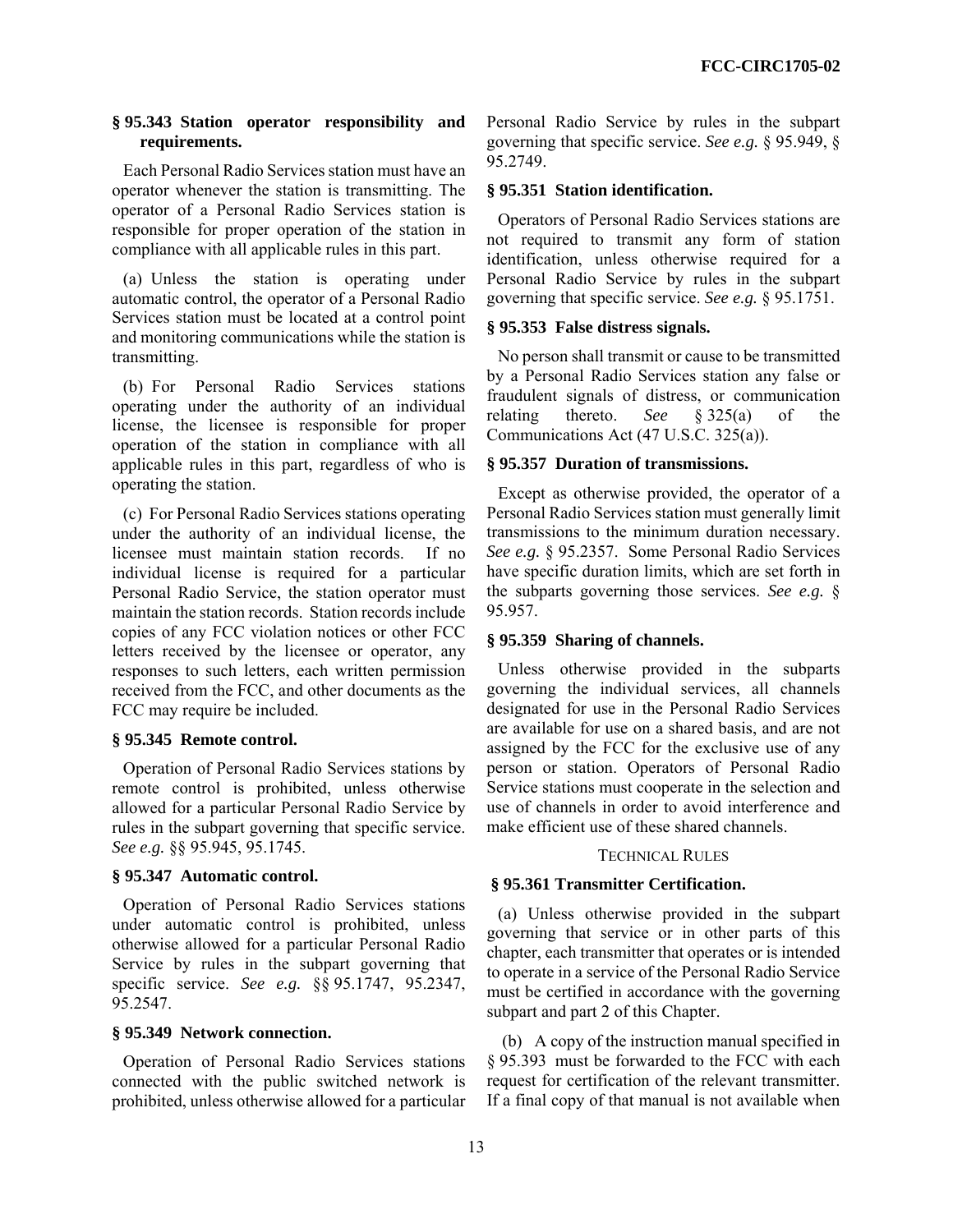### § 95.343 Station operator responsibility and requirements.

Each Personal Radio Services station must have an operator whenever the station is transmitting. The operator of a Personal Radio Services station is responsible for proper operation of the station in compliance with all applicable rules in this part.

(a) Unless the station is operating under automatic control, the operator of a Personal Radio Services station must be located at a control point and monitoring communications while the station is transmitting.

(b) For Personal Radio Services stations operating under the authority of an individual license, the licensee is responsible for proper operation of the station in compliance with all applicable rules in this part, regardless of who is operating the station.

(c) For Personal Radio Services stations operating under the authority of an individual license, the licensee must maintain station records. If no individual license is required for a particular Personal Radio Service, the station operator must maintain the station records. Station records include copies of any FCC violation notices or other FCC letters received by the licensee or operator, any responses to such letters, each written permission received from the FCC, and other documents as the FCC may require be included.

### § 95.345 Remote control.

Operation of Personal Radio Services stations by remote control is prohibited, unless otherwise allowed for a particular Personal Radio Service by rules in the subpart governing that specific service. *See e.g.* §§ 95.945, 95.1745.

### § 95.347 Automatic control.

Operation of Personal Radio Services stations under automatic control is prohibited, unless otherwise allowed for a particular Personal Radio Service by rules in the subpart governing that specific service. *See e.g.* §§ 95.1747, 95.2347, 95.2547.

### § 95.349 Network connection.

Operation of Personal Radio Services stations connected with the public switched network is prohibited, unless otherwise allowed for a particular Personal Radio Service by rules in the subpart governing that specific service. *See e.g.* § 95.949, § 95.2749.

### § 95.351 Station identification.

Operators of Personal Radio Services stations are not required to transmit any form of station identification, unless otherwise required for a Personal Radio Service by rules in the subpart governing that specific service. *See e.g.* § 95.1751.

### § 95.353 False distress signals.

No person shall transmit or cause to be transmitted by a Personal Radio Services station any false or fraudulent signals of distress, or communication relating thereto. *See* § 325(a) of the Communications Act (47 U.S.C. 325(a)).

### § 95.357 Duration of transmissions.

Except as otherwise provided, the operator of a Personal Radio Services station must generally limit transmissions to the minimum duration necessary. *See e.g.* § 95.2357. Some Personal Radio Services have specific duration limits, which are set forth in the subparts governing those services. *See e.g.* § 95.957.

### § 95.359 Sharing of channels.

Unless otherwise provided in the subparts governing the individual services, all channels designated for use in the Personal Radio Services are available for use on a shared basis, and are not assigned by the FCC for the exclusive use of any person or station. Operators of Personal Radio Service stations must cooperate in the selection and use of channels in order to avoid interference and make efficient use of these shared channels.

## TECHNICAL RULES

### § 95.361 Transmitter Certification.

(a) Unless otherwise provided in the subpart governing that service or in other parts of this chapter, each transmitter that operates or is intended to operate in a service of the Personal Radio Service must be certified in accordance with the governing subpart and part 2 of this Chapter.

(b) A copy of the instruction manual specified in § 95.393 must be forwarded to the FCC with each request for certification of the relevant transmitter. If a final copy of that manual is not available when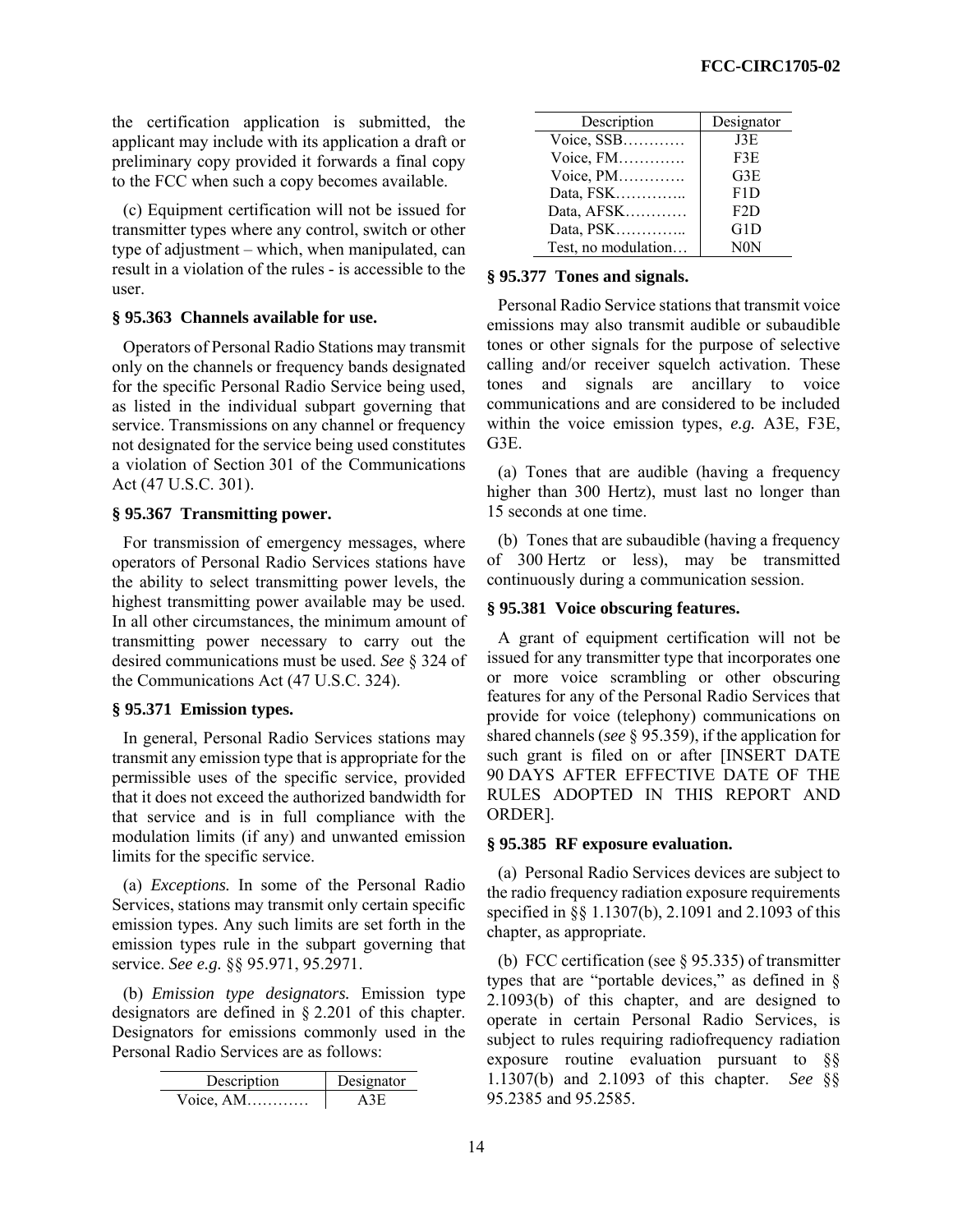the certification application is submitted, the applicant may include with its application a draft or preliminary copy provided it forwards a final copy to the FCC when such a copy becomes available.

(c) Equipment certification will not be issued for transmitter types where any control, switch or other type of adjustment – which, when manipulated, can result in a violation of the rules - is accessible to the user.

**§ 95.363 Channels available for use.**

Operators of Personal Radio Stations may transmit only on the channels or frequency bands designated for the specific Personal Radio Service being used, as listed in the individual subpart governing that service. Transmissions on any channel or frequency not designated for the service being used constitutes a violation of Section 301 of the Communications Act (47 U.S.C. 301).

**§ 95.367 Transmitting power.**

For transmission of emergency messages, where operators of Personal Radio Services stations have the ability to select transmitting power levels, the highest transmitting power available may be used. In all other circumstances, the minimum amount of transmitting power necessary to carry out the desired communications must be used. *See* § 324 of the Communications Act (47 U.S.C. 324).

**§ 95.371 Emission types.**

In general, Personal Radio Services stations may transmit any emission type that is appropriate for the permissible uses of the specific service, provided that it does not exceed the authorized bandwidth for that service and is in full compliance with the modulation limits (if any) and unwanted emission limits for the specific service.

(a) *Exceptions.* In some of the Personal Radio Services, stations may transmit only certain specific emission types. Any such limits are set forth in the emission types rule in the subpart governing that service. *See e.g.* §§ 95.971, 95.2971.

(b) *Emission type designators.* Emission type designators are defined in § 2.201 of this chapter. Designators for emissions commonly used in the Personal Radio Services are as follows:

| Description | Designator |
|---|---|
| Voice, AM………… | A3E |
| Voice, SSB………… | J3E |
| Voice, FM…………. | F3E |
| Voice, PM…………. | G3E |
| Data, FSK………….. | F1D |
| Data, AFSK………… | F2D |
| Data, PSK………….. | G1D |
| Test, no modulation… | N0N |

**§ 95.377 Tones and signals.**

Personal Radio Service stations that transmit voice emissions may also transmit audible or subaudible tones or other signals for the purpose of selective calling and/or receiver squelch activation. These tones and signals are ancillary to voice communications and are considered to be included within the voice emission types, *e.g.* A3E, F3E, G3E.

(a) Tones that are audible (having a frequency higher than 300 Hertz), must last no longer than 15 seconds at one time.

(b) Tones that are subaudible (having a frequency of 300 Hertz or less), may be transmitted continuously during a communication session.

**§ 95.381 Voice obscuring features.**

A grant of equipment certification will not be issued for any transmitter type that incorporates one or more voice scrambling or other obscuring features for any of the Personal Radio Services that provide for voice (telephony) communications on shared channels (*see* § 95.359), if the application for such grant is filed on or after [INSERT DATE 90 DAYS AFTER EFFECTIVE DATE OF THE RULES ADOPTED IN THIS REPORT AND ORDER].

**§ 95.385 RF exposure evaluation.**

(a) Personal Radio Services devices are subject to the radio frequency radiation exposure requirements specified in §§ 1.1307(b), 2.1091 and 2.1093 of this chapter, as appropriate.

(b) FCC certification (see § 95.335) of transmitter types that are "portable devices," as defined in § 2.1093(b) of this chapter, and are designed to operate in certain Personal Radio Services, is subject to rules requiring radiofrequency radiation exposure routine evaluation pursuant to §§ 1.1307(b) and 2.1093 of this chapter. *See* §§ 95.2385 and 95.2585.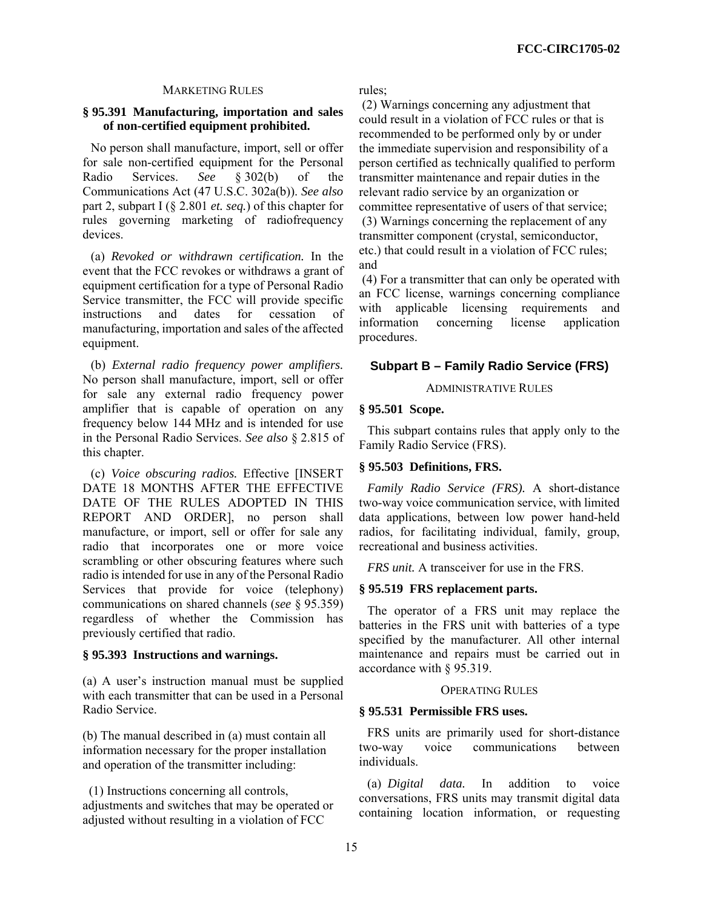MARKETING RULES

**§ 95.391 Manufacturing, importation and sales of non-certified equipment prohibited.**

No person shall manufacture, import, sell or offer for sale non-certified equipment for the Personal Radio Services. *See* § 302(b) of the Communications Act (47 U.S.C. 302a(b)). *See also* part 2, subpart I (§ 2.801 *et. seq.*) of this chapter for rules governing marketing of radiofrequency devices.

(a) *Revoked or withdrawn certification.* In the event that the FCC revokes or withdraws a grant of equipment certification for a type of Personal Radio Service transmitter, the FCC will provide specific instructions and dates for cessation of manufacturing, importation and sales of the affected equipment.

(b) *External radio frequency power amplifiers.* No person shall manufacture, import, sell or offer for sale any external radio frequency power amplifier that is capable of operation on any frequency below 144 MHz and is intended for use in the Personal Radio Services. *See also* § 2.815 of this chapter.

(c) *Voice obscuring radios.* Effective [INSERT DATE 18 MONTHS AFTER THE EFFECTIVE DATE OF THE RULES ADOPTED IN THIS REPORT AND ORDER], no person shall manufacture, or import, sell or offer for sale any radio that incorporates one or more voice scrambling or other obscuring features where such radio is intended for use in any of the Personal Radio Services that provide for voice (telephony) communications on shared channels (*see* § 95.359) regardless of whether the Commission has previously certified that radio.

**§ 95.393 Instructions and warnings.**

(a) A user's instruction manual must be supplied with each transmitter that can be used in a Personal Radio Service.

(b) The manual described in (a) must contain all information necessary for the proper installation and operation of the transmitter including:

(1) Instructions concerning all controls, adjustments and switches that may be operated or adjusted without resulting in a violation of FCC rules;

(2) Warnings concerning any adjustment that could result in a violation of FCC rules or that is recommended to be performed only by or under the immediate supervision and responsibility of a person certified as technically qualified to perform transmitter maintenance and repair duties in the relevant radio service by an organization or committee representative of users of that service;

(3) Warnings concerning the replacement of any transmitter component (crystal, semiconductor, etc.) that could result in a violation of FCC rules; and

(4) For a transmitter that can only be operated with an FCC license, warnings concerning compliance with applicable licensing requirements and information concerning license application procedures.

## Subpart B – Family Radio Service (FRS)

ADMINISTRATIVE RULES

**§ 95.501 Scope.**

This subpart contains rules that apply only to the Family Radio Service (FRS).

**§ 95.503 Definitions, FRS.**

*Family Radio Service (FRS).* A short-distance two-way voice communication service, with limited data applications, between low power hand-held radios, for facilitating individual, family, group, recreational and business activities.

*FRS unit.* A transceiver for use in the FRS.

**§ 95.519 FRS replacement parts.**

The operator of a FRS unit may replace the batteries in the FRS unit with batteries of a type specified by the manufacturer. All other internal maintenance and repairs must be carried out in accordance with § 95.319.

OPERATING RULES

**§ 95.531 Permissible FRS uses.**

FRS units are primarily used for short-distance two-way voice communications between individuals.

(a) *Digital data.* In addition to voice conversations, FRS units may transmit digital data containing location information, or requesting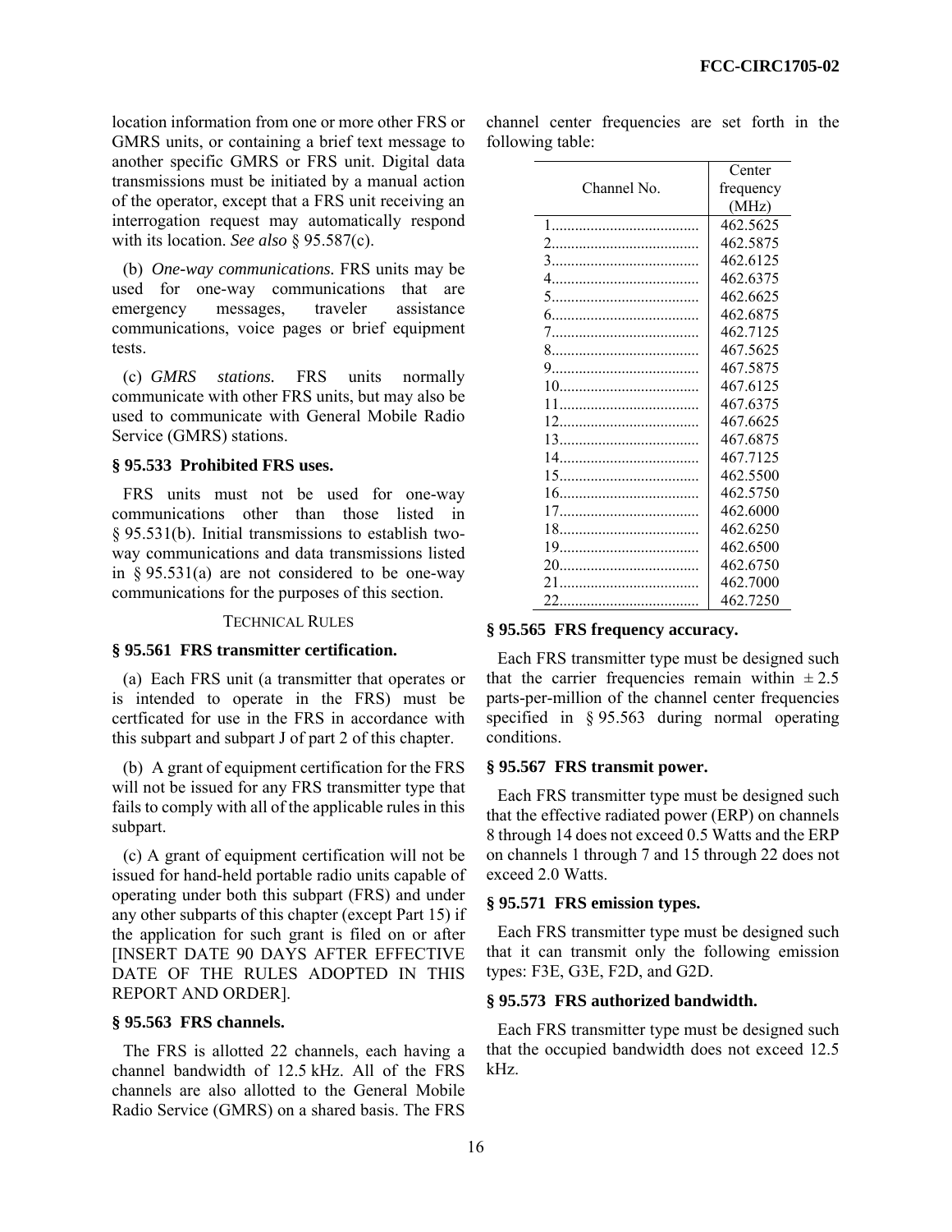location information from one or more other FRS or GMRS units, or containing a brief text message to another specific GMRS or FRS unit. Digital data transmissions must be initiated by a manual action of the operator, except that a FRS unit receiving an interrogation request may automatically respond with its location. *See also* § 95.587(c).

(b) *One-way communications.* FRS units may be used for one-way communications that are emergency messages, traveler assistance communications, voice pages or brief equipment tests.

(c) *GMRS stations.* FRS units normally communicate with other FRS units, but may also be used to communicate with General Mobile Radio Service (GMRS) stations.

**§ 95.533 Prohibited FRS uses.**

FRS units must not be used for one-way communications other than those listed in § 95.531(b). Initial transmissions to establish two-way communications and data transmissions listed in § 95.531(a) are not considered to be one-way communications for the purposes of this section.

TECHNICAL RULES

**§ 95.561 FRS transmitter certification.**

(a) Each FRS unit (a transmitter that operates or is intended to operate in the FRS) must be certficated for use in the FRS in accordance with this subpart and subpart J of part 2 of this chapter.

(b) A grant of equipment certification for the FRS will not be issued for any FRS transmitter type that fails to comply with all of the applicable rules in this subpart.

(c) A grant of equipment certification will not be issued for hand-held portable radio units capable of operating under both this subpart (FRS) and under any other subparts of this chapter (except Part 15) if the application for such grant is filed on or after [INSERT DATE 90 DAYS AFTER EFFECTIVE DATE OF THE RULES ADOPTED IN THIS REPORT AND ORDER].

**§ 95.563 FRS channels.**

The FRS is allotted 22 channels, each having a channel bandwidth of 12.5 kHz. All of the FRS channels are also allotted to the General Mobile Radio Service (GMRS) on a shared basis. The FRS channel center frequencies are set forth in the following table:

| Channel No. | Center frequency (MHz) |
|---|---|
| 1 | 462.5625 |
| 2 | 462.5875 |
| 3 | 462.6125 |
| 4 | 462.6375 |
| 5 | 462.6625 |
| 6 | 462.6875 |
| 7 | 462.7125 |
| 8 | 467.5625 |
| 9 | 467.5875 |
| 10 | 467.6125 |
| 11 | 467.6375 |
| 12 | 467.6625 |
| 13 | 467.6875 |
| 14 | 467.7125 |
| 15 | 462.5500 |
| 16 | 462.5750 |
| 17 | 462.6000 |
| 18 | 462.6250 |
| 19 | 462.6500 |
| 20 | 462.6750 |
| 21 | 462.7000 |
| 22 | 462.7250 |

**§ 95.565 FRS frequency accuracy.**

Each FRS transmitter type must be designed such that the carrier frequencies remain within $\pm 2.5$ parts-per-million of the channel center frequencies specified in § 95.563 during normal operating conditions.

**§ 95.567 FRS transmit power.**

Each FRS transmitter type must be designed such that the effective radiated power (ERP) on channels 8 through 14 does not exceed 0.5 Watts and the ERP on channels 1 through 7 and 15 through 22 does not exceed 2.0 Watts.

**§ 95.571 FRS emission types.**

Each FRS transmitter type must be designed such that it can transmit only the following emission types: F3E, G3E, F2D, and G2D.

**§ 95.573 FRS authorized bandwidth.**

Each FRS transmitter type must be designed such that the occupied bandwidth does not exceed 12.5 kHz.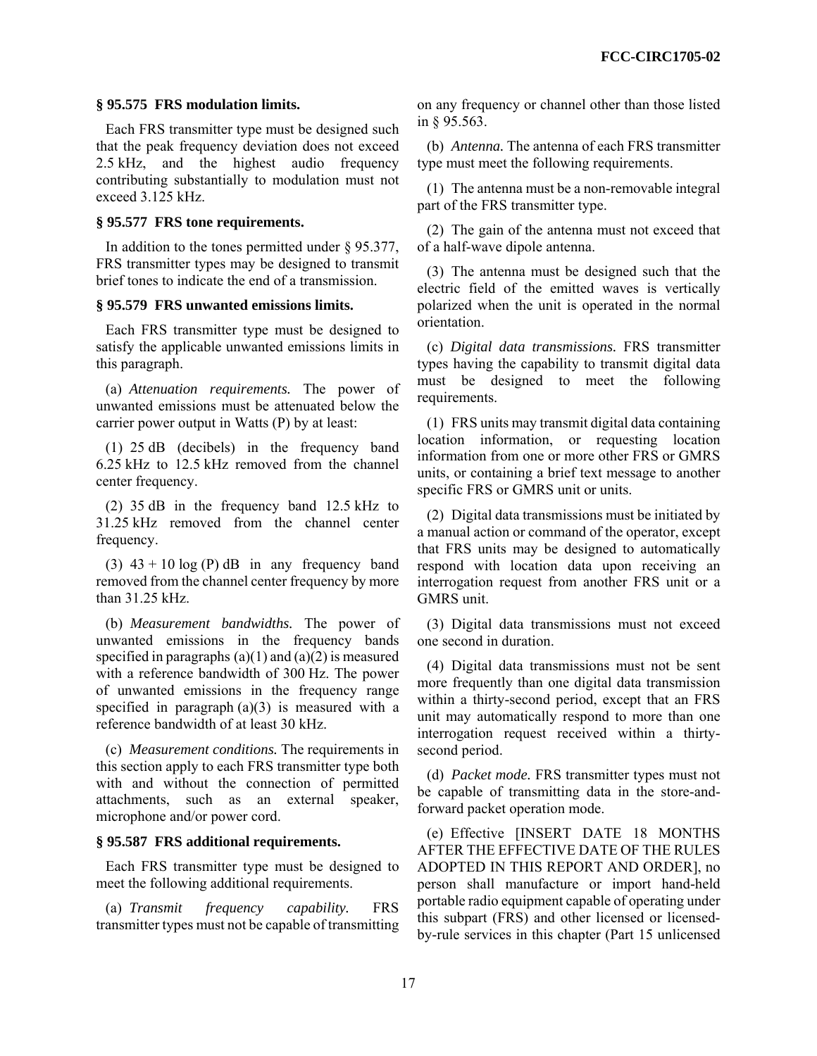**§ 95.575 FRS modulation limits.**

Each FRS transmitter type must be designed such that the peak frequency deviation does not exceed 2.5 kHz, and the highest audio frequency contributing substantially to modulation must not exceed 3.125 kHz.

**§ 95.577 FRS tone requirements.**

In addition to the tones permitted under § 95.377, FRS transmitter types may be designed to transmit brief tones to indicate the end of a transmission.

**§ 95.579 FRS unwanted emissions limits.**

Each FRS transmitter type must be designed to satisfy the applicable unwanted emissions limits in this paragraph.

(a) *Attenuation requirements.* The power of unwanted emissions must be attenuated below the carrier power output in Watts (P) by at least:

(1) 25 dB (decibels) in the frequency band 6.25 kHz to 12.5 kHz removed from the channel center frequency.

(2) 35 dB in the frequency band 12.5 kHz to 31.25 kHz removed from the channel center frequency.

(3) $43 + 10 \log (P)$ dB in any frequency band removed from the channel center frequency by more than 31.25 kHz.

(b) *Measurement bandwidths.* The power of unwanted emissions in the frequency bands specified in paragraphs (a)(1) and (a)(2) is measured with a reference bandwidth of 300 Hz. The power of unwanted emissions in the frequency range specified in paragraph (a)(3) is measured with a reference bandwidth of at least 30 kHz.

(c) *Measurement conditions.* The requirements in this section apply to each FRS transmitter type both with and without the connection of permitted attachments, such as an external speaker, microphone and/or power cord.

**§ 95.587 FRS additional requirements.**

Each FRS transmitter type must be designed to meet the following additional requirements.

(a) *Transmit frequency capability.* FRS transmitter types must not be capable of transmitting on any frequency or channel other than those listed in § 95.563.

(b) *Antenna.* The antenna of each FRS transmitter type must meet the following requirements.

(1) The antenna must be a non-removable integral part of the FRS transmitter type.

(2) The gain of the antenna must not exceed that of a half-wave dipole antenna.

(3) The antenna must be designed such that the electric field of the emitted waves is vertically polarized when the unit is operated in the normal orientation.

(c) *Digital data transmissions.* FRS transmitter types having the capability to transmit digital data must be designed to meet the following requirements.

(1) FRS units may transmit digital data containing location information, or requesting location information from one or more other FRS or GMRS units, or containing a brief text message to another specific FRS or GMRS unit or units.

(2) Digital data transmissions must be initiated by a manual action or command of the operator, except that FRS units may be designed to automatically respond with location data upon receiving an interrogation request from another FRS unit or a GMRS unit.

(3) Digital data transmissions must not exceed one second in duration.

(4) Digital data transmissions must not be sent more frequently than one digital data transmission within a thirty-second period, except that an FRS unit may automatically respond to more than one interrogation request received within a thirty-second period.

(d) *Packet mode.* FRS transmitter types must not be capable of transmitting data in the store-and-forward packet operation mode.

(e) Effective [INSERT DATE 18 MONTHS AFTER THE EFFECTIVE DATE OF THE RULES ADOPTED IN THIS REPORT AND ORDER], no person shall manufacture or import hand-held portable radio equipment capable of operating under this subpart (FRS) and other licensed or licensed-by-rule services in this chapter (Part 15 unlicensed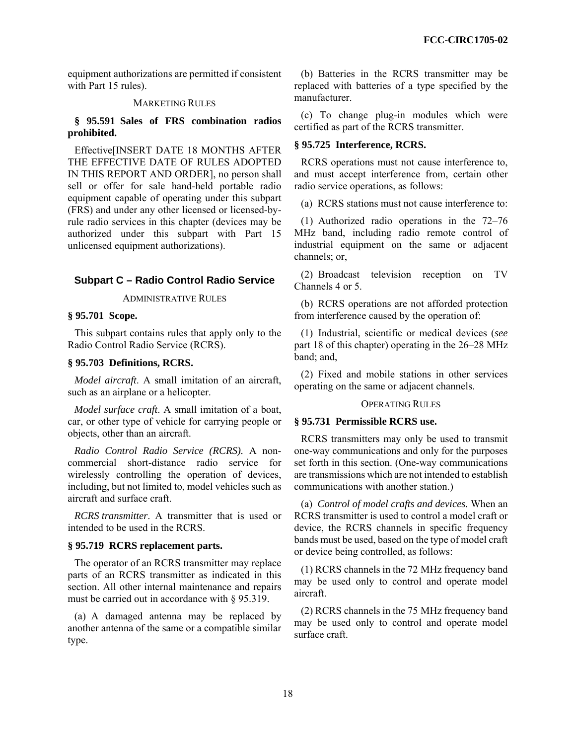equipment authorizations are permitted if consistent with Part 15 rules).

MARKETING RULES

**§ 95.591 Sales of FRS combination radios prohibited.**

Effective[INSERT DATE 18 MONTHS AFTER THE EFFECTIVE DATE OF RULES ADOPTED IN THIS REPORT AND ORDER], no person shall sell or offer for sale hand-held portable radio equipment capable of operating under this subpart (FRS) and under any other licensed or licensed-by-rule radio services in this chapter (devices may be authorized under this subpart with Part 15 unlicensed equipment authorizations).

## Subpart C – Radio Control Radio Service

ADMINISTRATIVE RULES

**§ 95.701 Scope.**

This subpart contains rules that apply only to the Radio Control Radio Service (RCRS).

**§ 95.703 Definitions, RCRS.**

*Model aircraft*. A small imitation of an aircraft, such as an airplane or a helicopter.

*Model surface craft*. A small imitation of a boat, car, or other type of vehicle for carrying people or objects, other than an aircraft.

*Radio Control Radio Service (RCRS).* A non-commercial short-distance radio service for wirelessly controlling the operation of devices, including, but not limited to, model vehicles such as aircraft and surface craft.

*RCRS transmitter*. A transmitter that is used or intended to be used in the RCRS.

**§ 95.719 RCRS replacement parts.**

The operator of an RCRS transmitter may replace parts of an RCRS transmitter as indicated in this section. All other internal maintenance and repairs must be carried out in accordance with § 95.319.

(a) A damaged antenna may be replaced by another antenna of the same or a compatible similar type.

(b) Batteries in the RCRS transmitter may be replaced with batteries of a type specified by the manufacturer.

(c) To change plug-in modules which were certified as part of the RCRS transmitter.

**§ 95.725 Interference, RCRS.**

RCRS operations must not cause interference to, and must accept interference from, certain other radio service operations, as follows:

(a) RCRS stations must not cause interference to:

(1) Authorized radio operations in the 72–76 MHz band, including radio remote control of industrial equipment on the same or adjacent channels; or,

(2) Broadcast television reception on TV Channels 4 or 5.

(b) RCRS operations are not afforded protection from interference caused by the operation of:

(1) Industrial, scientific or medical devices (*see* part 18 of this chapter) operating in the 26–28 MHz band; and,

(2) Fixed and mobile stations in other services operating on the same or adjacent channels.

OPERATING RULES

**§ 95.731 Permissible RCRS use.**

RCRS transmitters may only be used to transmit one-way communications and only for the purposes set forth in this section. (One-way communications are transmissions which are not intended to establish communications with another station.)

(a) *Control of model crafts and devices.* When an RCRS transmitter is used to control a model craft or device, the RCRS channels in specific frequency bands must be used, based on the type of model craft or device being controlled, as follows:

(1) RCRS channels in the 72 MHz frequency band may be used only to control and operate model aircraft.

(2) RCRS channels in the 75 MHz frequency band may be used only to control and operate model surface craft.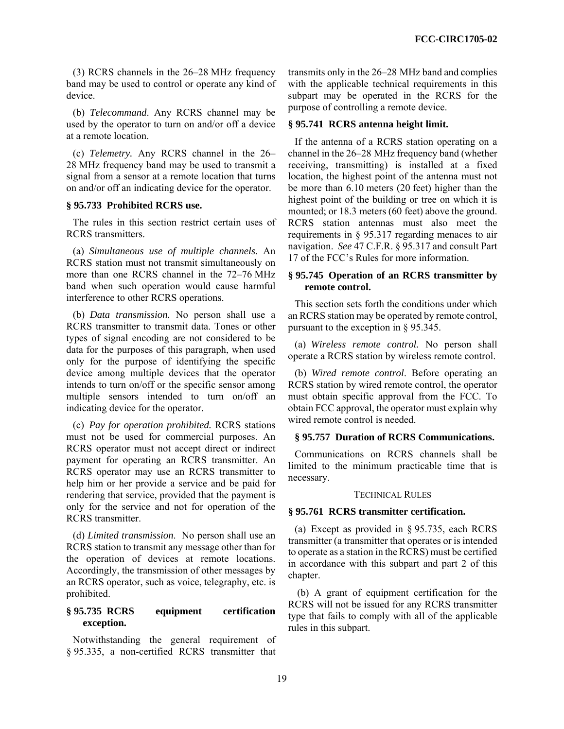(3) RCRS channels in the 26–28 MHz frequency band may be used to control or operate any kind of device.

(b) *Telecommand*. Any RCRS channel may be used by the operator to turn on and/or off a device at a remote location.

(c) *Telemetry.* Any RCRS channel in the 26–28 MHz frequency band may be used to transmit a signal from a sensor at a remote location that turns on and/or off an indicating device for the operator.

**§ 95.733 Prohibited RCRS use.**

The rules in this section restrict certain uses of RCRS transmitters.

(a) *Simultaneous use of multiple channels.* An RCRS station must not transmit simultaneously on more than one RCRS channel in the 72–76 MHz band when such operation would cause harmful interference to other RCRS operations.

(b) *Data transmission.* No person shall use a RCRS transmitter to transmit data. Tones or other types of signal encoding are not considered to be data for the purposes of this paragraph, when used only for the purpose of identifying the specific device among multiple devices that the operator intends to turn on/off or the specific sensor among multiple sensors intended to turn on/off an indicating device for the operator.

(c) *Pay for operation prohibited.* RCRS stations must not be used for commercial purposes. An RCRS operator must not accept direct or indirect payment for operating an RCRS transmitter. An RCRS operator may use an RCRS transmitter to help him or her provide a service and be paid for rendering that service, provided that the payment is only for the service and not for operation of the RCRS transmitter.

(d) *Limited transmission*. No person shall use an RCRS station to transmit any message other than for the operation of devices at remote locations. Accordingly, the transmission of other messages by an RCRS operator, such as voice, telegraphy, etc. is prohibited.

**§ 95.735 RCRS equipment certification exception.**

Notwithstanding the general requirement of § 95.335, a non-certified RCRS transmitter that transmits only in the 26–28 MHz band and complies with the applicable technical requirements in this subpart may be operated in the RCRS for the purpose of controlling a remote device.

**§ 95.741 RCRS antenna height limit.**

If the antenna of a RCRS station operating on a channel in the 26–28 MHz frequency band (whether receiving, transmitting) is installed at a fixed location, the highest point of the antenna must not be more than 6.10 meters (20 feet) higher than the highest point of the building or tree on which it is mounted; or 18.3 meters (60 feet) above the ground. RCRS station antennas must also meet the requirements in § 95.317 regarding menaces to air navigation. *See* 47 C.F.R. § 95.317 and consult Part 17 of the FCC's Rules for more information.

**§ 95.745 Operation of an RCRS transmitter by remote control.**

This section sets forth the conditions under which an RCRS station may be operated by remote control, pursuant to the exception in § 95.345.

(a) *Wireless remote control.* No person shall operate a RCRS station by wireless remote control.

(b) *Wired remote control*. Before operating an RCRS station by wired remote control, the operator must obtain specific approval from the FCC. To obtain FCC approval, the operator must explain why wired remote control is needed.

**§ 95.757 Duration of RCRS Communications.**

Communications on RCRS channels shall be limited to the minimum practicable time that is necessary.

TECHNICAL RULES

**§ 95.761 RCRS transmitter certification.**

(a) Except as provided in § 95.735, each RCRS transmitter (a transmitter that operates or is intended to operate as a station in the RCRS) must be certified in accordance with this subpart and part 2 of this chapter.

(b) A grant of equipment certification for the RCRS will not be issued for any RCRS transmitter type that fails to comply with all of the applicable rules in this subpart.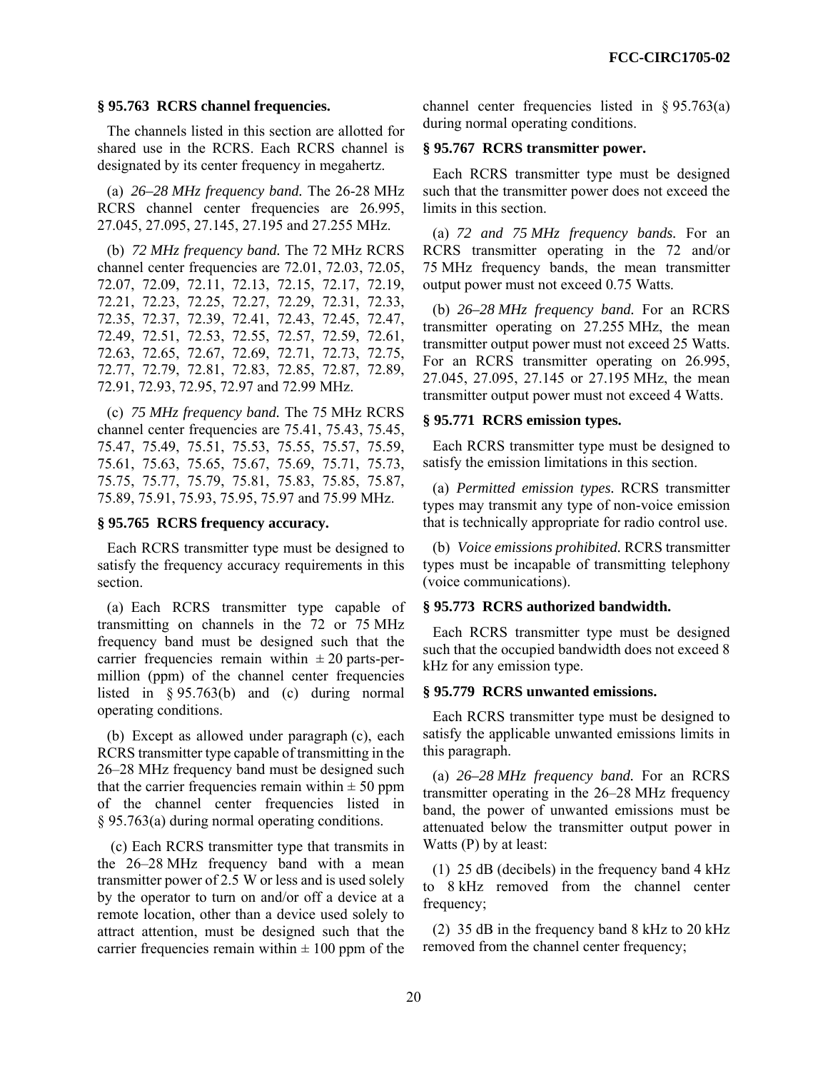### § 95.763 RCRS channel frequencies.

The channels listed in this section are allotted for shared use in the RCRS. Each RCRS channel is designated by its center frequency in megahertz.

(a) *26–28 MHz frequency band.* The 26-28 MHz RCRS channel center frequencies are 26.995, 27.045, 27.095, 27.145, 27.195 and 27.255 MHz.

(b) *72 MHz frequency band.* The 72 MHz RCRS channel center frequencies are 72.01, 72.03, 72.05, 72.07, 72.09, 72.11, 72.13, 72.15, 72.17, 72.19, 72.21, 72.23, 72.25, 72.27, 72.29, 72.31, 72.33, 72.35, 72.37, 72.39, 72.41, 72.43, 72.45, 72.47, 72.49, 72.51, 72.53, 72.55, 72.57, 72.59, 72.61, 72.63, 72.65, 72.67, 72.69, 72.71, 72.73, 72.75, 72.77, 72.79, 72.81, 72.83, 72.85, 72.87, 72.89, 72.91, 72.93, 72.95, 72.97 and 72.99 MHz.

(c) *75 MHz frequency band.* The 75 MHz RCRS channel center frequencies are 75.41, 75.43, 75.45, 75.47, 75.49, 75.51, 75.53, 75.55, 75.57, 75.59, 75.61, 75.63, 75.65, 75.67, 75.69, 75.71, 75.73, 75.75, 75.77, 75.79, 75.81, 75.83, 75.85, 75.87, 75.89, 75.91, 75.93, 75.95, 75.97 and 75.99 MHz.

### § 95.765 RCRS frequency accuracy.

Each RCRS transmitter type must be designed to satisfy the frequency accuracy requirements in this section.

(a) Each RCRS transmitter type capable of transmitting on channels in the 72 or 75 MHz frequency band must be designed such that the carrier frequencies remain within ± 20 parts-per-million (ppm) of the channel center frequencies listed in § 95.763(b) and (c) during normal operating conditions.

(b) Except as allowed under paragraph (c), each RCRS transmitter type capable of transmitting in the 26–28 MHz frequency band must be designed such that the carrier frequencies remain within ± 50 ppm of the channel center frequencies listed in § 95.763(a) during normal operating conditions.

(c) Each RCRS transmitter type that transmits in the 26–28 MHz frequency band with a mean transmitter power of 2.5 W or less and is used solely by the operator to turn on and/or off a device at a remote location, other than a device used solely to attract attention, must be designed such that the carrier frequencies remain within ± 100 ppm of the channel center frequencies listed in § 95.763(a) during normal operating conditions.

### § 95.767 RCRS transmitter power.

Each RCRS transmitter type must be designed such that the transmitter power does not exceed the limits in this section.

(a) *72 and 75 MHz frequency bands.* For an RCRS transmitter operating in the 72 and/or 75 MHz frequency bands, the mean transmitter output power must not exceed 0.75 Watts.

(b) *26–28 MHz frequency band.* For an RCRS transmitter operating on 27.255 MHz, the mean transmitter output power must not exceed 25 Watts. For an RCRS transmitter operating on 26.995, 27.045, 27.095, 27.145 or 27.195 MHz, the mean transmitter output power must not exceed 4 Watts.

### § 95.771 RCRS emission types.

Each RCRS transmitter type must be designed to satisfy the emission limitations in this section.

(a) *Permitted emission types.* RCRS transmitter types may transmit any type of non-voice emission that is technically appropriate for radio control use.

(b) *Voice emissions prohibited.* RCRS transmitter types must be incapable of transmitting telephony (voice communications).

### § 95.773 RCRS authorized bandwidth.

Each RCRS transmitter type must be designed such that the occupied bandwidth does not exceed 8 kHz for any emission type.

### § 95.779 RCRS unwanted emissions.

Each RCRS transmitter type must be designed to satisfy the applicable unwanted emissions limits in this paragraph.

(a) *26–28 MHz frequency band.* For an RCRS transmitter operating in the 26–28 MHz frequency band, the power of unwanted emissions must be attenuated below the transmitter output power in Watts (P) by at least:

(1) 25 dB (decibels) in the frequency band 4 kHz to 8 kHz removed from the channel center frequency;

(2) 35 dB in the frequency band 8 kHz to 20 kHz removed from the channel center frequency;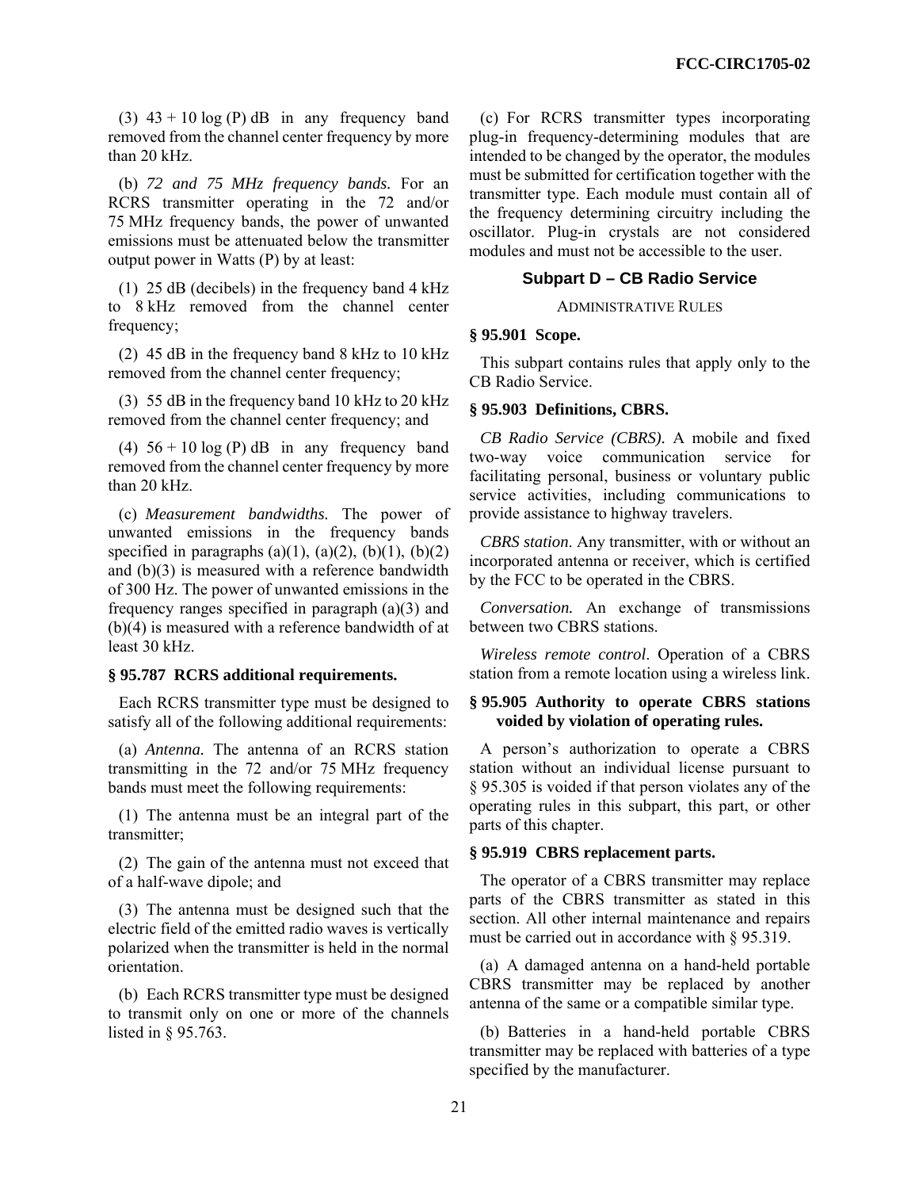(3) $43 + 10 \log (P)$ dB in any frequency band removed from the channel center frequency by more than 20 kHz.

(b) *72 and 75 MHz frequency bands.* For an RCRS transmitter operating in the 72 and/or 75 MHz frequency bands, the power of unwanted emissions must be attenuated below the transmitter output power in Watts (P) by at least:

(1) 25 dB (decibels) in the frequency band 4 kHz to 8 kHz removed from the channel center frequency;

(2) 45 dB in the frequency band 8 kHz to 10 kHz removed from the channel center frequency;

(3) 55 dB in the frequency band 10 kHz to 20 kHz removed from the channel center frequency; and

(4) $56 + 10 \log (P)$ dB in any frequency band removed from the channel center frequency by more than 20 kHz.

(c) *Measurement bandwidths.* The power of unwanted emissions in the frequency bands specified in paragraphs (a)(1), (a)(2), (b)(1), (b)(2) and (b)(3) is measured with a reference bandwidth of 300 Hz. The power of unwanted emissions in the frequency ranges specified in paragraph (a)(3) and (b)(4) is measured with a reference bandwidth of at least 30 kHz.

**§ 95.787 RCRS additional requirements.**

Each RCRS transmitter type must be designed to satisfy all of the following additional requirements:

(a) *Antenna.* The antenna of an RCRS station transmitting in the 72 and/or 75 MHz frequency bands must meet the following requirements:

(1) The antenna must be an integral part of the transmitter;

(2) The gain of the antenna must not exceed that of a half-wave dipole; and

(3) The antenna must be designed such that the electric field of the emitted radio waves is vertically polarized when the transmitter is held in the normal orientation.

(b) Each RCRS transmitter type must be designed to transmit only on one or more of the channels listed in § 95.763.

(c) For RCRS transmitter types incorporating plug-in frequency-determining modules that are intended to be changed by the operator, the modules must be submitted for certification together with the transmitter type. Each module must contain all of the frequency determining circuitry including the oscillator. Plug-in crystals are not considered modules and must not be accessible to the user.

## Subpart D – CB Radio Service

ADMINISTRATIVE RULES

**§ 95.901 Scope.**

This subpart contains rules that apply only to the CB Radio Service.

**§ 95.903 Definitions, CBRS.**

*CB Radio Service (CBRS).* A mobile and fixed two-way voice communication service for facilitating personal, business or voluntary public service activities, including communications to provide assistance to highway travelers.

*CBRS station.* Any transmitter, with or without an incorporated antenna or receiver, which is certified by the FCC to be operated in the CBRS.

*Conversation.* An exchange of transmissions between two CBRS stations.

*Wireless remote control.* Operation of a CBRS station from a remote location using a wireless link.

**§ 95.905 Authority to operate CBRS stations voided by violation of operating rules.**

A person's authorization to operate a CBRS station without an individual license pursuant to § 95.305 is voided if that person violates any of the operating rules in this subpart, this part, or other parts of this chapter.

**§ 95.919 CBRS replacement parts.**

The operator of a CBRS transmitter may replace parts of the CBRS transmitter as stated in this section. All other internal maintenance and repairs must be carried out in accordance with § 95.319.

(a) A damaged antenna on a hand-held portable CBRS transmitter may be replaced by another antenna of the same or a compatible similar type.

(b) Batteries in a hand-held portable CBRS transmitter may be replaced with batteries of a type specified by the manufacturer.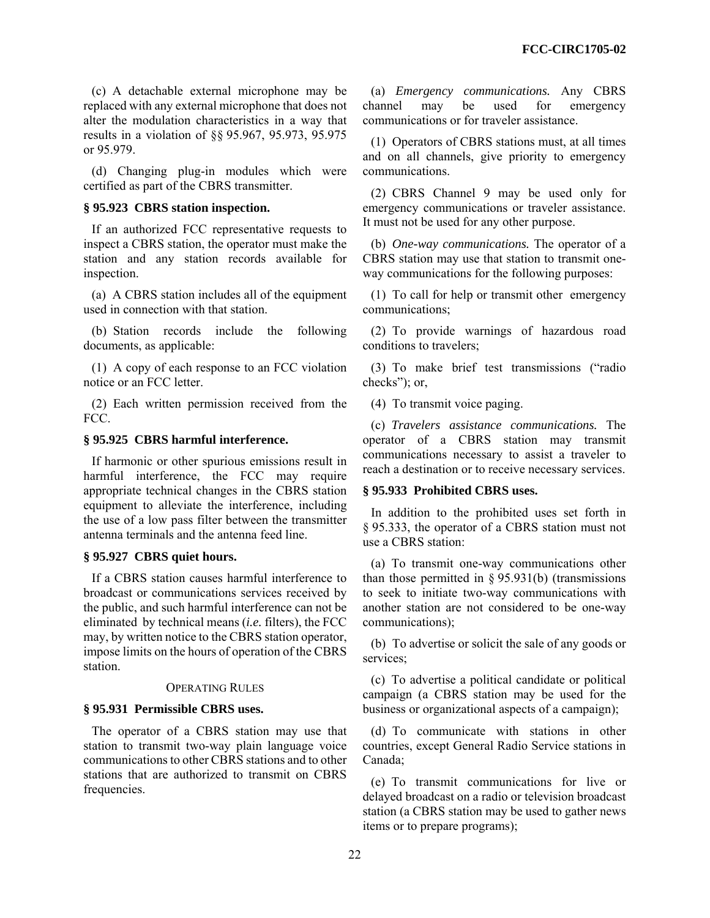(c) A detachable external microphone may be replaced with any external microphone that does not alter the modulation characteristics in a way that results in a violation of §§ 95.967, 95.973, 95.975 or 95.979.

(d) Changing plug-in modules which were certified as part of the CBRS transmitter.

### § 95.923 CBRS station inspection.

If an authorized FCC representative requests to inspect a CBRS station, the operator must make the station and any station records available for inspection.

(a) A CBRS station includes all of the equipment used in connection with that station.

(b) Station records include the following documents, as applicable:

(1) A copy of each response to an FCC violation notice or an FCC letter.

(2) Each written permission received from the FCC.

### § 95.925 CBRS harmful interference.

If harmonic or other spurious emissions result in harmful interference, the FCC may require appropriate technical changes in the CBRS station equipment to alleviate the interference, including the use of a low pass filter between the transmitter antenna terminals and the antenna feed line.

### § 95.927 CBRS quiet hours.

If a CBRS station causes harmful interference to broadcast or communications services received by the public, and such harmful interference can not be eliminated by technical means (*i.e.* filters), the FCC may, by written notice to the CBRS station operator, impose limits on the hours of operation of the CBRS station.

OPERATING RULES

### § 95.931 Permissible CBRS uses.

The operator of a CBRS station may use that station to transmit two-way plain language voice communications to other CBRS stations and to other stations that are authorized to transmit on CBRS frequencies.

(a) *Emergency communications.* Any CBRS channel may be used for emergency communications or for traveler assistance.

(1) Operators of CBRS stations must, at all times and on all channels, give priority to emergency communications.

(2) CBRS Channel 9 may be used only for emergency communications or traveler assistance. It must not be used for any other purpose.

(b) *One-way communications.* The operator of a CBRS station may use that station to transmit one-way communications for the following purposes:

(1) To call for help or transmit other emergency communications;

(2) To provide warnings of hazardous road conditions to travelers;

(3) To make brief test transmissions ("radio checks"); or,

(4) To transmit voice paging.

(c) *Travelers assistance communications.* The operator of a CBRS station may transmit communications necessary to assist a traveler to reach a destination or to receive necessary services.

### § 95.933 Prohibited CBRS uses.

In addition to the prohibited uses set forth in § 95.333, the operator of a CBRS station must not use a CBRS station:

(a) To transmit one-way communications other than those permitted in § 95.931(b) (transmissions to seek to initiate two-way communications with another station are not considered to be one-way communications);

(b) To advertise or solicit the sale of any goods or services;

(c) To advertise a political candidate or political campaign (a CBRS station may be used for the business or organizational aspects of a campaign);

(d) To communicate with stations in other countries, except General Radio Service stations in Canada;

(e) To transmit communications for live or delayed broadcast on a radio or television broadcast station (a CBRS station may be used to gather news items or to prepare programs);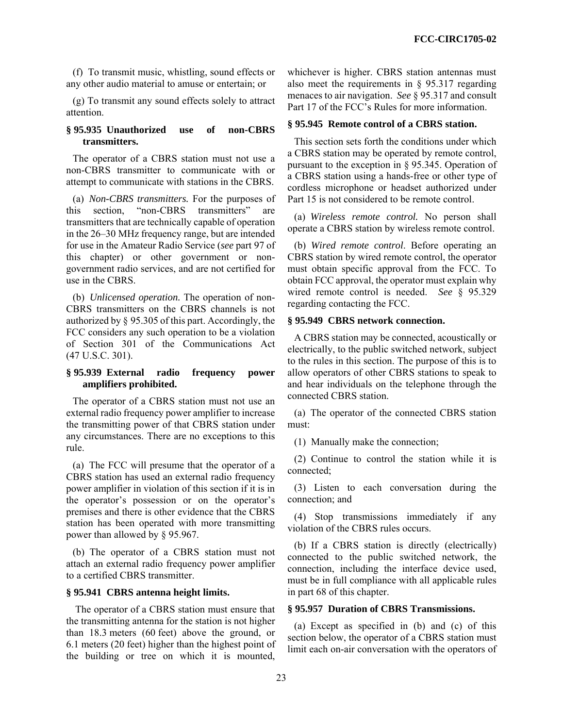(f) To transmit music, whistling, sound effects or any other audio material to amuse or entertain; or

(g) To transmit any sound effects solely to attract attention.

### § 95.935 Unauthorized use of non-CBRS transmitters.

The operator of a CBRS station must not use a non-CBRS transmitter to communicate with or attempt to communicate with stations in the CBRS.

(a) *Non-CBRS transmitters.* For the purposes of this section, "non-CBRS transmitters" are transmitters that are technically capable of operation in the 26–30 MHz frequency range, but are intended for use in the Amateur Radio Service (*see* part 97 of this chapter) or other government or non-government radio services, and are not certified for use in the CBRS.

(b) *Unlicensed operation.* The operation of non-CBRS transmitters on the CBRS channels is not authorized by § 95.305 of this part. Accordingly, the FCC considers any such operation to be a violation of Section 301 of the Communications Act (47 U.S.C. 301).

### § 95.939 External radio frequency power amplifiers prohibited.

The operator of a CBRS station must not use an external radio frequency power amplifier to increase the transmitting power of that CBRS station under any circumstances. There are no exceptions to this rule.

(a) The FCC will presume that the operator of a CBRS station has used an external radio frequency power amplifier in violation of this section if it is in the operator's possession or on the operator's premises and there is other evidence that the CBRS station has been operated with more transmitting power than allowed by § 95.967.

(b) The operator of a CBRS station must not attach an external radio frequency power amplifier to a certified CBRS transmitter.

### § 95.941 CBRS antenna height limits.

The operator of a CBRS station must ensure that the transmitting antenna for the station is not higher than 18.3 meters (60 feet) above the ground, or 6.1 meters (20 feet) higher than the highest point of the building or tree on which it is mounted, whichever is higher. CBRS station antennas must also meet the requirements in § 95.317 regarding menaces to air navigation. *See* § 95.317 and consult Part 17 of the FCC's Rules for more information.

### § 95.945 Remote control of a CBRS station.

This section sets forth the conditions under which a CBRS station may be operated by remote control, pursuant to the exception in § 95.345. Operation of a CBRS station using a hands-free or other type of cordless microphone or headset authorized under Part 15 is not considered to be remote control.

(a) *Wireless remote control.* No person shall operate a CBRS station by wireless remote control.

(b) *Wired remote control*. Before operating an CBRS station by wired remote control, the operator must obtain specific approval from the FCC. To obtain FCC approval, the operator must explain why wired remote control is needed. *See* § 95.329 regarding contacting the FCC.

### § 95.949 CBRS network connection.

A CBRS station may be connected, acoustically or electrically, to the public switched network, subject to the rules in this section. The purpose of this is to allow operators of other CBRS stations to speak to and hear individuals on the telephone through the connected CBRS station.

(a) The operator of the connected CBRS station must:

(1) Manually make the connection;

(2) Continue to control the station while it is connected;

(3) Listen to each conversation during the connection; and

(4) Stop transmissions immediately if any violation of the CBRS rules occurs.

(b) If a CBRS station is directly (electrically) connected to the public switched network, the connection, including the interface device used, must be in full compliance with all applicable rules in part 68 of this chapter.

### § 95.957 Duration of CBRS Transmissions.

(a) Except as specified in (b) and (c) of this section below, the operator of a CBRS station must limit each on-air conversation with the operators of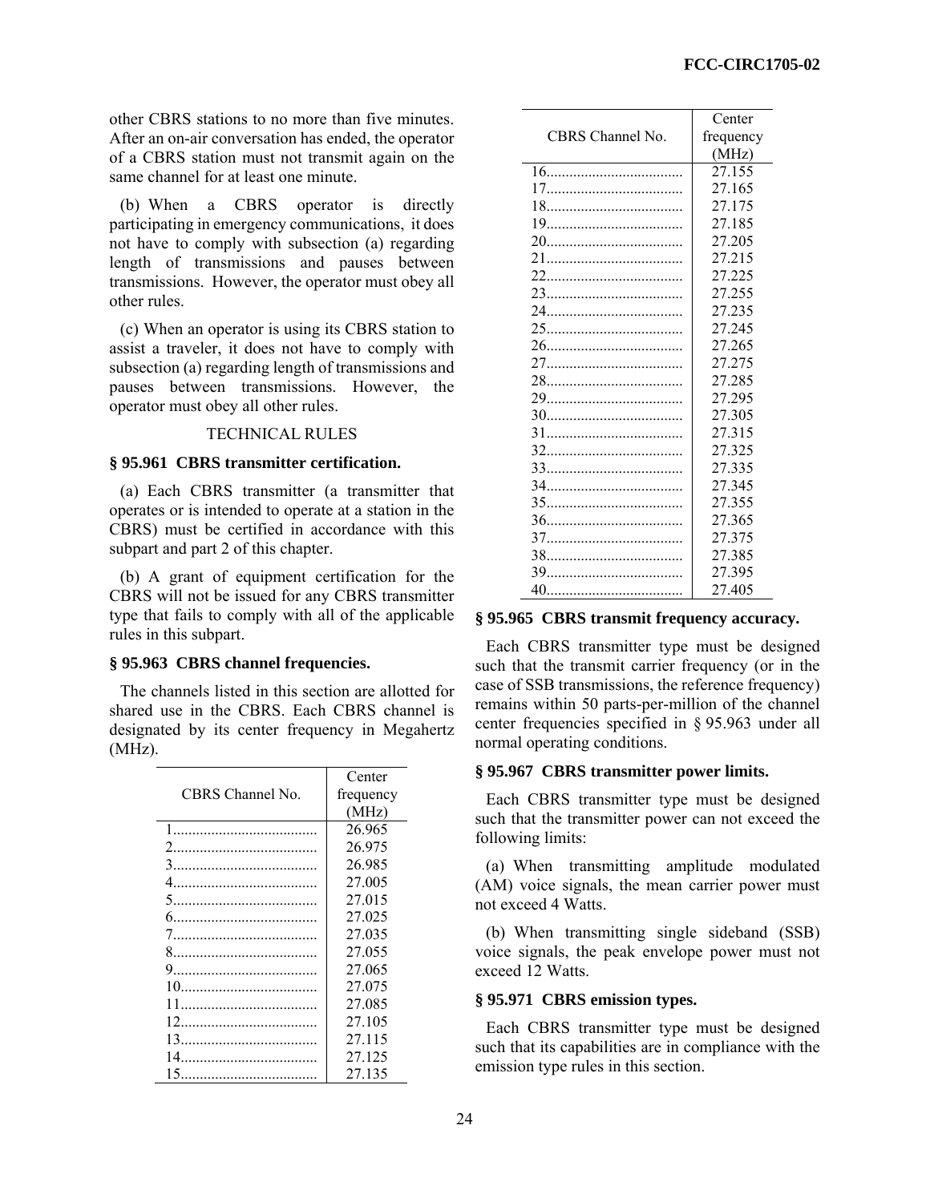other CBRS stations to no more than five minutes. After an on-air conversation has ended, the operator of a CBRS station must not transmit again on the same channel for at least one minute.

(b) When a CBRS operator is directly participating in emergency communications, it does not have to comply with subsection (a) regarding length of transmissions and pauses between transmissions. However, the operator must obey all other rules.

(c) When an operator is using its CBRS station to assist a traveler, it does not have to comply with subsection (a) regarding length of transmissions and pauses between transmissions. However, the operator must obey all other rules.

TECHNICAL RULES

### § 95.961 CBRS transmitter certification.

(a) Each CBRS transmitter (a transmitter that operates or is intended to operate at a station in the CBRS) must be certified in accordance with this subpart and part 2 of this chapter.

(b) A grant of equipment certification for the CBRS will not be issued for any CBRS transmitter type that fails to comply with all of the applicable rules in this subpart.

### § 95.963 CBRS channel frequencies.

The channels listed in this section are allotted for shared use in the CBRS. Each CBRS channel is designated by its center frequency in Megahertz (MHz).

| CBRS Channel No. | Center frequency (MHz) |
|---|---|
| 1 | 26.965 |
| 2 | 26.975 |
| 3 | 26.985 |
| 4 | 27.005 |
| 5 | 27.015 |
| 6 | 27.025 |
| 7 | 27.035 |
| 8 | 27.055 |
| 9 | 27.065 |
| 10 | 27.075 |
| 11 | 27.085 |
| 12 | 27.105 |
| 13 | 27.115 |
| 14 | 27.125 |
| 15 | 27.135 |
| 16 | 27.155 |
| 17 | 27.165 |
| 18 | 27.175 |
| 19 | 27.185 |
| 20 | 27.205 |
| 21 | 27.215 |
| 22 | 27.225 |
| 23 | 27.255 |
| 24 | 27.235 |
| 25 | 27.245 |
| 26 | 27.265 |
| 27 | 27.275 |
| 28 | 27.285 |
| 29 | 27.295 |
| 30 | 27.305 |
| 31 | 27.315 |
| 32 | 27.325 |
| 33 | 27.335 |
| 34 | 27.345 |
| 35 | 27.355 |
| 36 | 27.365 |
| 37 | 27.375 |
| 38 | 27.385 |
| 39 | 27.395 |
| 40 | 27.405 |

### § 95.965 CBRS transmit frequency accuracy.

Each CBRS transmitter type must be designed such that the transmit carrier frequency (or in the case of SSB transmissions, the reference frequency) remains within 50 parts-per-million of the channel center frequencies specified in § 95.963 under all normal operating conditions.

### § 95.967 CBRS transmitter power limits.

Each CBRS transmitter type must be designed such that the transmitter power can not exceed the following limits:

(a) When transmitting amplitude modulated (AM) voice signals, the mean carrier power must not exceed 4 Watts.

(b) When transmitting single sideband (SSB) voice signals, the peak envelope power must not exceed 12 Watts.

### § 95.971 CBRS emission types.

Each CBRS transmitter type must be designed such that its capabilities are in compliance with the emission type rules in this section.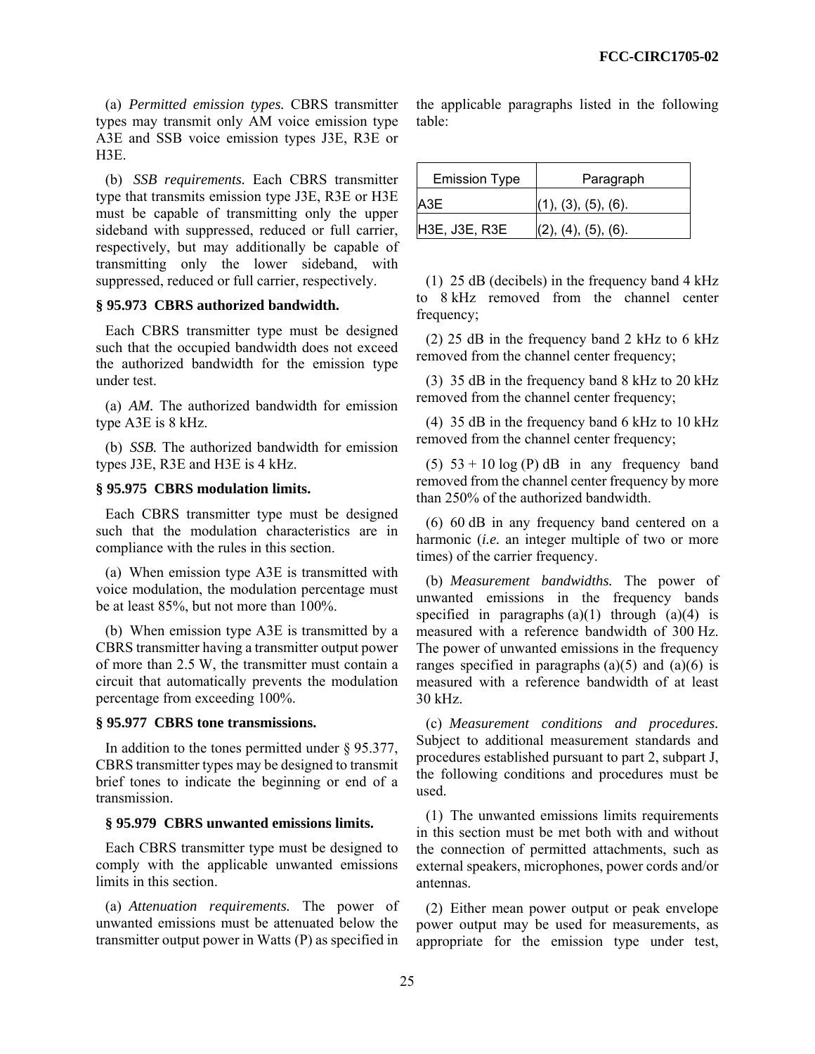(a) *Permitted emission types.* CBRS transmitter types may transmit only AM voice emission type A3E and SSB voice emission types J3E, R3E or H3E.

(b) *SSB requirements.* Each CBRS transmitter type that transmits emission type J3E, R3E or H3E must be capable of transmitting only the upper sideband with suppressed, reduced or full carrier, respectively, but may additionally be capable of transmitting only the lower sideband, with suppressed, reduced or full carrier, respectively.

### § 95.973 CBRS authorized bandwidth.

Each CBRS transmitter type must be designed such that the occupied bandwidth does not exceed the authorized bandwidth for the emission type under test.

(a) *AM.* The authorized bandwidth for emission type A3E is 8 kHz.

(b) *SSB.* The authorized bandwidth for emission types J3E, R3E and H3E is 4 kHz.

### § 95.975 CBRS modulation limits.

Each CBRS transmitter type must be designed such that the modulation characteristics are in compliance with the rules in this section.

(a) When emission type A3E is transmitted with voice modulation, the modulation percentage must be at least 85%, but not more than 100%.

(b) When emission type A3E is transmitted by a CBRS transmitter having a transmitter output power of more than 2.5 W, the transmitter must contain a circuit that automatically prevents the modulation percentage from exceeding 100%.

### § 95.977 CBRS tone transmissions.

In addition to the tones permitted under § 95.377, CBRS transmitter types may be designed to transmit brief tones to indicate the beginning or end of a transmission.

### § 95.979 CBRS unwanted emissions limits.

Each CBRS transmitter type must be designed to comply with the applicable unwanted emissions limits in this section.

(a) *Attenuation requirements.* The power of unwanted emissions must be attenuated below the transmitter output power in Watts (P) as specified in the applicable paragraphs listed in the following table:

| Emission Type | Paragraph |
|---|---|
| A3E | (1), (3), (5), (6). |
| H3E, J3E, R3E | (2), (4), (5), (6). |

(1) 25 dB (decibels) in the frequency band 4 kHz to 8 kHz removed from the channel center frequency;

(2) 25 dB in the frequency band 2 kHz to 6 kHz removed from the channel center frequency;

(3) 35 dB in the frequency band 8 kHz to 20 kHz removed from the channel center frequency;

(4) 35 dB in the frequency band 6 kHz to 10 kHz removed from the channel center frequency;

(5) $53 + 10 \log (P)$ dB in any frequency band removed from the channel center frequency by more than 250% of the authorized bandwidth.

(6) 60 dB in any frequency band centered on a harmonic (*i.e.* an integer multiple of two or more times) of the carrier frequency.

(b) *Measurement bandwidths.* The power of unwanted emissions in the frequency bands specified in paragraphs (a)(1) through (a)(4) is measured with a reference bandwidth of 300 Hz. The power of unwanted emissions in the frequency ranges specified in paragraphs (a)(5) and (a)(6) is measured with a reference bandwidth of at least 30 kHz.

(c) *Measurement conditions and procedures.* Subject to additional measurement standards and procedures established pursuant to part 2, subpart J, the following conditions and procedures must be used.

(1) The unwanted emissions limits requirements in this section must be met both with and without the connection of permitted attachments, such as external speakers, microphones, power cords and/or antennas.

(2) Either mean power output or peak envelope power output may be used for measurements, as appropriate for the emission type under test,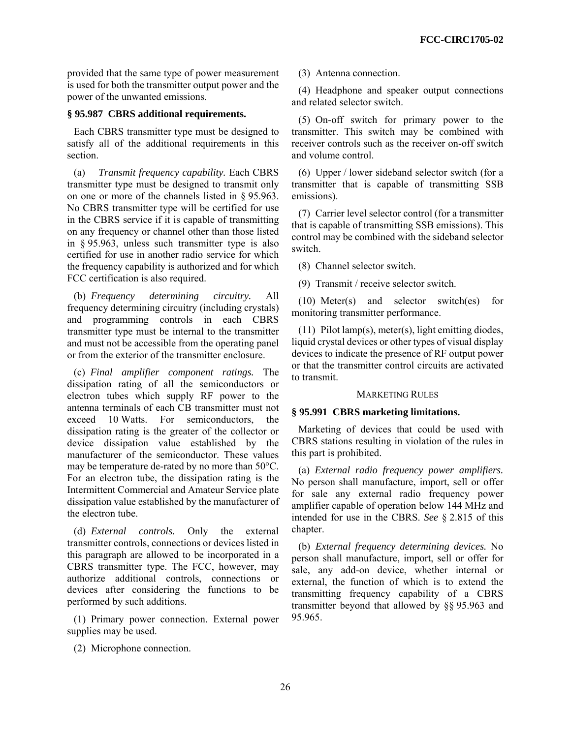provided that the same type of power measurement is used for both the transmitter output power and the power of the unwanted emissions.

### § 95.987 CBRS additional requirements.

Each CBRS transmitter type must be designed to satisfy all of the additional requirements in this section.

(a) *Transmit frequency capability.* Each CBRS transmitter type must be designed to transmit only on one or more of the channels listed in § 95.963. No CBRS transmitter type will be certified for use in the CBRS service if it is capable of transmitting on any frequency or channel other than those listed in § 95.963, unless such transmitter type is also certified for use in another radio service for which the frequency capability is authorized and for which FCC certification is also required.

(b) *Frequency determining circuitry.* All frequency determining circuitry (including crystals) and programming controls in each CBRS transmitter type must be internal to the transmitter and must not be accessible from the operating panel or from the exterior of the transmitter enclosure.

(c) *Final amplifier component ratings.* The dissipation rating of all the semiconductors or electron tubes which supply RF power to the antenna terminals of each CB transmitter must not exceed 10 Watts. For semiconductors, the dissipation rating is the greater of the collector or device dissipation value established by the manufacturer of the semiconductor. These values may be temperature de-rated by no more than 50°C. For an electron tube, the dissipation rating is the Intermittent Commercial and Amateur Service plate dissipation value established by the manufacturer of the electron tube.

(d) *External controls.* Only the external transmitter controls, connections or devices listed in this paragraph are allowed to be incorporated in a CBRS transmitter type. The FCC, however, may authorize additional controls, connections or devices after considering the functions to be performed by such additions.

(1) Primary power connection. External power supplies may be used.

(2) Microphone connection.

(3) Antenna connection.

(4) Headphone and speaker output connections and related selector switch.

(5) On-off switch for primary power to the transmitter. This switch may be combined with receiver controls such as the receiver on-off switch and volume control.

(6) Upper / lower sideband selector switch (for a transmitter that is capable of transmitting SSB emissions).

(7) Carrier level selector control (for a transmitter that is capable of transmitting SSB emissions). This control may be combined with the sideband selector switch.

(8) Channel selector switch.

(9) Transmit / receive selector switch.

(10) Meter(s) and selector switch(es) for monitoring transmitter performance.

(11) Pilot lamp(s), meter(s), light emitting diodes, liquid crystal devices or other types of visual display devices to indicate the presence of RF output power or that the transmitter control circuits are activated to transmit.

MARKETING RULES

### § 95.991 CBRS marketing limitations.

Marketing of devices that could be used with CBRS stations resulting in violation of the rules in this part is prohibited.

(a) *External radio frequency power amplifiers.* No person shall manufacture, import, sell or offer for sale any external radio frequency power amplifier capable of operation below 144 MHz and intended for use in the CBRS. *See* § 2.815 of this chapter.

(b) *External frequency determining devices.* No person shall manufacture, import, sell or offer for sale, any add-on device, whether internal or external, the function of which is to extend the transmitting frequency capability of a CBRS transmitter beyond that allowed by §§ 95.963 and 95.965.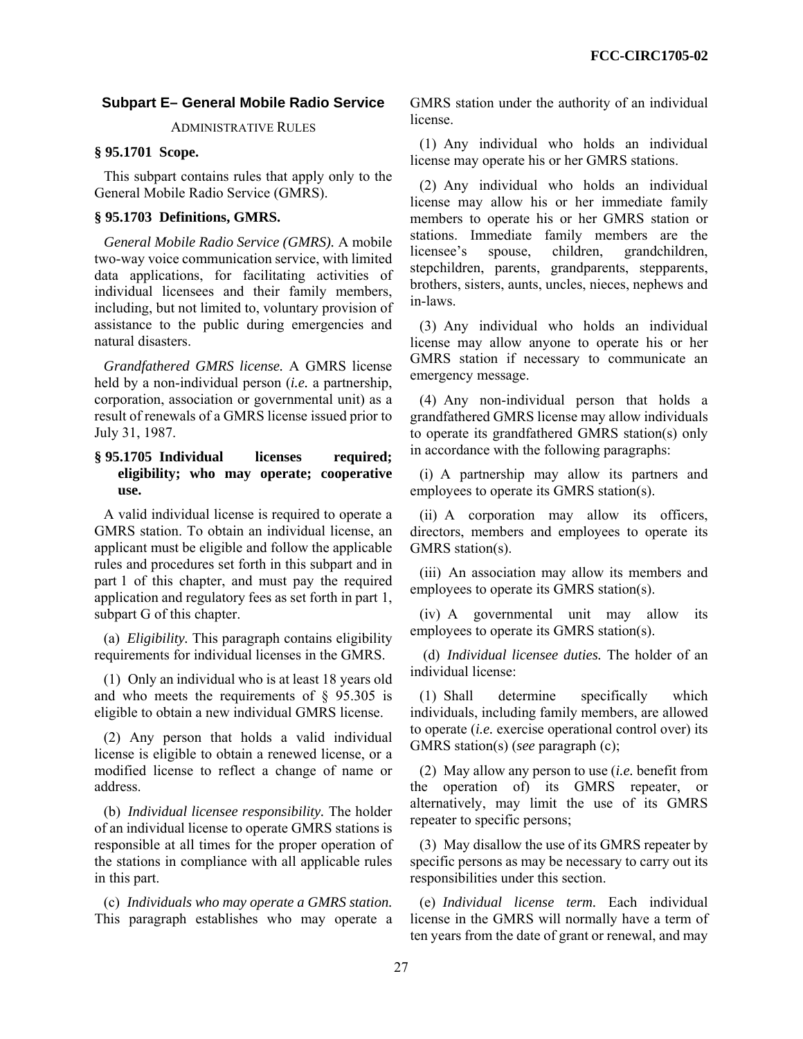## Subpart E– General Mobile Radio Service

ADMINISTRATIVE RULES

### § 95.1701 Scope.

This subpart contains rules that apply only to the General Mobile Radio Service (GMRS).

### § 95.1703 Definitions, GMRS.

*General Mobile Radio Service (GMRS).* A mobile two-way voice communication service, with limited data applications, for facilitating activities of individual licensees and their family members, including, but not limited to, voluntary provision of assistance to the public during emergencies and natural disasters.

*Grandfathered GMRS license.* A GMRS license held by a non-individual person (*i.e.* a partnership, corporation, association or governmental unit) as a result of renewals of a GMRS license issued prior to July 31, 1987.

### § 95.1705 Individual licenses required; eligibility; who may operate; cooperative use.

A valid individual license is required to operate a GMRS station. To obtain an individual license, an applicant must be eligible and follow the applicable rules and procedures set forth in this subpart and in part 1 of this chapter, and must pay the required application and regulatory fees as set forth in part 1, subpart G of this chapter.

(a) *Eligibility.* This paragraph contains eligibility requirements for individual licenses in the GMRS.

(1) Only an individual who is at least 18 years old and who meets the requirements of § 95.305 is eligible to obtain a new individual GMRS license.

(2) Any person that holds a valid individual license is eligible to obtain a renewed license, or a modified license to reflect a change of name or address.

(b) *Individual licensee responsibility.* The holder of an individual license to operate GMRS stations is responsible at all times for the proper operation of the stations in compliance with all applicable rules in this part.

(c) *Individuals who may operate a GMRS station.* This paragraph establishes who may operate a GMRS station under the authority of an individual license.

(1) Any individual who holds an individual license may operate his or her GMRS stations.

(2) Any individual who holds an individual license may allow his or her immediate family members to operate his or her GMRS station or stations. Immediate family members are the licensee's spouse, children, grandchildren, stepchildren, parents, grandparents, stepparents, brothers, sisters, aunts, uncles, nieces, nephews and in-laws.

(3) Any individual who holds an individual license may allow anyone to operate his or her GMRS station if necessary to communicate an emergency message.

(4) Any non-individual person that holds a grandfathered GMRS license may allow individuals to operate its grandfathered GMRS station(s) only in accordance with the following paragraphs:

(i) A partnership may allow its partners and employees to operate its GMRS station(s).

(ii) A corporation may allow its officers, directors, members and employees to operate its GMRS station(s).

(iii) An association may allow its members and employees to operate its GMRS station(s).

(iv) A governmental unit may allow its employees to operate its GMRS station(s).

(d) *Individual licensee duties.* The holder of an individual license:

(1) Shall determine specifically which individuals, including family members, are allowed to operate (*i.e.* exercise operational control over) its GMRS station(s) (*see* paragraph (c);

(2) May allow any person to use (*i.e.* benefit from the operation of) its GMRS repeater, or alternatively, may limit the use of its GMRS repeater to specific persons;

(3) May disallow the use of its GMRS repeater by specific persons as may be necessary to carry out its responsibilities under this section.

(e) *Individual license term.* Each individual license in the GMRS will normally have a term of ten years from the date of grant or renewal, and may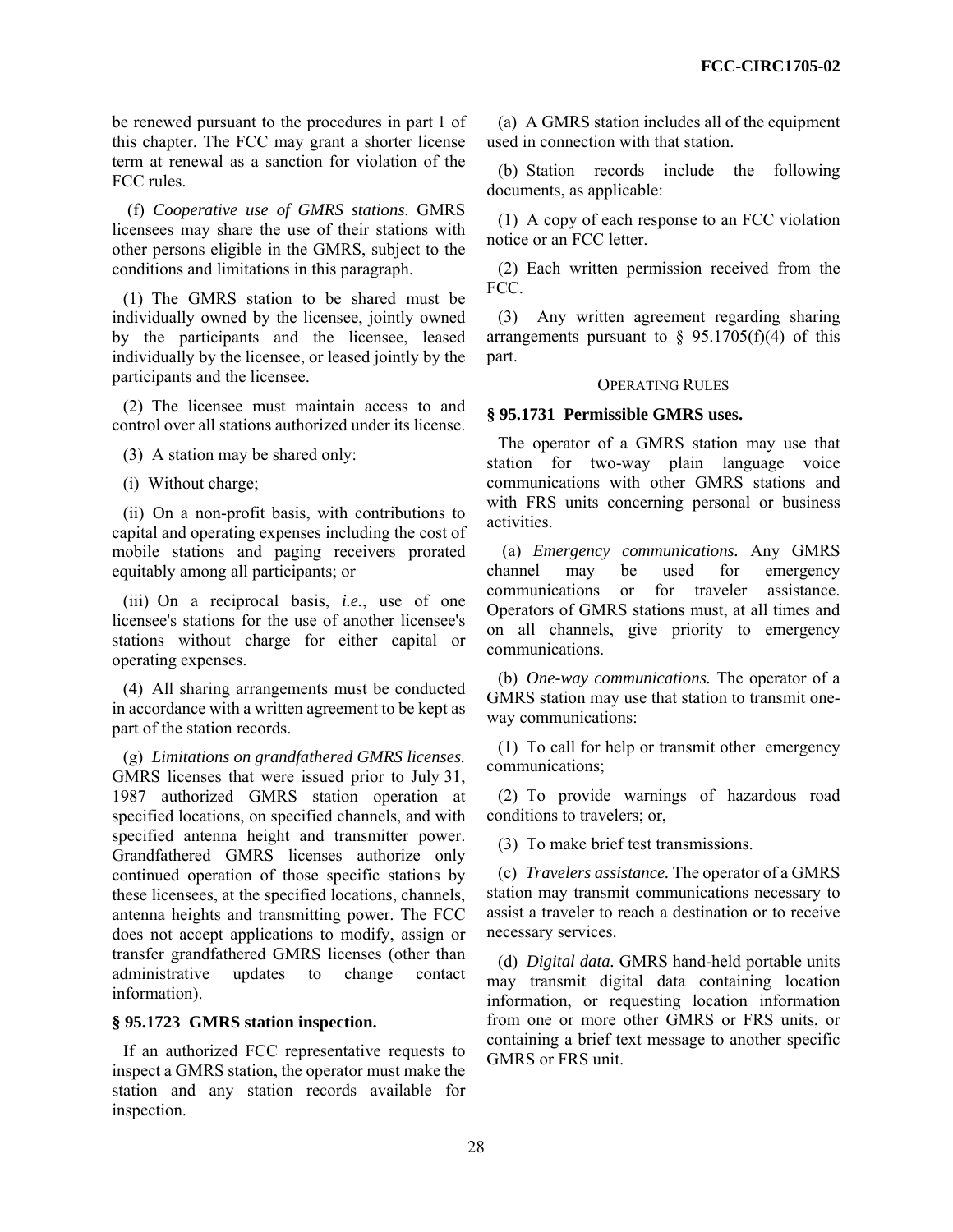be renewed pursuant to the procedures in part 1 of this chapter. The FCC may grant a shorter license term at renewal as a sanction for violation of the FCC rules.

(f) *Cooperative use of GMRS stations.* GMRS licensees may share the use of their stations with other persons eligible in the GMRS, subject to the conditions and limitations in this paragraph.

(1) The GMRS station to be shared must be individually owned by the licensee, jointly owned by the participants and the licensee, leased individually by the licensee, or leased jointly by the participants and the licensee.

(2) The licensee must maintain access to and control over all stations authorized under its license.

(3) A station may be shared only:

(i) Without charge;

(ii) On a non-profit basis, with contributions to capital and operating expenses including the cost of mobile stations and paging receivers prorated equitably among all participants; or

(iii) On a reciprocal basis, *i.e.*, use of one licensee's stations for the use of another licensee's stations without charge for either capital or operating expenses.

(4) All sharing arrangements must be conducted in accordance with a written agreement to be kept as part of the station records.

(g) *Limitations on grandfathered GMRS licenses.* GMRS licenses that were issued prior to July 31, 1987 authorized GMRS station operation at specified locations, on specified channels, and with specified antenna height and transmitter power. Grandfathered GMRS licenses authorize only continued operation of those specific stations by these licensees, at the specified locations, channels, antenna heights and transmitting power. The FCC does not accept applications to modify, assign or transfer grandfathered GMRS licenses (other than administrative updates to change contact information).

### § 95.1723 GMRS station inspection.

If an authorized FCC representative requests to inspect a GMRS station, the operator must make the station and any station records available for inspection.

(a) A GMRS station includes all of the equipment used in connection with that station.

(b) Station records include the following documents, as applicable:

(1) A copy of each response to an FCC violation notice or an FCC letter.

(2) Each written permission received from the FCC.

(3) Any written agreement regarding sharing arrangements pursuant to § 95.1705(f)(4) of this part.

## OPERATING RULES

### § 95.1731 Permissible GMRS uses.

The operator of a GMRS station may use that station for two-way plain language voice communications with other GMRS stations and with FRS units concerning personal or business activities.

(a) *Emergency communications.* Any GMRS channel may be used for emergency communications or for traveler assistance. Operators of GMRS stations must, at all times and on all channels, give priority to emergency communications.

(b) *One-way communications.* The operator of a GMRS station may use that station to transmit one-way communications:

(1) To call for help or transmit other emergency communications;

(2) To provide warnings of hazardous road conditions to travelers; or,

(3) To make brief test transmissions.

(c) *Travelers assistance.* The operator of a GMRS station may transmit communications necessary to assist a traveler to reach a destination or to receive necessary services.

(d) *Digital data.* GMRS hand-held portable units may transmit digital data containing location information, or requesting location information from one or more other GMRS or FRS units, or containing a brief text message to another specific GMRS or FRS unit.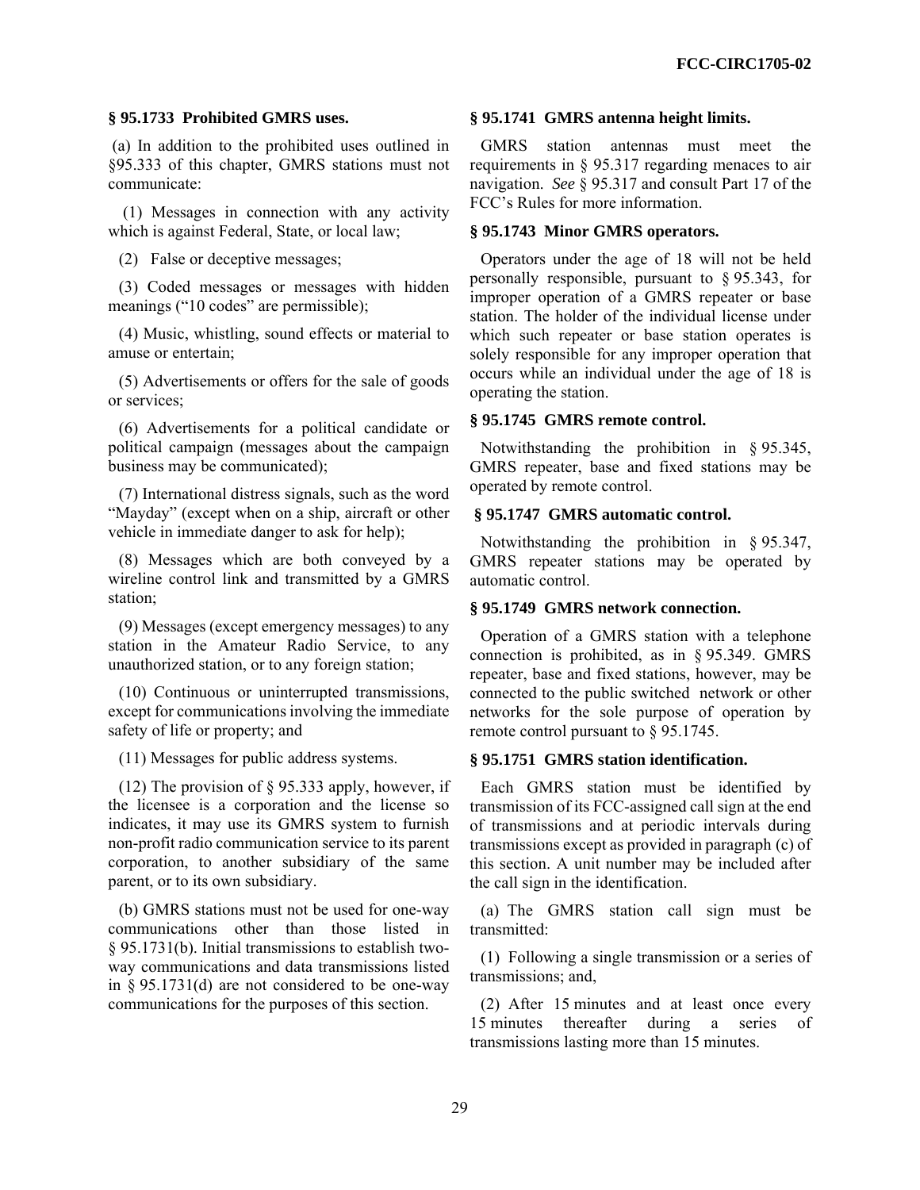### § 95.1733 Prohibited GMRS uses.

(a) In addition to the prohibited uses outlined in §95.333 of this chapter, GMRS stations must not communicate:

(1) Messages in connection with any activity which is against Federal, State, or local law;

(2) False or deceptive messages;

(3) Coded messages or messages with hidden meanings ("10 codes" are permissible);

(4) Music, whistling, sound effects or material to amuse or entertain;

(5) Advertisements or offers for the sale of goods or services;

(6) Advertisements for a political candidate or political campaign (messages about the campaign business may be communicated);

(7) International distress signals, such as the word "Mayday" (except when on a ship, aircraft or other vehicle in immediate danger to ask for help);

(8) Messages which are both conveyed by a wireline control link and transmitted by a GMRS station;

(9) Messages (except emergency messages) to any station in the Amateur Radio Service, to any unauthorized station, or to any foreign station;

(10) Continuous or uninterrupted transmissions, except for communications involving the immediate safety of life or property; and

(11) Messages for public address systems.

(12) The provision of § 95.333 apply, however, if the licensee is a corporation and the license so indicates, it may use its GMRS system to furnish non-profit radio communication service to its parent corporation, to another subsidiary of the same parent, or to its own subsidiary.

(b) GMRS stations must not be used for one-way communications other than those listed in § 95.1731(b). Initial transmissions to establish two-way communications and data transmissions listed in § 95.1731(d) are not considered to be one-way communications for the purposes of this section.

### § 95.1741 GMRS antenna height limits.

GMRS station antennas must meet the requirements in § 95.317 regarding menaces to air navigation. *See* § 95.317 and consult Part 17 of the FCC's Rules for more information.

### § 95.1743 Minor GMRS operators.

Operators under the age of 18 will not be held personally responsible, pursuant to § 95.343, for improper operation of a GMRS repeater or base station. The holder of the individual license under which such repeater or base station operates is solely responsible for any improper operation that occurs while an individual under the age of 18 is operating the station.

### § 95.1745 GMRS remote control.

Notwithstanding the prohibition in § 95.345, GMRS repeater, base and fixed stations may be operated by remote control.

### § 95.1747 GMRS automatic control.

Notwithstanding the prohibition in § 95.347, GMRS repeater stations may be operated by automatic control.

### § 95.1749 GMRS network connection.

Operation of a GMRS station with a telephone connection is prohibited, as in § 95.349. GMRS repeater, base and fixed stations, however, may be connected to the public switched network or other networks for the sole purpose of operation by remote control pursuant to § 95.1745.

### § 95.1751 GMRS station identification.

Each GMRS station must be identified by transmission of its FCC-assigned call sign at the end of transmissions and at periodic intervals during transmissions except as provided in paragraph (c) of this section. A unit number may be included after the call sign in the identification.

(a) The GMRS station call sign must be transmitted:

(1) Following a single transmission or a series of transmissions; and,

(2) After 15 minutes and at least once every 15 minutes thereafter during a series of transmissions lasting more than 15 minutes.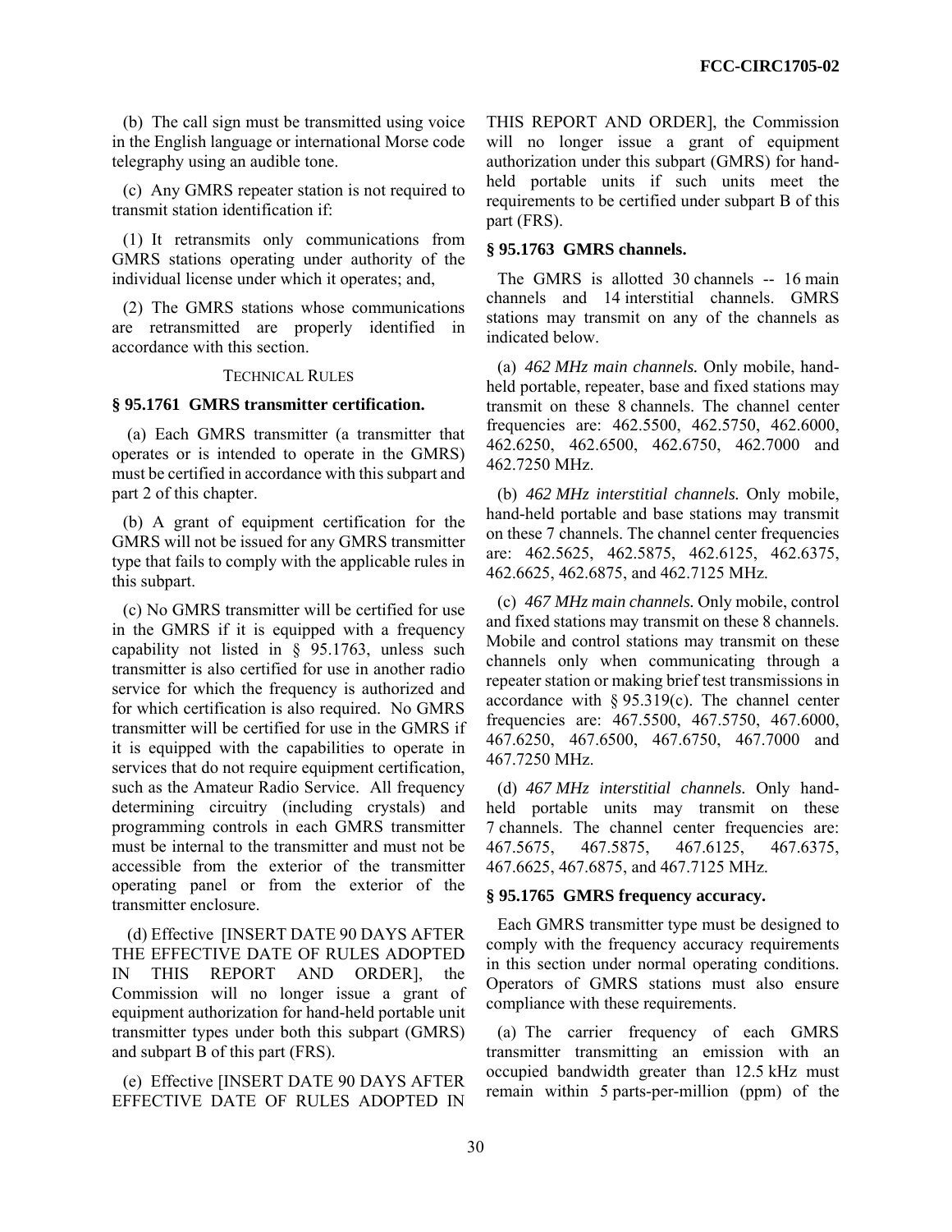(b) The call sign must be transmitted using voice in the English language or international Morse code telegraphy using an audible tone.

(c) Any GMRS repeater station is not required to transmit station identification if:

(1) It retransmits only communications from GMRS stations operating under authority of the individual license under which it operates; and,

(2) The GMRS stations whose communications are retransmitted are properly identified in accordance with this section.

TECHNICAL RULES

**§ 95.1761 GMRS transmitter certification.**

(a) Each GMRS transmitter (a transmitter that operates or is intended to operate in the GMRS) must be certified in accordance with this subpart and part 2 of this chapter.

(b) A grant of equipment certification for the GMRS will not be issued for any GMRS transmitter type that fails to comply with the applicable rules in this subpart.

(c) No GMRS transmitter will be certified for use in the GMRS if it is equipped with a frequency capability not listed in § 95.1763, unless such transmitter is also certified for use in another radio service for which the frequency is authorized and for which certification is also required. No GMRS transmitter will be certified for use in the GMRS if it is equipped with the capabilities to operate in services that do not require equipment certification, such as the Amateur Radio Service. All frequency determining circuitry (including crystals) and programming controls in each GMRS transmitter must be internal to the transmitter and must not be accessible from the exterior of the transmitter operating panel or from the exterior of the transmitter enclosure.

(d) Effective [INSERT DATE 90 DAYS AFTER THE EFFECTIVE DATE OF RULES ADOPTED IN THIS REPORT AND ORDER], the Commission will no longer issue a grant of equipment authorization for hand-held portable unit transmitter types under both this subpart (GMRS) and subpart B of this part (FRS).

(e) Effective [INSERT DATE 90 DAYS AFTER EFFECTIVE DATE OF RULES ADOPTED IN THIS REPORT AND ORDER], the Commission will no longer issue a grant of equipment authorization under this subpart (GMRS) for hand-held portable units if such units meet the requirements to be certified under subpart B of this part (FRS).

**§ 95.1763 GMRS channels.**

The GMRS is allotted 30 channels -- 16 main channels and 14 interstitial channels. GMRS stations may transmit on any of the channels as indicated below.

(a) *462 MHz main channels.* Only mobile, hand-held portable, repeater, base and fixed stations may transmit on these 8 channels. The channel center frequencies are: 462.5500, 462.5750, 462.6000, 462.6250, 462.6500, 462.6750, 462.7000 and 462.7250 MHz.

(b) *462 MHz interstitial channels.* Only mobile, hand-held portable and base stations may transmit on these 7 channels. The channel center frequencies are: 462.5625, 462.5875, 462.6125, 462.6375, 462.6625, 462.6875, and 462.7125 MHz.

(c) *467 MHz main channels.* Only mobile, control and fixed stations may transmit on these 8 channels. Mobile and control stations may transmit on these channels only when communicating through a repeater station or making brief test transmissions in accordance with § 95.319(c). The channel center frequencies are: 467.5500, 467.5750, 467.6000, 467.6250, 467.6500, 467.6750, 467.7000 and 467.7250 MHz.

(d) *467 MHz interstitial channels.* Only hand-held portable units may transmit on these 7 channels. The channel center frequencies are: 467.5675, 467.5875, 467.6125, 467.6375, 467.6625, 467.6875, and 467.7125 MHz.

**§ 95.1765 GMRS frequency accuracy.**

Each GMRS transmitter type must be designed to comply with the frequency accuracy requirements in this section under normal operating conditions. Operators of GMRS stations must also ensure compliance with these requirements.

(a) The carrier frequency of each GMRS transmitter transmitting an emission with an occupied bandwidth greater than 12.5 kHz must remain within 5 parts-per-million (ppm) of the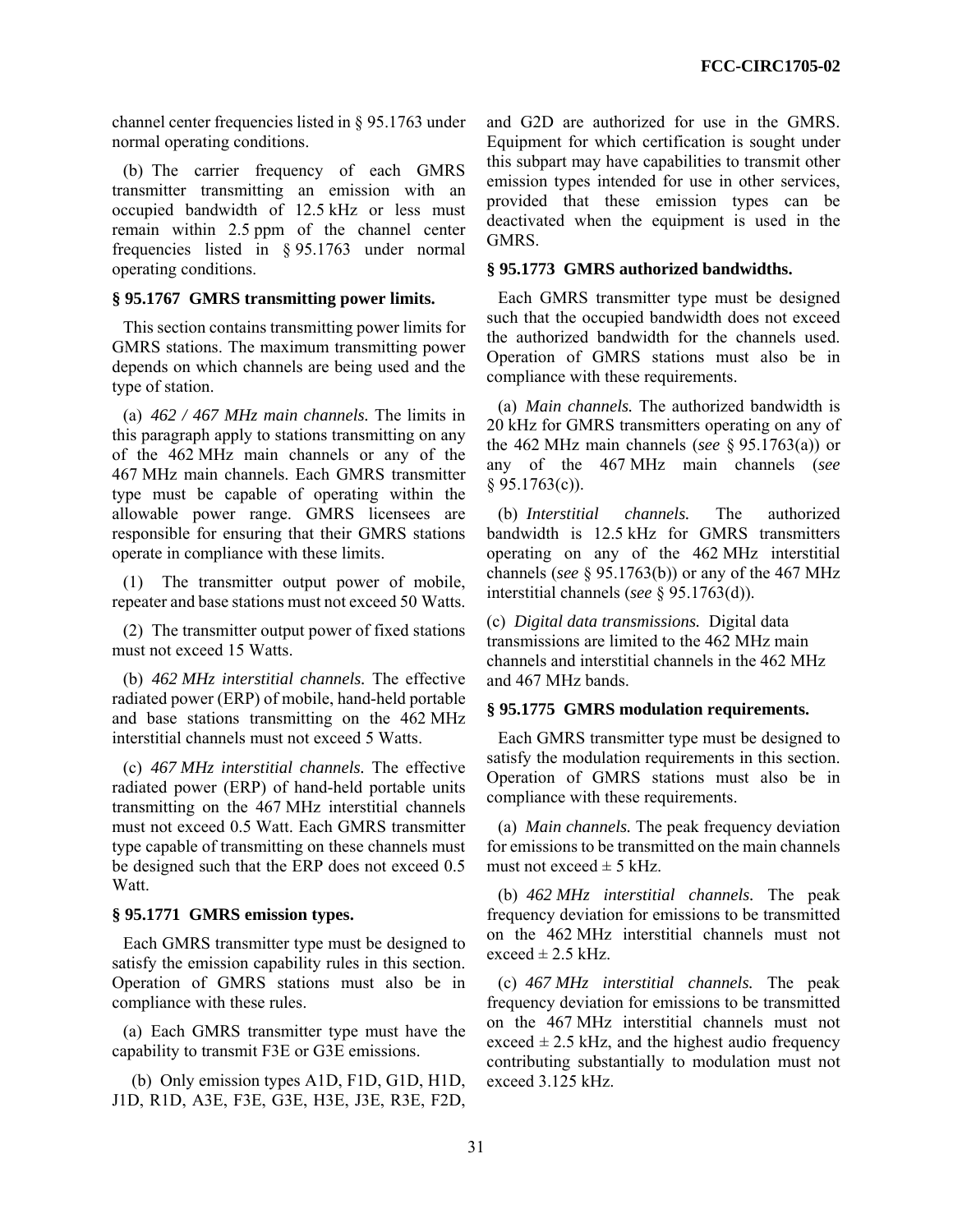channel center frequencies listed in § 95.1763 under normal operating conditions.

(b) The carrier frequency of each GMRS transmitter transmitting an emission with an occupied bandwidth of 12.5 kHz or less must remain within 2.5 ppm of the channel center frequencies listed in § 95.1763 under normal operating conditions.

**§ 95.1767 GMRS transmitting power limits.**

This section contains transmitting power limits for GMRS stations. The maximum transmitting power depends on which channels are being used and the type of station.

(a) *462 / 467 MHz main channels.* The limits in this paragraph apply to stations transmitting on any of the 462 MHz main channels or any of the 467 MHz main channels. Each GMRS transmitter type must be capable of operating within the allowable power range. GMRS licensees are responsible for ensuring that their GMRS stations operate in compliance with these limits.

(1) The transmitter output power of mobile, repeater and base stations must not exceed 50 Watts.

(2) The transmitter output power of fixed stations must not exceed 15 Watts.

(b) *462 MHz interstitial channels.* The effective radiated power (ERP) of mobile, hand-held portable and base stations transmitting on the 462 MHz interstitial channels must not exceed 5 Watts.

(c) *467 MHz interstitial channels.* The effective radiated power (ERP) of hand-held portable units transmitting on the 467 MHz interstitial channels must not exceed 0.5 Watt. Each GMRS transmitter type capable of transmitting on these channels must be designed such that the ERP does not exceed 0.5 Watt.

**§ 95.1771 GMRS emission types.**

Each GMRS transmitter type must be designed to satisfy the emission capability rules in this section. Operation of GMRS stations must also be in compliance with these rules.

(a) Each GMRS transmitter type must have the capability to transmit F3E or G3E emissions.

(b) Only emission types A1D, F1D, G1D, H1D, J1D, R1D, A3E, F3E, G3E, H3E, J3E, R3E, F2D, and G2D are authorized for use in the GMRS. Equipment for which certification is sought under this subpart may have capabilities to transmit other emission types intended for use in other services, provided that these emission types can be deactivated when the equipment is used in the GMRS.

**§ 95.1773 GMRS authorized bandwidths.**

Each GMRS transmitter type must be designed such that the occupied bandwidth does not exceed the authorized bandwidth for the channels used. Operation of GMRS stations must also be in compliance with these requirements.

(a) *Main channels.* The authorized bandwidth is 20 kHz for GMRS transmitters operating on any of the 462 MHz main channels (*see* § 95.1763(a)) or any of the 467 MHz main channels (*see* § 95.1763(c)).

(b) *Interstitial channels.* The authorized bandwidth is 12.5 kHz for GMRS transmitters operating on any of the 462 MHz interstitial channels (*see* § 95.1763(b)) or any of the 467 MHz interstitial channels (*see* § 95.1763(d)).

(c) *Digital data transmissions.* Digital data transmissions are limited to the 462 MHz main channels and interstitial channels in the 462 MHz and 467 MHz bands.

**§ 95.1775 GMRS modulation requirements.**

Each GMRS transmitter type must be designed to satisfy the modulation requirements in this section. Operation of GMRS stations must also be in compliance with these requirements.

(a) *Main channels.* The peak frequency deviation for emissions to be transmitted on the main channels must not exceed ± 5 kHz.

(b) *462 MHz interstitial channels.* The peak frequency deviation for emissions to be transmitted on the 462 MHz interstitial channels must not exceed ± 2.5 kHz.

(c) *467 MHz interstitial channels.* The peak frequency deviation for emissions to be transmitted on the 467 MHz interstitial channels must not exceed ± 2.5 kHz, and the highest audio frequency contributing substantially to modulation must not exceed 3.125 kHz.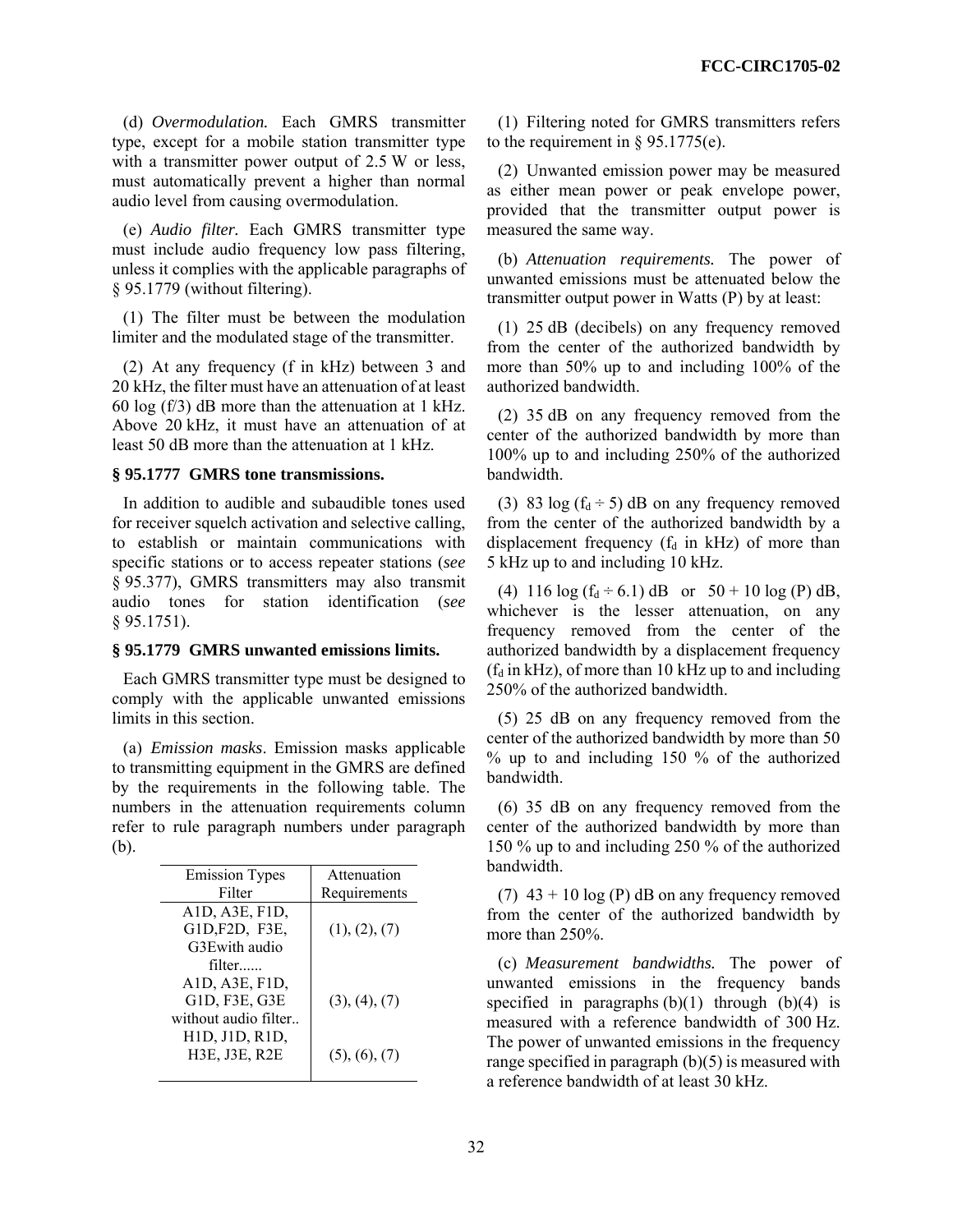(d) *Overmodulation.* Each GMRS transmitter type, except for a mobile station transmitter type with a transmitter power output of 2.5 W or less, must automatically prevent a higher than normal audio level from causing overmodulation.

(e) *Audio filter.* Each GMRS transmitter type must include audio frequency low pass filtering, unless it complies with the applicable paragraphs of § 95.1779 (without filtering).

(1) The filter must be between the modulation limiter and the modulated stage of the transmitter.

(2) At any frequency (f in kHz) between 3 and 20 kHz, the filter must have an attenuation of at least 60 log (f/3) dB more than the attenuation at 1 kHz. Above 20 kHz, it must have an attenuation of at least 50 dB more than the attenuation at 1 kHz.

### § 95.1777 GMRS tone transmissions.

In addition to audible and subaudible tones used for receiver squelch activation and selective calling, to establish or maintain communications with specific stations or to access repeater stations (*see* § 95.377), GMRS transmitters may also transmit audio tones for station identification (*see* § 95.1751).

### § 95.1779 GMRS unwanted emissions limits.

Each GMRS transmitter type must be designed to comply with the applicable unwanted emissions limits in this section.

(a) *Emission masks*. Emission masks applicable to transmitting equipment in the GMRS are defined by the requirements in the following table. The numbers in the attenuation requirements column refer to rule paragraph numbers under paragraph (b).

| Emission Types Filter | Attenuation Requirements |
|---|---|
| A1D, A3E, F1D, G1D,F2D, F3E, G3Ewith audio filter...... | (1), (2), (7) |
| A1D, A3E, F1D, G1D, F3E, G3E without audio filter.. | (3), (4), (7) |
| H1D, J1D, R1D, H3E, J3E, R2E | (5), (6), (7) |

(1) Filtering noted for GMRS transmitters refers to the requirement in § 95.1775(e).

(2) Unwanted emission power may be measured as either mean power or peak envelope power, provided that the transmitter output power is measured the same way.

(b) *Attenuation requirements.* The power of unwanted emissions must be attenuated below the transmitter output power in Watts (P) by at least:

(1) 25 dB (decibels) on any frequency removed from the center of the authorized bandwidth by more than 50% up to and including 100% of the authorized bandwidth.

(2) 35 dB on any frequency removed from the center of the authorized bandwidth by more than 100% up to and including 250% of the authorized bandwidth.

(3) 83 log ($f_d$ ÷ 5) dB on any frequency removed from the center of the authorized bandwidth by a displacement frequency ($f_d$ in kHz) of more than 5 kHz up to and including 10 kHz.

(4) 116 log ($f_d$ ÷ 6.1) dB or 50 + 10 log (P) dB, whichever is the lesser attenuation, on any frequency removed from the center of the authorized bandwidth by a displacement frequency ($f_d$ in kHz), of more than 10 kHz up to and including 250% of the authorized bandwidth.

(5) 25 dB on any frequency removed from the center of the authorized bandwidth by more than 50 % up to and including 150 % of the authorized bandwidth.

(6) 35 dB on any frequency removed from the center of the authorized bandwidth by more than 150 % up to and including 250 % of the authorized bandwidth.

(7) 43 + 10 log (P) dB on any frequency removed from the center of the authorized bandwidth by more than 250%.

(c) *Measurement bandwidths.* The power of unwanted emissions in the frequency bands specified in paragraphs (b)(1) through (b)(4) is measured with a reference bandwidth of 300 Hz. The power of unwanted emissions in the frequency range specified in paragraph (b)(5) is measured with a reference bandwidth of at least 30 kHz.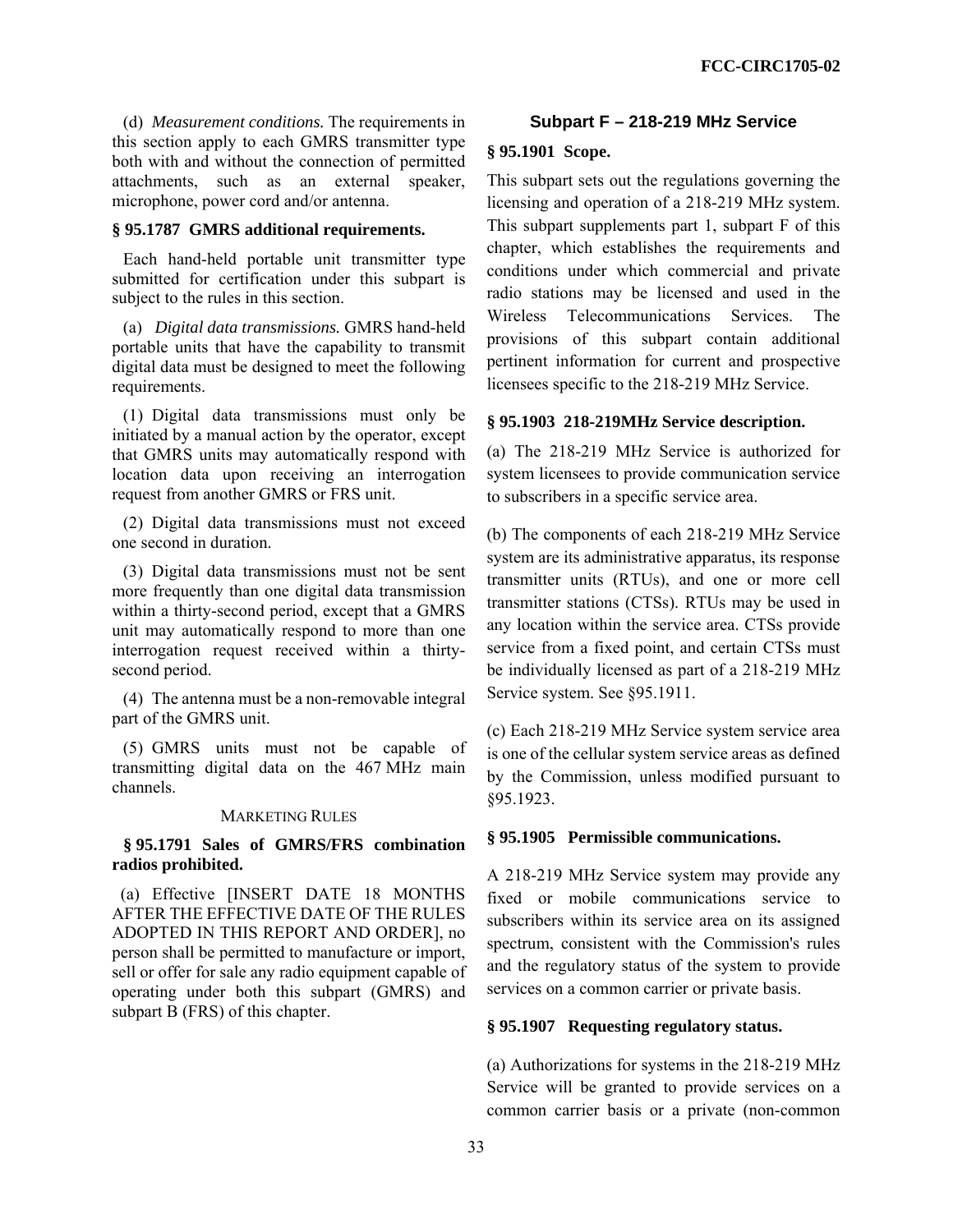(d) *Measurement conditions.* The requirements in this section apply to each GMRS transmitter type both with and without the connection of permitted attachments, such as an external speaker, microphone, power cord and/or antenna.

**§ 95.1787 GMRS additional requirements.**

Each hand-held portable unit transmitter type submitted for certification under this subpart is subject to the rules in this section.

(a) *Digital data transmissions.* GMRS hand-held portable units that have the capability to transmit digital data must be designed to meet the following requirements.

(1) Digital data transmissions must only be initiated by a manual action by the operator, except that GMRS units may automatically respond with location data upon receiving an interrogation request from another GMRS or FRS unit.

(2) Digital data transmissions must not exceed one second in duration.

(3) Digital data transmissions must not be sent more frequently than one digital data transmission within a thirty-second period, except that a GMRS unit may automatically respond to more than one interrogation request received within a thirty-second period.

(4) The antenna must be a non-removable integral part of the GMRS unit.

(5) GMRS units must not be capable of transmitting digital data on the 467 MHz main channels.

MARKETING RULES

**§ 95.1791 Sales of GMRS/FRS combination radios prohibited.**

(a) Effective [INSERT DATE 18 MONTHS AFTER THE EFFECTIVE DATE OF THE RULES ADOPTED IN THIS REPORT AND ORDER], no person shall be permitted to manufacture or import, sell or offer for sale any radio equipment capable of operating under both this subpart (GMRS) and subpart B (FRS) of this chapter.

## Subpart F – 218-219 MHz Service

**§ 95.1901 Scope.**

This subpart sets out the regulations governing the licensing and operation of a 218-219 MHz system. This subpart supplements part 1, subpart F of this chapter, which establishes the requirements and conditions under which commercial and private radio stations may be licensed and used in the Wireless Telecommunications Services. The provisions of this subpart contain additional pertinent information for current and prospective licensees specific to the 218-219 MHz Service.

**§ 95.1903 218-219MHz Service description.**

(a) The 218-219 MHz Service is authorized for system licensees to provide communication service to subscribers in a specific service area.

(b) The components of each 218-219 MHz Service system are its administrative apparatus, its response transmitter units (RTUs), and one or more cell transmitter stations (CTSs). RTUs may be used in any location within the service area. CTSs provide service from a fixed point, and certain CTSs must be individually licensed as part of a 218-219 MHz Service system. See §95.1911.

(c) Each 218-219 MHz Service system service area is one of the cellular system service areas as defined by the Commission, unless modified pursuant to §95.1923.

**§ 95.1905 Permissible communications.**

A 218-219 MHz Service system may provide any fixed or mobile communications service to subscribers within its service area on its assigned spectrum, consistent with the Commission's rules and the regulatory status of the system to provide services on a common carrier or private basis.

**§ 95.1907 Requesting regulatory status.**

(a) Authorizations for systems in the 218-219 MHz Service will be granted to provide services on a common carrier basis or a private (non-common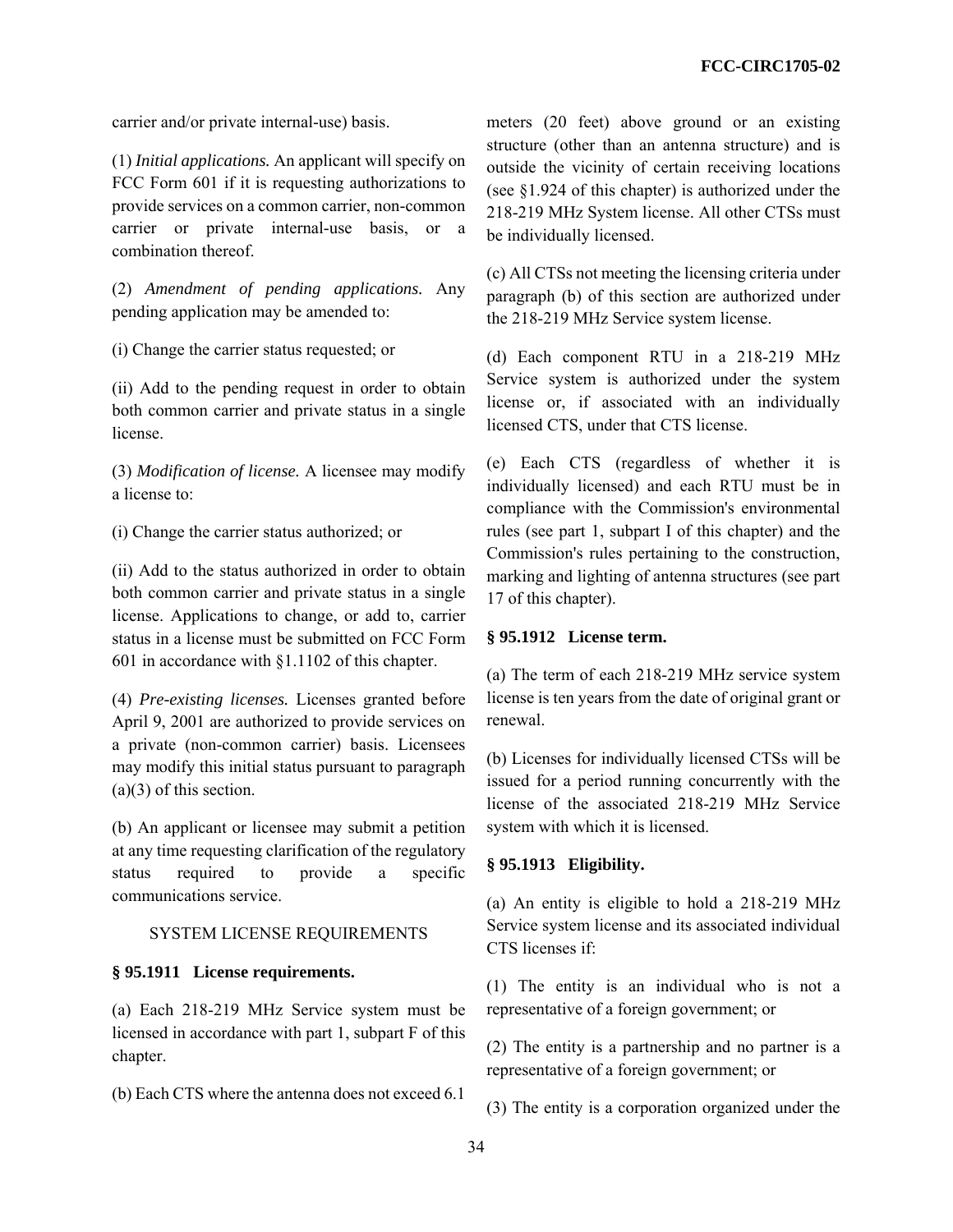carrier and/or private internal-use) basis.

(1) *Initial applications.* An applicant will specify on FCC Form 601 if it is requesting authorizations to provide services on a common carrier, non-common carrier or private internal-use basis, or a combination thereof.

(2) *Amendment of pending applications.* Any pending application may be amended to:

(i) Change the carrier status requested; or

(ii) Add to the pending request in order to obtain both common carrier and private status in a single license.

(3) *Modification of license.* A licensee may modify a license to:

(i) Change the carrier status authorized; or

(ii) Add to the status authorized in order to obtain both common carrier and private status in a single license. Applications to change, or add to, carrier status in a license must be submitted on FCC Form 601 in accordance with §1.1102 of this chapter.

(4) *Pre-existing licenses.* Licenses granted before April 9, 2001 are authorized to provide services on a private (non-common carrier) basis. Licensees may modify this initial status pursuant to paragraph (a)(3) of this section.

(b) An applicant or licensee may submit a petition at any time requesting clarification of the regulatory status required to provide a specific communications service.

SYSTEM LICENSE REQUIREMENTS

**§ 95.1911 License requirements.**

(a) Each 218-219 MHz Service system must be licensed in accordance with part 1, subpart F of this chapter.

(b) Each CTS where the antenna does not exceed 6.1 meters (20 feet) above ground or an existing structure (other than an antenna structure) and is outside the vicinity of certain receiving locations (see §1.924 of this chapter) is authorized under the 218-219 MHz System license. All other CTSs must be individually licensed.

(c) All CTSs not meeting the licensing criteria under paragraph (b) of this section are authorized under the 218-219 MHz Service system license.

(d) Each component RTU in a 218-219 MHz Service system is authorized under the system license or, if associated with an individually licensed CTS, under that CTS license.

(e) Each CTS (regardless of whether it is individually licensed) and each RTU must be in compliance with the Commission's environmental rules (see part 1, subpart I of this chapter) and the Commission's rules pertaining to the construction, marking and lighting of antenna structures (see part 17 of this chapter).

**§ 95.1912 License term.**

(a) The term of each 218-219 MHz service system license is ten years from the date of original grant or renewal.

(b) Licenses for individually licensed CTSs will be issued for a period running concurrently with the license of the associated 218-219 MHz Service system with which it is licensed.

**§ 95.1913 Eligibility.**

(a) An entity is eligible to hold a 218-219 MHz Service system license and its associated individual CTS licenses if:

(1) The entity is an individual who is not a representative of a foreign government; or

(2) The entity is a partnership and no partner is a representative of a foreign government; or

(3) The entity is a corporation organized under the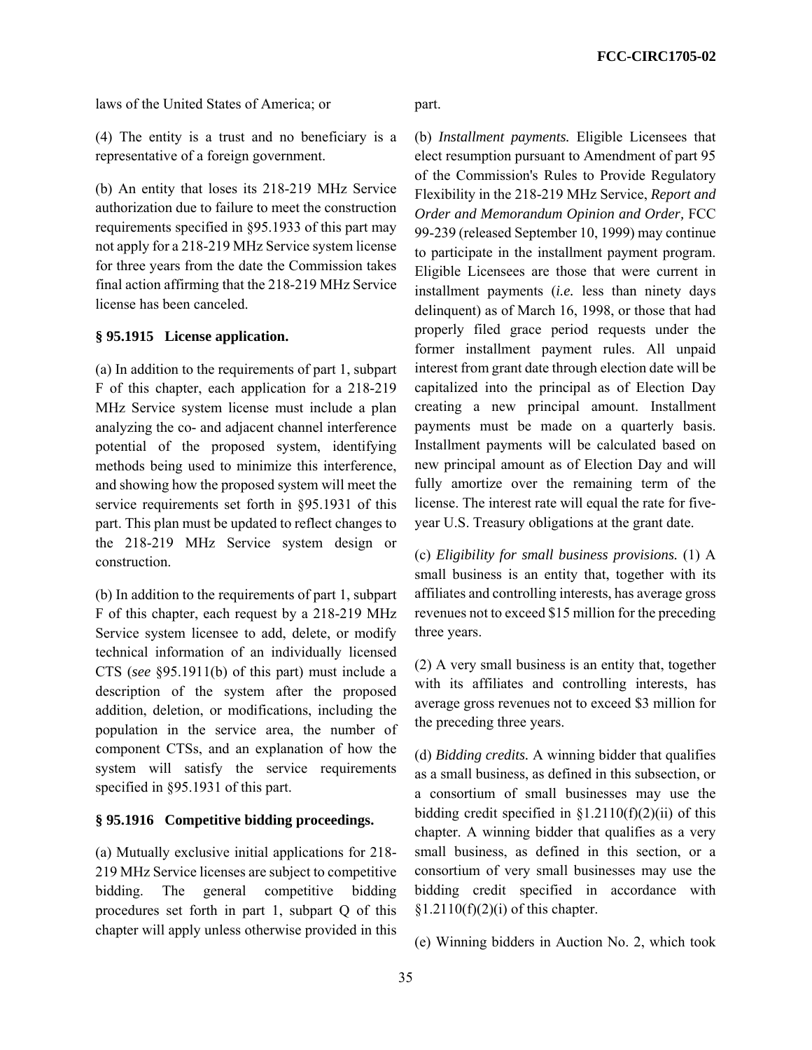laws of the United States of America; or

(4) The entity is a trust and no beneficiary is a representative of a foreign government.

(b) An entity that loses its 218-219 MHz Service authorization due to failure to meet the construction requirements specified in §95.1933 of this part may not apply for a 218-219 MHz Service system license for three years from the date the Commission takes final action affirming that the 218-219 MHz Service license has been canceled.

**§ 95.1915 License application.**

(a) In addition to the requirements of part 1, subpart F of this chapter, each application for a 218-219 MHz Service system license must include a plan analyzing the co- and adjacent channel interference potential of the proposed system, identifying methods being used to minimize this interference, and showing how the proposed system will meet the service requirements set forth in §95.1931 of this part. This plan must be updated to reflect changes to the 218-219 MHz Service system design or construction.

(b) In addition to the requirements of part 1, subpart F of this chapter, each request by a 218-219 MHz Service system licensee to add, delete, or modify technical information of an individually licensed CTS (*see* §95.1911(b) of this part) must include a description of the system after the proposed addition, deletion, or modifications, including the population in the service area, the number of component CTSs, and an explanation of how the system will satisfy the service requirements specified in §95.1931 of this part.

**§ 95.1916 Competitive bidding proceedings.**

(a) Mutually exclusive initial applications for 218-219 MHz Service licenses are subject to competitive bidding. The general competitive bidding procedures set forth in part 1, subpart Q of this chapter will apply unless otherwise provided in this part.

(b) *Installment payments.* Eligible Licensees that elect resumption pursuant to Amendment of part 95 of the Commission's Rules to Provide Regulatory Flexibility in the 218-219 MHz Service, *Report and Order and Memorandum Opinion and Order,* FCC 99-239 (released September 10, 1999) may continue to participate in the installment payment program. Eligible Licensees are those that were current in installment payments (*i.e.* less than ninety days delinquent) as of March 16, 1998, or those that had properly filed grace period requests under the former installment payment rules. All unpaid interest from grant date through election date will be capitalized into the principal as of Election Day creating a new principal amount. Installment payments must be made on a quarterly basis. Installment payments will be calculated based on new principal amount as of Election Day and will fully amortize over the remaining term of the license. The interest rate will equal the rate for five-year U.S. Treasury obligations at the grant date.

(c) *Eligibility for small business provisions.* (1) A small business is an entity that, together with its affiliates and controlling interests, has average gross revenues not to exceed $15 million for the preceding three years.

(2) A very small business is an entity that, together with its affiliates and controlling interests, has average gross revenues not to exceed $3 million for the preceding three years.

(d) *Bidding credits.* A winning bidder that qualifies as a small business, as defined in this subsection, or a consortium of small businesses may use the bidding credit specified in §1.2110(f)(2)(ii) of this chapter. A winning bidder that qualifies as a very small business, as defined in this section, or a consortium of very small businesses may use the bidding credit specified in accordance with §1.2110(f)(2)(i) of this chapter.

(e) Winning bidders in Auction No. 2, which took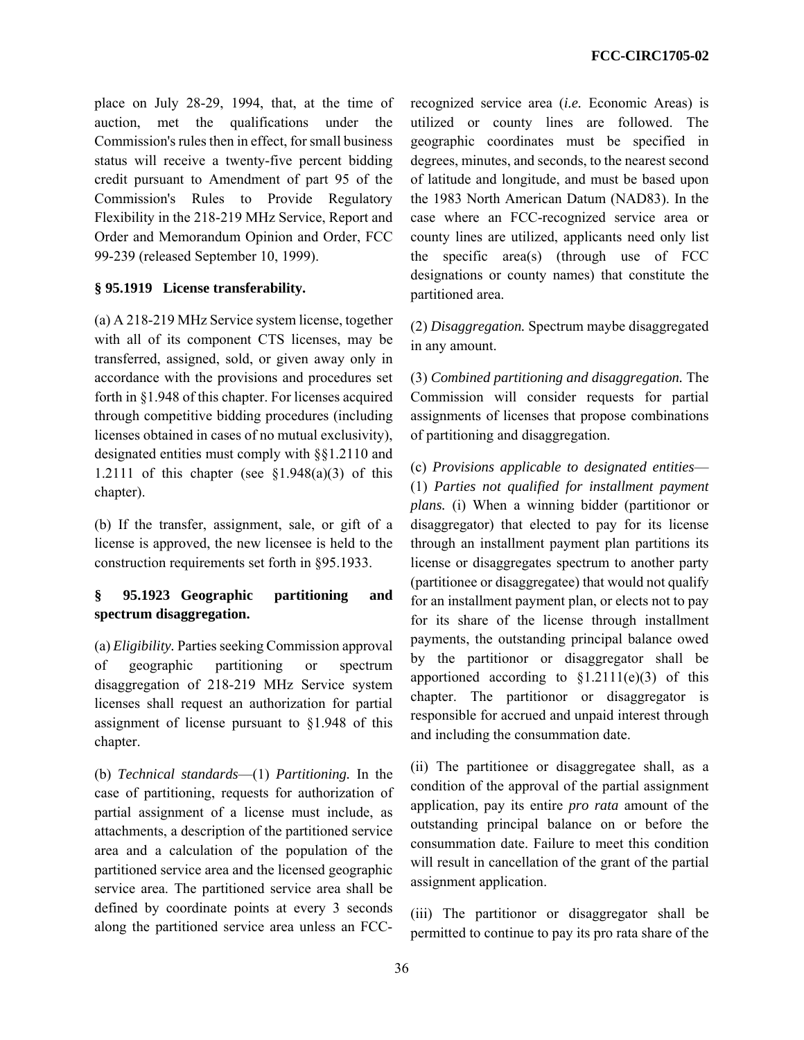place on July 28-29, 1994, that, at the time of auction, met the qualifications under the Commission's rules then in effect, for small business status will receive a twenty-five percent bidding credit pursuant to Amendment of part 95 of the Commission's Rules to Provide Regulatory Flexibility in the 218-219 MHz Service, Report and Order and Memorandum Opinion and Order, FCC 99-239 (released September 10, 1999).

**§ 95.1919 License transferability.**

(a) A 218-219 MHz Service system license, together with all of its component CTS licenses, may be transferred, assigned, sold, or given away only in accordance with the provisions and procedures set forth in §1.948 of this chapter. For licenses acquired through competitive bidding procedures (including licenses obtained in cases of no mutual exclusivity), designated entities must comply with §§1.2110 and 1.2111 of this chapter (see §1.948(a)(3) of this chapter).

(b) If the transfer, assignment, sale, or gift of a license is approved, the new licensee is held to the construction requirements set forth in §95.1933.

**§ 95.1923 Geographic partitioning and spectrum disaggregation.**

(a) *Eligibility.* Parties seeking Commission approval of geographic partitioning or spectrum disaggregation of 218-219 MHz Service system licenses shall request an authorization for partial assignment of license pursuant to §1.948 of this chapter.

(b) *Technical standards*—(1) *Partitioning.* In the case of partitioning, requests for authorization of partial assignment of a license must include, as attachments, a description of the partitioned service area and a calculation of the population of the partitioned service area and the licensed geographic service area. The partitioned service area shall be defined by coordinate points at every 3 seconds along the partitioned service area unless an FCC-recognized service area (*i.e.* Economic Areas) is utilized or county lines are followed. The geographic coordinates must be specified in degrees, minutes, and seconds, to the nearest second of latitude and longitude, and must be based upon the 1983 North American Datum (NAD83). In the case where an FCC-recognized service area or county lines are utilized, applicants need only list the specific area(s) (through use of FCC designations or county names) that constitute the partitioned area.

(2) *Disaggregation.* Spectrum maybe disaggregated in any amount.

(3) *Combined partitioning and disaggregation.* The Commission will consider requests for partial assignments of licenses that propose combinations of partitioning and disaggregation.

(c) *Provisions applicable to designated entities*—(1) *Parties not qualified for installment payment plans.* (i) When a winning bidder (partitionor or disaggregator) that elected to pay for its license through an installment payment plan partitions its license or disaggregates spectrum to another party (partitionee or disaggregatee) that would not qualify for an installment payment plan, or elects not to pay for its share of the license through installment payments, the outstanding principal balance owed by the partitionor or disaggregator shall be apportioned according to §1.2111(e)(3) of this chapter. The partitionor or disaggregator is responsible for accrued and unpaid interest through and including the consummation date.

(ii) The partitionee or disaggregatee shall, as a condition of the approval of the partial assignment application, pay its entire *pro rata* amount of the outstanding principal balance on or before the consummation date. Failure to meet this condition will result in cancellation of the grant of the partial assignment application.

(iii) The partitionor or disaggregator shall be permitted to continue to pay its pro rata share of the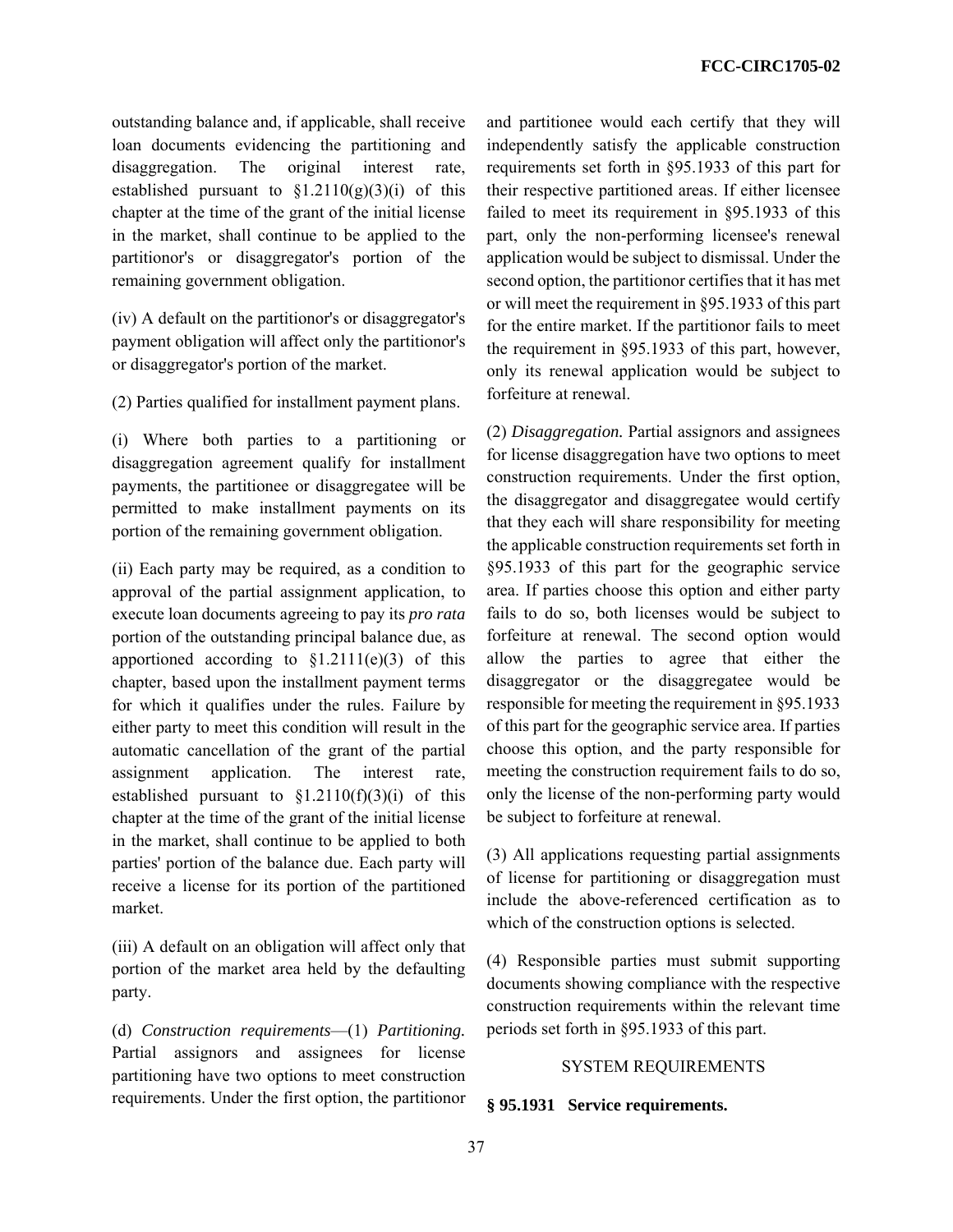outstanding balance and, if applicable, shall receive loan documents evidencing the partitioning and disaggregation. The original interest rate, established pursuant to §1.2110(g)(3)(i) of this chapter at the time of the grant of the initial license in the market, shall continue to be applied to the partitionor's or disaggregator's portion of the remaining government obligation.

(iv) A default on the partitionor's or disaggregator's payment obligation will affect only the partitionor's or disaggregator's portion of the market.

(2) Parties qualified for installment payment plans.

(i) Where both parties to a partitioning or disaggregation agreement qualify for installment payments, the partitionee or disaggregatee will be permitted to make installment payments on its portion of the remaining government obligation.

(ii) Each party may be required, as a condition to approval of the partial assignment application, to execute loan documents agreeing to pay its *pro rata* portion of the outstanding principal balance due, as apportioned according to §1.2111(e)(3) of this chapter, based upon the installment payment terms for which it qualifies under the rules. Failure by either party to meet this condition will result in the automatic cancellation of the grant of the partial assignment application. The interest rate, established pursuant to §1.2110(f)(3)(i) of this chapter at the time of the grant of the initial license in the market, shall continue to be applied to both parties' portion of the balance due. Each party will receive a license for its portion of the partitioned market.

(iii) A default on an obligation will affect only that portion of the market area held by the defaulting party.

(d) *Construction requirements*—(1) *Partitioning.* Partial assignors and assignees for license partitioning have two options to meet construction requirements. Under the first option, the partitionor and partitionee would each certify that they will independently satisfy the applicable construction requirements set forth in §95.1933 of this part for their respective partitioned areas. If either licensee failed to meet its requirement in §95.1933 of this part, only the non-performing licensee's renewal application would be subject to dismissal. Under the second option, the partitionor certifies that it has met or will meet the requirement in §95.1933 of this part for the entire market. If the partitionor fails to meet the requirement in §95.1933 of this part, however, only its renewal application would be subject to forfeiture at renewal.

(2) *Disaggregation.* Partial assignors and assignees for license disaggregation have two options to meet construction requirements. Under the first option, the disaggregator and disaggregatee would certify that they each will share responsibility for meeting the applicable construction requirements set forth in §95.1933 of this part for the geographic service area. If parties choose this option and either party fails to do so, both licenses would be subject to forfeiture at renewal. The second option would allow the parties to agree that either the disaggregator or the disaggregatee would be responsible for meeting the requirement in §95.1933 of this part for the geographic service area. If parties choose this option, and the party responsible for meeting the construction requirement fails to do so, only the license of the non-performing party would be subject to forfeiture at renewal.

(3) All applications requesting partial assignments of license for partitioning or disaggregation must include the above-referenced certification as to which of the construction options is selected.

(4) Responsible parties must submit supporting documents showing compliance with the respective construction requirements within the relevant time periods set forth in §95.1933 of this part.

SYSTEM REQUIREMENTS

**§ 95.1931 Service requirements.**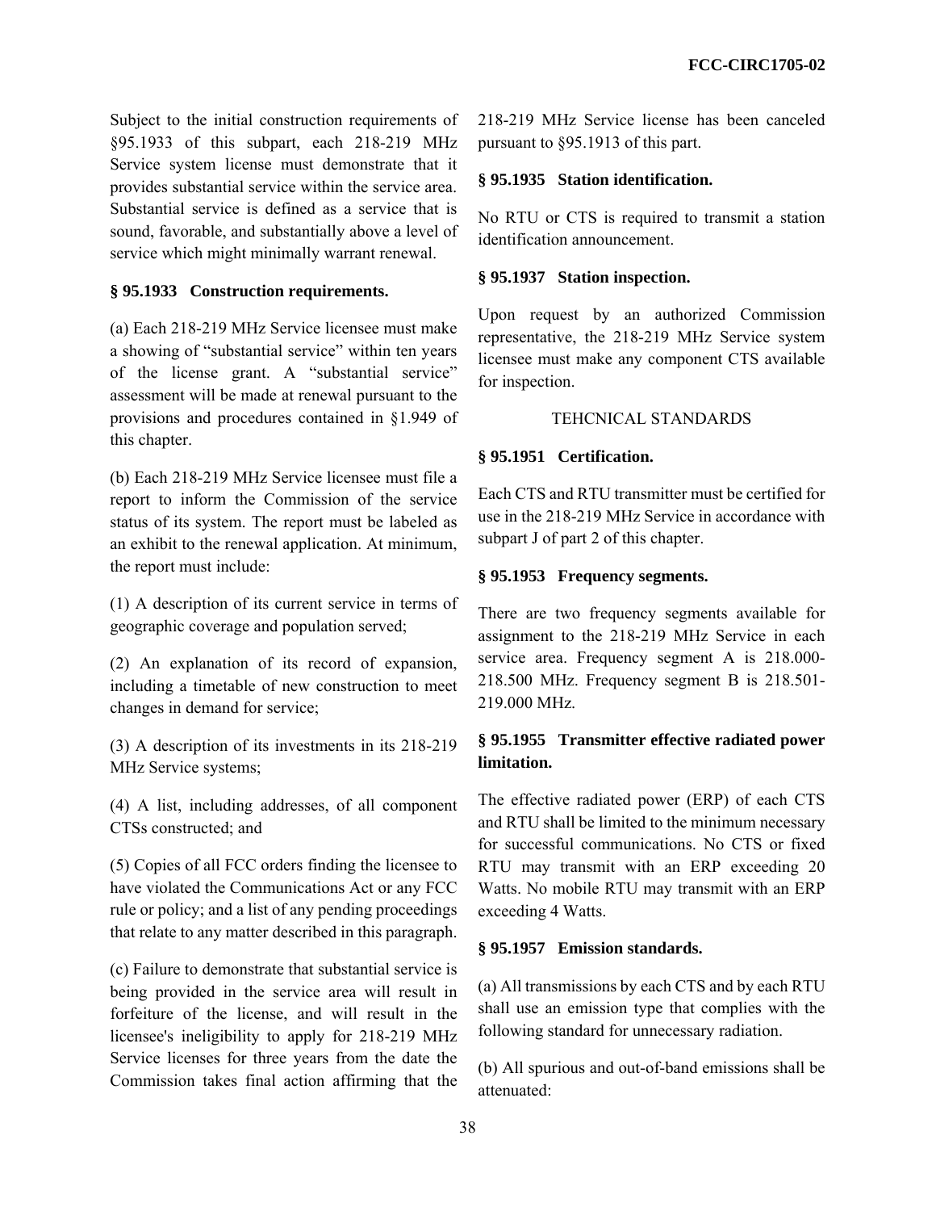Subject to the initial construction requirements of §95.1933 of this subpart, each 218-219 MHz Service system license must demonstrate that it provides substantial service within the service area. Substantial service is defined as a service that is sound, favorable, and substantially above a level of service which might minimally warrant renewal.

### § 95.1933 Construction requirements.

(a) Each 218-219 MHz Service licensee must make a showing of "substantial service" within ten years of the license grant. A "substantial service" assessment will be made at renewal pursuant to the provisions and procedures contained in §1.949 of this chapter.

(b) Each 218-219 MHz Service licensee must file a report to inform the Commission of the service status of its system. The report must be labeled as an exhibit to the renewal application. At minimum, the report must include:

(1) A description of its current service in terms of geographic coverage and population served;

(2) An explanation of its record of expansion, including a timetable of new construction to meet changes in demand for service;

(3) A description of its investments in its 218-219 MHz Service systems;

(4) A list, including addresses, of all component CTSs constructed; and

(5) Copies of all FCC orders finding the licensee to have violated the Communications Act or any FCC rule or policy; and a list of any pending proceedings that relate to any matter described in this paragraph.

(c) Failure to demonstrate that substantial service is being provided in the service area will result in forfeiture of the license, and will result in the licensee's ineligibility to apply for 218-219 MHz Service licenses for three years from the date the Commission takes final action affirming that the 218-219 MHz Service license has been canceled pursuant to §95.1913 of this part.

### § 95.1935 Station identification.

No RTU or CTS is required to transmit a station identification announcement.

### § 95.1937 Station inspection.

Upon request by an authorized Commission representative, the 218-219 MHz Service system licensee must make any component CTS available for inspection.

## TEHCNICAL STANDARDS

### § 95.1951 Certification.

Each CTS and RTU transmitter must be certified for use in the 218-219 MHz Service in accordance with subpart J of part 2 of this chapter.

### § 95.1953 Frequency segments.

There are two frequency segments available for assignment to the 218-219 MHz Service in each service area. Frequency segment A is 218.000-218.500 MHz. Frequency segment B is 218.501-219.000 MHz.

### § 95.1955 Transmitter effective radiated power limitation.

The effective radiated power (ERP) of each CTS and RTU shall be limited to the minimum necessary for successful communications. No CTS or fixed RTU may transmit with an ERP exceeding 20 Watts. No mobile RTU may transmit with an ERP exceeding 4 Watts.

### § 95.1957 Emission standards.

(a) All transmissions by each CTS and by each RTU shall use an emission type that complies with the following standard for unnecessary radiation.

(b) All spurious and out-of-band emissions shall be attenuated: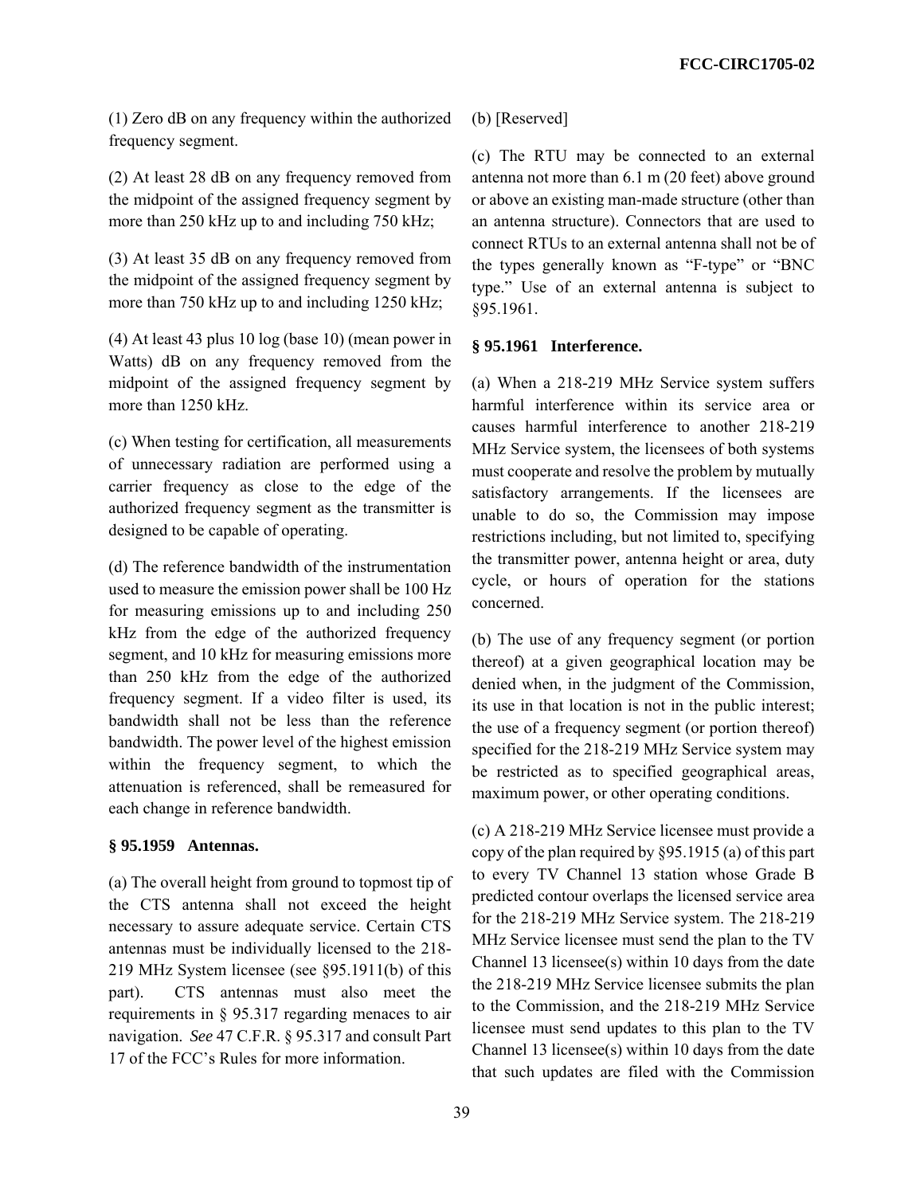(1) Zero dB on any frequency within the authorized frequency segment.

(2) At least 28 dB on any frequency removed from the midpoint of the assigned frequency segment by more than 250 kHz up to and including 750 kHz;

(3) At least 35 dB on any frequency removed from the midpoint of the assigned frequency segment by more than 750 kHz up to and including 1250 kHz;

(4) At least 43 plus 10 log (base 10) (mean power in Watts) dB on any frequency removed from the midpoint of the assigned frequency segment by more than 1250 kHz.

(c) When testing for certification, all measurements of unnecessary radiation are performed using a carrier frequency as close to the edge of the authorized frequency segment as the transmitter is designed to be capable of operating.

(d) The reference bandwidth of the instrumentation used to measure the emission power shall be 100 Hz for measuring emissions up to and including 250 kHz from the edge of the authorized frequency segment, and 10 kHz for measuring emissions more than 250 kHz from the edge of the authorized frequency segment. If a video filter is used, its bandwidth shall not be less than the reference bandwidth. The power level of the highest emission within the frequency segment, to which the attenuation is referenced, shall be remeasured for each change in reference bandwidth.

**§ 95.1959 Antennas.**

(a) The overall height from ground to topmost tip of the CTS antenna shall not exceed the height necessary to assure adequate service. Certain CTS antennas must be individually licensed to the 218-219 MHz System licensee (see §95.1911(b) of this part). CTS antennas must also meet the requirements in § 95.317 regarding menaces to air navigation. *See* 47 C.F.R. § 95.317 and consult Part 17 of the FCC's Rules for more information.

(b) [Reserved]

(c) The RTU may be connected to an external antenna not more than 6.1 m (20 feet) above ground or above an existing man-made structure (other than an antenna structure). Connectors that are used to connect RTUs to an external antenna shall not be of the types generally known as "F-type" or "BNC type." Use of an external antenna is subject to §95.1961.

**§ 95.1961 Interference.**

(a) When a 218-219 MHz Service system suffers harmful interference within its service area or causes harmful interference to another 218-219 MHz Service system, the licensees of both systems must cooperate and resolve the problem by mutually satisfactory arrangements. If the licensees are unable to do so, the Commission may impose restrictions including, but not limited to, specifying the transmitter power, antenna height or area, duty cycle, or hours of operation for the stations concerned.

(b) The use of any frequency segment (or portion thereof) at a given geographical location may be denied when, in the judgment of the Commission, its use in that location is not in the public interest; the use of a frequency segment (or portion thereof) specified for the 218-219 MHz Service system may be restricted as to specified geographical areas, maximum power, or other operating conditions.

(c) A 218-219 MHz Service licensee must provide a copy of the plan required by §95.1915 (a) of this part to every TV Channel 13 station whose Grade B predicted contour overlaps the licensed service area for the 218-219 MHz Service system. The 218-219 MHz Service licensee must send the plan to the TV Channel 13 licensee(s) within 10 days from the date the 218-219 MHz Service licensee submits the plan to the Commission, and the 218-219 MHz Service licensee must send updates to this plan to the TV Channel 13 licensee(s) within 10 days from the date that such updates are filed with the Commission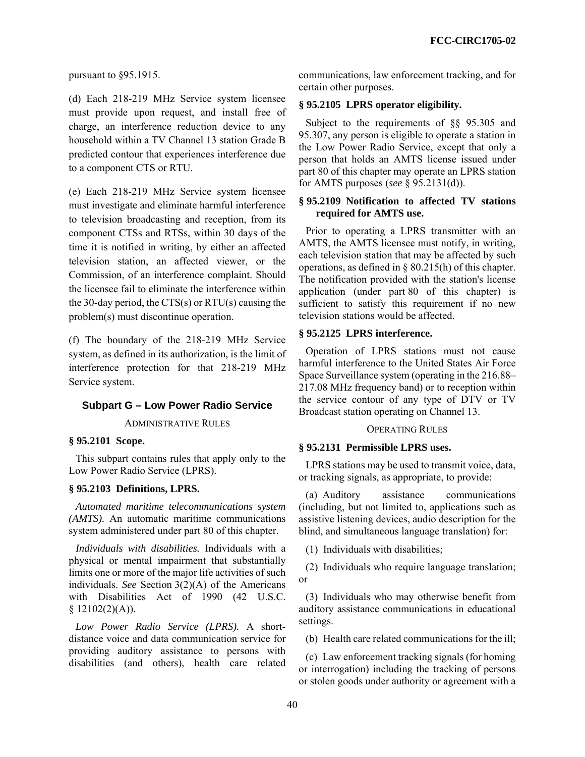pursuant to §95.1915.

(d) Each 218-219 MHz Service system licensee must provide upon request, and install free of charge, an interference reduction device to any household within a TV Channel 13 station Grade B predicted contour that experiences interference due to a component CTS or RTU.

(e) Each 218-219 MHz Service system licensee must investigate and eliminate harmful interference to television broadcasting and reception, from its component CTSs and RTSs, within 30 days of the time it is notified in writing, by either an affected television station, an affected viewer, or the Commission, of an interference complaint. Should the licensee fail to eliminate the interference within the 30-day period, the CTS(s) or RTU(s) causing the problem(s) must discontinue operation.

(f) The boundary of the 218-219 MHz Service system, as defined in its authorization, is the limit of interference protection for that 218-219 MHz Service system.

## Subpart G – Low Power Radio Service

ADMINISTRATIVE RULES

**§ 95.2101 Scope.**

This subpart contains rules that apply only to the Low Power Radio Service (LPRS).

**§ 95.2103 Definitions, LPRS.**

*Automated maritime telecommunications system (AMTS).* An automatic maritime communications system administered under part 80 of this chapter.

*Individuals with disabilities.* Individuals with a physical or mental impairment that substantially limits one or more of the major life activities of such individuals. *See* Section 3(2)(A) of the Americans with Disabilities Act of 1990 (42 U.S.C. § 12102(2)(A)).

*Low Power Radio Service (LPRS).* A short-distance voice and data communication service for providing auditory assistance to persons with disabilities (and others), health care related communications, law enforcement tracking, and for certain other purposes.

**§ 95.2105 LPRS operator eligibility.**

Subject to the requirements of §§ 95.305 and 95.307, any person is eligible to operate a station in the Low Power Radio Service, except that only a person that holds an AMTS license issued under part 80 of this chapter may operate an LPRS station for AMTS purposes (*see* § 95.2131(d)).

**§ 95.2109 Notification to affected TV stations required for AMTS use.**

Prior to operating a LPRS transmitter with an AMTS, the AMTS licensee must notify, in writing, each television station that may be affected by such operations, as defined in § 80.215(h) of this chapter. The notification provided with the station's license application (under part 80 of this chapter) is sufficient to satisfy this requirement if no new television stations would be affected.

**§ 95.2125 LPRS interference.**

Operation of LPRS stations must not cause harmful interference to the United States Air Force Space Surveillance system (operating in the 216.88–217.08 MHz frequency band) or to reception within the service contour of any type of DTV or TV Broadcast station operating on Channel 13.

OPERATING RULES

**§ 95.2131 Permissible LPRS uses.**

LPRS stations may be used to transmit voice, data, or tracking signals, as appropriate, to provide:

(a) Auditory assistance communications (including, but not limited to, applications such as assistive listening devices, audio description for the blind, and simultaneous language translation) for:

(1) Individuals with disabilities;

(2) Individuals who require language translation; or

(3) Individuals who may otherwise benefit from auditory assistance communications in educational settings.

(b) Health care related communications for the ill;

(c) Law enforcement tracking signals (for homing or interrogation) including the tracking of persons or stolen goods under authority or agreement with a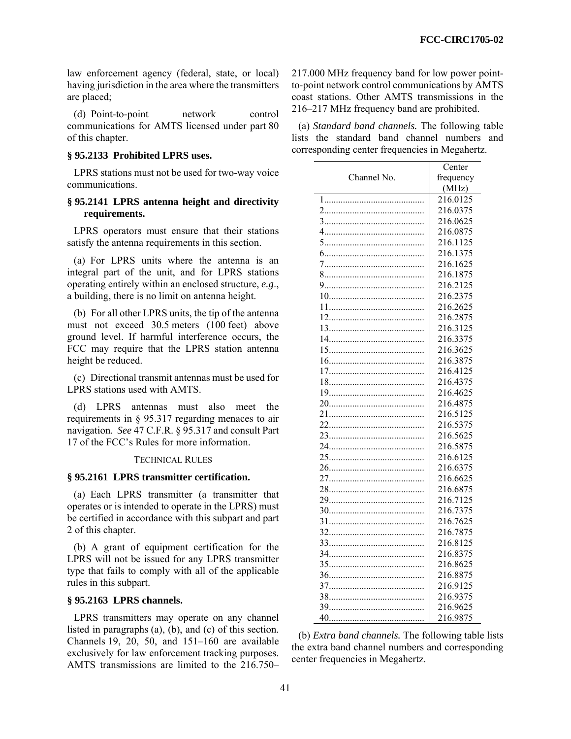law enforcement agency (federal, state, or local) having jurisdiction in the area where the transmitters are placed;

(d) Point-to-point network control communications for AMTS licensed under part 80 of this chapter.

### § 95.2133 Prohibited LPRS uses.

LPRS stations must not be used for two-way voice communications.

### § 95.2141 LPRS antenna height and directivity requirements.

LPRS operators must ensure that their stations satisfy the antenna requirements in this section.

(a) For LPRS units where the antenna is an integral part of the unit, and for LPRS stations operating entirely within an enclosed structure, *e.g*., a building, there is no limit on antenna height.

(b) For all other LPRS units, the tip of the antenna must not exceed 30.5 meters (100 feet) above ground level. If harmful interference occurs, the FCC may require that the LPRS station antenna height be reduced.

(c) Directional transmit antennas must be used for LPRS stations used with AMTS.

(d) LPRS antennas must also meet the requirements in § 95.317 regarding menaces to air navigation. *See* 47 C.F.R. § 95.317 and consult Part 17 of the FCC's Rules for more information.

TECHNICAL RULES

### § 95.2161 LPRS transmitter certification.

(a) Each LPRS transmitter (a transmitter that operates or is intended to operate in the LPRS) must be certified in accordance with this subpart and part 2 of this chapter.

(b) A grant of equipment certification for the LPRS will not be issued for any LPRS transmitter type that fails to comply with all of the applicable rules in this subpart.

### § 95.2163 LPRS channels.

LPRS transmitters may operate on any channel listed in paragraphs (a), (b), and (c) of this section. Channels 19, 20, 50, and 151–160 are available exclusively for law enforcement tracking purposes. AMTS transmissions are limited to the 216.750–217.000 MHz frequency band for low power point-to-point network control communications by AMTS coast stations. Other AMTS transmissions in the 216–217 MHz frequency band are prohibited.

(a) *Standard band channels.* The following table lists the standard band channel numbers and corresponding center frequencies in Megahertz.

| Channel No. | Center frequency (MHz) |
|---|---|
| 1 | 216.0125 |
| 2 | 216.0375 |
| 3 | 216.0625 |
| 4 | 216.0875 |
| 5 | 216.1125 |
| 6 | 216.1375 |
| 7 | 216.1625 |
| 8 | 216.1875 |
| 9 | 216.2125 |
| 10 | 216.2375 |
| 11 | 216.2625 |
| 12 | 216.2875 |
| 13 | 216.3125 |
| 14 | 216.3375 |
| 15 | 216.3625 |
| 16 | 216.3875 |
| 17 | 216.4125 |
| 18 | 216.4375 |
| 19 | 216.4625 |
| 20 | 216.4875 |
| 21 | 216.5125 |
| 22 | 216.5375 |
| 23 | 216.5625 |
| 24 | 216.5875 |
| 25 | 216.6125 |
| 26 | 216.6375 |
| 27 | 216.6625 |
| 28 | 216.6875 |
| 29 | 216.7125 |
| 30 | 216.7375 |
| 31 | 216.7625 |
| 32 | 216.7875 |
| 33 | 216.8125 |
| 34 | 216.8375 |
| 35 | 216.8625 |
| 36 | 216.8875 |
| 37 | 216.9125 |
| 38 | 216.9375 |
| 39 | 216.9625 |
| 40 | 216.9875 |

(b) *Extra band channels.* The following table lists the extra band channel numbers and corresponding center frequencies in Megahertz.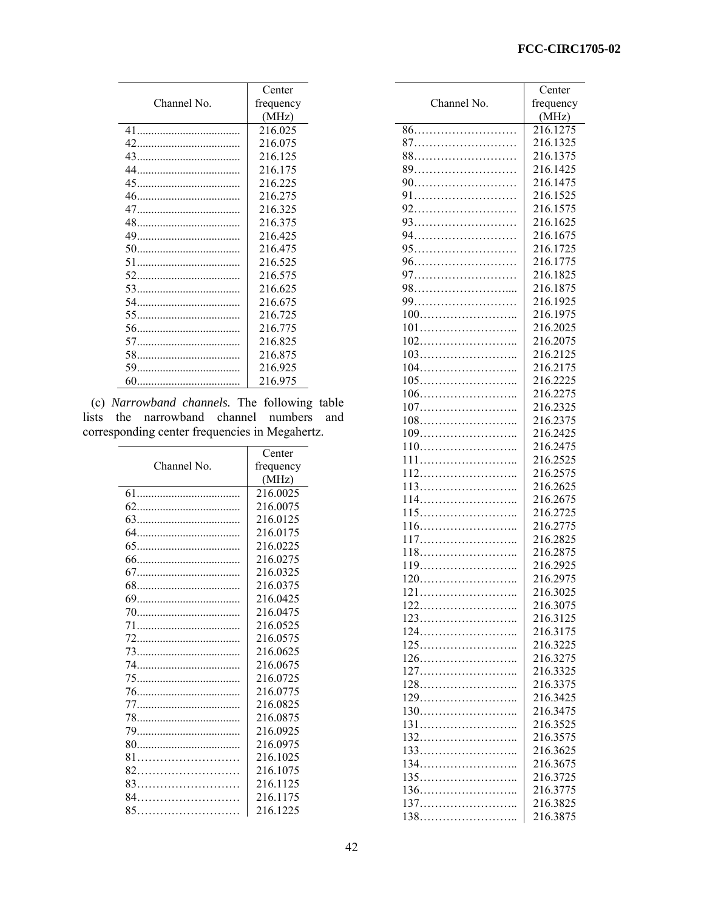| Channel No. | Center frequency (MHz) |
| --- | --- |
| 41 | 216.025 |
| 42 | 216.075 |
| 43 | 216.125 |
| 44 | 216.175 |
| 45 | 216.225 |
| 46 | 216.275 |
| 47 | 216.325 |
| 48 | 216.375 |
| 49 | 216.425 |
| 50 | 216.475 |
| 51 | 216.525 |
| 52 | 216.575 |
| 53 | 216.625 |
| 54 | 216.675 |
| 55 | 216.725 |
| 56 | 216.775 |
| 57 | 216.825 |
| 58 | 216.875 |
| 59 | 216.925 |
| 60 | 216.975 |

(c) *Narrowband channels.* The following table lists the narrowband channel numbers and corresponding center frequencies in Megahertz.

| Channel No. | Center frequency (MHz) |
| --- | --- |
| 61 | 216.0025 |
| 62 | 216.0075 |
| 63 | 216.0125 |
| 64 | 216.0175 |
| 65 | 216.0225 |
| 66 | 216.0275 |
| 67 | 216.0325 |
| 68 | 216.0375 |
| 69 | 216.0425 |
| 70 | 216.0475 |
| 71 | 216.0525 |
| 72 | 216.0575 |
| 73 | 216.0625 |
| 74 | 216.0675 |
| 75 | 216.0725 |
| 76 | 216.0775 |
| 77 | 216.0825 |
| 78 | 216.0875 |
| 79 | 216.0925 |
| 80 | 216.0975 |
| 81 | 216.1025 |
| 82 | 216.1075 |
| 83 | 216.1125 |
| 84 | 216.1175 |
| 85 | 216.1225 |
| 86 | 216.1275 |
| 87 | 216.1325 |
| 88 | 216.1375 |
| 89 | 216.1425 |
| 90 | 216.1475 |
| 91 | 216.1525 |
| 92 | 216.1575 |
| 93 | 216.1625 |
| 94 | 216.1675 |
| 95 | 216.1725 |
| 96 | 216.1775 |
| 97 | 216.1825 |
| 98 | 216.1875 |
| 99 | 216.1925 |
| 100 | 216.1975 |
| 101 | 216.2025 |
| 102 | 216.2075 |
| 103 | 216.2125 |
| 104 | 216.2175 |
| 105 | 216.2225 |
| 106 | 216.2275 |
| 107 | 216.2325 |
| 108 | 216.2375 |
| 109 | 216.2425 |
| 110 | 216.2475 |
| 111 | 216.2525 |
| 112 | 216.2575 |
| 113 | 216.2625 |
| 114 | 216.2675 |
| 115 | 216.2725 |
| 116 | 216.2775 |
| 117 | 216.2825 |
| 118 | 216.2875 |
| 119 | 216.2925 |
| 120 | 216.2975 |
| 121 | 216.3025 |
| 122 | 216.3075 |
| 123 | 216.3125 |
| 124 | 216.3175 |
| 125 | 216.3225 |
| 126 | 216.3275 |
| 127 | 216.3325 |
| 128 | 216.3375 |
| 129 | 216.3425 |
| 130 | 216.3475 |
| 131 | 216.3525 |
| 132 | 216.3575 |
| 133 | 216.3625 |
| 134 | 216.3675 |
| 135 | 216.3725 |
| 136 | 216.3775 |
| 137 | 216.3825 |
| 138 | 216.3875 |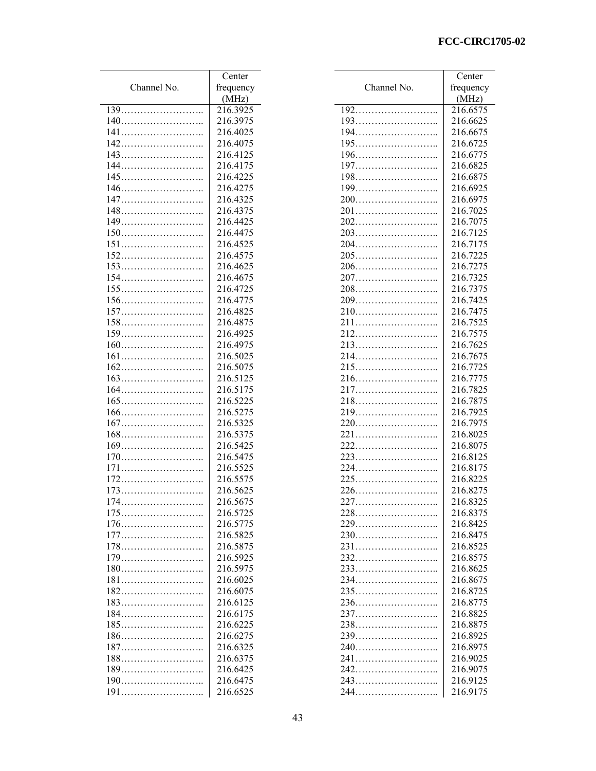| Channel No. | Center frequency (MHz) |
|---|---|
| 139…………………….. | 216.3925 |
| 140…………………….. | 216.3975 |
| 141…………………….. | 216.4025 |
| 142…………………….. | 216.4075 |
| 143…………………….. | 216.4125 |
| 144…………………….. | 216.4175 |
| 145…………………….. | 216.4225 |
| 146…………………….. | 216.4275 |
| 147…………………….. | 216.4325 |
| 148…………………….. | 216.4375 |
| 149…………………….. | 216.4425 |
| 150…………………….. | 216.4475 |
| 151…………………….. | 216.4525 |
| 152…………………….. | 216.4575 |
| 153…………………….. | 216.4625 |
| 154…………………….. | 216.4675 |
| 155…………………….. | 216.4725 |
| 156…………………….. | 216.4775 |
| 157…………………….. | 216.4825 |
| 158…………………….. | 216.4875 |
| 159…………………….. | 216.4925 |
| 160…………………….. | 216.4975 |
| 161…………………….. | 216.5025 |
| 162…………………….. | 216.5075 |
| 163…………………….. | 216.5125 |
| 164…………………….. | 216.5175 |
| 165…………………….. | 216.5225 |
| 166…………………….. | 216.5275 |
| 167…………………….. | 216.5325 |
| 168…………………….. | 216.5375 |
| 169…………………….. | 216.5425 |
| 170…………………….. | 216.5475 |
| 171…………………….. | 216.5525 |
| 172…………………….. | 216.5575 |
| 173…………………….. | 216.5625 |
| 174…………………….. | 216.5675 |
| 175…………………….. | 216.5725 |
| 176…………………….. | 216.5775 |
| 177…………………….. | 216.5825 |
| 178…………………….. | 216.5875 |
| 179…………………….. | 216.5925 |
| 180…………………….. | 216.5975 |
| 181…………………….. | 216.6025 |
| 182…………………….. | 216.6075 |
| 183…………………….. | 216.6125 |
| 184…………………….. | 216.6175 |
| 185…………………….. | 216.6225 |
| 186…………………….. | 216.6275 |
| 187…………………….. | 216.6325 |
| 188…………………….. | 216.6375 |
| 189…………………….. | 216.6425 |
| 190…………………….. | 216.6475 |
| 191…………………….. | 216.6525 |

| Channel No. | Center frequency (MHz) |
|---|---|
| 192…………………….. | 216.6575 |
| 193…………………….. | 216.6625 |
| 194…………………….. | 216.6675 |
| 195…………………….. | 216.6725 |
| 196…………………….. | 216.6775 |
| 197…………………….. | 216.6825 |
| 198…………………….. | 216.6875 |
| 199…………………….. | 216.6925 |
| 200…………………….. | 216.6975 |
| 201…………………….. | 216.7025 |
| 202…………………….. | 216.7075 |
| 203…………………….. | 216.7125 |
| 204…………………….. | 216.7175 |
| 205…………………….. | 216.7225 |
| 206…………………….. | 216.7275 |
| 207…………………….. | 216.7325 |
| 208…………………….. | 216.7375 |
| 209…………………….. | 216.7425 |
| 210…………………….. | 216.7475 |
| 211…………………….. | 216.7525 |
| 212…………………….. | 216.7575 |
| 213…………………….. | 216.7625 |
| 214…………………….. | 216.7675 |
| 215…………………….. | 216.7725 |
| 216…………………….. | 216.7775 |
| 217…………………….. | 216.7825 |
| 218…………………….. | 216.7875 |
| 219…………………….. | 216.7925 |
| 220…………………….. | 216.7975 |
| 221…………………….. | 216.8025 |
| 222…………………….. | 216.8075 |
| 223…………………….. | 216.8125 |
| 224…………………….. | 216.8175 |
| 225…………………….. | 216.8225 |
| 226…………………….. | 216.8275 |
| 227…………………….. | 216.8325 |
| 228…………………….. | 216.8375 |
| 229…………………….. | 216.8425 |
| 230…………………….. | 216.8475 |
| 231…………………….. | 216.8525 |
| 232…………………….. | 216.8575 |
| 233…………………….. | 216.8625 |
| 234…………………….. | 216.8675 |
| 235…………………….. | 216.8725 |
| 236…………………….. | 216.8775 |
| 237…………………….. | 216.8825 |
| 238…………………….. | 216.8875 |
| 239…………………….. | 216.8925 |
| 240…………………….. | 216.8975 |
| 241…………………….. | 216.9025 |
| 242…………………….. | 216.9075 |
| 243…………………….. | 216.9125 |
| 244…………………….. | 216.9175 |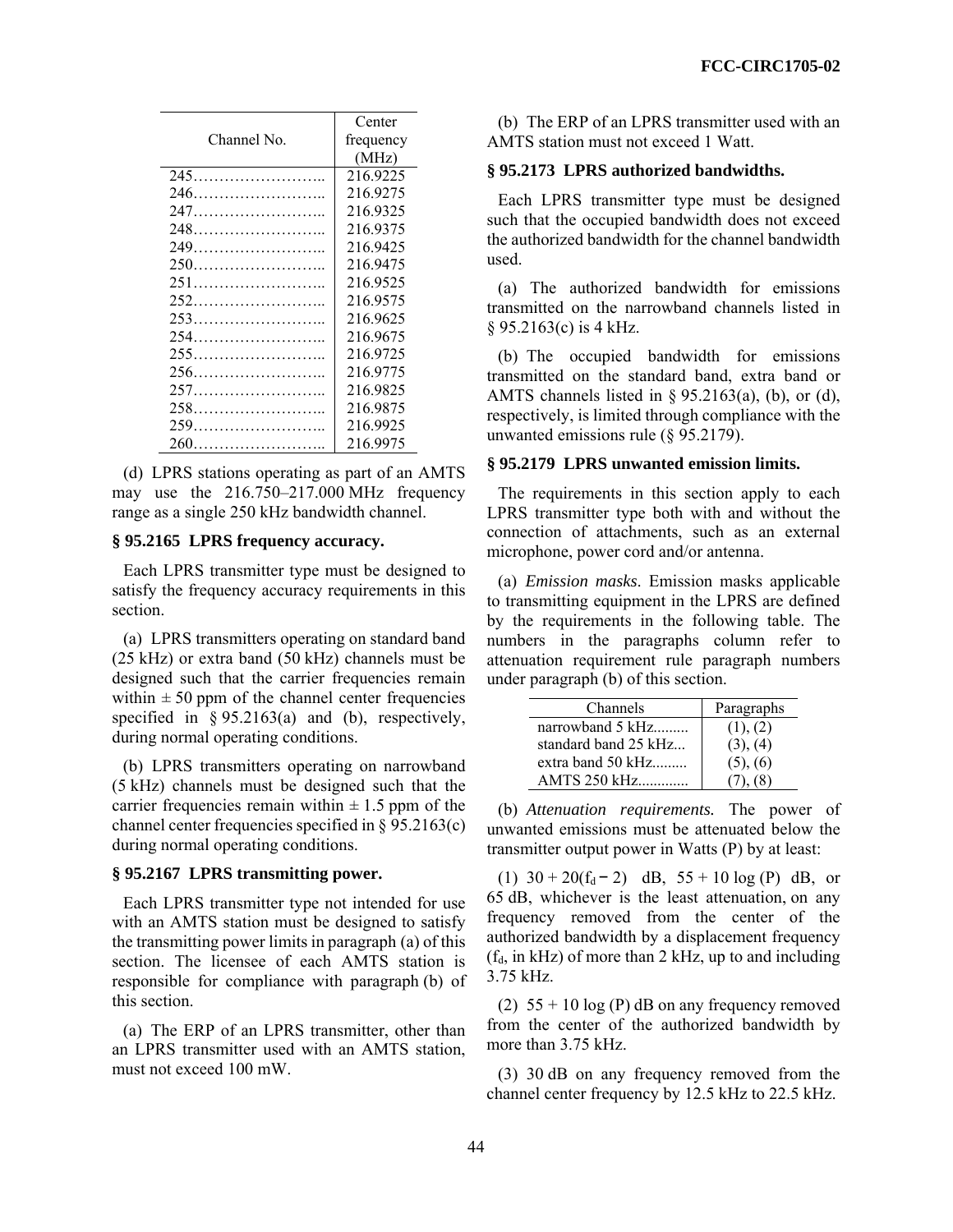| Channel No. | Center frequency (MHz) |
|---|---|
| 245…………………….. | 216.9225 |
| 246…………………….. | 216.9275 |
| 247…………………….. | 216.9325 |
| 248…………………….. | 216.9375 |
| 249…………………….. | 216.9425 |
| 250…………………….. | 216.9475 |
| 251…………………….. | 216.9525 |
| 252…………………….. | 216.9575 |
| 253…………………….. | 216.9625 |
| 254…………………….. | 216.9675 |
| 255…………………….. | 216.9725 |
| 256…………………….. | 216.9775 |
| 257…………………….. | 216.9825 |
| 258…………………….. | 216.9875 |
| 259…………………….. | 216.9925 |
| 260…………………….. | 216.9975 |

(d) LPRS stations operating as part of an AMTS may use the 216.750–217.000 MHz frequency range as a single 250 kHz bandwidth channel.

### § 95.2165 LPRS frequency accuracy.

Each LPRS transmitter type must be designed to satisfy the frequency accuracy requirements in this section.

(a) LPRS transmitters operating on standard band (25 kHz) or extra band (50 kHz) channels must be designed such that the carrier frequencies remain within ± 50 ppm of the channel center frequencies specified in § 95.2163(a) and (b), respectively, during normal operating conditions.

(b) LPRS transmitters operating on narrowband (5 kHz) channels must be designed such that the carrier frequencies remain within ± 1.5 ppm of the channel center frequencies specified in § 95.2163(c) during normal operating conditions.

### § 95.2167 LPRS transmitting power.

Each LPRS transmitter type not intended for use with an AMTS station must be designed to satisfy the transmitting power limits in paragraph (a) of this section. The licensee of each AMTS station is responsible for compliance with paragraph (b) of this section.

(a) The ERP of an LPRS transmitter, other than an LPRS transmitter used with an AMTS station, must not exceed 100 mW.

(b) The ERP of an LPRS transmitter used with an AMTS station must not exceed 1 Watt.

### § 95.2173 LPRS authorized bandwidths.

Each LPRS transmitter type must be designed such that the occupied bandwidth does not exceed the authorized bandwidth for the channel bandwidth used.

(a) The authorized bandwidth for emissions transmitted on the narrowband channels listed in § 95.2163(c) is 4 kHz.

(b) The occupied bandwidth for emissions transmitted on the standard band, extra band or AMTS channels listed in § 95.2163(a), (b), or (d), respectively, is limited through compliance with the unwanted emissions rule (§ 95.2179).

### § 95.2179 LPRS unwanted emission limits.

The requirements in this section apply to each LPRS transmitter type both with and without the connection of attachments, such as an external microphone, power cord and/or antenna.

(a) *Emission masks*. Emission masks applicable to transmitting equipment in the LPRS are defined by the requirements in the following table. The numbers in the paragraphs column refer to attenuation requirement rule paragraph numbers under paragraph (b) of this section.

| Channels | Paragraphs |
|---|---|
| narrowband 5 kHz......... | (1), (2) |
| standard band 25 kHz... | (3), (4) |
| extra band 50 kHz......... | (5), (6) |
| AMTS 250 kHz............. | (7), (8) |

(b) *Attenuation requirements.* The power of unwanted emissions must be attenuated below the transmitter output power in Watts (P) by at least:

(1) $30 + 20(f_d - 2)$ dB, $55 + 10 \log (P)$ dB, or 65 dB, whichever is the least attenuation, on any frequency removed from the center of the authorized bandwidth by a displacement frequency ($f_d$, in kHz) of more than 2 kHz, up to and including 3.75 kHz.

(2) $55 + 10 \log (P)$ dB on any frequency removed from the center of the authorized bandwidth by more than 3.75 kHz.

(3) 30 dB on any frequency removed from the channel center frequency by 12.5 kHz to 22.5 kHz.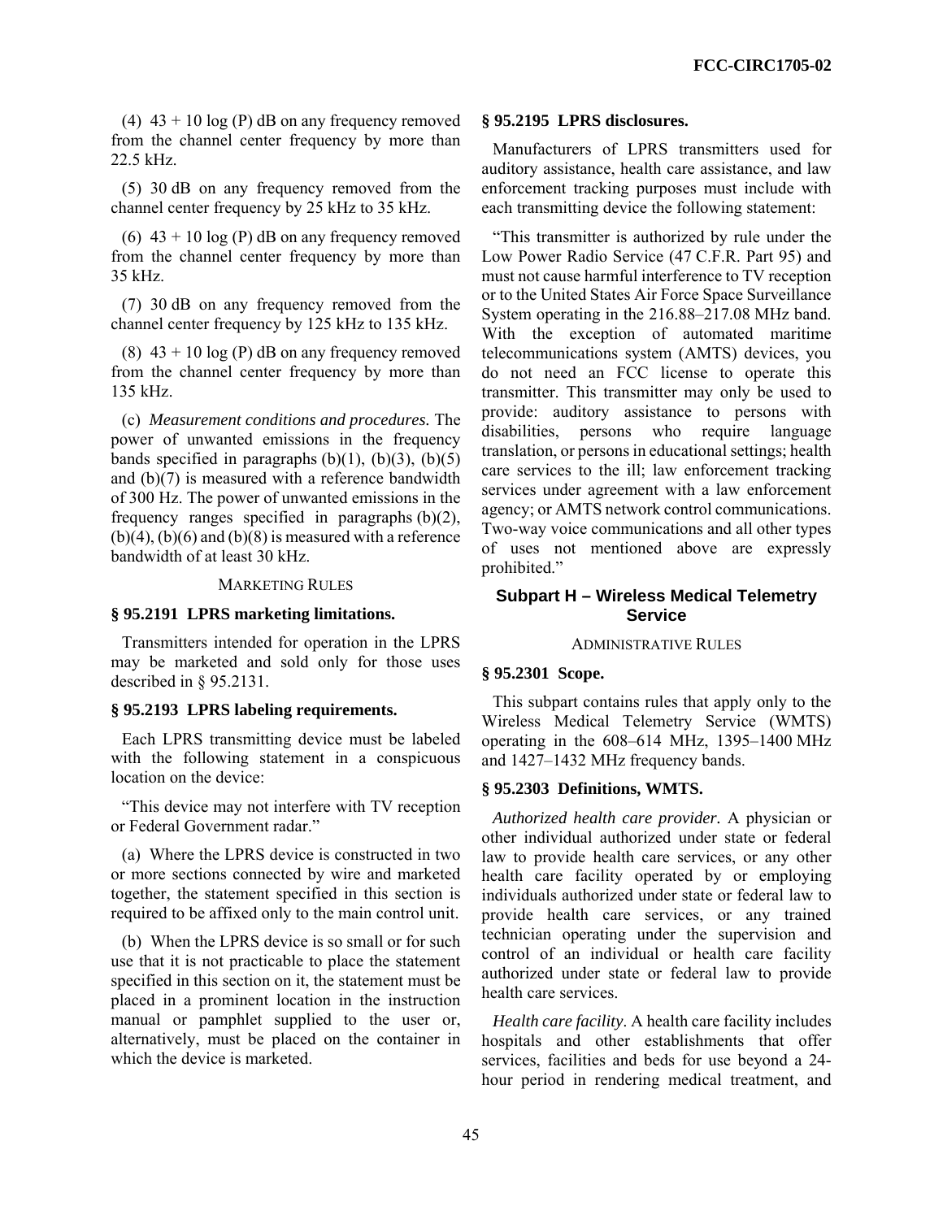(4) $43 + 10 \log (P)$ dB on any frequency removed from the channel center frequency by more than 22.5 kHz.

(5) 30 dB on any frequency removed from the channel center frequency by 25 kHz to 35 kHz.

(6) $43 + 10 \log (P)$ dB on any frequency removed from the channel center frequency by more than 35 kHz.

(7) 30 dB on any frequency removed from the channel center frequency by 125 kHz to 135 kHz.

(8) $43 + 10 \log (P)$ dB on any frequency removed from the channel center frequency by more than 135 kHz.

(c) *Measurement conditions and procedures.* The power of unwanted emissions in the frequency bands specified in paragraphs (b)(1), (b)(3), (b)(5) and (b)(7) is measured with a reference bandwidth of 300 Hz. The power of unwanted emissions in the frequency ranges specified in paragraphs (b)(2), (b)(4), (b)(6) and (b)(8) is measured with a reference bandwidth of at least 30 kHz.

MARKETING RULES

### § 95.2191 LPRS marketing limitations.

Transmitters intended for operation in the LPRS may be marketed and sold only for those uses described in § 95.2131.

### § 95.2193 LPRS labeling requirements.

Each LPRS transmitting device must be labeled with the following statement in a conspicuous location on the device:

"This device may not interfere with TV reception or Federal Government radar."

(a) Where the LPRS device is constructed in two or more sections connected by wire and marketed together, the statement specified in this section is required to be affixed only to the main control unit.

(b) When the LPRS device is so small or for such use that it is not practicable to place the statement specified in this section on it, the statement must be placed in a prominent location in the instruction manual or pamphlet supplied to the user or, alternatively, must be placed on the container in which the device is marketed.

### § 95.2195 LPRS disclosures.

Manufacturers of LPRS transmitters used for auditory assistance, health care assistance, and law enforcement tracking purposes must include with each transmitting device the following statement:

"This transmitter is authorized by rule under the Low Power Radio Service (47 C.F.R. Part 95) and must not cause harmful interference to TV reception or to the United States Air Force Space Surveillance System operating in the 216.88–217.08 MHz band. With the exception of automated maritime telecommunications system (AMTS) devices, you do not need an FCC license to operate this transmitter. This transmitter may only be used to provide: auditory assistance to persons with disabilities, persons who require language translation, or persons in educational settings; health care services to the ill; law enforcement tracking services under agreement with a law enforcement agency; or AMTS network control communications. Two-way voice communications and all other types of uses not mentioned above are expressly prohibited."

## Subpart H – Wireless Medical Telemetry Service

ADMINISTRATIVE RULES

### § 95.2301 Scope.

This subpart contains rules that apply only to the Wireless Medical Telemetry Service (WMTS) operating in the 608–614 MHz, 1395–1400 MHz and 1427–1432 MHz frequency bands.

### § 95.2303 Definitions, WMTS.

*Authorized health care provider.* A physician or other individual authorized under state or federal law to provide health care services, or any other health care facility operated by or employing individuals authorized under state or federal law to provide health care services, or any trained technician operating under the supervision and control of an individual or health care facility authorized under state or federal law to provide health care services.

*Health care facility.* A health care facility includes hospitals and other establishments that offer services, facilities and beds for use beyond a 24-hour period in rendering medical treatment, and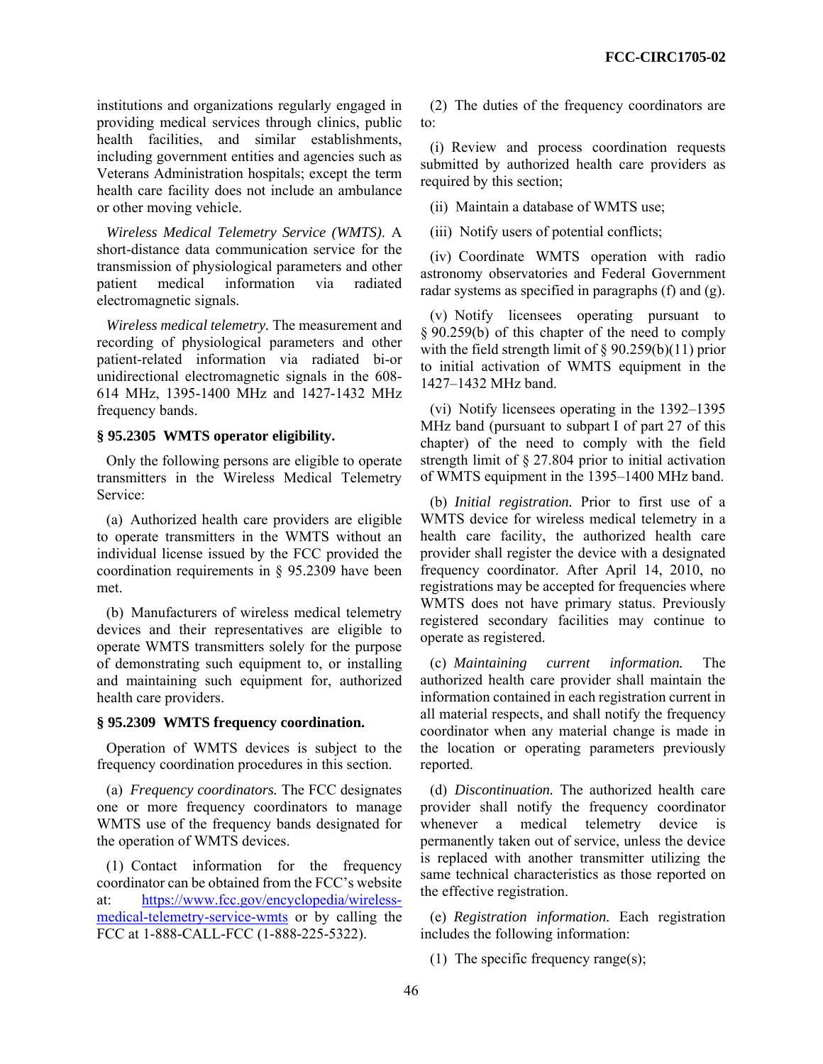institutions and organizations regularly engaged in providing medical services through clinics, public health facilities, and similar establishments, including government entities and agencies such as Veterans Administration hospitals; except the term health care facility does not include an ambulance or other moving vehicle.

*Wireless Medical Telemetry Service (WMTS)*. A short-distance data communication service for the transmission of physiological parameters and other patient medical information via radiated electromagnetic signals.

*Wireless medical telemetry.* The measurement and recording of physiological parameters and other patient-related information via radiated bi-or unidirectional electromagnetic signals in the 608-614 MHz, 1395-1400 MHz and 1427-1432 MHz frequency bands.

**§ 95.2305 WMTS operator eligibility.**

Only the following persons are eligible to operate transmitters in the Wireless Medical Telemetry Service:

(a) Authorized health care providers are eligible to operate transmitters in the WMTS without an individual license issued by the FCC provided the coordination requirements in § 95.2309 have been met.

(b) Manufacturers of wireless medical telemetry devices and their representatives are eligible to operate WMTS transmitters solely for the purpose of demonstrating such equipment to, or installing and maintaining such equipment for, authorized health care providers.

**§ 95.2309 WMTS frequency coordination.**

Operation of WMTS devices is subject to the frequency coordination procedures in this section.

(a) *Frequency coordinators.* The FCC designates one or more frequency coordinators to manage WMTS use of the frequency bands designated for the operation of WMTS devices.

(1) Contact information for the frequency coordinator can be obtained from the FCC's website at: https://www.fcc.gov/encyclopedia/wireless-medical-telemetry-service-wmts or by calling the FCC at 1-888-CALL-FCC (1-888-225-5322).

(2) The duties of the frequency coordinators are to:

(i) Review and process coordination requests submitted by authorized health care providers as required by this section;

(ii) Maintain a database of WMTS use;

(iii) Notify users of potential conflicts;

(iv) Coordinate WMTS operation with radio astronomy observatories and Federal Government radar systems as specified in paragraphs (f) and (g).

(v) Notify licensees operating pursuant to § 90.259(b) of this chapter of the need to comply with the field strength limit of § 90.259(b)(11) prior to initial activation of WMTS equipment in the 1427–1432 MHz band.

(vi) Notify licensees operating in the 1392–1395 MHz band (pursuant to subpart I of part 27 of this chapter) of the need to comply with the field strength limit of § 27.804 prior to initial activation of WMTS equipment in the 1395–1400 MHz band.

(b) *Initial registration.* Prior to first use of a WMTS device for wireless medical telemetry in a health care facility, the authorized health care provider shall register the device with a designated frequency coordinator. After April 14, 2010, no registrations may be accepted for frequencies where WMTS does not have primary status. Previously registered secondary facilities may continue to operate as registered.

(c) *Maintaining current information.* The authorized health care provider shall maintain the information contained in each registration current in all material respects, and shall notify the frequency coordinator when any material change is made in the location or operating parameters previously reported.

(d) *Discontinuation.* The authorized health care provider shall notify the frequency coordinator whenever a medical telemetry device is permanently taken out of service, unless the device is replaced with another transmitter utilizing the same technical characteristics as those reported on the effective registration.

(e) *Registration information.* Each registration includes the following information:

(1) The specific frequency range(s);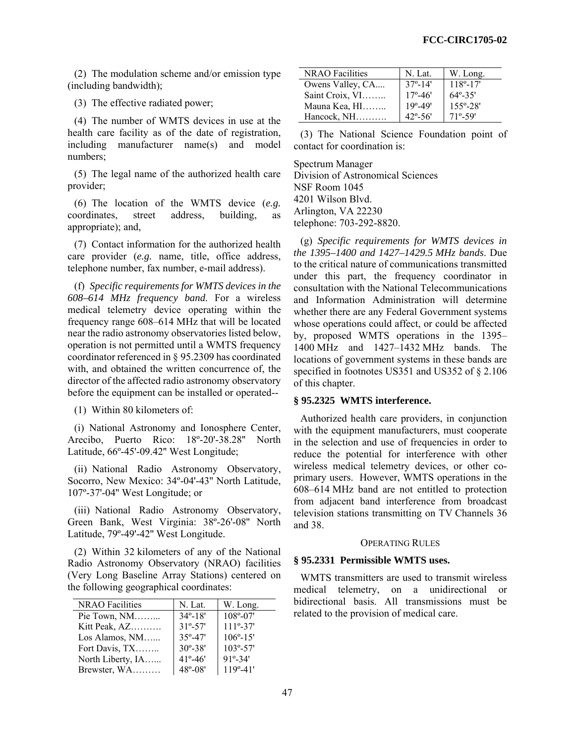(2) The modulation scheme and/or emission type (including bandwidth);

(3) The effective radiated power;

(4) The number of WMTS devices in use at the health care facility as of the date of registration, including manufacturer name(s) and model numbers;

(5) The legal name of the authorized health care provider;

(6) The location of the WMTS device (*e.g.* coordinates, street address, building, as appropriate); and,

(7) Contact information for the authorized health care provider (*e.g.* name, title, office address, telephone number, fax number, e-mail address).

(f) *Specific requirements for WMTS devices in the 608–614 MHz frequency band.* For a wireless medical telemetry device operating within the frequency range 608–614 MHz that will be located near the radio astronomy observatories listed below, operation is not permitted until a WMTS frequency coordinator referenced in § 95.2309 has coordinated with, and obtained the written concurrence of, the director of the affected radio astronomy observatory before the equipment can be installed or operated--

(1) Within 80 kilometers of:

(i) National Astronomy and Ionosphere Center, Arecibo, Puerto Rico: 18º-20'-38.28" North Latitude, 66º-45'-09.42" West Longitude;

(ii) National Radio Astronomy Observatory, Socorro, New Mexico: 34º-04'-43" North Latitude, 107º-37'-04" West Longitude; or

(iii) National Radio Astronomy Observatory, Green Bank, West Virginia: 38º-26'-08" North Latitude, 79º-49'-42" West Longitude.

(2) Within 32 kilometers of any of the National Radio Astronomy Observatory (NRAO) facilities (Very Long Baseline Array Stations) centered on the following geographical coordinates:

| NRAO Facilities | N. Lat. | W. Long. |
|---|---|---|
| Pie Town, NM……... | 34º-18' | 108º-07' |
| Kitt Peak, AZ………. | 31º-57' | 111º-37' |
| Los Alamos, NM…... | 35º-47' | 106º-15' |
| Fort Davis, TX…….. | 30º-38' | 103º-57' |
| North Liberty, IA…... | 41º-46' | 91º-34' |
| Brewster, WA……… | 48º-08' | 119º-41' |
| Owens Valley, CA.... | 37º-14' | 118º-17' |
| Saint Croix, VI…….. | 17º-46' | 64º-35' |
| Mauna Kea, HI…….. | 19º-49' | 155º-28' |
| Hancock, NH………. | 42º-56' | 71º-59' |

(3) The National Science Foundation point of contact for coordination is:

Spectrum Manager
Division of Astronomical Sciences
NSF Room 1045
4201 Wilson Blvd.
Arlington, VA 22230
telephone: 703-292-8820.

(g) *Specific requirements for WMTS devices in the 1395–1400 and 1427–1429.5 MHz bands*. Due to the critical nature of communications transmitted under this part, the frequency coordinator in consultation with the National Telecommunications and Information Administration will determine whether there are any Federal Government systems whose operations could affect, or could be affected by, proposed WMTS operations in the 1395–1400 MHz and 1427–1432 MHz bands. The locations of government systems in these bands are specified in footnotes US351 and US352 of § 2.106 of this chapter.

### § 95.2325 WMTS interference.

Authorized health care providers, in conjunction with the equipment manufacturers, must cooperate in the selection and use of frequencies in order to reduce the potential for interference with other wireless medical telemetry devices, or other co-primary users. However, WMTS operations in the 608–614 MHz band are not entitled to protection from adjacent band interference from broadcast television stations transmitting on TV Channels 36 and 38.

## OPERATING RULES

### § 95.2331 Permissible WMTS uses.

WMTS transmitters are used to transmit wireless medical telemetry, on a unidirectional or bidirectional basis. All transmissions must be related to the provision of medical care.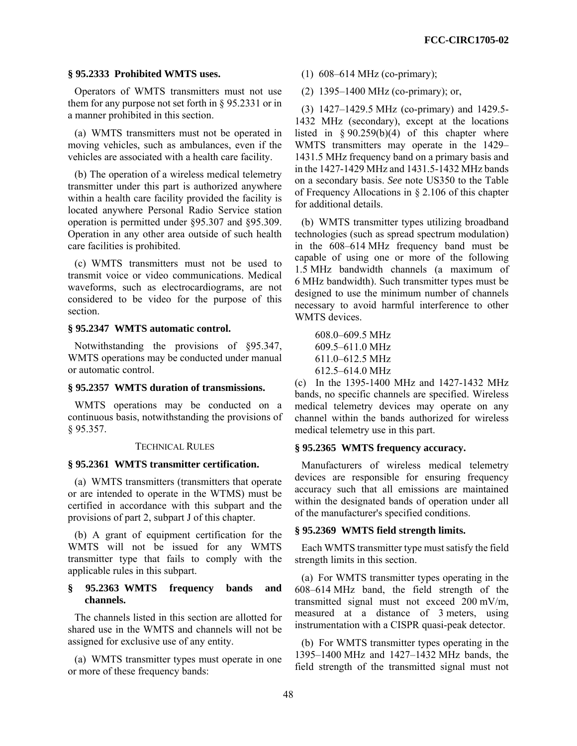### § 95.2333 Prohibited WMTS uses.

Operators of WMTS transmitters must not use them for any purpose not set forth in § 95.2331 or in a manner prohibited in this section.

(a) WMTS transmitters must not be operated in moving vehicles, such as ambulances, even if the vehicles are associated with a health care facility.

(b) The operation of a wireless medical telemetry transmitter under this part is authorized anywhere within a health care facility provided the facility is located anywhere Personal Radio Service station operation is permitted under §95.307 and §95.309. Operation in any other area outside of such health care facilities is prohibited.

(c) WMTS transmitters must not be used to transmit voice or video communications. Medical waveforms, such as electrocardiograms, are not considered to be video for the purpose of this section.

### § 95.2347 WMTS automatic control.

Notwithstanding the provisions of §95.347, WMTS operations may be conducted under manual or automatic control.

### § 95.2357 WMTS duration of transmissions.

WMTS operations may be conducted on a continuous basis, notwithstanding the provisions of § 95.357.

## TECHNICAL RULES

### § 95.2361 WMTS transmitter certification.

(a) WMTS transmitters (transmitters that operate or are intended to operate in the WTMS) must be certified in accordance with this subpart and the provisions of part 2, subpart J of this chapter.

(b) A grant of equipment certification for the WMTS will not be issued for any WMTS transmitter type that fails to comply with the applicable rules in this subpart.

### § 95.2363 WMTS frequency bands and channels.

The channels listed in this section are allotted for shared use in the WMTS and channels will not be assigned for exclusive use of any entity.

(a) WMTS transmitter types must operate in one or more of these frequency bands:

(1) 608–614 MHz (co-primary);

(2) 1395–1400 MHz (co-primary); or,

(3) 1427–1429.5 MHz (co-primary) and 1429.5-1432 MHz (secondary), except at the locations listed in § 90.259(b)(4) of this chapter where WMTS transmitters may operate in the 1429–1431.5 MHz frequency band on a primary basis and in the 1427-1429 MHz and 1431.5-1432 MHz bands on a secondary basis. *See* note US350 to the Table of Frequency Allocations in § 2.106 of this chapter for additional details.

(b) WMTS transmitter types utilizing broadband technologies (such as spread spectrum modulation) in the 608–614 MHz frequency band must be capable of using one or more of the following 1.5 MHz bandwidth channels (a maximum of 6 MHz bandwidth). Such transmitter types must be designed to use the minimum number of channels necessary to avoid harmful interference to other WMTS devices.

608.0–609.5 MHz
609.5–611.0 MHz
611.0–612.5 MHz
612.5–614.0 MHz

(c) In the 1395-1400 MHz and 1427-1432 MHz bands, no specific channels are specified. Wireless medical telemetry devices may operate on any channel within the bands authorized for wireless medical telemetry use in this part.

### § 95.2365 WMTS frequency accuracy.

Manufacturers of wireless medical telemetry devices are responsible for ensuring frequency accuracy such that all emissions are maintained within the designated bands of operation under all of the manufacturer's specified conditions.

### § 95.2369 WMTS field strength limits.

Each WMTS transmitter type must satisfy the field strength limits in this section.

(a) For WMTS transmitter types operating in the 608–614 MHz band, the field strength of the transmitted signal must not exceed 200 mV/m, measured at a distance of 3 meters, using instrumentation with a CISPR quasi-peak detector.

(b) For WMTS transmitter types operating in the 1395–1400 MHz and 1427–1432 MHz bands, the field strength of the transmitted signal must not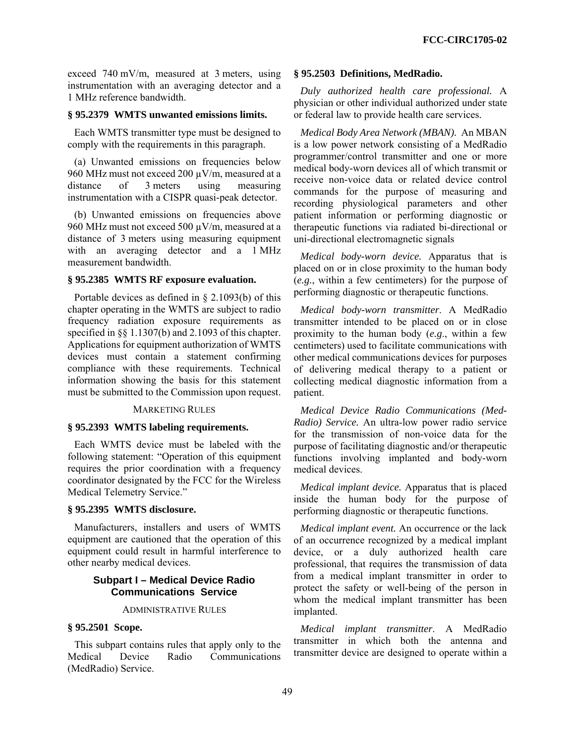exceed 740 mV/m, measured at 3 meters, using instrumentation with an averaging detector and a 1 MHz reference bandwidth.

**§ 95.2379 WMTS unwanted emissions limits.**

Each WMTS transmitter type must be designed to comply with the requirements in this paragraph.

(a) Unwanted emissions on frequencies below 960 MHz must not exceed 200 µV/m, measured at a distance of 3 meters using measuring instrumentation with a CISPR quasi-peak detector.

(b) Unwanted emissions on frequencies above 960 MHz must not exceed 500 µV/m, measured at a distance of 3 meters using measuring equipment with an averaging detector and a 1 MHz measurement bandwidth.

**§ 95.2385 WMTS RF exposure evaluation.**

Portable devices as defined in § 2.1093(b) of this chapter operating in the WMTS are subject to radio frequency radiation exposure requirements as specified in §§ 1.1307(b) and 2.1093 of this chapter. Applications for equipment authorization of WMTS devices must contain a statement confirming compliance with these requirements. Technical information showing the basis for this statement must be submitted to the Commission upon request.

MARKETING RULES

**§ 95.2393 WMTS labeling requirements.**

Each WMTS device must be labeled with the following statement: "Operation of this equipment requires the prior coordination with a frequency coordinator designated by the FCC for the Wireless Medical Telemetry Service."

**§ 95.2395 WMTS disclosure.**

Manufacturers, installers and users of WMTS equipment are cautioned that the operation of this equipment could result in harmful interference to other nearby medical devices.

## Subpart I – Medical Device Radio Communications Service

ADMINISTRATIVE RULES

**§ 95.2501 Scope.**

This subpart contains rules that apply only to the Medical Device Radio Communications (MedRadio) Service.

**§ 95.2503 Definitions, MedRadio.**

*Duly authorized health care professional.* A physician or other individual authorized under state or federal law to provide health care services.

*Medical Body Area Network (MBAN).* An MBAN is a low power network consisting of a MedRadio programmer/control transmitter and one or more medical body-worn devices all of which transmit or receive non-voice data or related device control commands for the purpose of measuring and recording physiological parameters and other patient information or performing diagnostic or therapeutic functions via radiated bi-directional or uni-directional electromagnetic signals

*Medical body-worn device.* Apparatus that is placed on or in close proximity to the human body (*e.g.*, within a few centimeters) for the purpose of performing diagnostic or therapeutic functions.

*Medical body-worn transmitter*. A MedRadio transmitter intended to be placed on or in close proximity to the human body (*e.g.*, within a few centimeters) used to facilitate communications with other medical communications devices for purposes of delivering medical therapy to a patient or collecting medical diagnostic information from a patient.

*Medical Device Radio Communications (Med-Radio) Service.* An ultra-low power radio service for the transmission of non-voice data for the purpose of facilitating diagnostic and/or therapeutic functions involving implanted and body-worn medical devices.

*Medical implant device.* Apparatus that is placed inside the human body for the purpose of performing diagnostic or therapeutic functions.

*Medical implant event.* An occurrence or the lack of an occurrence recognized by a medical implant device, or a duly authorized health care professional, that requires the transmission of data from a medical implant transmitter in order to protect the safety or well-being of the person in whom the medical implant transmitter has been implanted.

*Medical implant transmitter*. A MedRadio transmitter in which both the antenna and transmitter device are designed to operate within a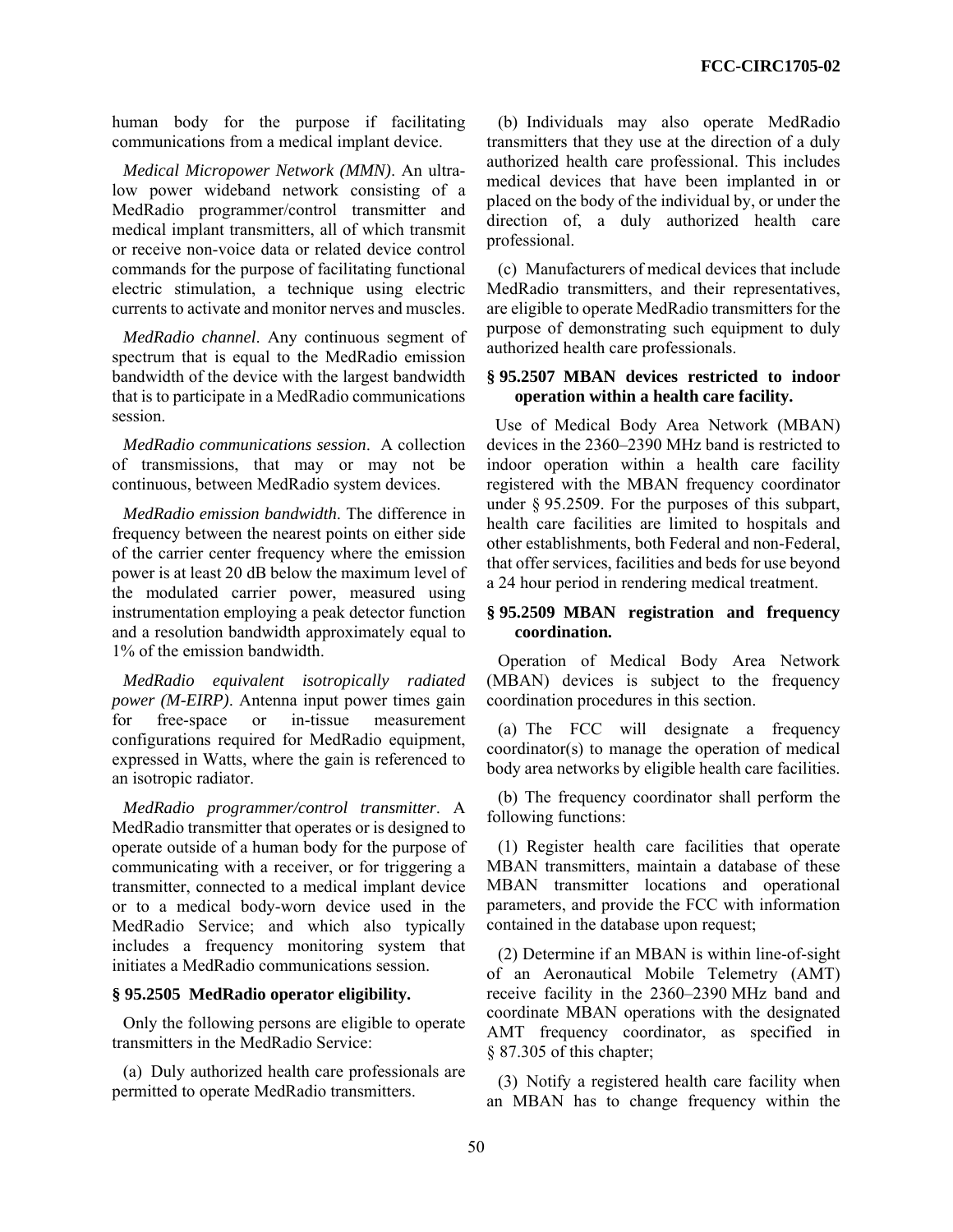human body for the purpose if facilitating communications from a medical implant device.

*Medical Micropower Network (MMN)*. An ultra-low power wideband network consisting of a MedRadio programmer/control transmitter and medical implant transmitters, all of which transmit or receive non-voice data or related device control commands for the purpose of facilitating functional electric stimulation, a technique using electric currents to activate and monitor nerves and muscles.

*MedRadio channel*. Any continuous segment of spectrum that is equal to the MedRadio emission bandwidth of the device with the largest bandwidth that is to participate in a MedRadio communications session.

*MedRadio communications session*. A collection of transmissions, that may or may not be continuous, between MedRadio system devices.

*MedRadio emission bandwidth*. The difference in frequency between the nearest points on either side of the carrier center frequency where the emission power is at least 20 dB below the maximum level of the modulated carrier power, measured using instrumentation employing a peak detector function and a resolution bandwidth approximately equal to 1% of the emission bandwidth.

*MedRadio equivalent isotropically radiated power (M-EIRP)*. Antenna input power times gain for free-space or in-tissue measurement configurations required for MedRadio equipment, expressed in Watts, where the gain is referenced to an isotropic radiator.

*MedRadio programmer/control transmitter*. A MedRadio transmitter that operates or is designed to operate outside of a human body for the purpose of communicating with a receiver, or for triggering a transmitter, connected to a medical implant device or to a medical body-worn device used in the MedRadio Service; and which also typically includes a frequency monitoring system that initiates a MedRadio communications session.

### § 95.2505 MedRadio operator eligibility.

Only the following persons are eligible to operate transmitters in the MedRadio Service:

(a) Duly authorized health care professionals are permitted to operate MedRadio transmitters.

(b) Individuals may also operate MedRadio transmitters that they use at the direction of a duly authorized health care professional. This includes medical devices that have been implanted in or placed on the body of the individual by, or under the direction of, a duly authorized health care professional.

(c) Manufacturers of medical devices that include MedRadio transmitters, and their representatives, are eligible to operate MedRadio transmitters for the purpose of demonstrating such equipment to duly authorized health care professionals.

### § 95.2507 MBAN devices restricted to indoor operation within a health care facility.

Use of Medical Body Area Network (MBAN) devices in the 2360–2390 MHz band is restricted to indoor operation within a health care facility registered with the MBAN frequency coordinator under § 95.2509. For the purposes of this subpart, health care facilities are limited to hospitals and other establishments, both Federal and non-Federal, that offer services, facilities and beds for use beyond a 24 hour period in rendering medical treatment.

### § 95.2509 MBAN registration and frequency coordination.

Operation of Medical Body Area Network (MBAN) devices is subject to the frequency coordination procedures in this section.

(a) The FCC will designate a frequency coordinator(s) to manage the operation of medical body area networks by eligible health care facilities.

(b) The frequency coordinator shall perform the following functions:

(1) Register health care facilities that operate MBAN transmitters, maintain a database of these MBAN transmitter locations and operational parameters, and provide the FCC with information contained in the database upon request;

(2) Determine if an MBAN is within line-of-sight of an Aeronautical Mobile Telemetry (AMT) receive facility in the 2360–2390 MHz band and coordinate MBAN operations with the designated AMT frequency coordinator, as specified in § 87.305 of this chapter;

(3) Notify a registered health care facility when an MBAN has to change frequency within the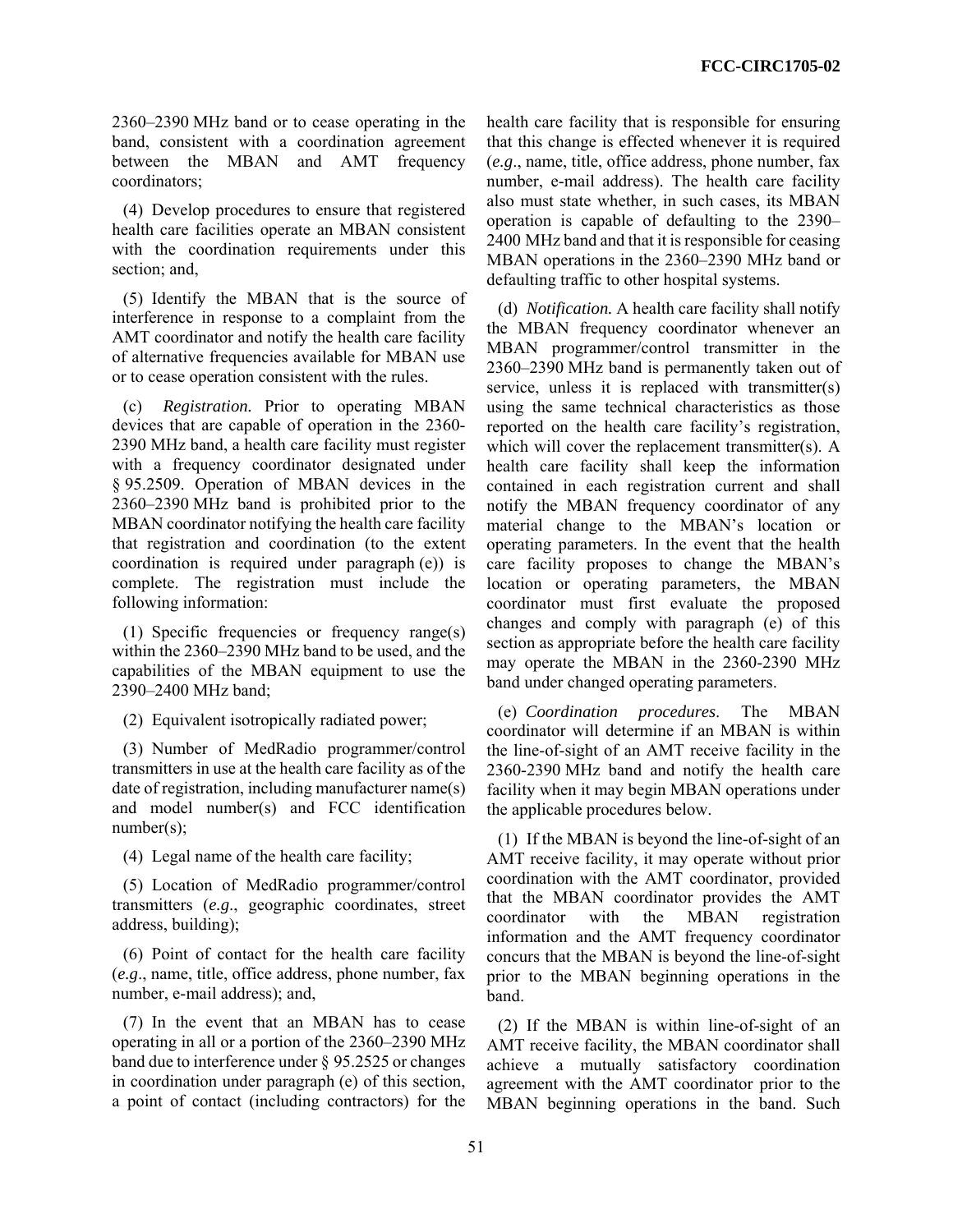2360–2390 MHz band or to cease operating in the band, consistent with a coordination agreement between the MBAN and AMT frequency coordinators;

(4) Develop procedures to ensure that registered health care facilities operate an MBAN consistent with the coordination requirements under this section; and,

(5) Identify the MBAN that is the source of interference in response to a complaint from the AMT coordinator and notify the health care facility of alternative frequencies available for MBAN use or to cease operation consistent with the rules.

(c) *Registration.* Prior to operating MBAN devices that are capable of operation in the 2360-2390 MHz band, a health care facility must register with a frequency coordinator designated under § 95.2509. Operation of MBAN devices in the 2360–2390 MHz band is prohibited prior to the MBAN coordinator notifying the health care facility that registration and coordination (to the extent coordination is required under paragraph (e)) is complete. The registration must include the following information:

(1) Specific frequencies or frequency range(s) within the 2360–2390 MHz band to be used, and the capabilities of the MBAN equipment to use the 2390–2400 MHz band;

(2) Equivalent isotropically radiated power;

(3) Number of MedRadio programmer/control transmitters in use at the health care facility as of the date of registration, including manufacturer name(s) and model number(s) and FCC identification number(s);

(4) Legal name of the health care facility;

(5) Location of MedRadio programmer/control transmitters (*e.g*., geographic coordinates, street address, building);

(6) Point of contact for the health care facility (*e.g*., name, title, office address, phone number, fax number, e-mail address); and,

(7) In the event that an MBAN has to cease operating in all or a portion of the 2360–2390 MHz band due to interference under § 95.2525 or changes in coordination under paragraph (e) of this section, a point of contact (including contractors) for the health care facility that is responsible for ensuring that this change is effected whenever it is required (*e.g*., name, title, office address, phone number, fax number, e-mail address). The health care facility also must state whether, in such cases, its MBAN operation is capable of defaulting to the 2390–2400 MHz band and that it is responsible for ceasing MBAN operations in the 2360–2390 MHz band or defaulting traffic to other hospital systems.

(d) *Notification.* A health care facility shall notify the MBAN frequency coordinator whenever an MBAN programmer/control transmitter in the 2360–2390 MHz band is permanently taken out of service, unless it is replaced with transmitter(s) using the same technical characteristics as those reported on the health care facility's registration, which will cover the replacement transmitter(s). A health care facility shall keep the information contained in each registration current and shall notify the MBAN frequency coordinator of any material change to the MBAN's location or operating parameters. In the event that the health care facility proposes to change the MBAN's location or operating parameters, the MBAN coordinator must first evaluate the proposed changes and comply with paragraph (e) of this section as appropriate before the health care facility may operate the MBAN in the 2360-2390 MHz band under changed operating parameters.

(e) *Coordination procedures*. The MBAN coordinator will determine if an MBAN is within the line-of-sight of an AMT receive facility in the 2360-2390 MHz band and notify the health care facility when it may begin MBAN operations under the applicable procedures below.

(1) If the MBAN is beyond the line-of-sight of an AMT receive facility, it may operate without prior coordination with the AMT coordinator, provided that the MBAN coordinator provides the AMT coordinator with the MBAN registration information and the AMT frequency coordinator concurs that the MBAN is beyond the line-of-sight prior to the MBAN beginning operations in the band.

(2) If the MBAN is within line-of-sight of an AMT receive facility, the MBAN coordinator shall achieve a mutually satisfactory coordination agreement with the AMT coordinator prior to the MBAN beginning operations in the band. Such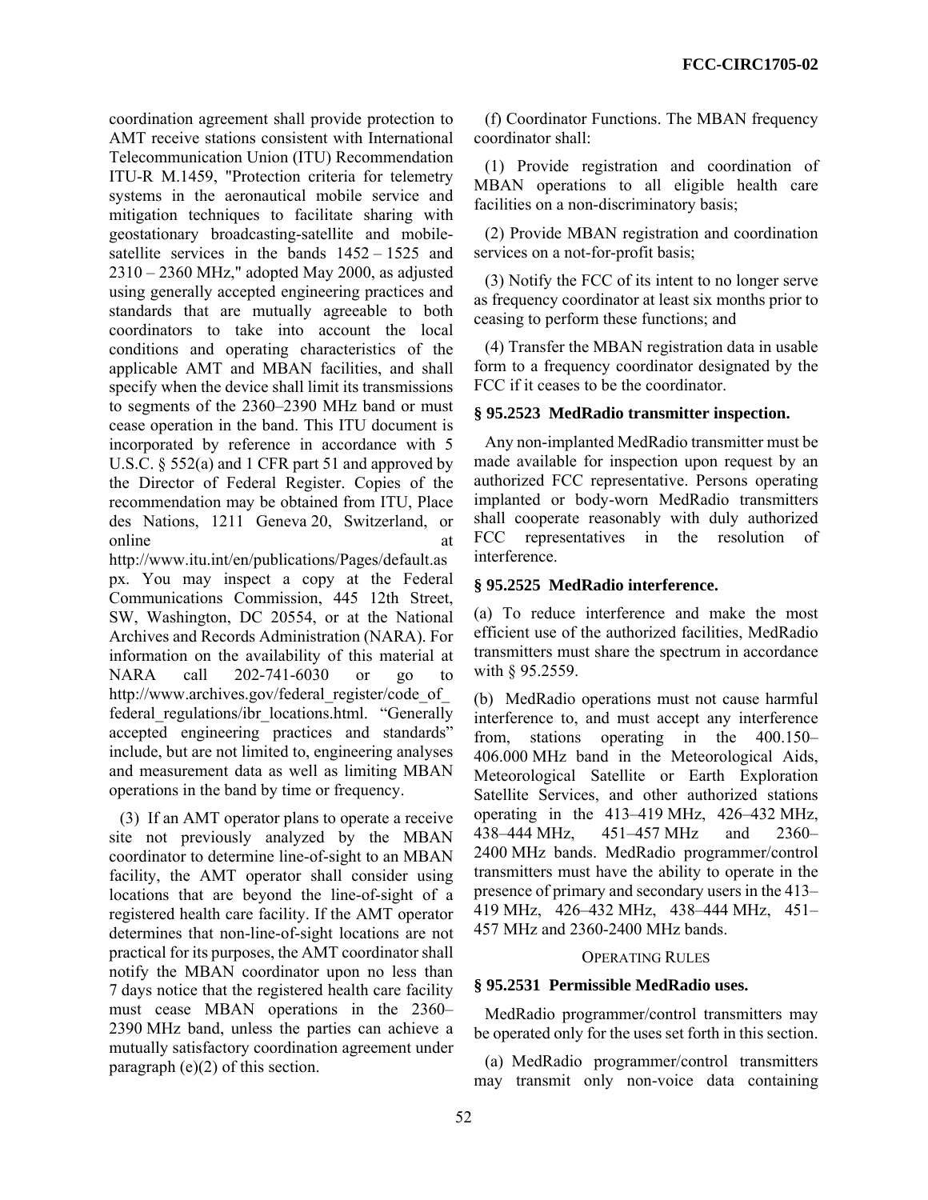coordination agreement shall provide protection to AMT receive stations consistent with International Telecommunication Union (ITU) Recommendation ITU-R M.1459, "Protection criteria for telemetry systems in the aeronautical mobile service and mitigation techniques to facilitate sharing with geostationary broadcasting-satellite and mobile-satellite services in the bands 1452 – 1525 and 2310 – 2360 MHz," adopted May 2000, as adjusted using generally accepted engineering practices and standards that are mutually agreeable to both coordinators to take into account the local conditions and operating characteristics of the applicable AMT and MBAN facilities, and shall specify when the device shall limit its transmissions to segments of the 2360–2390 MHz band or must cease operation in the band. This ITU document is incorporated by reference in accordance with 5 U.S.C. § 552(a) and 1 CFR part 51 and approved by the Director of Federal Register. Copies of the recommendation may be obtained from ITU, Place des Nations, 1211 Geneva 20, Switzerland, or online at http://www.itu.int/en/publications/Pages/default.aspx. You may inspect a copy at the Federal Communications Commission, 445 12th Street, SW, Washington, DC 20554, or at the National Archives and Records Administration (NARA). For information on the availability of this material at NARA call 202-741-6030 or go to http://www.archives.gov/federal_register/code_of_federal_regulations/ibr_locations.html. "Generally accepted engineering practices and standards" include, but are not limited to, engineering analyses and measurement data as well as limiting MBAN operations in the band by time or frequency.

(3) If an AMT operator plans to operate a receive site not previously analyzed by the MBAN coordinator to determine line-of-sight to an MBAN facility, the AMT operator shall consider using locations that are beyond the line-of-sight of a registered health care facility. If the AMT operator determines that non-line-of-sight locations are not practical for its purposes, the AMT coordinator shall notify the MBAN coordinator upon no less than 7 days notice that the registered health care facility must cease MBAN operations in the 2360–2390 MHz band, unless the parties can achieve a mutually satisfactory coordination agreement under paragraph (e)(2) of this section.

(f) Coordinator Functions. The MBAN frequency coordinator shall:

(1) Provide registration and coordination of MBAN operations to all eligible health care facilities on a non-discriminatory basis;

(2) Provide MBAN registration and coordination services on a not-for-profit basis;

(3) Notify the FCC of its intent to no longer serve as frequency coordinator at least six months prior to ceasing to perform these functions; and

(4) Transfer the MBAN registration data in usable form to a frequency coordinator designated by the FCC if it ceases to be the coordinator.

### § 95.2523 MedRadio transmitter inspection.

Any non-implanted MedRadio transmitter must be made available for inspection upon request by an authorized FCC representative. Persons operating implanted or body-worn MedRadio transmitters shall cooperate reasonably with duly authorized FCC representatives in the resolution of interference.

### § 95.2525 MedRadio interference.

(a) To reduce interference and make the most efficient use of the authorized facilities, MedRadio transmitters must share the spectrum in accordance with § 95.2559.

(b) MedRadio operations must not cause harmful interference to, and must accept any interference from, stations operating in the 400.150–406.000 MHz band in the Meteorological Aids, Meteorological Satellite or Earth Exploration Satellite Services, and other authorized stations operating in the 413–419 MHz, 426–432 MHz, 438–444 MHz, 451–457 MHz and 2360–2400 MHz bands. MedRadio programmer/control transmitters must have the ability to operate in the presence of primary and secondary users in the 413–419 MHz, 426–432 MHz, 438–444 MHz, 451–457 MHz and 2360-2400 MHz bands.

## OPERATING RULES

### § 95.2531 Permissible MedRadio uses.

MedRadio programmer/control transmitters may be operated only for the uses set forth in this section.

(a) MedRadio programmer/control transmitters may transmit only non-voice data containing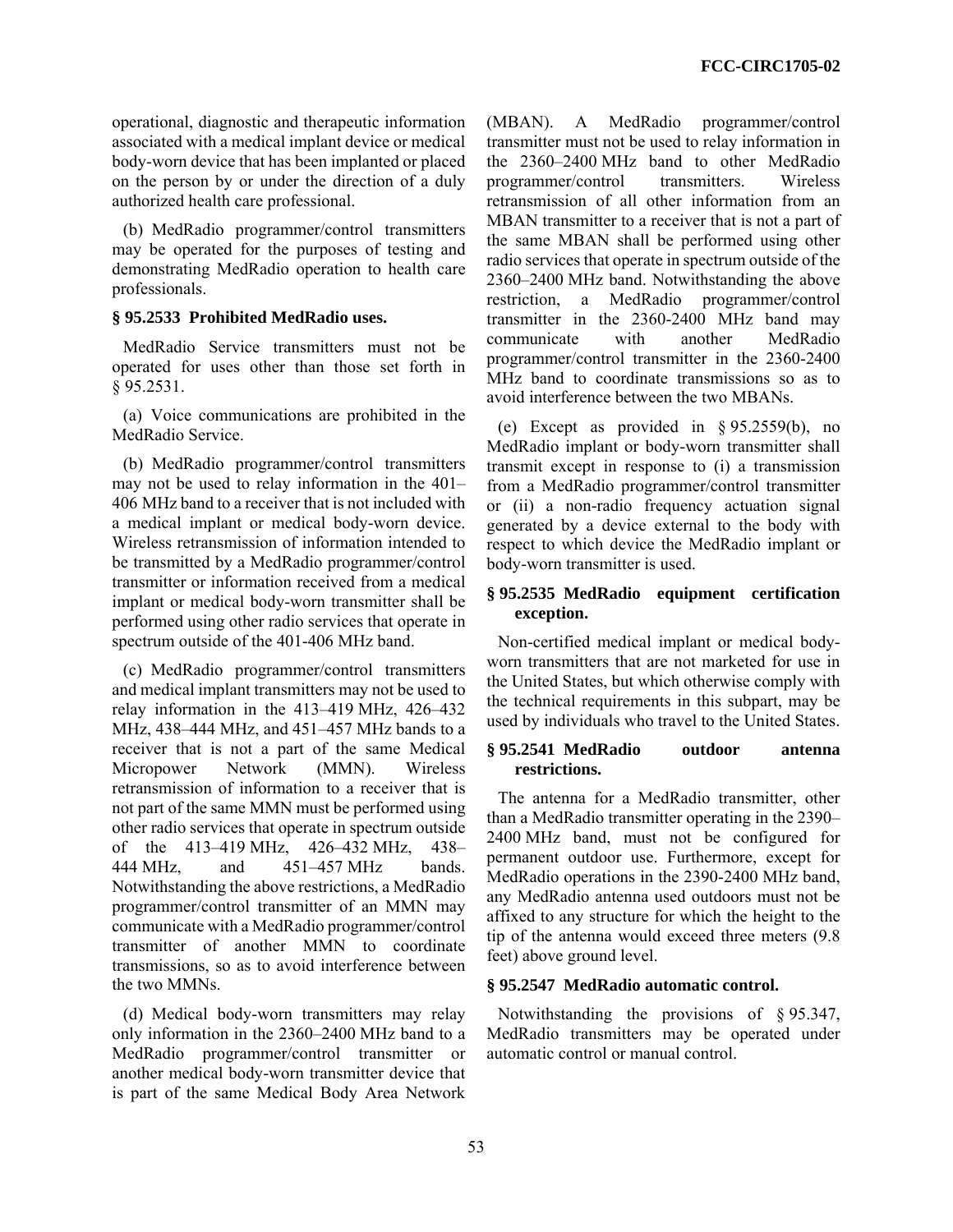operational, diagnostic and therapeutic information associated with a medical implant device or medical body-worn device that has been implanted or placed on the person by or under the direction of a duly authorized health care professional.

(b) MedRadio programmer/control transmitters may be operated for the purposes of testing and demonstrating MedRadio operation to health care professionals.

**§ 95.2533 Prohibited MedRadio uses.**

MedRadio Service transmitters must not be operated for uses other than those set forth in § 95.2531.

(a) Voice communications are prohibited in the MedRadio Service.

(b) MedRadio programmer/control transmitters may not be used to relay information in the 401–406 MHz band to a receiver that is not included with a medical implant or medical body-worn device. Wireless retransmission of information intended to be transmitted by a MedRadio programmer/control transmitter or information received from a medical implant or medical body-worn transmitter shall be performed using other radio services that operate in spectrum outside of the 401-406 MHz band.

(c) MedRadio programmer/control transmitters and medical implant transmitters may not be used to relay information in the 413–419 MHz, 426–432 MHz, 438–444 MHz, and 451–457 MHz bands to a receiver that is not a part of the same Medical Micropower Network (MMN). Wireless retransmission of information to a receiver that is not part of the same MMN must be performed using other radio services that operate in spectrum outside of the 413–419 MHz, 426–432 MHz, 438–444 MHz, and 451–457 MHz bands. Notwithstanding the above restrictions, a MedRadio programmer/control transmitter of an MMN may communicate with a MedRadio programmer/control transmitter of another MMN to coordinate transmissions, so as to avoid interference between the two MMNs.

(d) Medical body-worn transmitters may relay only information in the 2360–2400 MHz band to a MedRadio programmer/control transmitter or another medical body-worn transmitter device that is part of the same Medical Body Area Network (MBAN). A MedRadio programmer/control transmitter must not be used to relay information in the 2360–2400 MHz band to other MedRadio programmer/control transmitters. Wireless retransmission of all other information from an MBAN transmitter to a receiver that is not a part of the same MBAN shall be performed using other radio services that operate in spectrum outside of the 2360–2400 MHz band. Notwithstanding the above restriction, a MedRadio programmer/control transmitter in the 2360-2400 MHz band may communicate with another MedRadio programmer/control transmitter in the 2360-2400 MHz band to coordinate transmissions so as to avoid interference between the two MBANs.

(e) Except as provided in § 95.2559(b), no MedRadio implant or body-worn transmitter shall transmit except in response to (i) a transmission from a MedRadio programmer/control transmitter or (ii) a non-radio frequency actuation signal generated by a device external to the body with respect to which device the MedRadio implant or body-worn transmitter is used.

**§ 95.2535 MedRadio equipment certification exception.**

Non-certified medical implant or medical body-worn transmitters that are not marketed for use in the United States, but which otherwise comply with the technical requirements in this subpart, may be used by individuals who travel to the United States.

**§ 95.2541 MedRadio outdoor antenna restrictions.**

The antenna for a MedRadio transmitter, other than a MedRadio transmitter operating in the 2390–2400 MHz band, must not be configured for permanent outdoor use. Furthermore, except for MedRadio operations in the 2390-2400 MHz band, any MedRadio antenna used outdoors must not be affixed to any structure for which the height to the tip of the antenna would exceed three meters (9.8 feet) above ground level.

**§ 95.2547 MedRadio automatic control.**

Notwithstanding the provisions of § 95.347, MedRadio transmitters may be operated under automatic control or manual control.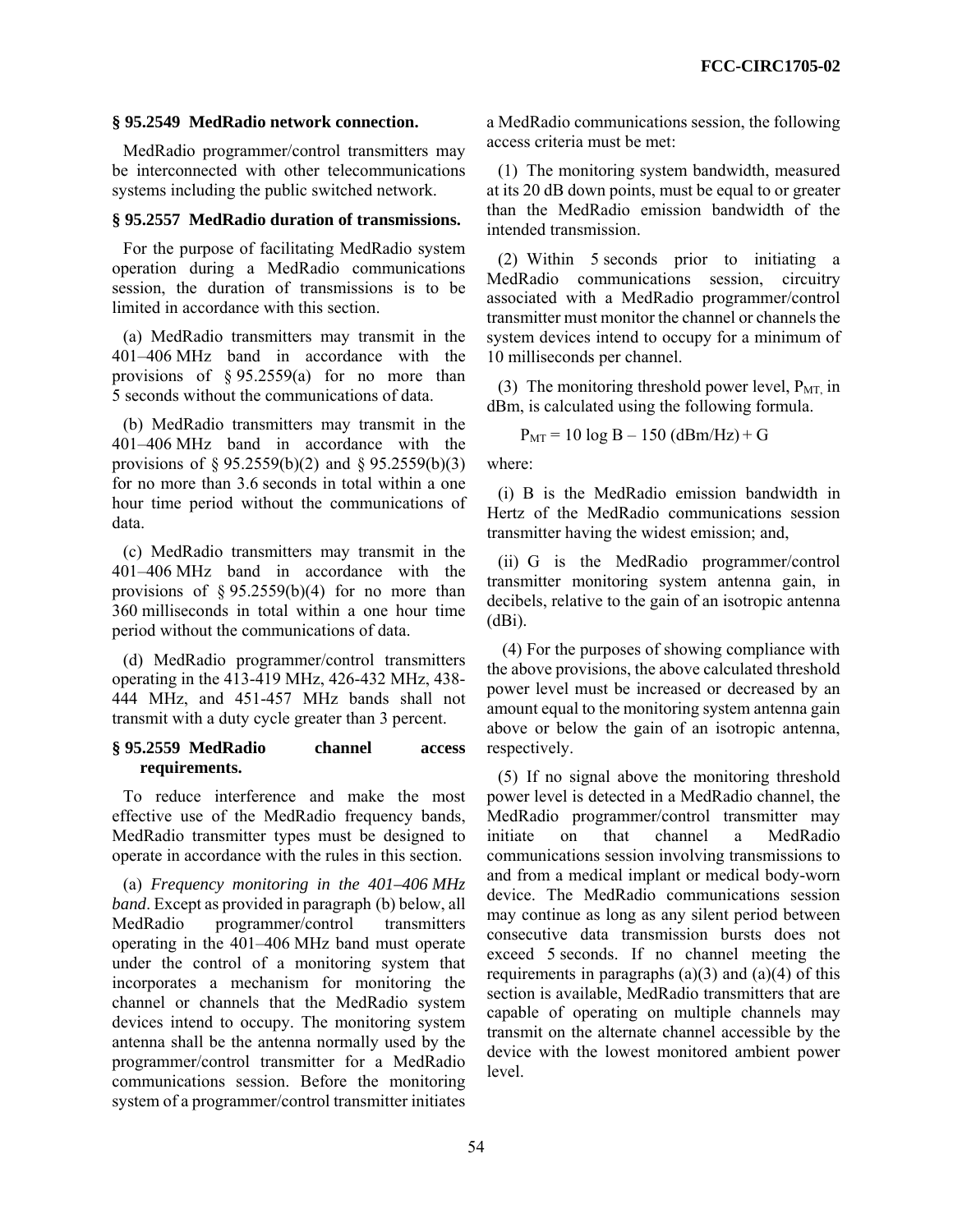### § 95.2549 MedRadio network connection.

MedRadio programmer/control transmitters may be interconnected with other telecommunications systems including the public switched network.

### § 95.2557 MedRadio duration of transmissions.

For the purpose of facilitating MedRadio system operation during a MedRadio communications session, the duration of transmissions is to be limited in accordance with this section.

(a) MedRadio transmitters may transmit in the 401–406 MHz band in accordance with the provisions of § 95.2559(a) for no more than 5 seconds without the communications of data.

(b) MedRadio transmitters may transmit in the 401–406 MHz band in accordance with the provisions of § 95.2559(b)(2) and § 95.2559(b)(3) for no more than 3.6 seconds in total within a one hour time period without the communications of data.

(c) MedRadio transmitters may transmit in the 401–406 MHz band in accordance with the provisions of § 95.2559(b)(4) for no more than 360 milliseconds in total within a one hour time period without the communications of data.

(d) MedRadio programmer/control transmitters operating in the 413-419 MHz, 426-432 MHz, 438-444 MHz, and 451-457 MHz bands shall not transmit with a duty cycle greater than 3 percent.

### § 95.2559 MedRadio channel access requirements.

To reduce interference and make the most effective use of the MedRadio frequency bands, MedRadio transmitter types must be designed to operate in accordance with the rules in this section.

(a) *Frequency monitoring in the 401–406 MHz band*. Except as provided in paragraph (b) below, all MedRadio programmer/control transmitters operating in the 401–406 MHz band must operate under the control of a monitoring system that incorporates a mechanism for monitoring the channel or channels that the MedRadio system devices intend to occupy. The monitoring system antenna shall be the antenna normally used by the programmer/control transmitter for a MedRadio communications session. Before the monitoring system of a programmer/control transmitter initiates a MedRadio communications session, the following access criteria must be met:

(1) The monitoring system bandwidth, measured at its 20 dB down points, must be equal to or greater than the MedRadio emission bandwidth of the intended transmission.

(2) Within 5 seconds prior to initiating a MedRadio communications session, circuitry associated with a MedRadio programmer/control transmitter must monitor the channel or channels the system devices intend to occupy for a minimum of 10 milliseconds per channel.

(3) The monitoring threshold power level, $P_{MT,}$ in dBm, is calculated using the following formula.

$$P_{MT} = 10 \log B - 150 \text{ (dBm/Hz)} + G$$

where:

(i) B is the MedRadio emission bandwidth in Hertz of the MedRadio communications session transmitter having the widest emission; and,

(ii) G is the MedRadio programmer/control transmitter monitoring system antenna gain, in decibels, relative to the gain of an isotropic antenna (dBi).

(4) For the purposes of showing compliance with the above provisions, the above calculated threshold power level must be increased or decreased by an amount equal to the monitoring system antenna gain above or below the gain of an isotropic antenna, respectively.

(5) If no signal above the monitoring threshold power level is detected in a MedRadio channel, the MedRadio programmer/control transmitter may initiate on that channel a MedRadio communications session involving transmissions to and from a medical implant or medical body-worn device. The MedRadio communications session may continue as long as any silent period between consecutive data transmission bursts does not exceed 5 seconds. If no channel meeting the requirements in paragraphs (a)(3) and (a)(4) of this section is available, MedRadio transmitters that are capable of operating on multiple channels may transmit on the alternate channel accessible by the device with the lowest monitored ambient power level.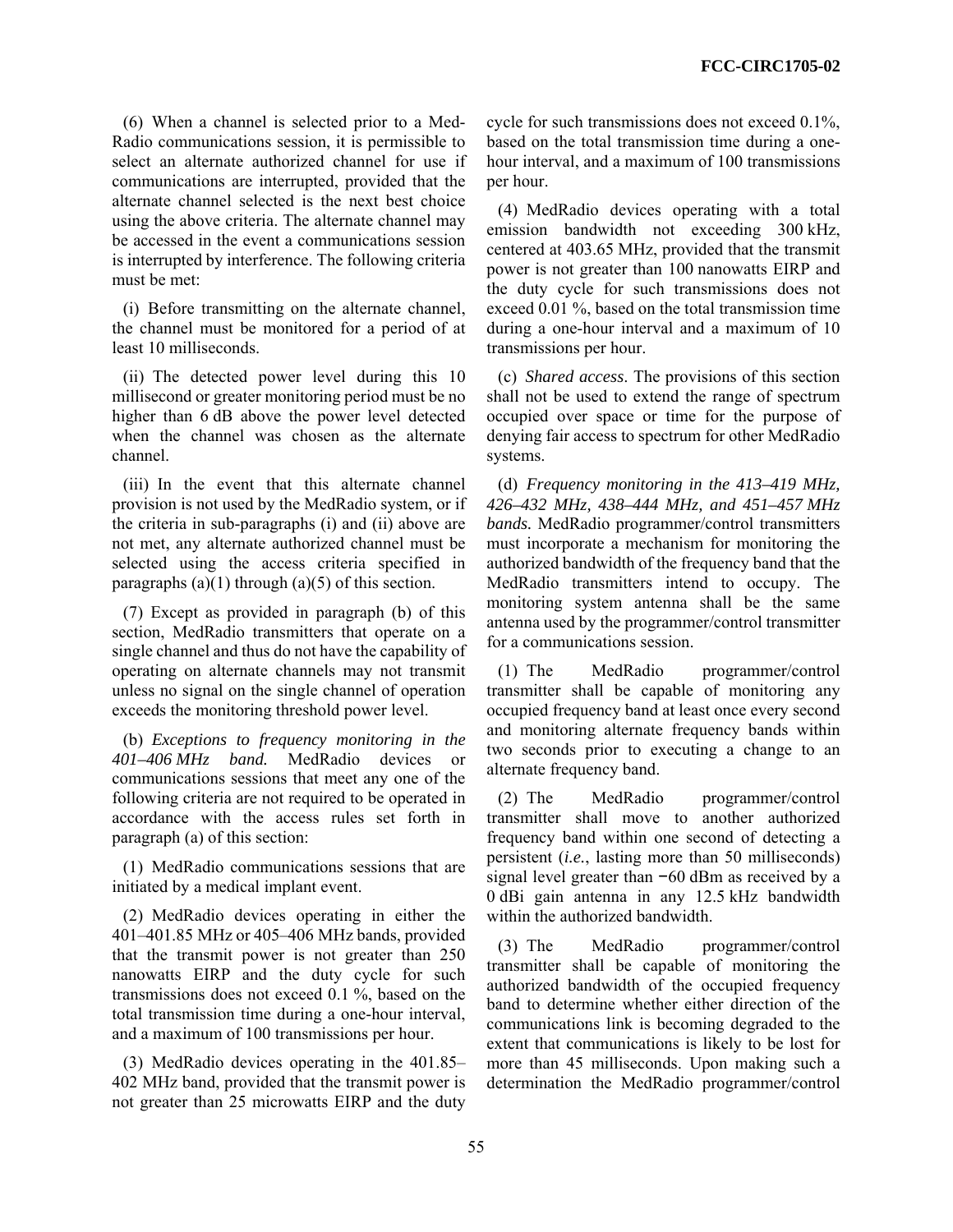(6) When a channel is selected prior to a MedRadio communications session, it is permissible to select an alternate authorized channel for use if communications are interrupted, provided that the alternate channel selected is the next best choice using the above criteria. The alternate channel may be accessed in the event a communications session is interrupted by interference. The following criteria must be met:

(i) Before transmitting on the alternate channel, the channel must be monitored for a period of at least 10 milliseconds.

(ii) The detected power level during this 10 millisecond or greater monitoring period must be no higher than 6 dB above the power level detected when the channel was chosen as the alternate channel.

(iii) In the event that this alternate channel provision is not used by the MedRadio system, or if the criteria in sub-paragraphs (i) and (ii) above are not met, any alternate authorized channel must be selected using the access criteria specified in paragraphs (a)(1) through (a)(5) of this section.

(7) Except as provided in paragraph (b) of this section, MedRadio transmitters that operate on a single channel and thus do not have the capability of operating on alternate channels may not transmit unless no signal on the single channel of operation exceeds the monitoring threshold power level.

(b) *Exceptions to frequency monitoring in the 401–406 MHz band.* MedRadio devices or communications sessions that meet any one of the following criteria are not required to be operated in accordance with the access rules set forth in paragraph (a) of this section:

(1) MedRadio communications sessions that are initiated by a medical implant event.

(2) MedRadio devices operating in either the 401–401.85 MHz or 405–406 MHz bands, provided that the transmit power is not greater than 250 nanowatts EIRP and the duty cycle for such transmissions does not exceed 0.1 %, based on the total transmission time during a one-hour interval, and a maximum of 100 transmissions per hour.

(3) MedRadio devices operating in the 401.85–402 MHz band, provided that the transmit power is not greater than 25 microwatts EIRP and the duty cycle for such transmissions does not exceed 0.1%, based on the total transmission time during a one-hour interval, and a maximum of 100 transmissions per hour.

(4) MedRadio devices operating with a total emission bandwidth not exceeding 300 kHz, centered at 403.65 MHz, provided that the transmit power is not greater than 100 nanowatts EIRP and the duty cycle for such transmissions does not exceed 0.01 %, based on the total transmission time during a one-hour interval and a maximum of 10 transmissions per hour.

(c) *Shared access*. The provisions of this section shall not be used to extend the range of spectrum occupied over space or time for the purpose of denying fair access to spectrum for other MedRadio systems.

(d) *Frequency monitoring in the 413–419 MHz, 426–432 MHz, 438–444 MHz, and 451–457 MHz bands.* MedRadio programmer/control transmitters must incorporate a mechanism for monitoring the authorized bandwidth of the frequency band that the MedRadio transmitters intend to occupy. The monitoring system antenna shall be the same antenna used by the programmer/control transmitter for a communications session.

(1) The MedRadio programmer/control transmitter shall be capable of monitoring any occupied frequency band at least once every second and monitoring alternate frequency bands within two seconds prior to executing a change to an alternate frequency band.

(2) The MedRadio programmer/control transmitter shall move to another authorized frequency band within one second of detecting a persistent (*i.e.*, lasting more than 50 milliseconds) signal level greater than −60 dBm as received by a 0 dBi gain antenna in any 12.5 kHz bandwidth within the authorized bandwidth.

(3) The MedRadio programmer/control transmitter shall be capable of monitoring the authorized bandwidth of the occupied frequency band to determine whether either direction of the communications link is becoming degraded to the extent that communications is likely to be lost for more than 45 milliseconds. Upon making such a determination the MedRadio programmer/control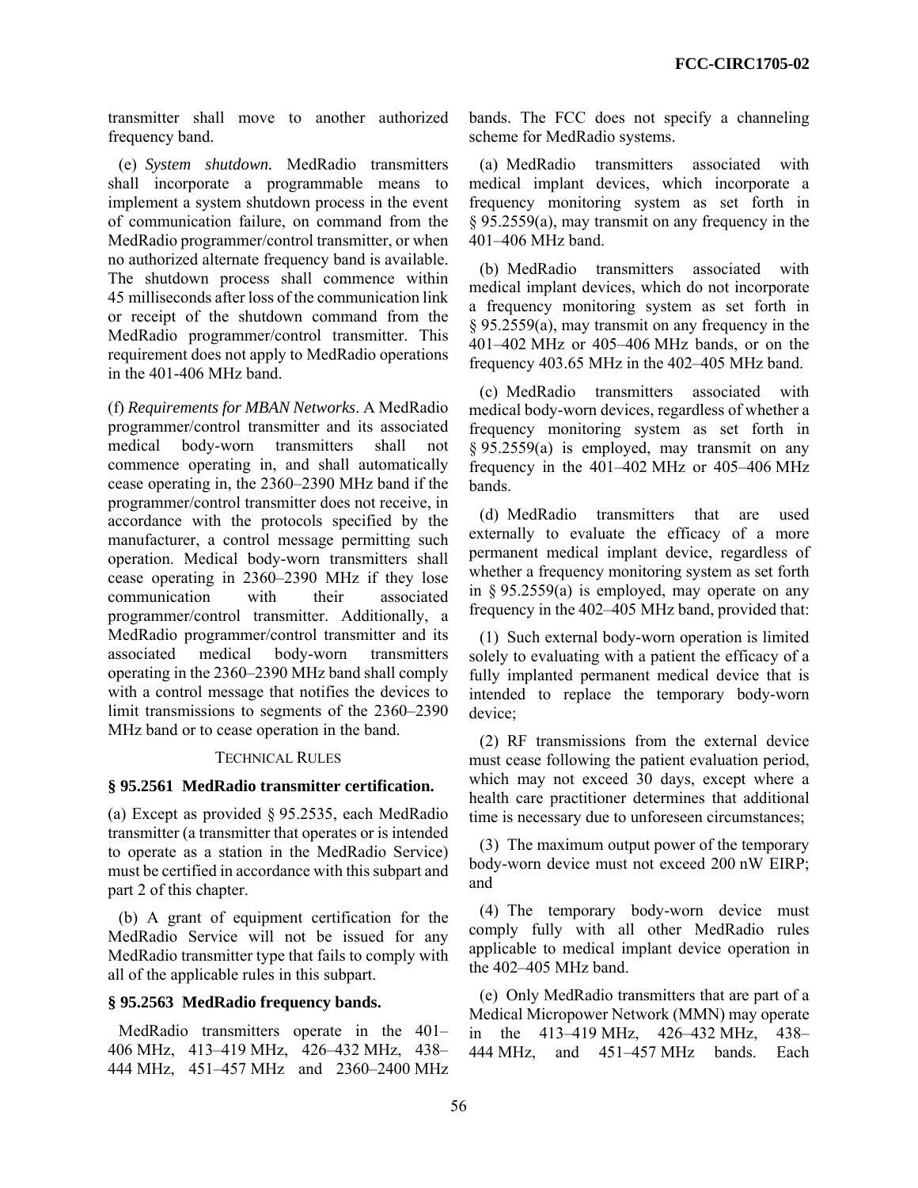transmitter shall move to another authorized frequency band.

(e) *System shutdown.* MedRadio transmitters shall incorporate a programmable means to implement a system shutdown process in the event of communication failure, on command from the MedRadio programmer/control transmitter, or when no authorized alternate frequency band is available. The shutdown process shall commence within 45 milliseconds after loss of the communication link or receipt of the shutdown command from the MedRadio programmer/control transmitter. This requirement does not apply to MedRadio operations in the 401-406 MHz band.

(f) *Requirements for MBAN Networks*. A MedRadio programmer/control transmitter and its associated medical body-worn transmitters shall not commence operating in, and shall automatically cease operating in, the 2360–2390 MHz band if the programmer/control transmitter does not receive, in accordance with the protocols specified by the manufacturer, a control message permitting such operation. Medical body-worn transmitters shall cease operating in 2360–2390 MHz if they lose communication with their associated programmer/control transmitter. Additionally, a MedRadio programmer/control transmitter and its associated medical body-worn transmitters operating in the 2360–2390 MHz band shall comply with a control message that notifies the devices to limit transmissions to segments of the 2360–2390 MHz band or to cease operation in the band.

TECHNICAL RULES

### § 95.2561 MedRadio transmitter certification.

(a) Except as provided § 95.2535, each MedRadio transmitter (a transmitter that operates or is intended to operate as a station in the MedRadio Service) must be certified in accordance with this subpart and part 2 of this chapter.

(b) A grant of equipment certification for the MedRadio Service will not be issued for any MedRadio transmitter type that fails to comply with all of the applicable rules in this subpart.

### § 95.2563 MedRadio frequency bands.

MedRadio transmitters operate in the 401–406 MHz, 413–419 MHz, 426–432 MHz, 438–444 MHz, 451–457 MHz and 2360–2400 MHz bands. The FCC does not specify a channeling scheme for MedRadio systems.

(a) MedRadio transmitters associated with medical implant devices, which incorporate a frequency monitoring system as set forth in § 95.2559(a), may transmit on any frequency in the 401–406 MHz band.

(b) MedRadio transmitters associated with medical implant devices, which do not incorporate a frequency monitoring system as set forth in § 95.2559(a), may transmit on any frequency in the 401–402 MHz or 405–406 MHz bands, or on the frequency 403.65 MHz in the 402–405 MHz band.

(c) MedRadio transmitters associated with medical body-worn devices, regardless of whether a frequency monitoring system as set forth in § 95.2559(a) is employed, may transmit on any frequency in the 401–402 MHz or 405–406 MHz bands.

(d) MedRadio transmitters that are used externally to evaluate the efficacy of a more permanent medical implant device, regardless of whether a frequency monitoring system as set forth in § 95.2559(a) is employed, may operate on any frequency in the 402–405 MHz band, provided that:

(1) Such external body-worn operation is limited solely to evaluating with a patient the efficacy of a fully implanted permanent medical device that is intended to replace the temporary body-worn device;

(2) RF transmissions from the external device must cease following the patient evaluation period, which may not exceed 30 days, except where a health care practitioner determines that additional time is necessary due to unforeseen circumstances;

(3) The maximum output power of the temporary body-worn device must not exceed 200 nW EIRP; and

(4) The temporary body-worn device must comply fully with all other MedRadio rules applicable to medical implant device operation in the 402–405 MHz band.

(e) Only MedRadio transmitters that are part of a Medical Micropower Network (MMN) may operate in the 413–419 MHz, 426–432 MHz, 438–444 MHz, and 451–457 MHz bands. Each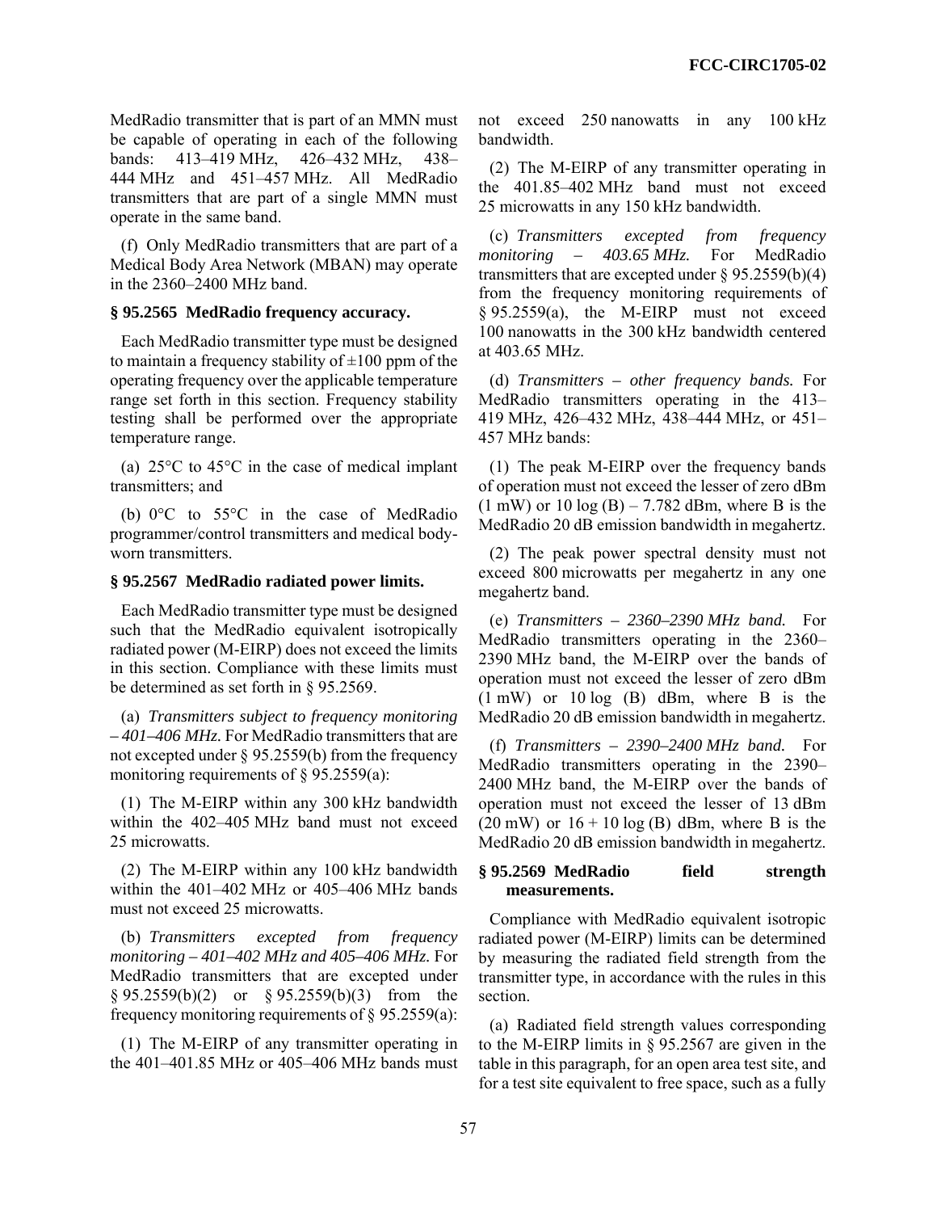MedRadio transmitter that is part of an MMN must be capable of operating in each of the following bands: 413–419 MHz, 426–432 MHz, 438–444 MHz and 451–457 MHz. All MedRadio transmitters that are part of a single MMN must operate in the same band.

(f) Only MedRadio transmitters that are part of a Medical Body Area Network (MBAN) may operate in the 2360–2400 MHz band.

### § 95.2565 MedRadio frequency accuracy.

Each MedRadio transmitter type must be designed to maintain a frequency stability of ±100 ppm of the operating frequency over the applicable temperature range set forth in this section. Frequency stability testing shall be performed over the appropriate temperature range.

(a) 25°C to 45°C in the case of medical implant transmitters; and

(b) 0°C to 55°C in the case of MedRadio programmer/control transmitters and medical body-worn transmitters.

### § 95.2567 MedRadio radiated power limits.

Each MedRadio transmitter type must be designed such that the MedRadio equivalent isotropically radiated power (M-EIRP) does not exceed the limits in this section. Compliance with these limits must be determined as set forth in § 95.2569.

(a) *Transmitters subject to frequency monitoring – 401–406 MHz.* For MedRadio transmitters that are not excepted under § 95.2559(b) from the frequency monitoring requirements of § 95.2559(a):

(1) The M-EIRP within any 300 kHz bandwidth within the 402–405 MHz band must not exceed 25 microwatts.

(2) The M-EIRP within any 100 kHz bandwidth within the 401–402 MHz or 405–406 MHz bands must not exceed 25 microwatts.

(b) *Transmitters excepted from frequency monitoring – 401–402 MHz and 405–406 MHz.* For MedRadio transmitters that are excepted under § 95.2559(b)(2) or § 95.2559(b)(3) from the frequency monitoring requirements of § 95.2559(a):

(1) The M-EIRP of any transmitter operating in the 401–401.85 MHz or 405–406 MHz bands must not exceed 250 nanowatts in any 100 kHz bandwidth.

(2) The M-EIRP of any transmitter operating in the 401.85–402 MHz band must not exceed 25 microwatts in any 150 kHz bandwidth.

(c) *Transmitters excepted from frequency monitoring – 403.65 MHz.* For MedRadio transmitters that are excepted under § 95.2559(b)(4) from the frequency monitoring requirements of § 95.2559(a), the M-EIRP must not exceed 100 nanowatts in the 300 kHz bandwidth centered at 403.65 MHz.

(d) *Transmitters – other frequency bands.* For MedRadio transmitters operating in the 413–419 MHz, 426–432 MHz, 438–444 MHz, or 451–457 MHz bands:

(1) The peak M-EIRP over the frequency bands of operation must not exceed the lesser of zero dBm (1 mW) or $10 \log (B) - 7.782$ dBm, where B is the MedRadio 20 dB emission bandwidth in megahertz.

(2) The peak power spectral density must not exceed 800 microwatts per megahertz in any one megahertz band.

(e) *Transmitters – 2360–2390 MHz band.* For MedRadio transmitters operating in the 2360–2390 MHz band, the M-EIRP over the bands of operation must not exceed the lesser of zero dBm (1 mW) or $10 \log (B)$ dBm, where B is the MedRadio 20 dB emission bandwidth in megahertz.

(f) *Transmitters – 2390–2400 MHz band.* For MedRadio transmitters operating in the 2390–2400 MHz band, the M-EIRP over the bands of operation must not exceed the lesser of 13 dBm (20 mW) or $16 + 10 \log (B)$ dBm, where B is the MedRadio 20 dB emission bandwidth in megahertz.

### § 95.2569 MedRadio field strength measurements.

Compliance with MedRadio equivalent isotropic radiated power (M-EIRP) limits can be determined by measuring the radiated field strength from the transmitter type, in accordance with the rules in this section.

(a) Radiated field strength values corresponding to the M-EIRP limits in § 95.2567 are given in the table in this paragraph, for an open area test site, and for a test site equivalent to free space, such as a fully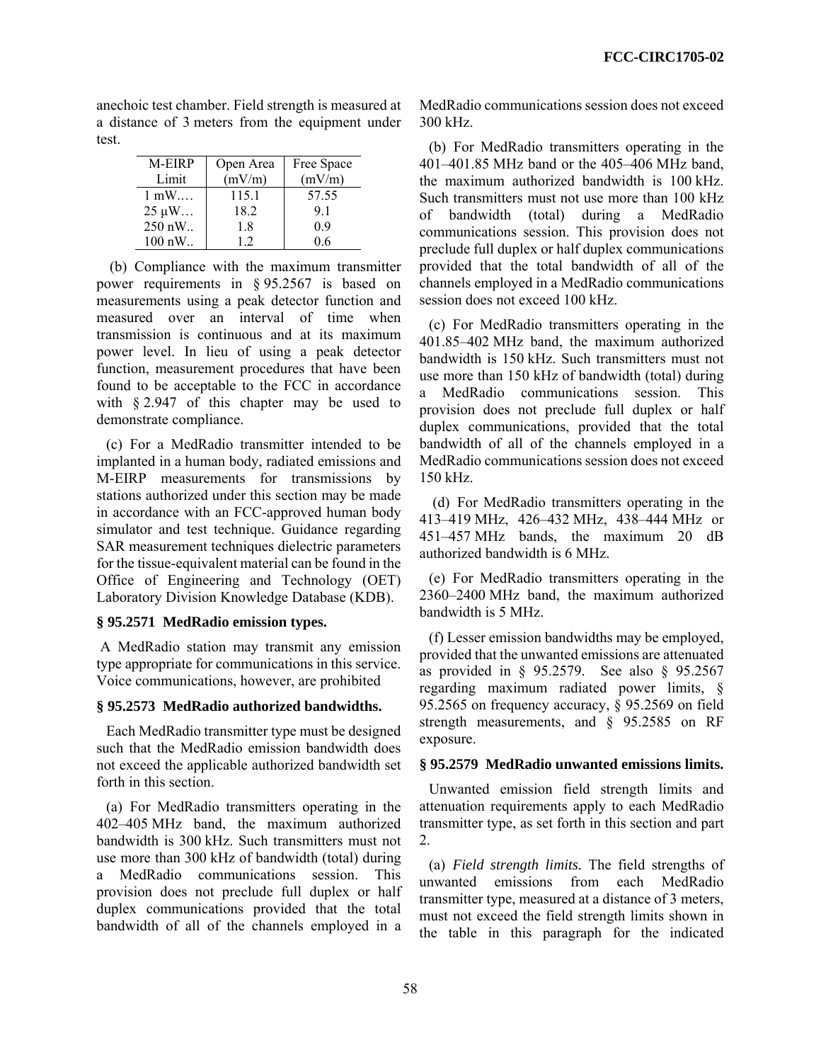anechoic test chamber. Field strength is measured at a distance of 3 meters from the equipment under test.

| M-EIRP Limit | Open Area (mV/m) | Free Space (mV/m) |
|---|---|---|
| 1 mW.… | 115.1 | 57.55 |
| 25 µW… | 18.2 | 9.1 |
| 250 nW.. | 1.8 | 0.9 |
| 100 nW.. | 1.2 | 0.6 |

(b) Compliance with the maximum transmitter power requirements in § 95.2567 is based on measurements using a peak detector function and measured over an interval of time when transmission is continuous and at its maximum power level. In lieu of using a peak detector function, measurement procedures that have been found to be acceptable to the FCC in accordance with § 2.947 of this chapter may be used to demonstrate compliance.

(c) For a MedRadio transmitter intended to be implanted in a human body, radiated emissions and M-EIRP measurements for transmissions by stations authorized under this section may be made in accordance with an FCC-approved human body simulator and test technique. Guidance regarding SAR measurement techniques dielectric parameters for the tissue-equivalent material can be found in the Office of Engineering and Technology (OET) Laboratory Division Knowledge Database (KDB).

### § 95.2571 MedRadio emission types.

A MedRadio station may transmit any emission type appropriate for communications in this service. Voice communications, however, are prohibited

### § 95.2573 MedRadio authorized bandwidths.

Each MedRadio transmitter type must be designed such that the MedRadio emission bandwidth does not exceed the applicable authorized bandwidth set forth in this section.

(a) For MedRadio transmitters operating in the 402–405 MHz band, the maximum authorized bandwidth is 300 kHz. Such transmitters must not use more than 300 kHz of bandwidth (total) during a MedRadio communications session. This provision does not preclude full duplex or half duplex communications provided that the total bandwidth of all of the channels employed in a MedRadio communications session does not exceed 300 kHz.

(b) For MedRadio transmitters operating in the 401–401.85 MHz band or the 405–406 MHz band, the maximum authorized bandwidth is 100 kHz. Such transmitters must not use more than 100 kHz of bandwidth (total) during a MedRadio communications session. This provision does not preclude full duplex or half duplex communications provided that the total bandwidth of all of the channels employed in a MedRadio communications session does not exceed 100 kHz.

(c) For MedRadio transmitters operating in the 401.85–402 MHz band, the maximum authorized bandwidth is 150 kHz. Such transmitters must not use more than 150 kHz of bandwidth (total) during a MedRadio communications session. This provision does not preclude full duplex or half duplex communications, provided that the total bandwidth of all of the channels employed in a MedRadio communications session does not exceed 150 kHz.

(d) For MedRadio transmitters operating in the 413–419 MHz, 426–432 MHz, 438–444 MHz or 451–457 MHz bands, the maximum 20 dB authorized bandwidth is 6 MHz.

(e) For MedRadio transmitters operating in the 2360–2400 MHz band, the maximum authorized bandwidth is 5 MHz.

(f) Lesser emission bandwidths may be employed, provided that the unwanted emissions are attenuated as provided in § 95.2579. See also § 95.2567 regarding maximum radiated power limits, § 95.2565 on frequency accuracy, § 95.2569 on field strength measurements, and § 95.2585 on RF exposure.

### § 95.2579 MedRadio unwanted emissions limits.

Unwanted emission field strength limits and attenuation requirements apply to each MedRadio transmitter type, as set forth in this section and part 2.

(a) *Field strength limits.* The field strengths of unwanted emissions from each MedRadio transmitter type, measured at a distance of 3 meters, must not exceed the field strength limits shown in the table in this paragraph for the indicated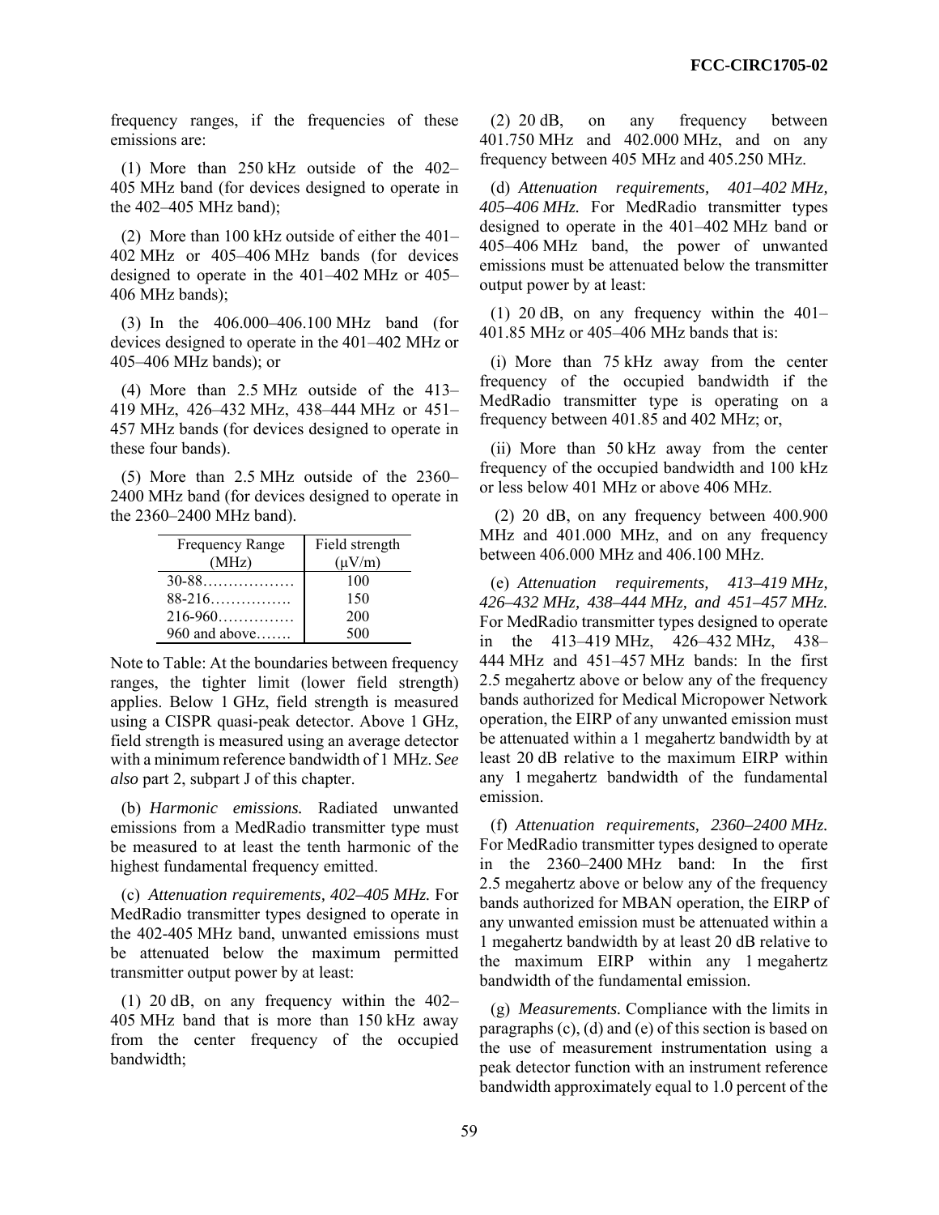frequency ranges, if the frequencies of these emissions are:

(1) More than 250 kHz outside of the 402–405 MHz band (for devices designed to operate in the 402–405 MHz band);

(2) More than 100 kHz outside of either the 401–402 MHz or 405–406 MHz bands (for devices designed to operate in the 401–402 MHz or 405–406 MHz bands);

(3) In the 406.000–406.100 MHz band (for devices designed to operate in the 401–402 MHz or 405–406 MHz bands); or

(4) More than 2.5 MHz outside of the 413–419 MHz, 426–432 MHz, 438–444 MHz or 451–457 MHz bands (for devices designed to operate in these four bands).

(5) More than 2.5 MHz outside of the 2360–2400 MHz band (for devices designed to operate in the 2360–2400 MHz band).

| Frequency Range (MHz) | Field strength (μV/m) |
|---|---|
| 30-88……………… | 100 |
| 88-216……………. | 150 |
| 216-960…………… | 200 |
| 960 and above……. | 500 |

Note to Table: At the boundaries between frequency ranges, the tighter limit (lower field strength) applies. Below 1 GHz, field strength is measured using a CISPR quasi-peak detector. Above 1 GHz, field strength is measured using an average detector with a minimum reference bandwidth of 1 MHz. *See also* part 2, subpart J of this chapter.

(b) *Harmonic emissions.* Radiated unwanted emissions from a MedRadio transmitter type must be measured to at least the tenth harmonic of the highest fundamental frequency emitted.

(c) *Attenuation requirements, 402–405 MHz.* For MedRadio transmitter types designed to operate in the 402-405 MHz band, unwanted emissions must be attenuated below the maximum permitted transmitter output power by at least:

(1) 20 dB, on any frequency within the 402–405 MHz band that is more than 150 kHz away from the center frequency of the occupied bandwidth;

(2) 20 dB, on any frequency between 401.750 MHz and 402.000 MHz, and on any frequency between 405 MHz and 405.250 MHz.

(d) *Attenuation requirements, 401–402 MHz, 405–406 MHz.* For MedRadio transmitter types designed to operate in the 401–402 MHz band or 405–406 MHz band, the power of unwanted emissions must be attenuated below the transmitter output power by at least:

(1) 20 dB, on any frequency within the 401–401.85 MHz or 405–406 MHz bands that is:

(i) More than 75 kHz away from the center frequency of the occupied bandwidth if the MedRadio transmitter type is operating on a frequency between 401.85 and 402 MHz; or,

(ii) More than 50 kHz away from the center frequency of the occupied bandwidth and 100 kHz or less below 401 MHz or above 406 MHz.

(2) 20 dB, on any frequency between 400.900 MHz and 401.000 MHz, and on any frequency between 406.000 MHz and 406.100 MHz.

(e) *Attenuation requirements, 413–419 MHz, 426–432 MHz, 438–444 MHz, and 451–457 MHz.* For MedRadio transmitter types designed to operate in the 413–419 MHz, 426–432 MHz, 438–444 MHz and 451–457 MHz bands: In the first 2.5 megahertz above or below any of the frequency bands authorized for Medical Micropower Network operation, the EIRP of any unwanted emission must be attenuated within a 1 megahertz bandwidth by at least 20 dB relative to the maximum EIRP within any 1 megahertz bandwidth of the fundamental emission.

(f) *Attenuation requirements, 2360–2400 MHz.* For MedRadio transmitter types designed to operate in the 2360–2400 MHz band: In the first 2.5 megahertz above or below any of the frequency bands authorized for MBAN operation, the EIRP of any unwanted emission must be attenuated within a 1 megahertz bandwidth by at least 20 dB relative to the maximum EIRP within any 1 megahertz bandwidth of the fundamental emission.

(g) *Measurements.* Compliance with the limits in paragraphs (c), (d) and (e) of this section is based on the use of measurement instrumentation using a peak detector function with an instrument reference bandwidth approximately equal to 1.0 percent of the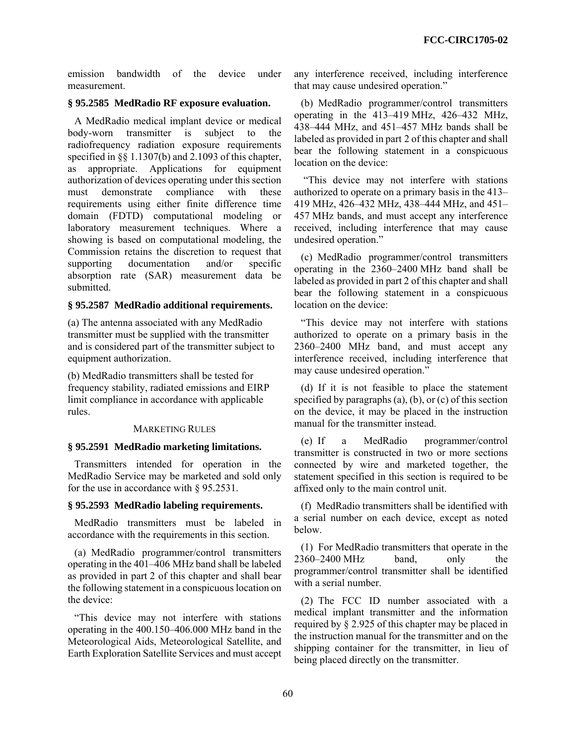emission bandwidth of the device under measurement.

### § 95.2585 MedRadio RF exposure evaluation.

A MedRadio medical implant device or medical body-worn transmitter is subject to the radiofrequency radiation exposure requirements specified in §§ 1.1307(b) and 2.1093 of this chapter, as appropriate. Applications for equipment authorization of devices operating under this section must demonstrate compliance with these requirements using either finite difference time domain (FDTD) computational modeling or laboratory measurement techniques. Where a showing is based on computational modeling, the Commission retains the discretion to request that supporting documentation and/or specific absorption rate (SAR) measurement data be submitted.

### § 95.2587 MedRadio additional requirements.

(a) The antenna associated with any MedRadio transmitter must be supplied with the transmitter and is considered part of the transmitter subject to equipment authorization.

(b) MedRadio transmitters shall be tested for frequency stability, radiated emissions and EIRP limit compliance in accordance with applicable rules.

## MARKETING RULES

### § 95.2591 MedRadio marketing limitations.

Transmitters intended for operation in the MedRadio Service may be marketed and sold only for the use in accordance with § 95.2531.

### § 95.2593 MedRadio labeling requirements.

MedRadio transmitters must be labeled in accordance with the requirements in this section.

(a) MedRadio programmer/control transmitters operating in the 401–406 MHz band shall be labeled as provided in part 2 of this chapter and shall bear the following statement in a conspicuous location on the device:

"This device may not interfere with stations operating in the 400.150–406.000 MHz band in the Meteorological Aids, Meteorological Satellite, and Earth Exploration Satellite Services and must accept any interference received, including interference that may cause undesired operation."

(b) MedRadio programmer/control transmitters operating in the 413–419 MHz, 426–432 MHz, 438–444 MHz, and 451–457 MHz bands shall be labeled as provided in part 2 of this chapter and shall bear the following statement in a conspicuous location on the device:

"This device may not interfere with stations authorized to operate on a primary basis in the 413–419 MHz, 426–432 MHz, 438–444 MHz, and 451–457 MHz bands, and must accept any interference received, including interference that may cause undesired operation."

(c) MedRadio programmer/control transmitters operating in the 2360–2400 MHz band shall be labeled as provided in part 2 of this chapter and shall bear the following statement in a conspicuous location on the device:

"This device may not interfere with stations authorized to operate on a primary basis in the 2360–2400 MHz band, and must accept any interference received, including interference that may cause undesired operation."

(d) If it is not feasible to place the statement specified by paragraphs (a), (b), or (c) of this section on the device, it may be placed in the instruction manual for the transmitter instead.

(e) If a MedRadio programmer/control transmitter is constructed in two or more sections connected by wire and marketed together, the statement specified in this section is required to be affixed only to the main control unit.

(f) MedRadio transmitters shall be identified with a serial number on each device, except as noted below.

(1) For MedRadio transmitters that operate in the 2360–2400 MHz band, only the programmer/control transmitter shall be identified with a serial number.

(2) The FCC ID number associated with a medical implant transmitter and the information required by § 2.925 of this chapter may be placed in the instruction manual for the transmitter and on the shipping container for the transmitter, in lieu of being placed directly on the transmitter.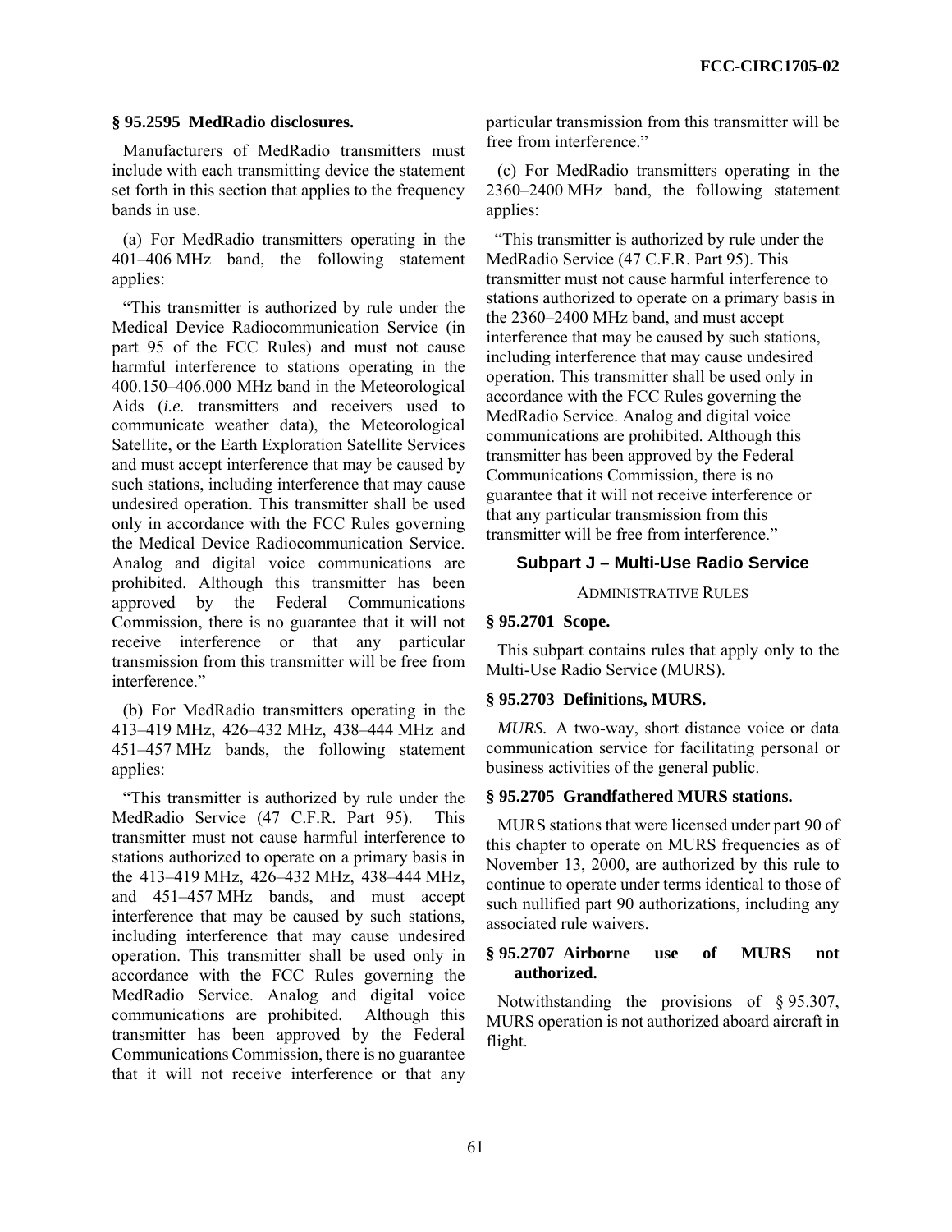### § 95.2595 MedRadio disclosures.

Manufacturers of MedRadio transmitters must include with each transmitting device the statement set forth in this section that applies to the frequency bands in use.

(a) For MedRadio transmitters operating in the 401–406 MHz band, the following statement applies:

"This transmitter is authorized by rule under the Medical Device Radiocommunication Service (in part 95 of the FCC Rules) and must not cause harmful interference to stations operating in the 400.150–406.000 MHz band in the Meteorological Aids (*i.e.* transmitters and receivers used to communicate weather data), the Meteorological Satellite, or the Earth Exploration Satellite Services and must accept interference that may be caused by such stations, including interference that may cause undesired operation. This transmitter shall be used only in accordance with the FCC Rules governing the Medical Device Radiocommunication Service. Analog and digital voice communications are prohibited. Although this transmitter has been approved by the Federal Communications Commission, there is no guarantee that it will not receive interference or that any particular transmission from this transmitter will be free from interference."

(b) For MedRadio transmitters operating in the 413–419 MHz, 426–432 MHz, 438–444 MHz and 451–457 MHz bands, the following statement applies:

"This transmitter is authorized by rule under the MedRadio Service (47 C.F.R. Part 95). This transmitter must not cause harmful interference to stations authorized to operate on a primary basis in the 413–419 MHz, 426–432 MHz, 438–444 MHz, and 451–457 MHz bands, and must accept interference that may be caused by such stations, including interference that may cause undesired operation. This transmitter shall be used only in accordance with the FCC Rules governing the MedRadio Service. Analog and digital voice communications are prohibited. Although this transmitter has been approved by the Federal Communications Commission, there is no guarantee that it will not receive interference or that any particular transmission from this transmitter will be free from interference."

(c) For MedRadio transmitters operating in the 2360–2400 MHz band, the following statement applies:

"This transmitter is authorized by rule under the MedRadio Service (47 C.F.R. Part 95). This transmitter must not cause harmful interference to stations authorized to operate on a primary basis in the 2360–2400 MHz band, and must accept interference that may be caused by such stations, including interference that may cause undesired operation. This transmitter shall be used only in accordance with the FCC Rules governing the MedRadio Service. Analog and digital voice communications are prohibited. Although this transmitter has been approved by the Federal Communications Commission, there is no guarantee that it will not receive interference or that any particular transmission from this transmitter will be free from interference."

## Subpart J – Multi-Use Radio Service

ADMINISTRATIVE RULES

### § 95.2701 Scope.

This subpart contains rules that apply only to the Multi-Use Radio Service (MURS).

### § 95.2703 Definitions, MURS.

*MURS.* A two-way, short distance voice or data communication service for facilitating personal or business activities of the general public.

### § 95.2705 Grandfathered MURS stations.

MURS stations that were licensed under part 90 of this chapter to operate on MURS frequencies as of November 13, 2000, are authorized by this rule to continue to operate under terms identical to those of such nullified part 90 authorizations, including any associated rule waivers.

### § 95.2707 Airborne use of MURS not authorized.

Notwithstanding the provisions of § 95.307, MURS operation is not authorized aboard aircraft in flight.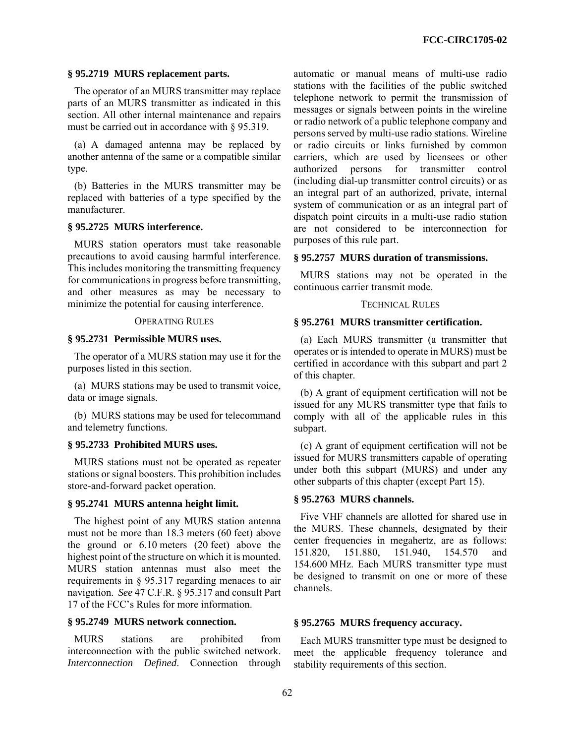### § 95.2719 MURS replacement parts.

The operator of an MURS transmitter may replace parts of an MURS transmitter as indicated in this section. All other internal maintenance and repairs must be carried out in accordance with § 95.319.

(a) A damaged antenna may be replaced by another antenna of the same or a compatible similar type.

(b) Batteries in the MURS transmitter may be replaced with batteries of a type specified by the manufacturer.

### § 95.2725 MURS interference.

MURS station operators must take reasonable precautions to avoid causing harmful interference. This includes monitoring the transmitting frequency for communications in progress before transmitting, and other measures as may be necessary to minimize the potential for causing interference.

OPERATING RULES

### § 95.2731 Permissible MURS uses.

The operator of a MURS station may use it for the purposes listed in this section.

(a) MURS stations may be used to transmit voice, data or image signals.

(b) MURS stations may be used for telecommand and telemetry functions.

### § 95.2733 Prohibited MURS uses.

MURS stations must not be operated as repeater stations or signal boosters. This prohibition includes store-and-forward packet operation.

### § 95.2741 MURS antenna height limit.

The highest point of any MURS station antenna must not be more than 18.3 meters (60 feet) above the ground or 6.10 meters (20 feet) above the highest point of the structure on which it is mounted. MURS station antennas must also meet the requirements in § 95.317 regarding menaces to air navigation. *See* 47 C.F.R. § 95.317 and consult Part 17 of the FCC's Rules for more information.

### § 95.2749 MURS network connection.

MURS stations are prohibited from interconnection with the public switched network. *Interconnection Defined*. Connection through automatic or manual means of multi-use radio stations with the facilities of the public switched telephone network to permit the transmission of messages or signals between points in the wireline or radio network of a public telephone company and persons served by multi-use radio stations. Wireline or radio circuits or links furnished by common carriers, which are used by licensees or other authorized persons for transmitter control (including dial-up transmitter control circuits) or as an integral part of an authorized, private, internal system of communication or as an integral part of dispatch point circuits in a multi-use radio station are not considered to be interconnection for purposes of this rule part.

### § 95.2757 MURS duration of transmissions.

MURS stations may not be operated in the continuous carrier transmit mode.

TECHNICAL RULES

### § 95.2761 MURS transmitter certification.

(a) Each MURS transmitter (a transmitter that operates or is intended to operate in MURS) must be certified in accordance with this subpart and part 2 of this chapter.

(b) A grant of equipment certification will not be issued for any MURS transmitter type that fails to comply with all of the applicable rules in this subpart.

(c) A grant of equipment certification will not be issued for MURS transmitters capable of operating under both this subpart (MURS) and under any other subparts of this chapter (except Part 15).

### § 95.2763 MURS channels.

Five VHF channels are allotted for shared use in the MURS. These channels, designated by their center frequencies in megahertz, are as follows: 151.820, 151.880, 151.940, 154.570 and 154.600 MHz. Each MURS transmitter type must be designed to transmit on one or more of these channels.

### § 95.2765 MURS frequency accuracy.

Each MURS transmitter type must be designed to meet the applicable frequency tolerance and stability requirements of this section.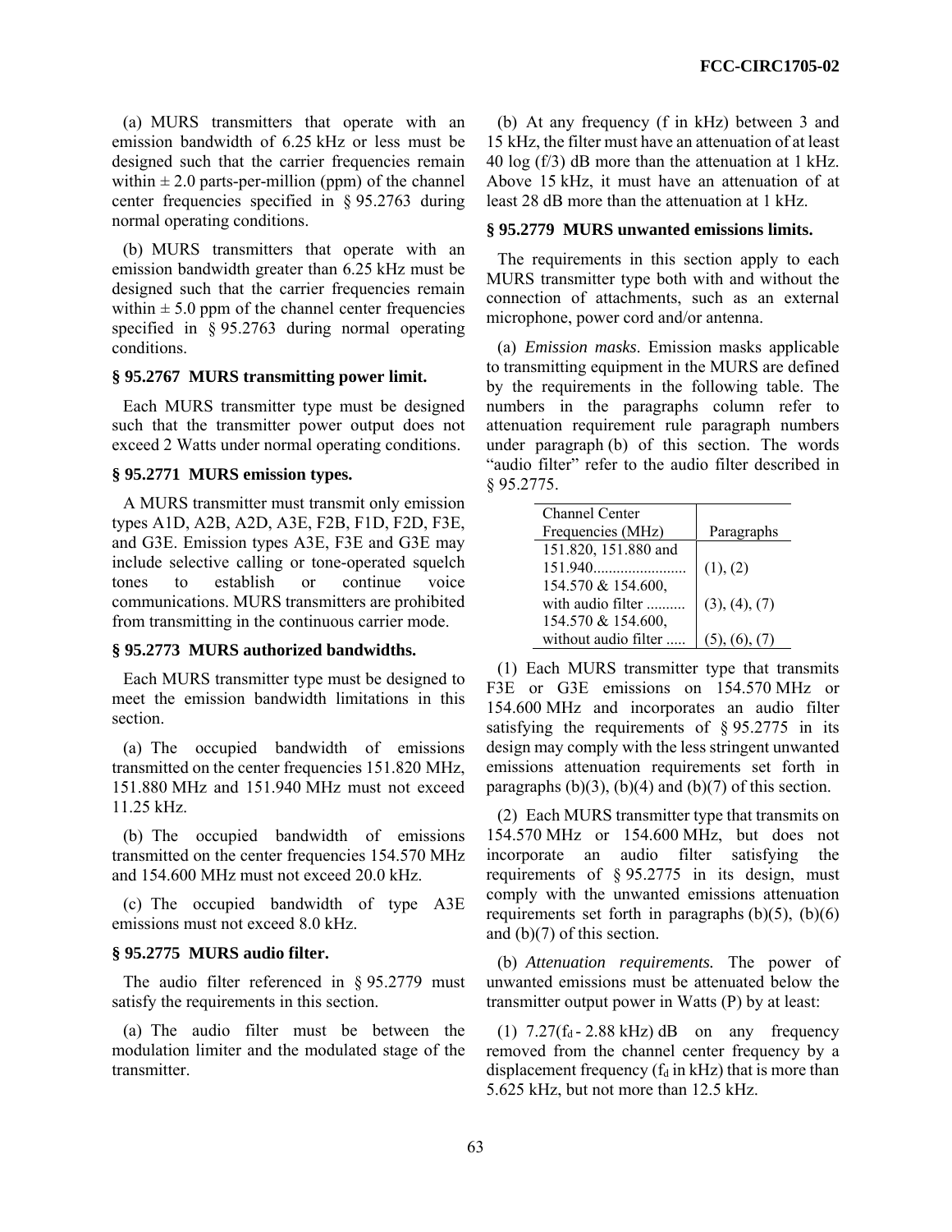(a) MURS transmitters that operate with an emission bandwidth of 6.25 kHz or less must be designed such that the carrier frequencies remain within ± 2.0 parts-per-million (ppm) of the channel center frequencies specified in § 95.2763 during normal operating conditions.

(b) MURS transmitters that operate with an emission bandwidth greater than 6.25 kHz must be designed such that the carrier frequencies remain within ± 5.0 ppm of the channel center frequencies specified in § 95.2763 during normal operating conditions.

### § 95.2767 MURS transmitting power limit.

Each MURS transmitter type must be designed such that the transmitter power output does not exceed 2 Watts under normal operating conditions.

### § 95.2771 MURS emission types.

A MURS transmitter must transmit only emission types A1D, A2B, A2D, A3E, F2B, F1D, F2D, F3E, and G3E. Emission types A3E, F3E and G3E may include selective calling or tone-operated squelch tones to establish or continue voice communications. MURS transmitters are prohibited from transmitting in the continuous carrier mode.

### § 95.2773 MURS authorized bandwidths.

Each MURS transmitter type must be designed to meet the emission bandwidth limitations in this section.

(a) The occupied bandwidth of emissions transmitted on the center frequencies 151.820 MHz, 151.880 MHz and 151.940 MHz must not exceed 11.25 kHz.

(b) The occupied bandwidth of emissions transmitted on the center frequencies 154.570 MHz and 154.600 MHz must not exceed 20.0 kHz.

(c) The occupied bandwidth of type A3E emissions must not exceed 8.0 kHz.

### § 95.2775 MURS audio filter.

The audio filter referenced in § 95.2779 must satisfy the requirements in this section.

(a) The audio filter must be between the modulation limiter and the modulated stage of the transmitter.

(b) At any frequency (f in kHz) between 3 and 15 kHz, the filter must have an attenuation of at least 40 log (f/3) dB more than the attenuation at 1 kHz. Above 15 kHz, it must have an attenuation of at least 28 dB more than the attenuation at 1 kHz.

### § 95.2779 MURS unwanted emissions limits.

The requirements in this section apply to each MURS transmitter type both with and without the connection of attachments, such as an external microphone, power cord and/or antenna.

(a) *Emission masks*. Emission masks applicable to transmitting equipment in the MURS are defined by the requirements in the following table. The numbers in the paragraphs column refer to attenuation requirement rule paragraph numbers under paragraph (b) of this section. The words "audio filter" refer to the audio filter described in § 95.2775.

| Channel Center Frequencies (MHz) | Paragraphs |
|---|---|
| 151.820, 151.880 and 151.940 | (1), (2) |
| 154.570 & 154.600, with audio filter | (3), (4), (7) |
| 154.570 & 154.600, without audio filter | (5), (6), (7) |

(1) Each MURS transmitter type that transmits F3E or G3E emissions on 154.570 MHz or 154.600 MHz and incorporates an audio filter satisfying the requirements of § 95.2775 in its design may comply with the less stringent unwanted emissions attenuation requirements set forth in paragraphs (b)(3), (b)(4) and (b)(7) of this section.

(2) Each MURS transmitter type that transmits on 154.570 MHz or 154.600 MHz, but does not incorporate an audio filter satisfying the requirements of § 95.2775 in its design, must comply with the unwanted emissions attenuation requirements set forth in paragraphs (b)(5), (b)(6) and (b)(7) of this section.

(b) *Attenuation requirements.* The power of unwanted emissions must be attenuated below the transmitter output power in Watts (P) by at least:

(1) $7.27(f_d - 2.88\text{ kHz})$ dB on any frequency removed from the channel center frequency by a displacement frequency ($f_d$ in kHz) that is more than 5.625 kHz, but not more than 12.5 kHz.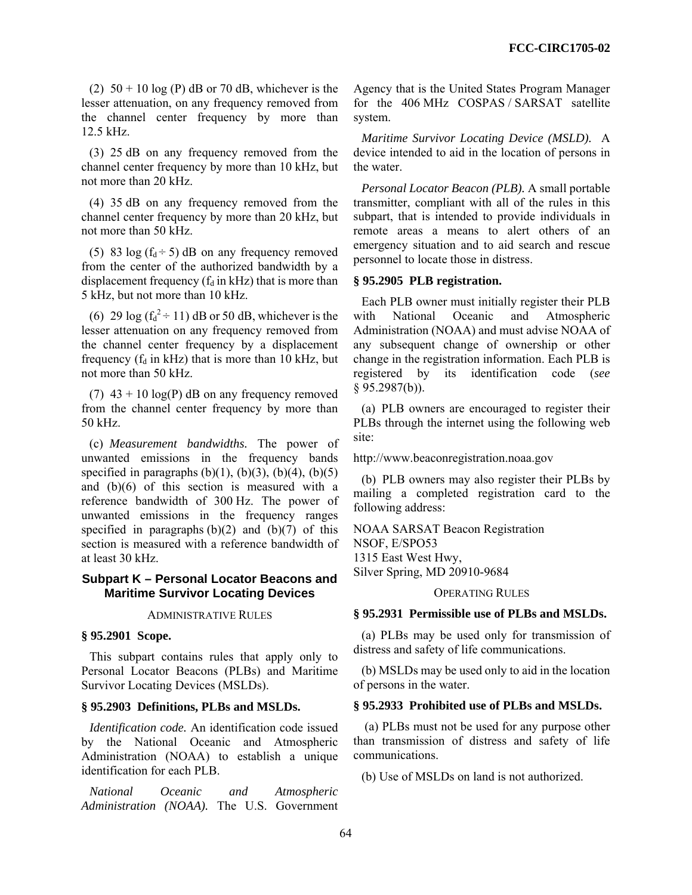(2) 50 + 10 log (P) dB or 70 dB, whichever is the lesser attenuation, on any frequency removed from the channel center frequency by more than 12.5 kHz.

(3) 25 dB on any frequency removed from the channel center frequency by more than 10 kHz, but not more than 20 kHz.

(4) 35 dB on any frequency removed from the channel center frequency by more than 20 kHz, but not more than 50 kHz.

(5) 83 log ($f_d$ ÷ 5) dB on any frequency removed from the center of the authorized bandwidth by a displacement frequency ($f_d$ in kHz) that is more than 5 kHz, but not more than 10 kHz.

(6) 29 log ($f_d^2$ ÷ 11) dB or 50 dB, whichever is the lesser attenuation on any frequency removed from the channel center frequency by a displacement frequency ($f_d$ in kHz) that is more than 10 kHz, but not more than 50 kHz.

(7) 43 + 10 log(P) dB on any frequency removed from the channel center frequency by more than 50 kHz.

(c) *Measurement bandwidths.* The power of unwanted emissions in the frequency bands specified in paragraphs (b)(1), (b)(3), (b)(4), (b)(5) and (b)(6) of this section is measured with a reference bandwidth of 300 Hz. The power of unwanted emissions in the frequency ranges specified in paragraphs (b)(2) and (b)(7) of this section is measured with a reference bandwidth of at least 30 kHz.

## Subpart K – Personal Locator Beacons and Maritime Survivor Locating Devices

ADMINISTRATIVE RULES

**§ 95.2901 Scope.**

This subpart contains rules that apply only to Personal Locator Beacons (PLBs) and Maritime Survivor Locating Devices (MSLDs).

**§ 95.2903 Definitions, PLBs and MSLDs.**

*Identification code.* An identification code issued by the National Oceanic and Atmospheric Administration (NOAA) to establish a unique identification for each PLB.

*National Oceanic and Atmospheric Administration (NOAA).* The U.S. Government Agency that is the United States Program Manager for the 406 MHz COSPAS / SARSAT satellite system.

*Maritime Survivor Locating Device (MSLD).* A device intended to aid in the location of persons in the water.

*Personal Locator Beacon (PLB).* A small portable transmitter, compliant with all of the rules in this subpart, that is intended to provide individuals in remote areas a means to alert others of an emergency situation and to aid search and rescue personnel to locate those in distress.

**§ 95.2905 PLB registration.**

Each PLB owner must initially register their PLB with National Oceanic and Atmospheric Administration (NOAA) and must advise NOAA of any subsequent change of ownership or other change in the registration information. Each PLB is registered by its identification code (*see* § 95.2987(b)).

(a) PLB owners are encouraged to register their PLBs through the internet using the following web site:

http://www.beaconregistration.noaa.gov

(b) PLB owners may also register their PLBs by mailing a completed registration card to the following address:

NOAA SARSAT Beacon Registration
NSOF, E/SPO53
1315 East West Hwy,
Silver Spring, MD 20910-9684

OPERATING RULES

**§ 95.2931 Permissible use of PLBs and MSLDs.**

(a) PLBs may be used only for transmission of distress and safety of life communications.

(b) MSLDs may be used only to aid in the location of persons in the water.

**§ 95.2933 Prohibited use of PLBs and MSLDs.**

(a) PLBs must not be used for any purpose other than transmission of distress and safety of life communications.

(b) Use of MSLDs on land is not authorized.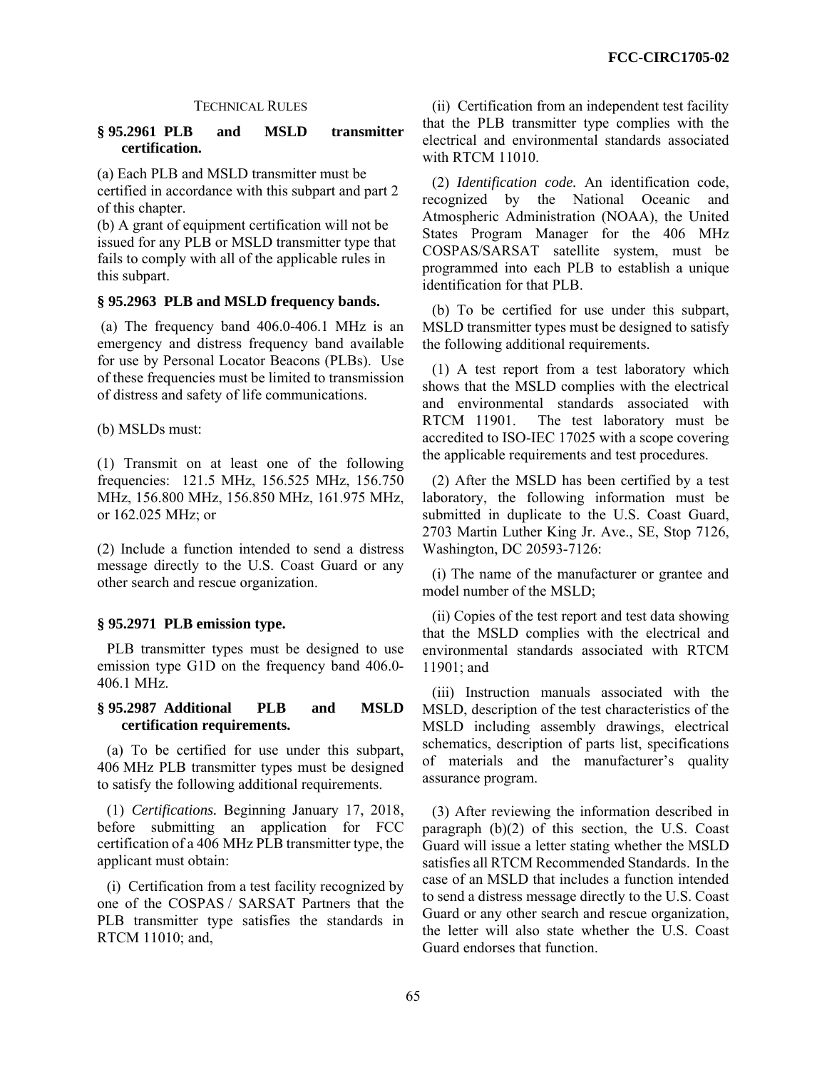TECHNICAL RULES

**§ 95.2961 PLB and MSLD transmitter certification.**

(a) Each PLB and MSLD transmitter must be certified in accordance with this subpart and part 2 of this chapter.

(b) A grant of equipment certification will not be issued for any PLB or MSLD transmitter type that fails to comply with all of the applicable rules in this subpart.

**§ 95.2963 PLB and MSLD frequency bands.**

(a) The frequency band 406.0-406.1 MHz is an emergency and distress frequency band available for use by Personal Locator Beacons (PLBs). Use of these frequencies must be limited to transmission of distress and safety of life communications.

(b) MSLDs must:

(1) Transmit on at least one of the following frequencies: 121.5 MHz, 156.525 MHz, 156.750 MHz, 156.800 MHz, 156.850 MHz, 161.975 MHz, or 162.025 MHz; or

(2) Include a function intended to send a distress message directly to the U.S. Coast Guard or any other search and rescue organization.

**§ 95.2971 PLB emission type.**

PLB transmitter types must be designed to use emission type G1D on the frequency band 406.0-406.1 MHz.

**§ 95.2987 Additional PLB and MSLD certification requirements.**

(a) To be certified for use under this subpart, 406 MHz PLB transmitter types must be designed to satisfy the following additional requirements.

(1) *Certifications.* Beginning January 17, 2018, before submitting an application for FCC certification of a 406 MHz PLB transmitter type, the applicant must obtain:

(i) Certification from a test facility recognized by one of the COSPAS / SARSAT Partners that the PLB transmitter type satisfies the standards in RTCM 11010; and,

(ii) Certification from an independent test facility that the PLB transmitter type complies with the electrical and environmental standards associated with RTCM 11010.

(2) *Identification code.* An identification code, recognized by the National Oceanic and Atmospheric Administration (NOAA), the United States Program Manager for the 406 MHz COSPAS/SARSAT satellite system, must be programmed into each PLB to establish a unique identification for that PLB.

(b) To be certified for use under this subpart, MSLD transmitter types must be designed to satisfy the following additional requirements.

(1) A test report from a test laboratory which shows that the MSLD complies with the electrical and environmental standards associated with RTCM 11901. The test laboratory must be accredited to ISO-IEC 17025 with a scope covering the applicable requirements and test procedures.

(2) After the MSLD has been certified by a test laboratory, the following information must be submitted in duplicate to the U.S. Coast Guard, 2703 Martin Luther King Jr. Ave., SE, Stop 7126, Washington, DC 20593-7126:

(i) The name of the manufacturer or grantee and model number of the MSLD;

(ii) Copies of the test report and test data showing that the MSLD complies with the electrical and environmental standards associated with RTCM 11901; and

(iii) Instruction manuals associated with the MSLD, description of the test characteristics of the MSLD including assembly drawings, electrical schematics, description of parts list, specifications of materials and the manufacturer's quality assurance program.

(3) After reviewing the information described in paragraph (b)(2) of this section, the U.S. Coast Guard will issue a letter stating whether the MSLD satisfies all RTCM Recommended Standards. In the case of an MSLD that includes a function intended to send a distress message directly to the U.S. Coast Guard or any other search and rescue organization, the letter will also state whether the U.S. Coast Guard endorses that function.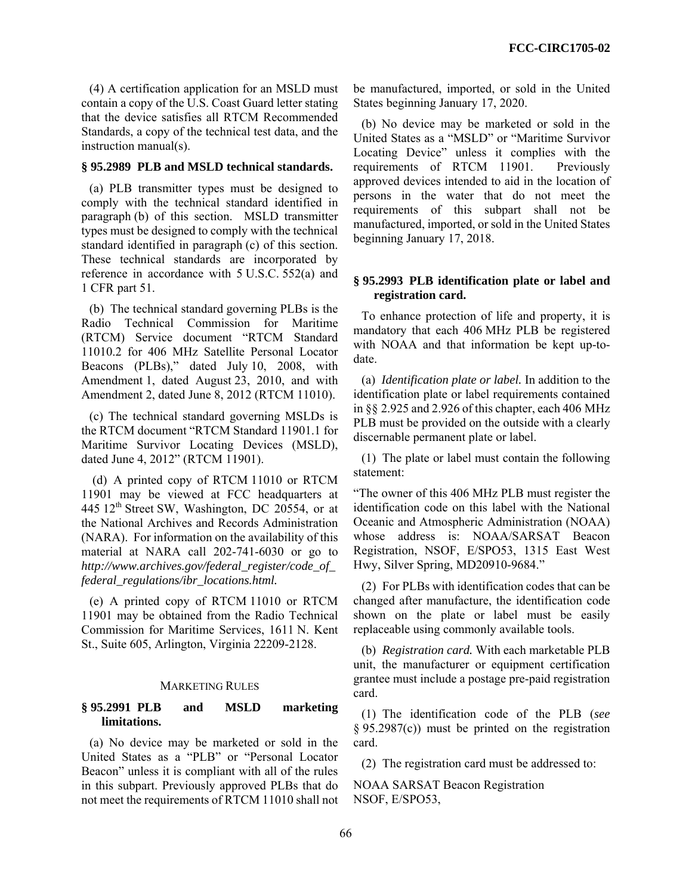(4) A certification application for an MSLD must contain a copy of the U.S. Coast Guard letter stating that the device satisfies all RTCM Recommended Standards, a copy of the technical test data, and the instruction manual(s).

**§ 95.2989 PLB and MSLD technical standards.**

(a) PLB transmitter types must be designed to comply with the technical standard identified in paragraph (b) of this section. MSLD transmitter types must be designed to comply with the technical standard identified in paragraph (c) of this section. These technical standards are incorporated by reference in accordance with 5 U.S.C. 552(a) and 1 CFR part 51.

(b) The technical standard governing PLBs is the Radio Technical Commission for Maritime (RTCM) Service document "RTCM Standard 11010.2 for 406 MHz Satellite Personal Locator Beacons (PLBs)," dated July 10, 2008, with Amendment 1, dated August 23, 2010, and with Amendment 2, dated June 8, 2012 (RTCM 11010).

(c) The technical standard governing MSLDs is the RTCM document "RTCM Standard 11901.1 for Maritime Survivor Locating Devices (MSLD), dated June 4, 2012" (RTCM 11901).

(d) A printed copy of RTCM 11010 or RTCM 11901 may be viewed at FCC headquarters at 445 12th Street SW, Washington, DC 20554, or at the National Archives and Records Administration (NARA). For information on the availability of this material at NARA call 202-741-6030 or go to *http://www.archives.gov/federal_register/code_of_federal_regulations/ibr_locations.html.*

(e) A printed copy of RTCM 11010 or RTCM 11901 may be obtained from the Radio Technical Commission for Maritime Services, 1611 N. Kent St., Suite 605, Arlington, Virginia 22209-2128.

MARKETING RULES

**§ 95.2991 PLB and MSLD marketing limitations.**

(a) No device may be marketed or sold in the United States as a "PLB" or "Personal Locator Beacon" unless it is compliant with all of the rules in this subpart. Previously approved PLBs that do not meet the requirements of RTCM 11010 shall not be manufactured, imported, or sold in the United States beginning January 17, 2020.

(b) No device may be marketed or sold in the United States as a "MSLD" or "Maritime Survivor Locating Device" unless it complies with the requirements of RTCM 11901. Previously approved devices intended to aid in the location of persons in the water that do not meet the requirements of this subpart shall not be manufactured, imported, or sold in the United States beginning January 17, 2018.

**§ 95.2993 PLB identification plate or label and registration card.**

To enhance protection of life and property, it is mandatory that each 406 MHz PLB be registered with NOAA and that information be kept up-to-date.

(a) *Identification plate or label.* In addition to the identification plate or label requirements contained in §§ 2.925 and 2.926 of this chapter, each 406 MHz PLB must be provided on the outside with a clearly discernable permanent plate or label.

(1) The plate or label must contain the following statement:

"The owner of this 406 MHz PLB must register the identification code on this label with the National Oceanic and Atmospheric Administration (NOAA) whose address is: NOAA/SARSAT Beacon Registration, NSOF, E/SPO53, 1315 East West Hwy, Silver Spring, MD20910-9684."

(2) For PLBs with identification codes that can be changed after manufacture, the identification code shown on the plate or label must be easily replaceable using commonly available tools.

(b) *Registration card.* With each marketable PLB unit, the manufacturer or equipment certification grantee must include a postage pre-paid registration card.

(1) The identification code of the PLB (*see* § 95.2987(c)) must be printed on the registration card.

(2) The registration card must be addressed to:

NOAA SARSAT Beacon Registration
NSOF, E/SPO53,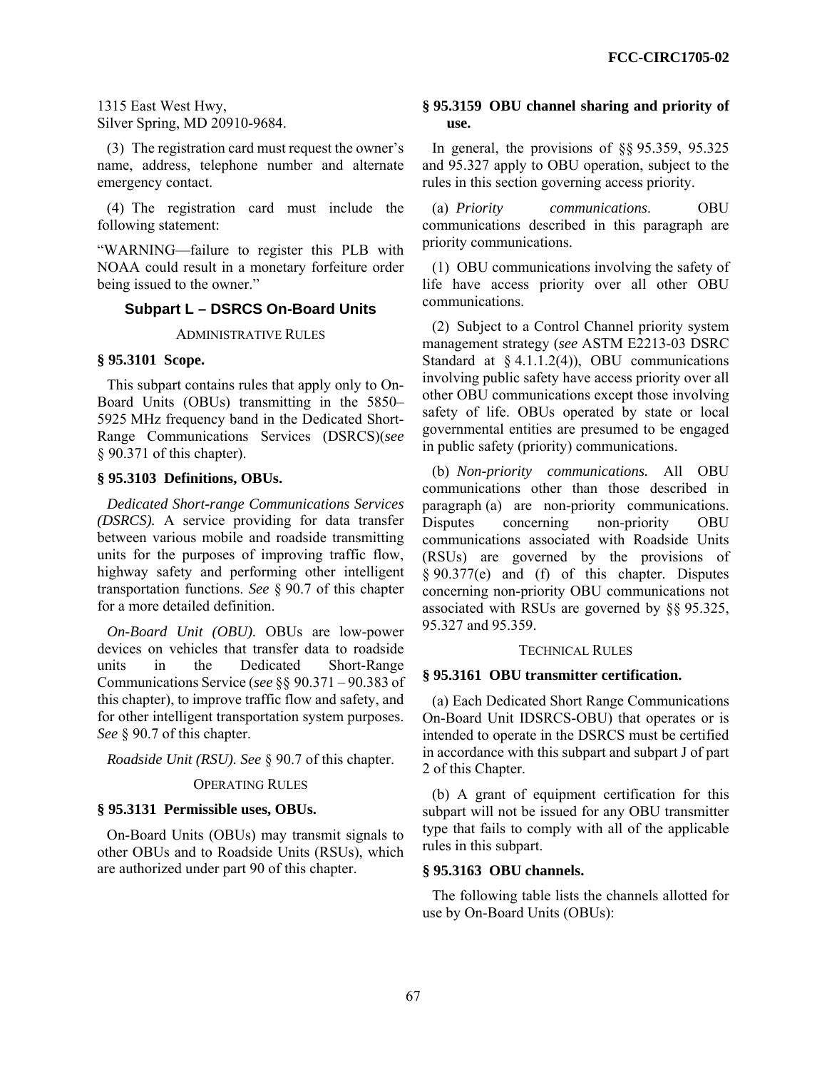1315 East West Hwy,
Silver Spring, MD 20910-9684.

(3) The registration card must request the owner's name, address, telephone number and alternate emergency contact.

(4) The registration card must include the following statement:

"WARNING—failure to register this PLB with NOAA could result in a monetary forfeiture order being issued to the owner."

## Subpart L – DSRCS On-Board Units

ADMINISTRATIVE RULES

**§ 95.3101 Scope.**

This subpart contains rules that apply only to On-Board Units (OBUs) transmitting in the 5850–5925 MHz frequency band in the Dedicated Short-Range Communications Services (DSRCS)(*see* § 90.371 of this chapter).

**§ 95.3103 Definitions, OBUs.**

*Dedicated Short-range Communications Services (DSRCS).* A service providing for data transfer between various mobile and roadside transmitting units for the purposes of improving traffic flow, highway safety and performing other intelligent transportation functions. *See* § 90.7 of this chapter for a more detailed definition.

*On-Board Unit (OBU).* OBUs are low-power devices on vehicles that transfer data to roadside units in the Dedicated Short-Range Communications Service (*see* §§ 90.371 – 90.383 of this chapter), to improve traffic flow and safety, and for other intelligent transportation system purposes. *See* § 90.7 of this chapter.

*Roadside Unit (RSU). See* § 90.7 of this chapter.

OPERATING RULES

**§ 95.3131 Permissible uses, OBUs.**

On-Board Units (OBUs) may transmit signals to other OBUs and to Roadside Units (RSUs), which are authorized under part 90 of this chapter.

**§ 95.3159 OBU channel sharing and priority of use.**

In general, the provisions of §§ 95.359, 95.325 and 95.327 apply to OBU operation, subject to the rules in this section governing access priority.

(a) *Priority communications*. OBU communications described in this paragraph are priority communications.

(1) OBU communications involving the safety of life have access priority over all other OBU communications.

(2) Subject to a Control Channel priority system management strategy (*see* ASTM E2213-03 DSRC Standard at § 4.1.1.2(4)), OBU communications involving public safety have access priority over all other OBU communications except those involving safety of life. OBUs operated by state or local governmental entities are presumed to be engaged in public safety (priority) communications.

(b) *Non-priority communications.* All OBU communications other than those described in paragraph (a) are non-priority communications. Disputes concerning non-priority OBU communications associated with Roadside Units (RSUs) are governed by the provisions of § 90.377(e) and (f) of this chapter. Disputes concerning non-priority OBU communications not associated with RSUs are governed by §§ 95.325, 95.327 and 95.359.

TECHNICAL RULES

**§ 95.3161 OBU transmitter certification.**

(a) Each Dedicated Short Range Communications On-Board Unit IDSRCS-OBU) that operates or is intended to operate in the DSRCS must be certified in accordance with this subpart and subpart J of part 2 of this Chapter.

(b) A grant of equipment certification for this subpart will not be issued for any OBU transmitter type that fails to comply with all of the applicable rules in this subpart.

**§ 95.3163 OBU channels.**

The following table lists the channels allotted for use by On-Board Units (OBUs):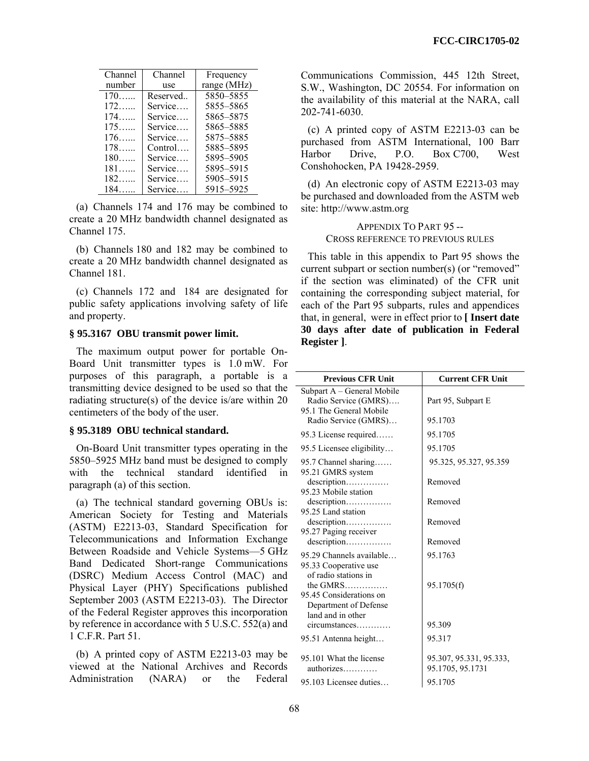| Channel number | Channel use | Frequency range (MHz) |
| --- | --- | --- |
| 170…... | Reserved.. | 5850–5855 |
| 172…... | Service…. | 5855–5865 |
| 174…... | Service…. | 5865–5875 |
| 175…... | Service…. | 5865–5885 |
| 176…... | Service…. | 5875–5885 |
| 178…... | Control…. | 5885–5895 |
| 180…... | Service…. | 5895–5905 |
| 181…... | Service…. | 5895–5915 |
| 182…... | Service…. | 5905–5915 |
| 184…... | Service…. | 5915–5925 |

(a) Channels 174 and 176 may be combined to create a 20 MHz bandwidth channel designated as Channel 175.

(b) Channels 180 and 182 may be combined to create a 20 MHz bandwidth channel designated as Channel 181.

(c) Channels 172 and 184 are designated for public safety applications involving safety of life and property.

**§ 95.3167 OBU transmit power limit.**

The maximum output power for portable On-Board Unit transmitter types is 1.0 mW. For purposes of this paragraph, a portable is a transmitting device designed to be used so that the radiating structure(s) of the device is/are within 20 centimeters of the body of the user.

**§ 95.3189 OBU technical standard.**

On-Board Unit transmitter types operating in the 5850–5925 MHz band must be designed to comply with the technical standard identified in paragraph (a) of this section.

(a) The technical standard governing OBUs is: American Society for Testing and Materials (ASTM) E2213-03, Standard Specification for Telecommunications and Information Exchange Between Roadside and Vehicle Systems—5 GHz Band Dedicated Short-range Communications (DSRC) Medium Access Control (MAC) and Physical Layer (PHY) Specifications published September 2003 (ASTM E2213-03). The Director of the Federal Register approves this incorporation by reference in accordance with 5 U.S.C. 552(a) and 1 C.F.R. Part 51.

(b) A printed copy of ASTM E2213-03 may be viewed at the National Archives and Records Administration (NARA) or the Federal Communications Commission, 445 12th Street, S.W., Washington, DC 20554. For information on the availability of this material at the NARA, call 202-741-6030.

(c) A printed copy of ASTM E2213-03 can be purchased from ASTM International, 100 Barr Harbor Drive, P.O. Box C700, West Conshohocken, PA 19428-2959.

(d) An electronic copy of ASTM E2213-03 may be purchased and downloaded from the ASTM web site: http://www.astm.org

APPENDIX TO PART 95 --
CROSS REFERENCE TO PREVIOUS RULES

This table in this appendix to Part 95 shows the current subpart or section number(s) (or "removed" if the section was eliminated) of the CFR unit containing the corresponding subject material, for each of the Part 95 subparts, rules and appendices that, in general, were in effect prior to **[ Insert date 30 days after date of publication in Federal Register ]**.

| Previous CFR Unit | Current CFR Unit |
| --- | --- |
| Subpart A – General Mobile Radio Service (GMRS)…. | Part 95, Subpart E |
| 95.1 The General Mobile Radio Service (GMRS)… | 95.1703 |
| 95.3 License required…… | 95.1705 |
| 95.5 Licensee eligibility… | 95.1705 |
| 95.7 Channel sharing…… | 95.325, 95.327, 95.359 |
| 95.21 GMRS system description…………… | Removed |
| 95.23 Mobile station description……………. | Removed |
| 95.25 Land station description……………. | Removed |
| 95.27 Paging receiver description……………. | Removed |
| 95.29 Channels available… | 95.1763 |
| 95.33 Cooperative use of radio stations in the GMRS…………… | 95.1705(f) |
| 95.45 Considerations on Department of Defense land and in other circumstances………… | 95.309 |
| 95.51 Antenna height… | 95.317 |
| 95.101 What the license authorizes………… | 95.307, 95.331, 95.333, 95.1705, 95.1731 |
| 95.103 Licensee duties… | 95.1705 |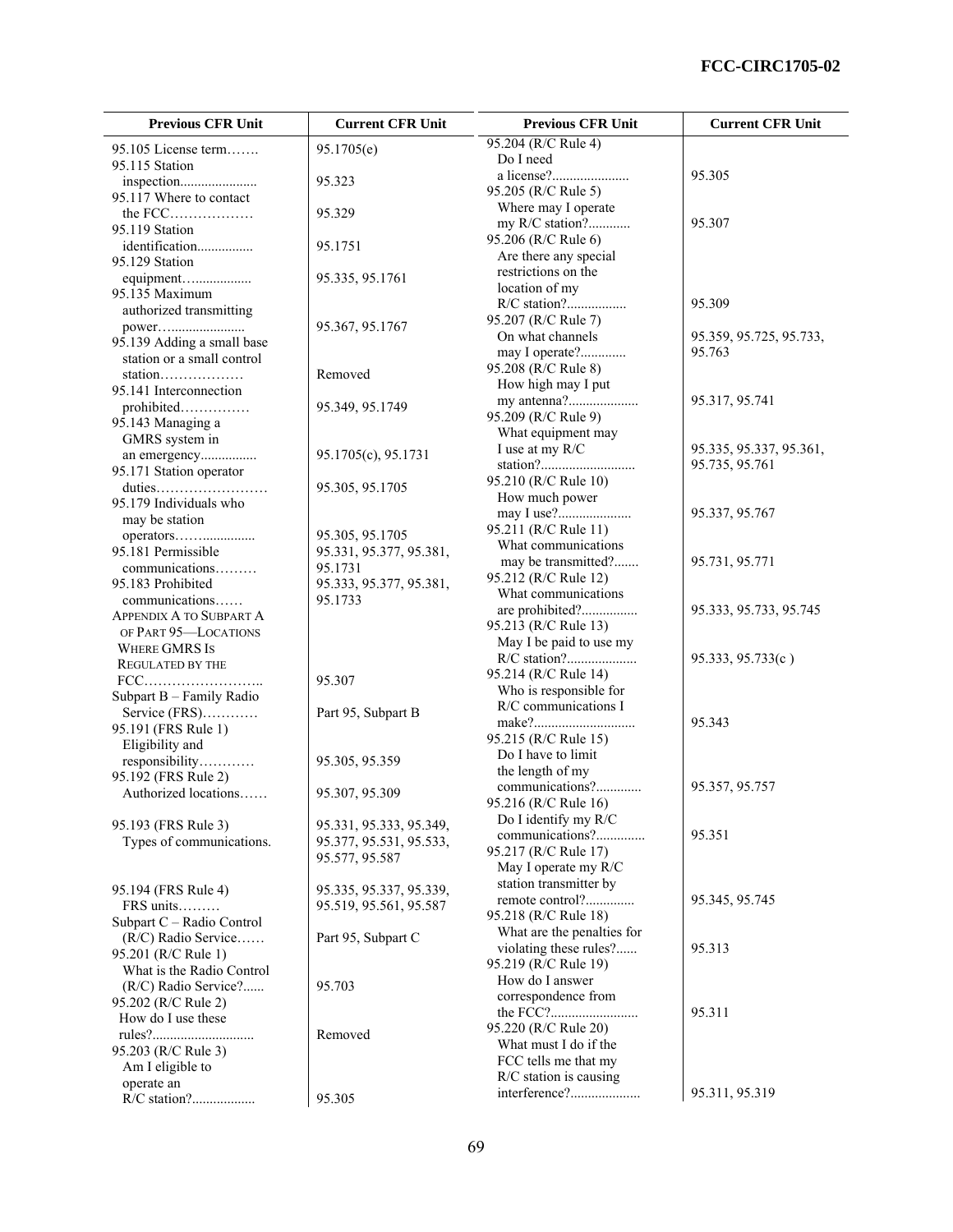| Previous CFR Unit | Current CFR Unit |
| --- | --- |
| 95.105 License term……. | 95.1705(e) |
| 95.115 Station inspection...................... | 95.323 |
| 95.117 Where to contact the FCC……………… | 95.329 |
| 95.119 Station identification................ | 95.1751 |
| 95.129 Station equipment…................. | 95.335, 95.1761 |
| 95.135 Maximum authorized transmitting power…..................... | 95.367, 95.1767 |
| 95.139 Adding a small base station or a small control station……………… | Removed |
| 95.141 Interconnection prohibited…………… | 95.349, 95.1749 |
| 95.143 Managing a GMRS system in an emergency................ | 95.1705(c), 95.1731 |
| 95.171 Station operator duties…………………… | 95.305, 95.1705 |
| 95.179 Individuals who may be station operators…….............. | 95.305, 95.1705 |
| 95.181 Permissible communications……… | 95.331, 95.377, 95.381, 95.1731 |
| 95.183 Prohibited communications…… | 95.333, 95.377, 95.381, 95.1733 |
| APPENDIX A TO SUBPART A OF PART 95—LOCATIONS WHERE GMRS IS REGULATED BY THE FCC…………………….. | 95.307 |
| Subpart B – Family Radio Service (FRS)………… | Part 95, Subpart B |
| 95.191 (FRS Rule 1) Eligibility and responsibility………… | 95.305, 95.359 |
| 95.192 (FRS Rule 2) Authorized locations…… | 95.307, 95.309 |
| 95.193 (FRS Rule 3) Types of communications. | 95.331, 95.333, 95.349, 95.377, 95.531, 95.533, 95.577, 95.587 |
| 95.194 (FRS Rule 4) FRS units……… | 95.335, 95.337, 95.339, 95.519, 95.561, 95.587 |
| Subpart C – Radio Control (R/C) Radio Service…… | Part 95, Subpart C |
| 95.201 (R/C Rule 1) What is the Radio Control (R/C) Radio Service?...... | 95.703 |
| 95.202 (R/C Rule 2) How do I use these rules?............................ | Removed |
| 95.203 (R/C Rule 3) Am I eligible to operate an R/C station?.................. | 95.305 |
| 95.204 (R/C Rule 4) Do I need a license?...................... | 95.305 |
| 95.205 (R/C Rule 5) Where may I operate my R/C station?............ | 95.307 |
| 95.206 (R/C Rule 6) Are there any special restrictions on the location of my R/C station?................. | 95.309 |
| 95.207 (R/C Rule 7) On what channels may I operate?............. | 95.359, 95.725, 95.733, 95.763 |
| 95.208 (R/C Rule 8) How high may I put my antenna?.................... | 95.317, 95.741 |
| 95.209 (R/C Rule 9) What equipment may I use at my R/C station?........................... | 95.335, 95.337, 95.361, 95.735, 95.761 |
| 95.210 (R/C Rule 10) How much power may I use?..................... | 95.337, 95.767 |
| 95.211 (R/C Rule 11) What communications may be transmitted?....... | 95.731, 95.771 |
| 95.212 (R/C Rule 12) What communications are prohibited?................ | 95.333, 95.733, 95.745 |
| 95.213 (R/C Rule 13) May I be paid to use my R/C station?.................... | 95.333, 95.733(c ) |
| 95.214 (R/C Rule 14) Who is responsible for R/C communications I make?............................ | 95.343 |
| 95.215 (R/C Rule 15) Do I have to limit the length of my communications?............. | 95.357, 95.757 |
| 95.216 (R/C Rule 16) Do I identify my R/C communications?.............. | 95.351 |
| 95.217 (R/C Rule 17) May I operate my R/C station transmitter by remote control?.............. | 95.345, 95.745 |
| 95.218 (R/C Rule 18) What are the penalties for violating these rules?...... | 95.313 |
| 95.219 (R/C Rule 19) How do I answer correspondence from the FCC?......................... | 95.311 |
| 95.220 (R/C Rule 20) What must I do if the FCC tells me that my R/C station is causing interference?.................... | 95.311, 95.319 |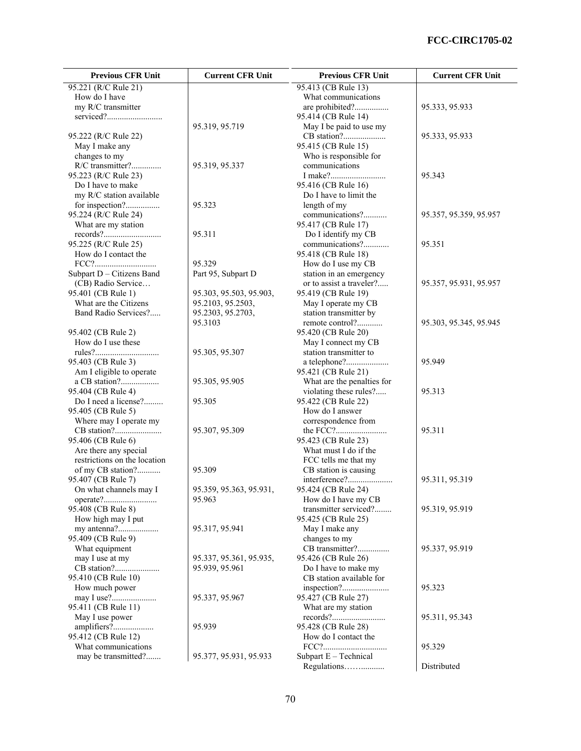| Previous CFR Unit | Current CFR Unit |
|---|---|
| 95.221 (R/C Rule 21) How do I have my R/C transmitter serviced?.......................... | 95.319, 95.719 |
| 95.222 (R/C Rule 22) May I make any changes to my R/C transmitter?.............. | 95.319, 95.337 |
| 95.223 (R/C Rule 23) Do I have to make my R/C station available for inspection?................ | 95.323 |
| 95.224 (R/C Rule 24) What are my station records?........................... | 95.311 |
| 95.225 (R/C Rule 25) How do I contact the FCC?............................. | 95.329 |
| Subpart D – Citizens Band (CB) Radio Service… | Part 95, Subpart D |
| 95.401 (CB Rule 1) What are the Citizens Band Radio Services?..... | 95.303, 95.503, 95.903, 95.2103, 95.2503, 95.2303, 95.2703, 95.3103 |
| 95.402 (CB Rule 2) How do I use these rules?.............................. | 95.305, 95.307 |
| 95.403 (CB Rule 3) Am I eligible to operate a CB station?.................. | 95.305, 95.905 |
| 95.404 (CB Rule 4) Do I need a license?......... | 95.305 |
| 95.405 (CB Rule 5) Where may I operate my CB station?...................... | 95.307, 95.309 |
| 95.406 (CB Rule 6) Are there any special restrictions on the location of my CB station?........... | 95.309 |
| 95.407 (CB Rule 7) On what channels may I operate?......................... | 95.359, 95.363, 95.931, 95.963 |
| 95.408 (CB Rule 8) How high may I put my antenna?................... | 95.317, 95.941 |
| 95.409 (CB Rule 9) What equipment may I use at my CB station?..................... | 95.337, 95.361, 95.935, 95.939, 95.961 |
| 95.410 (CB Rule 10) How much power may I use?..................... | 95.337, 95.967 |
| 95.411 (CB Rule 11) May I use power amplifiers?................... | 95.939 |
| 95.412 (CB Rule 12) What communications may be transmitted?....... | 95.377, 95.931, 95.933 |
| 95.413 (CB Rule 13) What communications are prohibited?................ | 95.333, 95.933 |
| 95.414 (CB Rule 14) May I be paid to use my CB station?.................... | 95.333, 95.933 |
| 95.415 (CB Rule 15) Who is responsible for communications I make?.......................... | 95.343 |
| 95.416 (CB Rule 16) Do I have to limit the length of my communications?........... | 95.357, 95.359, 95.957 |
| 95.417 (CB Rule 17) Do I identify my CB communications?............ | 95.351 |
| 95.418 (CB Rule 18) How do I use my CB station in an emergency or to assist a traveler?..... | 95.357, 95.931, 95.957 |
| 95.419 (CB Rule 19) May I operate my CB station transmitter by remote control?............ | 95.303, 95.345, 95.945 |
| 95.420 (CB Rule 20) May I connect my CB station transmitter to a telephone?.................... | 95.949 |
| 95.421 (CB Rule 21) What are the penalties for violating these rules?..... | 95.313 |
| 95.422 (CB Rule 22) How do I answer correspondence from the FCC?........................ | 95.311 |
| 95.423 (CB Rule 23) What must I do if the FCC tells me that my CB station is causing interference?..................... | 95.311, 95.319 |
| 95.424 (CB Rule 24) How do I have my CB transmitter serviced?........ | 95.319, 95.919 |
| 95.425 (CB Rule 25) May I make any changes to my CB transmitter?............... | 95.337, 95.919 |
| 95.426 (CB Rule 26) Do I have to make my CB station available for inspection?...................... | 95.323 |
| 95.427 (CB Rule 27) What are my station records?......................... | 95.311, 95.343 |
| 95.428 (CB Rule 28) How do I contact the FCC?.............................. | 95.329 |
| Subpart E – Technical Regulations……........... | Distributed |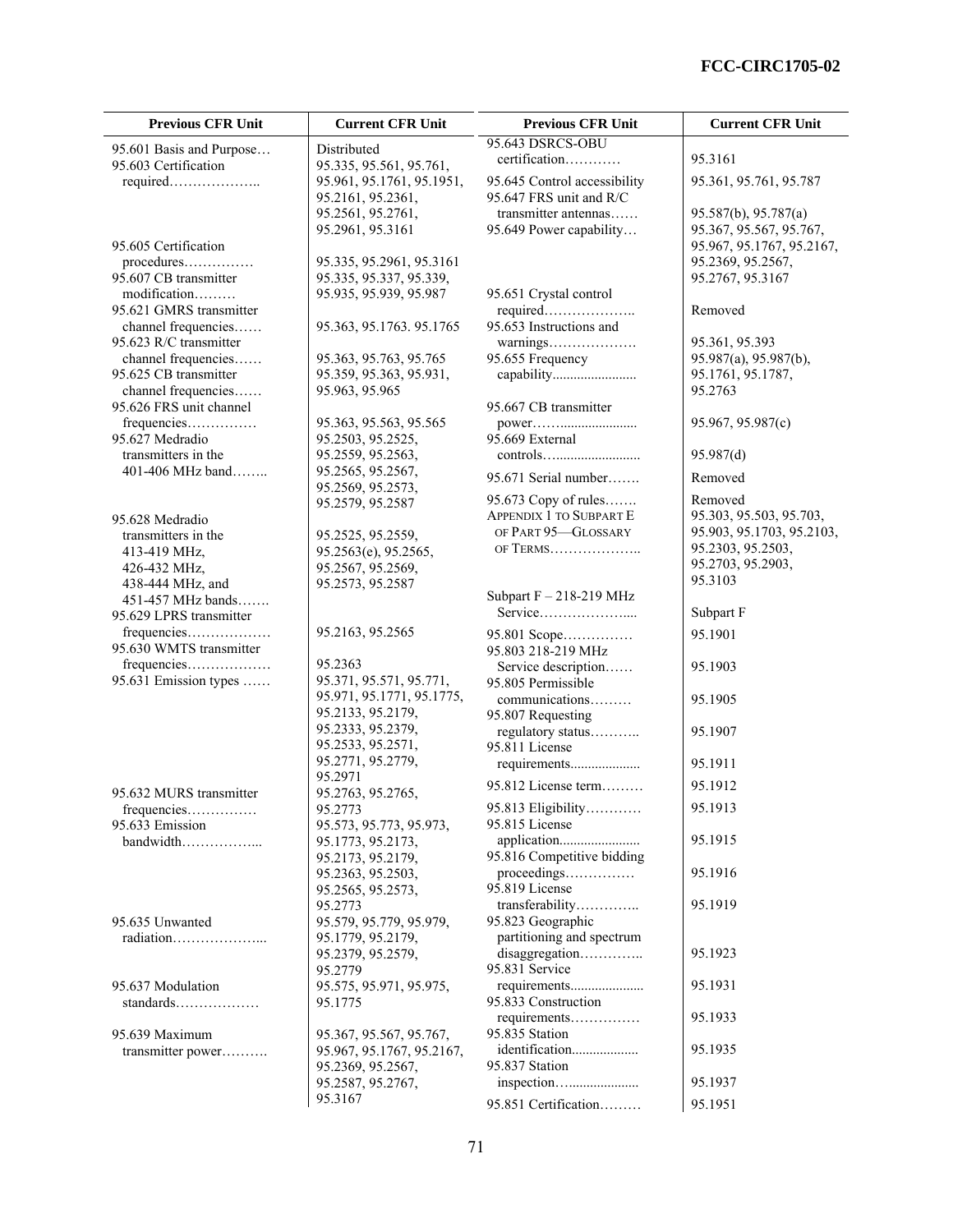| Previous CFR Unit | Current CFR Unit |
| --- | --- |
| 95.601 Basis and Purpose… | Distributed |
| 95.603 Certification required……………….. | 95.335, 95.561, 95.761, 95.961, 95.1761, 95.1951, 95.2161, 95.2361, 95.2561, 95.2761, 95.2961, 95.3161 |
| 95.605 Certification procedures…………… | 95.335, 95.2961, 95.3161 |
| 95.607 CB transmitter modification……… | 95.335, 95.337, 95.339, 95.935, 95.939, 95.987 |
| 95.621 GMRS transmitter channel frequencies…… | 95.363, 95.1763. 95.1765 |
| 95.623 R/C transmitter channel frequencies…… | 95.363, 95.763, 95.765 |
| 95.625 CB transmitter channel frequencies…… | 95.359, 95.363, 95.931, 95.963, 95.965 |
| 95.626 FRS unit channel frequencies…………… | 95.363, 95.563, 95.565 |
| 95.627 Medradio transmitters in the 401-406 MHz band…….. | 95.2503, 95.2525, 95.2559, 95.2563, 95.2565, 95.2567, 95.2569, 95.2573, 95.2579, 95.2587 |
| 95.628 Medradio transmitters in the 413-419 MHz, 426-432 MHz, 438-444 MHz, and 451-457 MHz bands……. | 95.2525, 95.2559, 95.2563(e), 95.2565, 95.2567, 95.2569, 95.2573, 95.2587 |
| 95.629 LPRS transmitter frequencies……………… | 95.2163, 95.2565 |
| 95.630 WMTS transmitter frequencies……………… | 95.2363 |
| 95.631 Emission types …… | 95.371, 95.571, 95.771, 95.971, 95.1771, 95.1775, 95.2133, 95.2179, 95.2333, 95.2379, 95.2533, 95.2571, 95.2771, 95.2779, 95.2971 |
| 95.632 MURS transmitter frequencies…………… | 95.2763, 95.2765, 95.2773 |
| 95.633 Emission bandwidth……………... | 95.573, 95.773, 95.973, 95.1773, 95.2173, 95.2173, 95.2179, 95.2363, 95.2503, 95.2565, 95.2573, 95.2773 |
| 95.635 Unwanted radiation………………... | 95.579, 95.779, 95.979, 95.1779, 95.2179, 95.2379, 95.2579, 95.2779 |
| 95.637 Modulation standards……………… | 95.575, 95.971, 95.975, 95.1775 |
| 95.639 Maximum transmitter power………. | 95.367, 95.567, 95.767, 95.967, 95.1767, 95.2167, 95.2369, 95.2567, 95.2587, 95.2767, 95.3167 |
| 95.643 DSRCS-OBU certification………… | 95.3161 |
| 95.645 Control accessibility | 95.361, 95.761, 95.787 |
| 95.647 FRS unit and R/C transmitter antennas…… | 95.587(b), 95.787(a) |
| 95.649 Power capability… | 95.367, 95.567, 95.767, 95.967, 95.1767, 95.2167, 95.2369, 95.2567, 95.2767, 95.3167 |
| 95.651 Crystal control required……………….. | Removed |
| 95.653 Instructions and warnings………………. | 95.361, 95.393 |
| 95.655 Frequency capability........................ | 95.987(a), 95.987(b), 95.1761, 95.1787, 95.2763 |
| 95.667 CB transmitter power…….................... | 95.967, 95.987(c) |
| 95.669 External controls…....................... | 95.987(d) |
| 95.671 Serial number……. | Removed |
| 95.673 Copy of rules……. | Removed |
| APPENDIX 1 TO SUBPART E OF PART 95—GLOSSARY OF TERMS……………….. | 95.303, 95.503, 95.703, 95.903, 95.1703, 95.2103, 95.2303, 95.2503, 95.2703, 95.2903, 95.3103 |
| Subpart F – 218-219 MHz Service……………….... | Subpart F |
| 95.801 Scope…………… | 95.1901 |
| 95.803 218-219 MHz Service description…… | 95.1903 |
| 95.805 Permissible communications……… | 95.1905 |
| 95.807 Requesting regulatory status……….. | 95.1907 |
| 95.811 License requirements.................... | 95.1911 |
| 95.812 License term……… | 95.1912 |
| 95.813 Eligibility………… | 95.1913 |
| 95.815 License application...................... | 95.1915 |
| 95.816 Competitive bidding proceedings…………… | 95.1916 |
| 95.819 License transferability………….. | 95.1919 |
| 95.823 Geographic partitioning and spectrum disaggregation………….. | 95.1923 |
| 95.831 Service requirements..................... | 95.1931 |
| 95.833 Construction requirements…………… | 95.1933 |
| 95.835 Station identification.................. | 95.1935 |
| 95.837 Station inspection…................... | 95.1937 |
| 95.851 Certification……… | 95.1951 |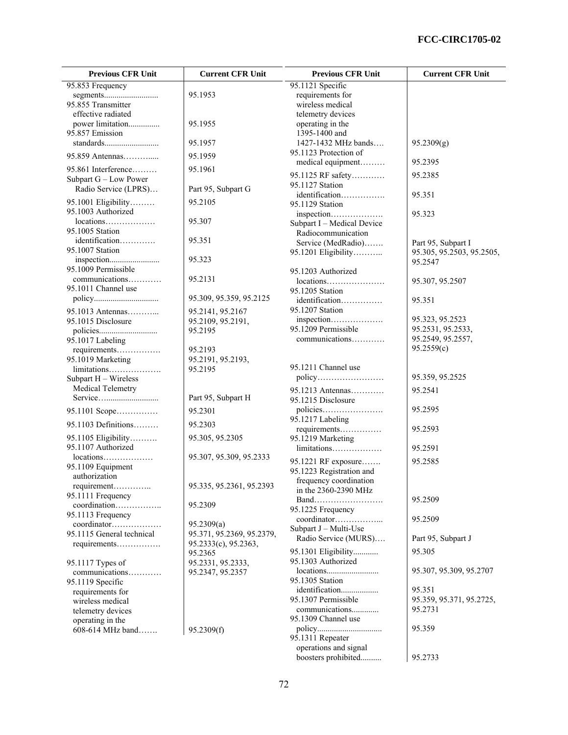| Previous CFR Unit | Current CFR Unit |
|---|---|
| 95.853 Frequency segments.......................... | 95.1953 |
| 95.855 Transmitter effective radiated power limitation............... | 95.1955 |
| 95.857 Emission standards.......................... | 95.1957 |
| 95.859 Antennas……….... | 95.1959 |
| 95.861 Interference……… | 95.1961 |
| Subpart G – Low Power Radio Service (LPRS)… | Part 95, Subpart G |
| 95.1001 Eligibility……… | 95.2105 |
| 95.1003 Authorized locations……………… | 95.307 |
| 95.1005 Station identification…………. | 95.351 |
| 95.1007 Station inspection........................ | 95.323 |
| 95.1009 Permissible communications………… | 95.2131 |
| 95.1011 Channel use policy............................... | 95.309, 95.359, 95.2125 |
| 95.1013 Antennas………... | 95.2141, 95.2167 |
| 95.1015 Disclosure policies............................ | 95.2109, 95.2191, 95.2195 |
| 95.1017 Labeling requirements……………. | 95.2193 |
| 95.1019 Marketing limitations………………. | 95.2191, 95.2193, 95.2195 |
| Subpart H – Wireless Medical Telemetry Service…......................... | Part 95, Subpart H |
| 95.1101 Scope…………… | 95.2301 |
| 95.1103 Definitions……… | 95.2303 |
| 95.1105 Eligibility………. | 95.305, 95.2305 |
| 95.1107 Authorized locations……………… | 95.307, 95.309, 95.2333 |
| 95.1109 Equipment authorization requirement………….. | 95.335, 95.2361, 95.2393 |
| 95.1111 Frequency coordination…………….. | 95.2309 |
| 95.1113 Frequency coordinator……………… | 95.2309(a) |
| 95.1115 General technical requirements……………. | 95.371, 95.2369, 95.2379, 95.2333(c), 95.2363, 95.2365 |
| 95.1117 Types of communications………… | 95.2331, 95.2333, 95.2347, 95.2357 |
| 95.1119 Specific requirements for wireless medical telemetry devices operating in the 608-614 MHz band……. | 95.2309(f) |
| 95.1121 Specific requirements for wireless medical telemetry devices operating in the 1395-1400 and 1427-1432 MHz bands…. | 95.2309(g) |
| 95.1123 Protection of medical equipment……… | 95.2395 |
| 95.1125 RF safety………… | 95.2385 |
| 95.1127 Station identification……………. | 95.351 |
| 95.1129 Station inspection………………. | 95.323 |
| Subpart I – Medical Device Radiocommunication Service (MedRadio)……. | Part 95, Subpart I |
| 95.1201 Eligibility……….. | 95.305, 95.2503, 95.2505, 95.2547 |
| 95.1203 Authorized locations………………… | 95.307, 95.2507 |
| 95.1205 Station identification…………… | 95.351 |
| 95.1207 Station inspection………………. | 95.323, 95.2523 |
| 95.1209 Permissible communications………… | 95.2531, 95.2533, 95.2549, 95.2557, 95.2559(c) |
| 95.1211 Channel use policy…………………… | 95.359, 95.2525 |
| 95.1213 Antennas………… | 95.2541 |
| 95.1215 Disclosure policies…………………. | 95.2595 |
| 95.1217 Labeling requirements…………… | 95.2593 |
| 95.1219 Marketing limitations……………… | 95.2591 |
| 95.1221 RF exposure……. | 95.2585 |
| 95.1223 Registration and frequency coordination in the 2360-2390 MHz Band……………………. | 95.2509 |
| 95.1225 Frequency coordinator……………... | 95.2509 |
| Subpart J – Multi-Use Radio Service (MURS)…. | Part 95, Subpart J |
| 95.1301 Eligibility............ | 95.305 |
| 95.1303 Authorized locations........................ | 95.307, 95.309, 95.2707 |
| 95.1305 Station identification.................. | 95.351 |
| 95.1307 Permissible communications............ | 95.359, 95.371, 95.2725, 95.2731 |
| 95.1309 Channel use policy.............................. | 95.359 |
| 95.1311 Repeater operations and signal boosters prohibited.......... | 95.2733 |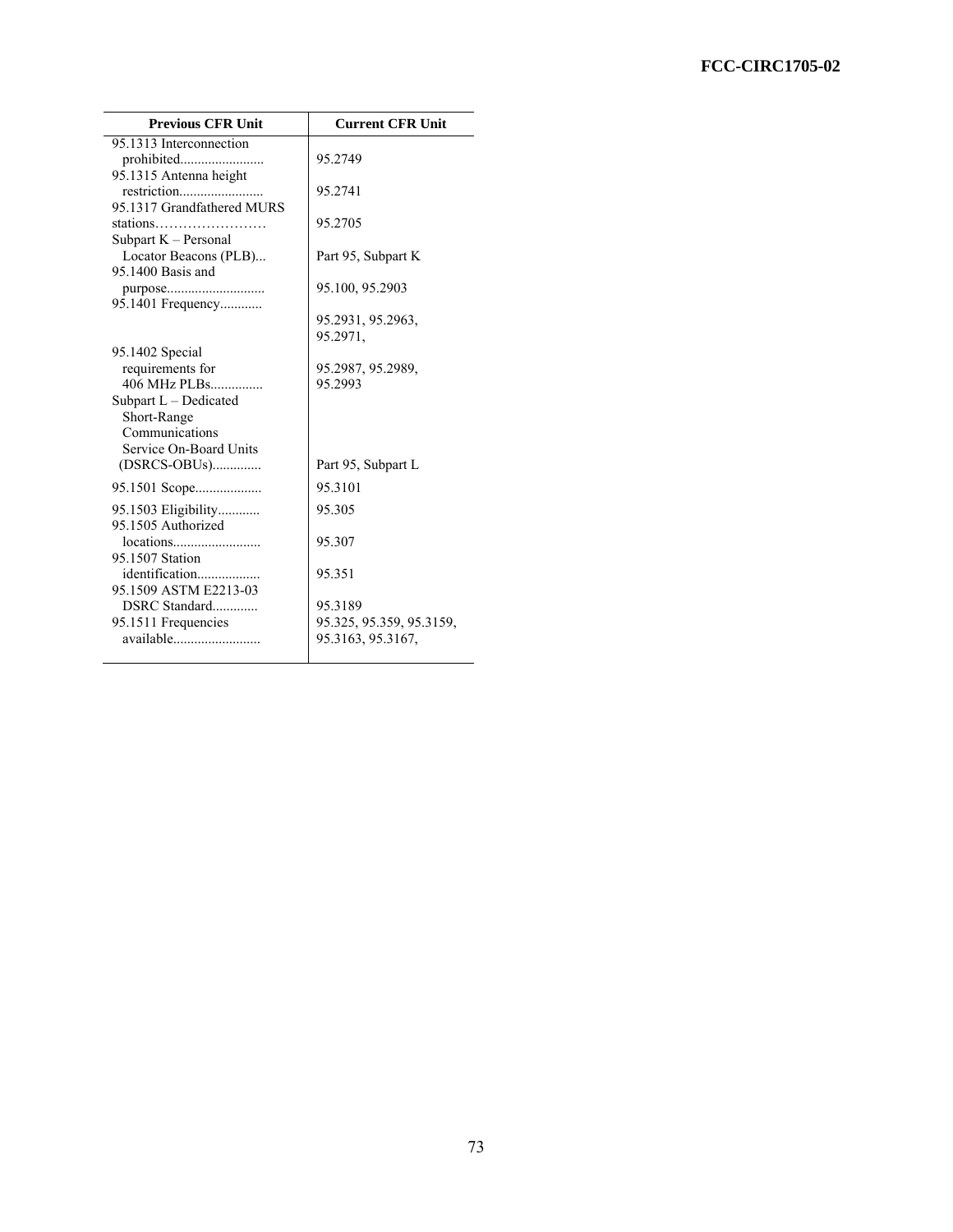| Previous CFR Unit | Current CFR Unit |
| --- | --- |
| 95.1313 Interconnection prohibited........................ | 95.2749 |
| 95.1315 Antenna height restriction........................ | 95.2741 |
| 95.1317 Grandfathered MURS stations…………………… | 95.2705 |
| Subpart K – Personal Locator Beacons (PLB)... | Part 95, Subpart K |
| 95.1400 Basis and purpose............................ | 95.100, 95.2903 |
| 95.1401 Frequency............ | 95.2931, 95.2963, 95.2971, |
| 95.1402 Special requirements for 406 MHz PLBs............... | 95.2987, 95.2989, 95.2993 |
| Subpart L – Dedicated Short-Range Communications Service On-Board Units (DSRCS-OBUs).............. | Part 95, Subpart L |
| 95.1501 Scope................... | 95.3101 |
| 95.1503 Eligibility............ | 95.305 |
| 95.1505 Authorized locations......................... | 95.307 |
| 95.1507 Station identification.................. | 95.351 |
| 95.1509 ASTM E2213-03 DSRC Standard............. | 95.3189 |
| 95.1511 Frequencies available......................... | 95.325, 95.359, 95.3159, 95.3163, 95.3167, |